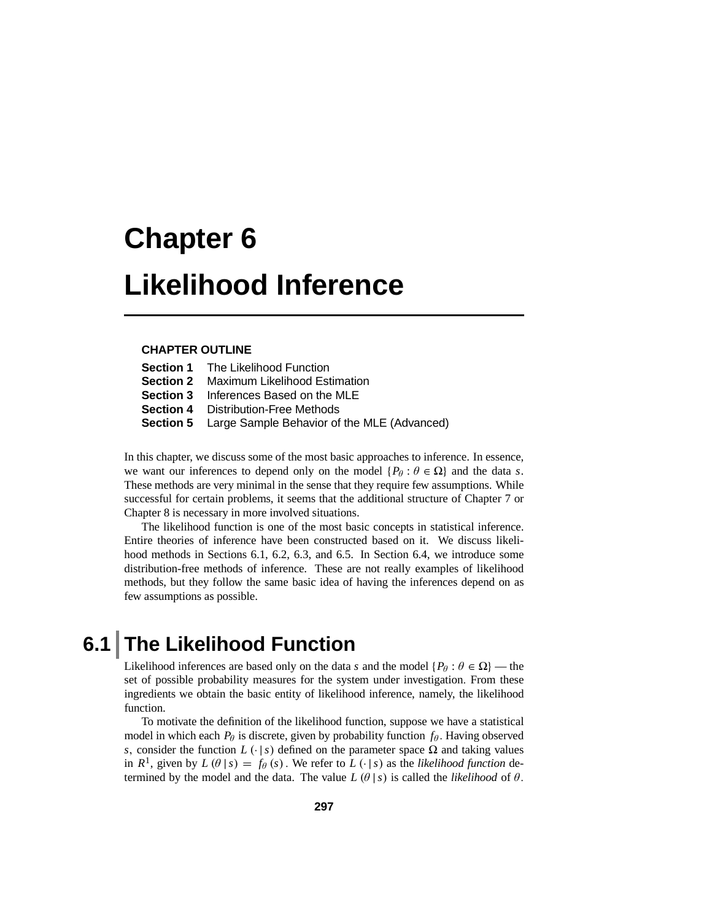# Chapter 6

# Likelihood Inference

**CHAPTER OUTLINE**

**Section 1** The Likelihood Function
**Section 2** Maximum Likelihood Estimation
**Section 3** Inferences Based on the MLE
**Section 4** Distribution-Free Methods
**Section 5** Large Sample Behavior of the MLE (Advanced)

In this chapter, we discuss some of the most basic approaches to inference. In essence, we want our inferences to depend only on the model $\{P_\theta : \theta \in \Omega\}$ and the data $s$. These methods are very minimal in the sense that they require few assumptions. While successful for certain problems, it seems that the additional structure of Chapter 7 or Chapter 8 is necessary in more involved situations.

The likelihood function is one of the most basic concepts in statistical inference. Entire theories of inference have been constructed based on it. We discuss likelihood methods in Sections 6.1, 6.2, 6.3, and 6.5. In Section 6.4, we introduce some distribution-free methods of inference. These are not really examples of likelihood methods, but they follow the same basic idea of having the inferences depend on as few assumptions as possible.

## 6.1 The Likelihood Function

Likelihood inferences are based only on the data $s$ and the model $\{P_\theta : \theta \in \Omega\}$ — the set of possible probability measures for the system under investigation. From these ingredients we obtain the basic entity of likelihood inference, namely, the likelihood function.

To motivate the definition of the likelihood function, suppose we have a statistical model in which each $P_\theta$ is discrete, given by probability function $f_\theta$. Having observed $s$, consider the function $L(\cdot \,|\, s)$ defined on the parameter space $\Omega$ and taking values in $R^1$, given by $L(\theta \,|\, s) = f_\theta(s)$. We refer to $L(\cdot \,|\, s)$ as the *likelihood function* determined by the model and the data. The value $L(\theta \,|\, s)$ is called the *likelihood* of $\theta$.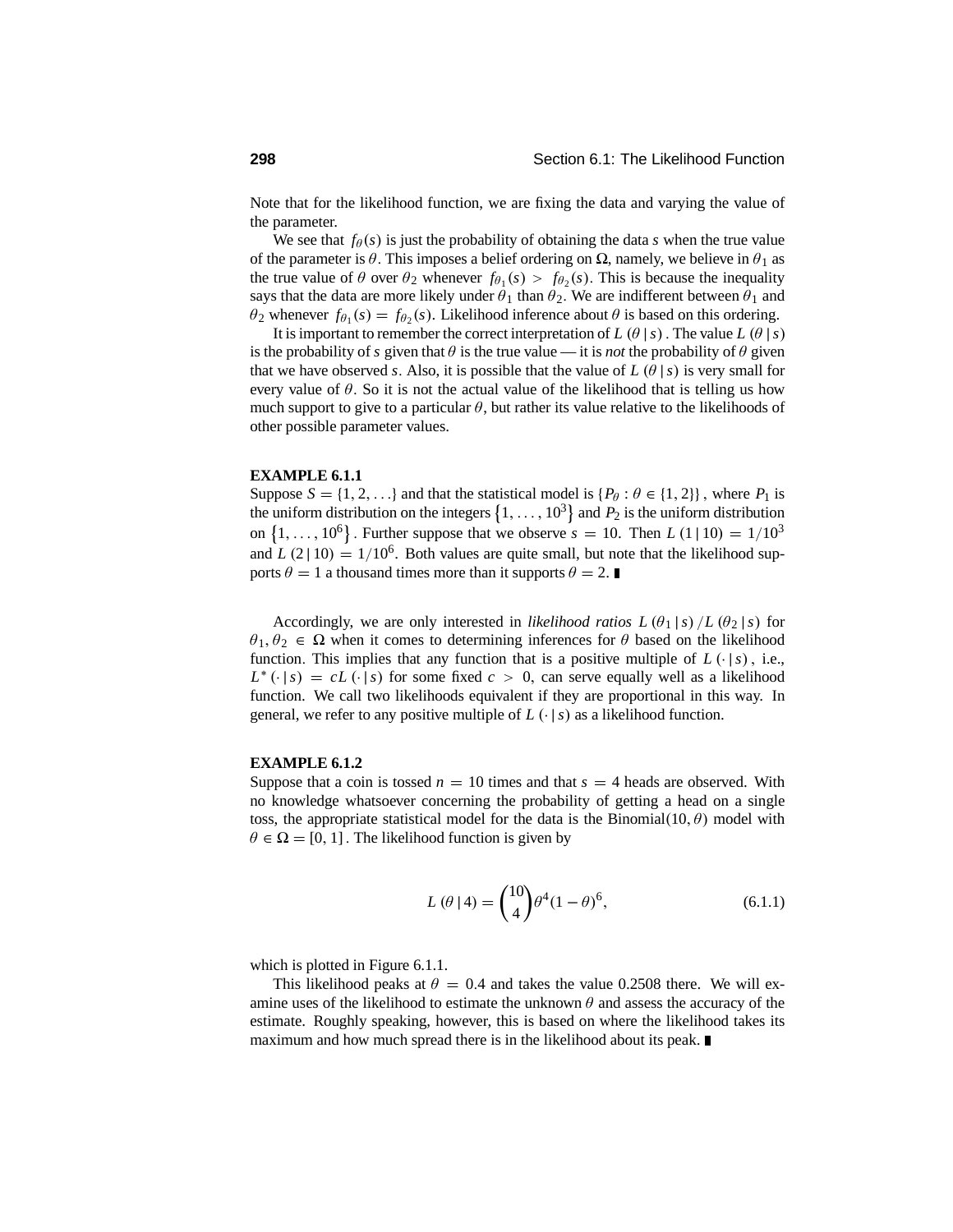Note that for the likelihood function, we are fixing the data and varying the value of the parameter.

We see that $f_\theta(s)$ is just the probability of obtaining the data $s$ when the true value of the parameter is $\theta$. This imposes a belief ordering on $\Omega$, namely, we believe in $\theta_1$ as the true value of $\theta$ over $\theta_2$ whenever $f_{\theta_1}(s) > f_{\theta_2}(s)$. This is because the inequality says that the data are more likely under $\theta_1$ than $\theta_2$. We are indifferent between $\theta_1$ and $\theta_2$ whenever $f_{\theta_1}(s) = f_{\theta_2}(s)$. Likelihood inference about $\theta$ is based on this ordering.

It is important to remember the correct interpretation of $L(\theta \,|\, s)$. The value $L(\theta \,|\, s)$ is the probability of $s$ given that $\theta$ is the true value — it is *not* the probability of $\theta$ given that we have observed $s$. Also, it is possible that the value of $L(\theta \,|\, s)$ is very small for every value of $\theta$. So it is not the actual value of the likelihood that is telling us how much support to give to a particular $\theta$, but rather its value relative to the likelihoods of other possible parameter values.

**EXAMPLE 6.1.1**

Suppose $S = \{1, 2, \ldots\}$ and that the statistical model is $\{P_\theta : \theta \in \{1, 2\}\}$, where $P_1$ is the uniform distribution on the integers $\{1, \ldots, 10^3\}$ and $P_2$ is the uniform distribution on $\{1, \ldots, 10^6\}$. Further suppose that we observe $s = 10$. Then $L(1 \,|\, 10) = 1/10^3$ and $L(2 \,|\, 10) = 1/10^6$. Both values are quite small, but note that the likelihood supports $\theta = 1$ a thousand times more than it supports $\theta = 2$. ∎

Accordingly, we are only interested in *likelihood ratios* $L(\theta_1 \,|\, s) / L(\theta_2 \,|\, s)$ for $\theta_1, \theta_2 \in \Omega$ when it comes to determining inferences for $\theta$ based on the likelihood function. This implies that any function that is a positive multiple of $L(\cdot \,|\, s)$, i.e., $L^*(\cdot \,|\, s) = cL(\cdot \,|\, s)$ for some fixed $c > 0$, can serve equally well as a likelihood function. We call two likelihoods equivalent if they are proportional in this way. In general, we refer to any positive multiple of $L(\cdot \,|\, s)$ as a likelihood function.

**EXAMPLE 6.1.2**

Suppose that a coin is tossed $n = 10$ times and that $s = 4$ heads are observed. With no knowledge whatsoever concerning the probability of getting a head on a single toss, the appropriate statistical model for the data is the Binomial$(10, \theta)$ model with $\theta \in \Omega = [0, 1]$. The likelihood function is given by

$$L(\theta \,|\, 4) = \binom{10}{4} \theta^4 (1 - \theta)^6, \tag{6.1.1}$$

which is plotted in Figure 6.1.1.

This likelihood peaks at $\theta = 0.4$ and takes the value 0.2508 there. We will examine uses of the likelihood to estimate the unknown $\theta$ and assess the accuracy of the estimate. Roughly speaking, however, this is based on where the likelihood takes its maximum and how much spread there is in the likelihood about its peak. ∎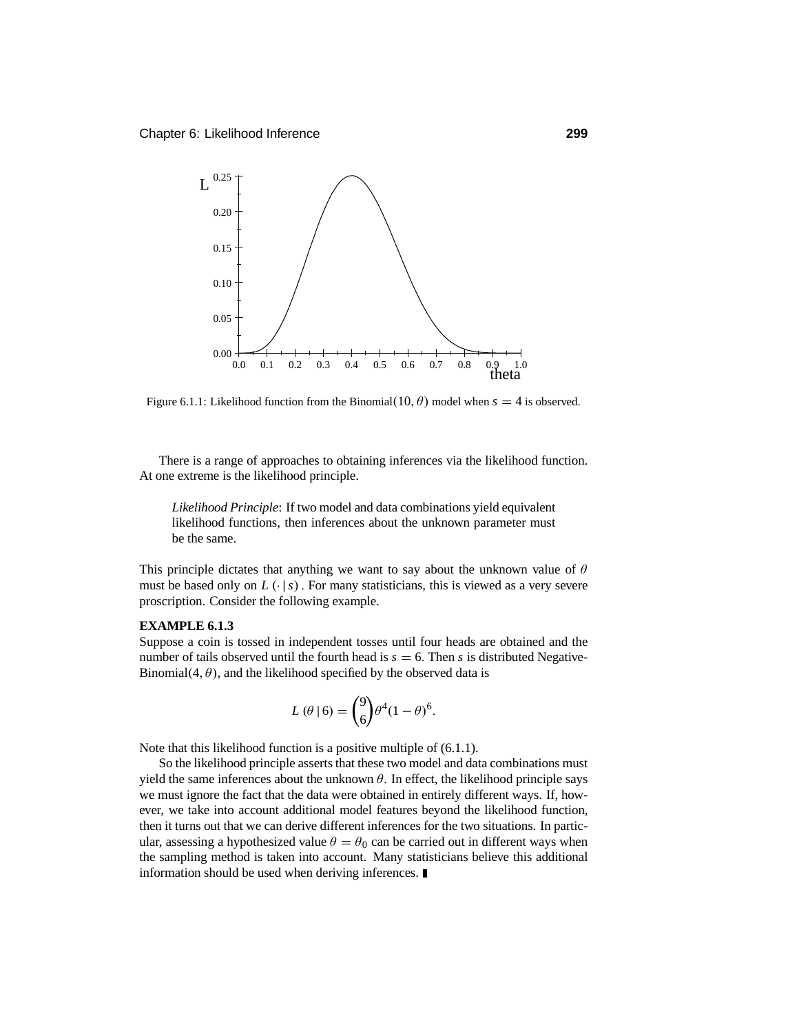Figure 6.1.1: Likelihood function from the Binomial$(10, \theta)$ model when $s = 4$ is observed.

There is a range of approaches to obtaining inferences via the likelihood function. At one extreme is the likelihood principle.

> *Likelihood Principle*: If two model and data combinations yield equivalent likelihood functions, then inferences about the unknown parameter must be the same.

This principle dictates that anything we want to say about the unknown value of $\theta$ must be based only on $L(\cdot \mid s)$. For many statisticians, this is viewed as a very severe proscription. Consider the following example.

**EXAMPLE 6.1.3**

Suppose a coin is tossed in independent tosses until four heads are obtained and the number of tails observed until the fourth head is $s = 6$. Then $s$ is distributed Negative-Binomial$(4, \theta)$, and the likelihood specified by the observed data is

$$L(\theta \mid 6) = \binom{9}{6}\theta^4(1-\theta)^6.$$

Note that this likelihood function is a positive multiple of (6.1.1).

So the likelihood principle asserts that these two model and data combinations must yield the same inferences about the unknown $\theta$. In effect, the likelihood principle says we must ignore the fact that the data were obtained in entirely different ways. If, however, we take into account additional model features beyond the likelihood function, then it turns out that we can derive different inferences for the two situations. In particular, assessing a hypothesized value $\theta = \theta_0$ can be carried out in different ways when the sampling method is taken into account. Many statisticians believe this additional information should be used when deriving inferences. ∎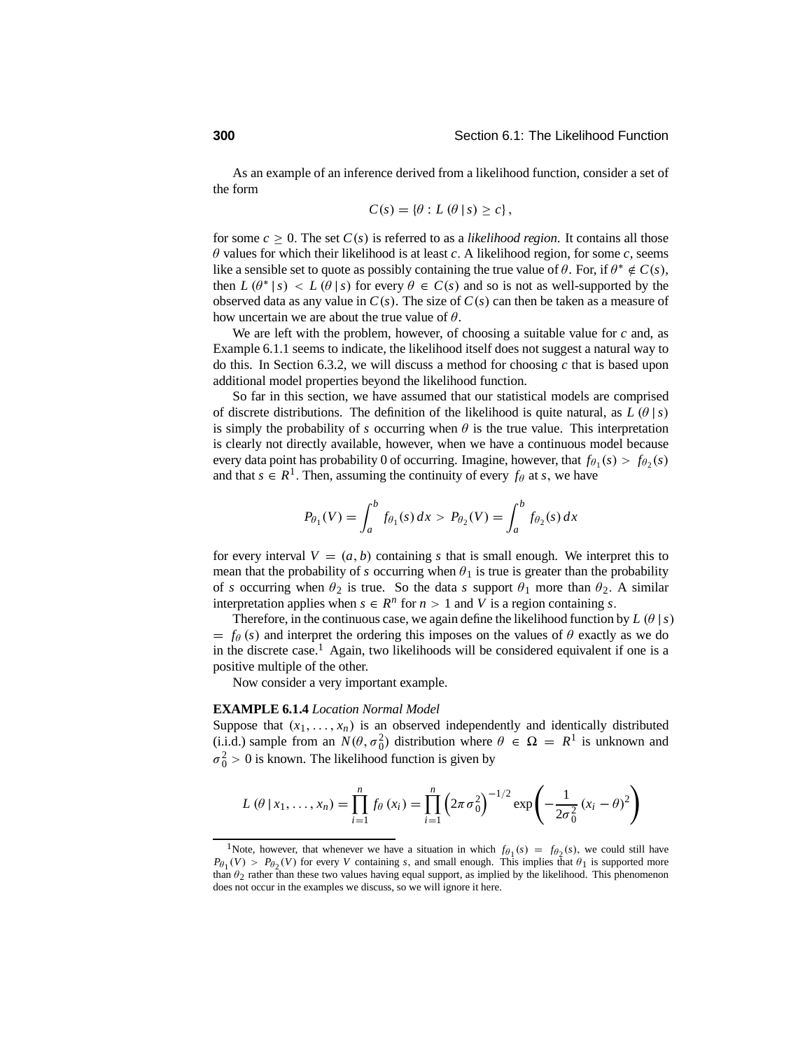As an example of an inference derived from a likelihood function, consider a set of the form

$$C(s) = \{\theta : L(\theta \mid s) \geq c\},$$

for some $c \geq 0$. The set $C(s)$ is referred to as a *likelihood region*. It contains all those $\theta$ values for which their likelihood is at least $c$. A likelihood region, for some $c$, seems like a sensible set to quote as possibly containing the true value of $\theta$. For, if $\theta^* \notin C(s)$, then $L(\theta^* \mid s) < L(\theta \mid s)$ for every $\theta \in C(s)$ and so is not as well-supported by the observed data as any value in $C(s)$. The size of $C(s)$ can then be taken as a measure of how uncertain we are about the true value of $\theta$.

We are left with the problem, however, of choosing a suitable value for $c$ and, as Example 6.1.1 seems to indicate, the likelihood itself does not suggest a natural way to do this. In Section 6.3.2, we will discuss a method for choosing $c$ that is based upon additional model properties beyond the likelihood function.

So far in this section, we have assumed that our statistical models are comprised of discrete distributions. The definition of the likelihood is quite natural, as $L(\theta \mid s)$ is simply the probability of $s$ occurring when $\theta$ is the true value. This interpretation is clearly not directly available, however, when we have a continuous model because every data point has probability 0 of occurring. Imagine, however, that $f_{\theta_1}(s) > f_{\theta_2}(s)$ and that $s \in R^1$. Then, assuming the continuity of every $f_\theta$ at $s$, we have

$$P_{\theta_1}(V) = \int_a^b f_{\theta_1}(s)\, dx > P_{\theta_2}(V) = \int_a^b f_{\theta_2}(s)\, dx$$

for every interval $V = (a, b)$ containing $s$ that is small enough. We interpret this to mean that the probability of $s$ occurring when $\theta_1$ is true is greater than the probability of $s$ occurring when $\theta_2$ is true. So the data $s$ support $\theta_1$ more than $\theta_2$. A similar interpretation applies when $s \in R^n$ for $n > 1$ and $V$ is a region containing $s$.

Therefore, in the continuous case, we again define the likelihood function by $L(\theta \mid s) = f_\theta(s)$ and interpret the ordering this imposes on the values of $\theta$ exactly as we do in the discrete case.[1] Again, two likelihoods will be considered equivalent if one is a positive multiple of the other.

Now consider a very important example.

**EXAMPLE 6.1.4** *Location Normal Model*
Suppose that $(x_1, \ldots, x_n)$ is an observed independently and identically distributed (i.i.d.) sample from an $N(\theta, \sigma_0^2)$ distribution where $\theta \in \Omega = R^1$ is unknown and $\sigma_0^2 > 0$ is known. The likelihood function is given by

$$L(\theta \mid x_1, \ldots, x_n) = \prod_{i=1}^{n} f_\theta(x_i) = \prod_{i=1}^{n} \left(2\pi\sigma_0^2\right)^{-1/2} \exp\left(-\frac{1}{2\sigma_0^2}(x_i - \theta)^2\right)$$

---

[1] Note, however, that whenever we have a situation in which $f_{\theta_1}(s) = f_{\theta_2}(s)$, we could still have $P_{\theta_1}(V) > P_{\theta_2}(V)$ for every $V$ containing $s$, and small enough. This implies that $\theta_1$ is supported more than $\theta_2$ rather than these two values having equal support, as implied by the likelihood. This phenomenon does not occur in the examples we discuss, so we will ignore it here.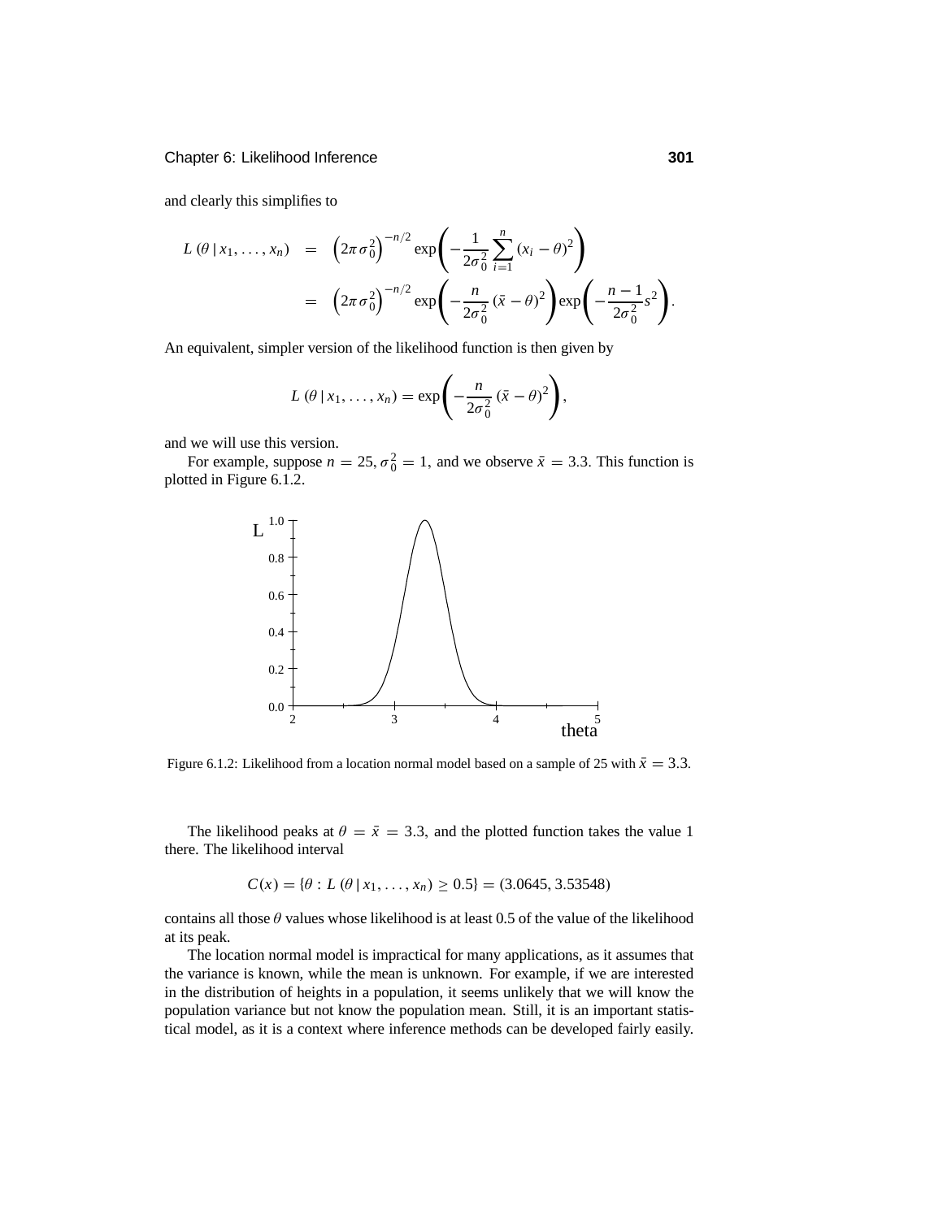and clearly this simplifies to

$$
\begin{aligned}
L(\theta \mid x_1, \ldots, x_n) &= \left(2\pi\sigma_0^2\right)^{-n/2} \exp\left(-\frac{1}{2\sigma_0^2}\sum_{i=1}^{n}(x_i - \theta)^2\right) \\
&= \left(2\pi\sigma_0^2\right)^{-n/2} \exp\left(-\frac{n}{2\sigma_0^2}(\bar{x} - \theta)^2\right) \exp\left(-\frac{n-1}{2\sigma_0^2}s^2\right).
\end{aligned}
$$

An equivalent, simpler version of the likelihood function is then given by

$$
L(\theta \mid x_1, \ldots, x_n) = \exp\left(-\frac{n}{2\sigma_0^2}(\bar{x} - \theta)^2\right),
$$

and we will use this version.

For example, suppose $n = 25$, $\sigma_0^2 = 1$, and we observe $\bar{x} = 3.3$. This function is plotted in Figure 6.1.2.

Figure 6.1.2: Likelihood from a location normal model based on a sample of 25 with $\bar{x} = 3.3$.

The likelihood peaks at $\theta = \bar{x} = 3.3$, and the plotted function takes the value 1 there. The likelihood interval

$$
C(x) = \{\theta : L(\theta \mid x_1, \ldots, x_n) \geq 0.5\} = (3.0645, 3.53548)
$$

contains all those $\theta$ values whose likelihood is at least 0.5 of the value of the likelihood at its peak.

The location normal model is impractical for many applications, as it assumes that the variance is known, while the mean is unknown. For example, if we are interested in the distribution of heights in a population, it seems unlikely that we will know the population variance but not know the population mean. Still, it is an important statistical model, as it is a context where inference methods can be developed fairly easily.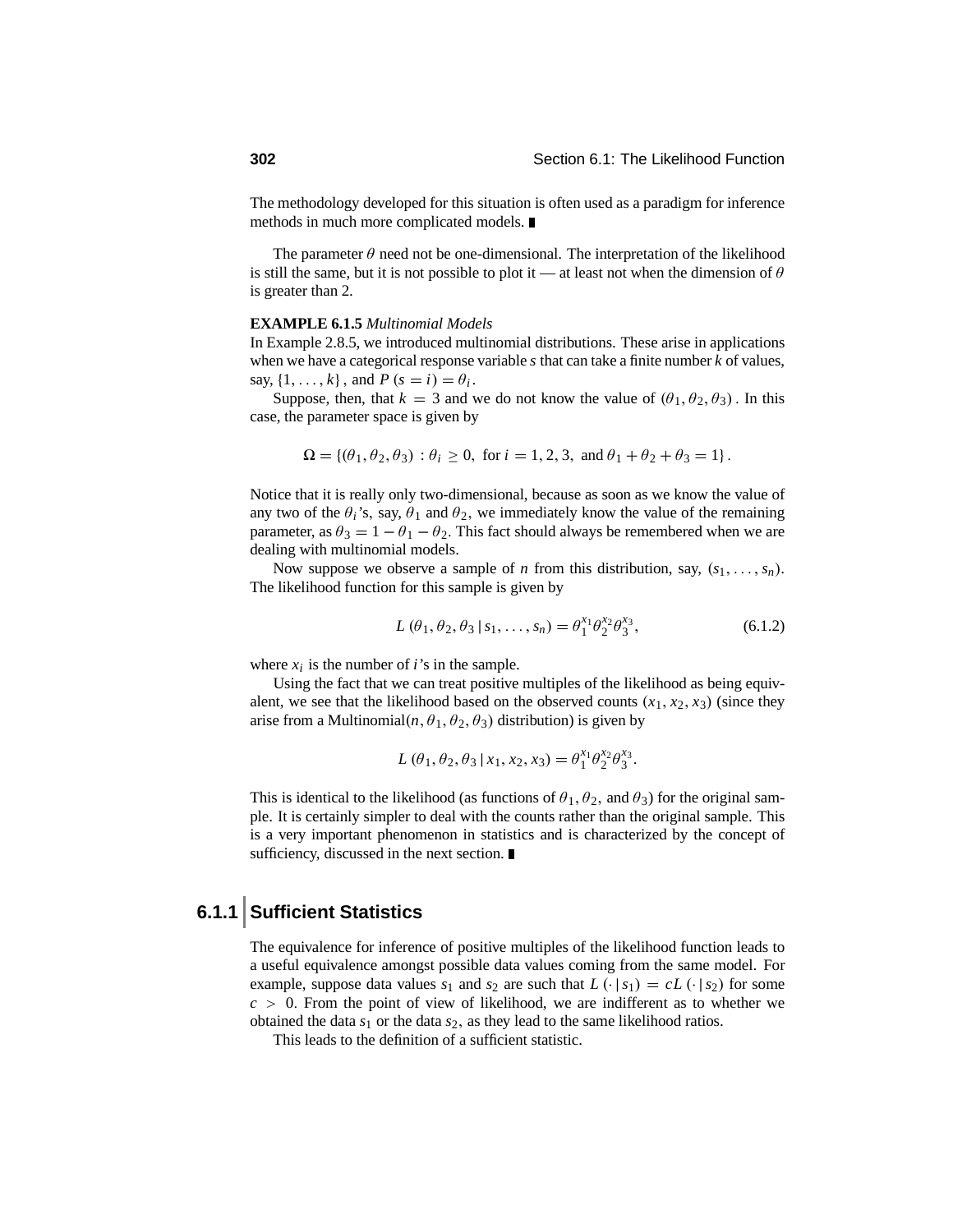The methodology developed for this situation is often used as a paradigm for inference methods in much more complicated models. ∎

The parameter $\theta$ need not be one-dimensional. The interpretation of the likelihood is still the same, but it is not possible to plot it — at least not when the dimension of $\theta$ is greater than 2.

**EXAMPLE 6.1.5** *Multinomial Models*

In Example 2.8.5, we introduced multinomial distributions. These arise in applications when we have a categorical response variable $s$ that can take a finite number $k$ of values, say, $\{1, \ldots, k\}$, and $P(s = i) = \theta_i$.

Suppose, then, that $k = 3$ and we do not know the value of $(\theta_1, \theta_2, \theta_3)$. In this case, the parameter space is given by

$$\Omega = \{(\theta_1, \theta_2, \theta_3) : \theta_i \geq 0, \text{ for } i = 1, 2, 3, \text{ and } \theta_1 + \theta_2 + \theta_3 = 1\}.$$

Notice that it is really only two-dimensional, because as soon as we know the value of any two of the $\theta_i$'s, say, $\theta_1$ and $\theta_2$, we immediately know the value of the remaining parameter, as $\theta_3 = 1 - \theta_1 - \theta_2$. This fact should always be remembered when we are dealing with multinomial models.

Now suppose we observe a sample of $n$ from this distribution, say, $(s_1, \ldots, s_n)$. The likelihood function for this sample is given by

$$L(\theta_1, \theta_2, \theta_3 \,|\, s_1, \ldots, s_n) = \theta_1^{x_1} \theta_2^{x_2} \theta_3^{x_3}, \tag{6.1.2}$$

where $x_i$ is the number of $i$'s in the sample.

Using the fact that we can treat positive multiples of the likelihood as being equivalent, we see that the likelihood based on the observed counts $(x_1, x_2, x_3)$ (since they arise from a Multinomial$(n, \theta_1, \theta_2, \theta_3)$ distribution) is given by

$$L(\theta_1, \theta_2, \theta_3 \,|\, x_1, x_2, x_3) = \theta_1^{x_1} \theta_2^{x_2} \theta_3^{x_3}.$$

This is identical to the likelihood (as functions of $\theta_1, \theta_2$, and $\theta_3$) for the original sample. It is certainly simpler to deal with the counts rather than the original sample. This is a very important phenomenon in statistics and is characterized by the concept of sufficiency, discussed in the next section. ∎

### 6.1.1 Sufficient Statistics

The equivalence for inference of positive multiples of the likelihood function leads to a useful equivalence amongst possible data values coming from the same model. For example, suppose data values $s_1$ and $s_2$ are such that $L(\cdot \,|\, s_1) = cL(\cdot \,|\, s_2)$ for some $c > 0$. From the point of view of likelihood, we are indifferent as to whether we obtained the data $s_1$ or the data $s_2$, as they lead to the same likelihood ratios.

This leads to the definition of a sufficient statistic.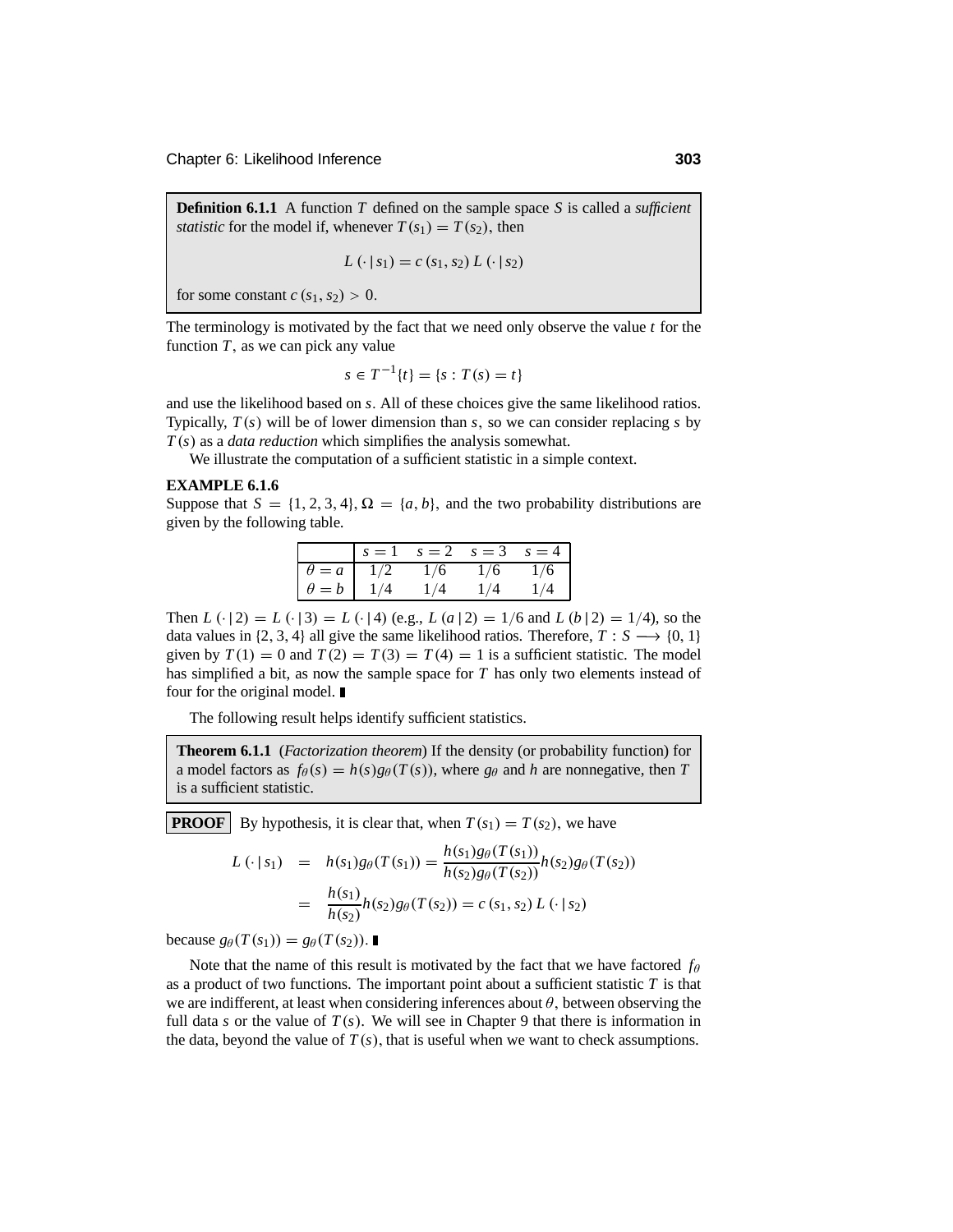**Definition 6.1.1** A function $T$ defined on the sample space $S$ is called a *sufficient statistic* for the model if, whenever $T(s_1) = T(s_2)$, then

$$L(\cdot \mid s_1) = c(s_1, s_2)\, L(\cdot \mid s_2)$$

for some constant $c(s_1, s_2) > 0$.

The terminology is motivated by the fact that we need only observe the value $t$ for the function $T$, as we can pick any value

$$s \in T^{-1}\{t\} = \{s : T(s) = t\}$$

and use the likelihood based on $s$. All of these choices give the same likelihood ratios. Typically, $T(s)$ will be of lower dimension than $s$, so we can consider replacing $s$ by $T(s)$ as a *data reduction* which simplifies the analysis somewhat.

We illustrate the computation of a sufficient statistic in a simple context.

**EXAMPLE 6.1.6**

Suppose that $S = \{1, 2, 3, 4\}$, $\Omega = \{a, b\}$, and the two probability distributions are given by the following table.

| | $s = 1$ | $s = 2$ | $s = 3$ | $s = 4$ |
|---|---|---|---|---|
| $\theta = a$ | $1/2$ | $1/6$ | $1/6$ | $1/6$ |
| $\theta = b$ | $1/4$ | $1/4$ | $1/4$ | $1/4$ |

Then $L(\cdot \mid 2) = L(\cdot \mid 3) = L(\cdot \mid 4)$ (e.g., $L(a \mid 2) = 1/6$ and $L(b \mid 2) = 1/4$), so the data values in $\{2, 3, 4\}$ all give the same likelihood ratios. Therefore, $T : S \longrightarrow \{0, 1\}$ given by $T(1) = 0$ and $T(2) = T(3) = T(4) = 1$ is a sufficient statistic. The model has simplified a bit, as now the sample space for $T$ has only two elements instead of four for the original model. ∎

The following result helps identify sufficient statistics.

**Theorem 6.1.1** (*Factorization theorem*) If the density (or probability function) for a model factors as $f_\theta(s) = h(s)g_\theta(T(s))$, where $g_\theta$ and $h$ are nonnegative, then $T$ is a sufficient statistic.

**PROOF** By hypothesis, it is clear that, when $T(s_1) = T(s_2)$, we have

$$\begin{aligned}
L(\cdot \mid s_1) &= h(s_1)g_\theta(T(s_1)) = \frac{h(s_1)g_\theta(T(s_1))}{h(s_2)g_\theta(T(s_2))} h(s_2)g_\theta(T(s_2)) \\
&= \frac{h(s_1)}{h(s_2)} h(s_2)g_\theta(T(s_2)) = c(s_1, s_2)\, L(\cdot \mid s_2)
\end{aligned}$$

because $g_\theta(T(s_1)) = g_\theta(T(s_2))$. ∎

Note that the name of this result is motivated by the fact that we have factored $f_\theta$ as a product of two functions. The important point about a sufficient statistic $T$ is that we are indifferent, at least when considering inferences about $\theta$, between observing the full data $s$ or the value of $T(s)$. We will see in Chapter 9 that there is information in the data, beyond the value of $T(s)$, that is useful when we want to check assumptions.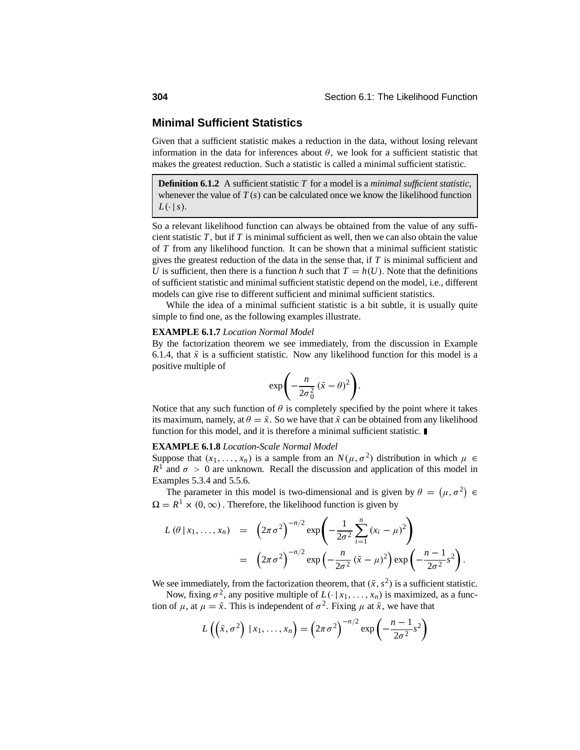## Minimal Sufficient Statistics

Given that a sufficient statistic makes a reduction in the data, without losing relevant information in the data for inferences about $\theta$, we look for a sufficient statistic that makes the greatest reduction. Such a statistic is called a minimal sufficient statistic.

> **Definition 6.1.2** A sufficient statistic $T$ for a model is a *minimal sufficient statistic*, whenever the value of $T(s)$ can be calculated once we know the likelihood function $L(\cdot \mid s)$.

So a relevant likelihood function can always be obtained from the value of any sufficient statistic $T$, but if $T$ is minimal sufficient as well, then we can also obtain the value of $T$ from any likelihood function. It can be shown that a minimal sufficient statistic gives the greatest reduction of the data in the sense that, if $T$ is minimal sufficient and $U$ is sufficient, then there is a function $h$ such that $T = h(U)$. Note that the definitions of sufficient statistic and minimal sufficient statistic depend on the model, i.e., different models can give rise to different sufficient and minimal sufficient statistics.

While the idea of a minimal sufficient statistic is a bit subtle, it is usually quite simple to find one, as the following examples illustrate.

**EXAMPLE 6.1.7** *Location Normal Model*

By the factorization theorem we see immediately, from the discussion in Example 6.1.4, that $\bar{x}$ is a sufficient statistic. Now any likelihood function for this model is a positive multiple of

$$\exp\left(-\frac{n}{2\sigma_0^2}(\bar{x}-\theta)^2\right).$$

Notice that any such function of $\theta$ is completely specified by the point where it takes its maximum, namely, at $\theta = \bar{x}$. So we have that $\bar{x}$ can be obtained from any likelihood function for this model, and it is therefore a minimal sufficient statistic. ∎

**EXAMPLE 6.1.8** *Location-Scale Normal Model*

Suppose that $(x_1, \ldots, x_n)$ is a sample from an $N(\mu, \sigma^2)$ distribution in which $\mu \in R^1$ and $\sigma > 0$ are unknown. Recall the discussion and application of this model in Examples 5.3.4 and 5.5.6.

The parameter in this model is two-dimensional and is given by $\theta = (\mu, \sigma^2) \in \Omega = R^1 \times (0, \infty)$. Therefore, the likelihood function is given by

$$\begin{aligned} L(\theta \mid x_1, \ldots, x_n) &= \left(2\pi\sigma^2\right)^{-n/2} \exp\left(-\frac{1}{2\sigma^2}\sum_{i=1}^{n}(x_i-\mu)^2\right) \\ &= \left(2\pi\sigma^2\right)^{-n/2} \exp\left(-\frac{n}{2\sigma^2}(\bar{x}-\mu)^2\right)\exp\left(-\frac{n-1}{2\sigma^2}s^2\right). \end{aligned}$$

We see immediately, from the factorization theorem, that $(\bar{x}, s^2)$ is a sufficient statistic.

Now, fixing $\sigma^2$, any positive multiple of $L(\cdot \mid x_1, \ldots, x_n)$ is maximized, as a function of $\mu$, at $\mu = \bar{x}$. This is independent of $\sigma^2$. Fixing $\mu$ at $\bar{x}$, we have that

$$L\left(\left(\bar{x}, \sigma^2\right) \mid x_1, \ldots, x_n\right) = \left(2\pi\sigma^2\right)^{-n/2} \exp\left(-\frac{n-1}{2\sigma^2}s^2\right)$$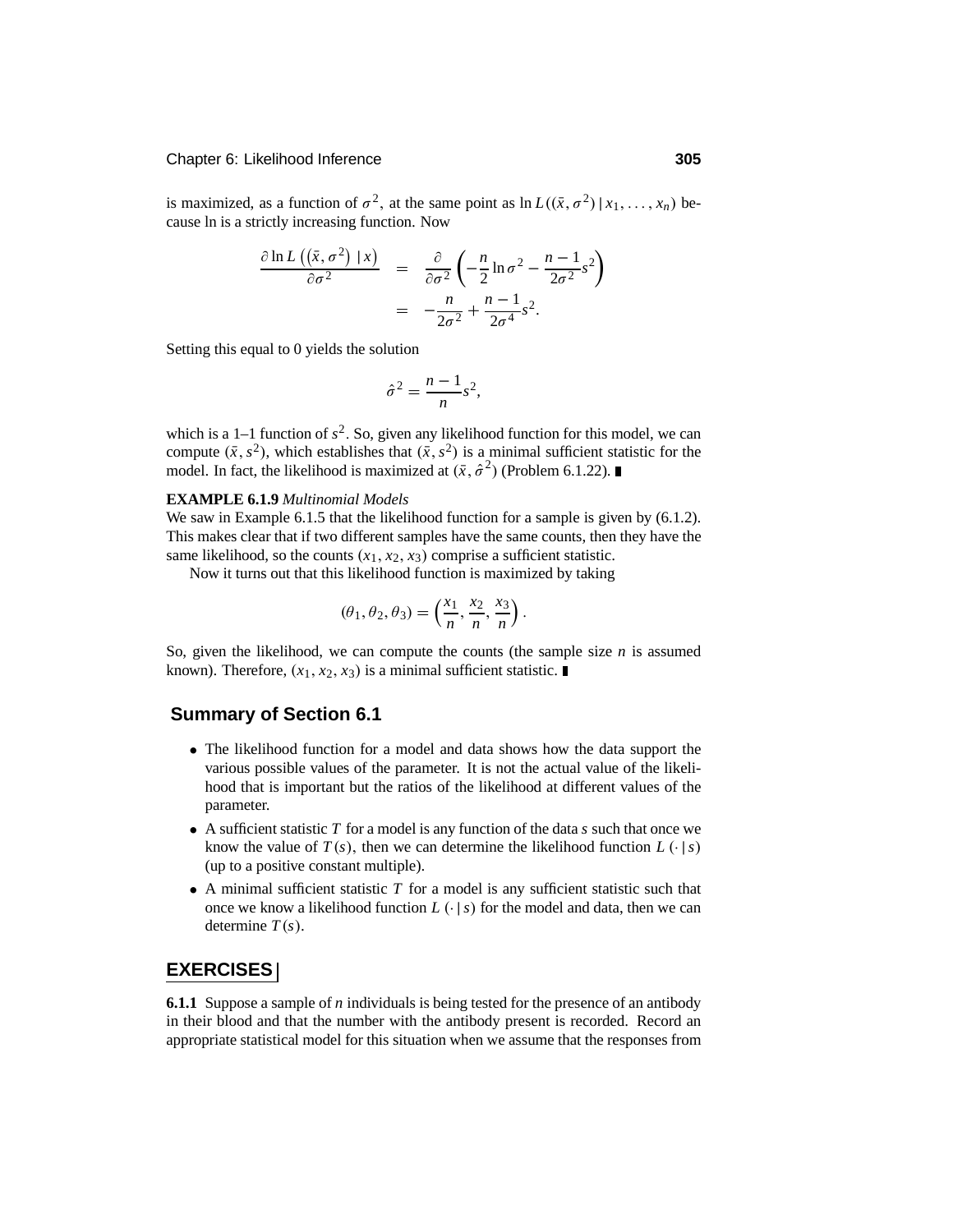is maximized, as a function of $\sigma^2$, at the same point as $\ln L((\bar{x}, \sigma^2) \mid x_1, \ldots, x_n)$ because ln is a strictly increasing function. Now

$$\begin{aligned}
\frac{\partial \ln L\left(\left(\bar{x}, \sigma^2\right) \mid x\right)}{\partial \sigma^2} &= \frac{\partial}{\partial \sigma^2}\left(-\frac{n}{2}\ln \sigma^2 - \frac{n-1}{2\sigma^2}s^2\right) \\
&= -\frac{n}{2\sigma^2} + \frac{n-1}{2\sigma^4}s^2.
\end{aligned}$$

Setting this equal to 0 yields the solution

$$\hat{\sigma}^2 = \frac{n-1}{n}s^2,$$

which is a 1–1 function of $s^2$. So, given any likelihood function for this model, we can compute $(\bar{x}, s^2)$, which establishes that $(\bar{x}, s^2)$ is a minimal sufficient statistic for the model. In fact, the likelihood is maximized at $(\bar{x}, \hat{\sigma}^2)$ (Problem 6.1.22). ∎

**EXAMPLE 6.1.9** *Multinomial Models*
We saw in Example 6.1.5 that the likelihood function for a sample is given by (6.1.2). This makes clear that if two different samples have the same counts, then they have the same likelihood, so the counts $(x_1, x_2, x_3)$ comprise a sufficient statistic.

Now it turns out that this likelihood function is maximized by taking

$$(\theta_1, \theta_2, \theta_3) = \left(\frac{x_1}{n}, \frac{x_2}{n}, \frac{x_3}{n}\right).$$

So, given the likelihood, we can compute the counts (the sample size $n$ is assumed known). Therefore, $(x_1, x_2, x_3)$ is a minimal sufficient statistic. ∎

## Summary of Section 6.1

- The likelihood function for a model and data shows how the data support the various possible values of the parameter. It is not the actual value of the likelihood that is important but the ratios of the likelihood at different values of the parameter.
- A sufficient statistic $T$ for a model is any function of the data $s$ such that once we know the value of $T(s)$, then we can determine the likelihood function $L(\cdot \mid s)$ (up to a positive constant multiple).
- A minimal sufficient statistic $T$ for a model is any sufficient statistic such that once we know a likelihood function $L(\cdot \mid s)$ for the model and data, then we can determine $T(s)$.

## EXERCISES

**6.1.1** Suppose a sample of $n$ individuals is being tested for the presence of an antibody in their blood and that the number with the antibody present is recorded. Record an appropriate statistical model for this situation when we assume that the responses from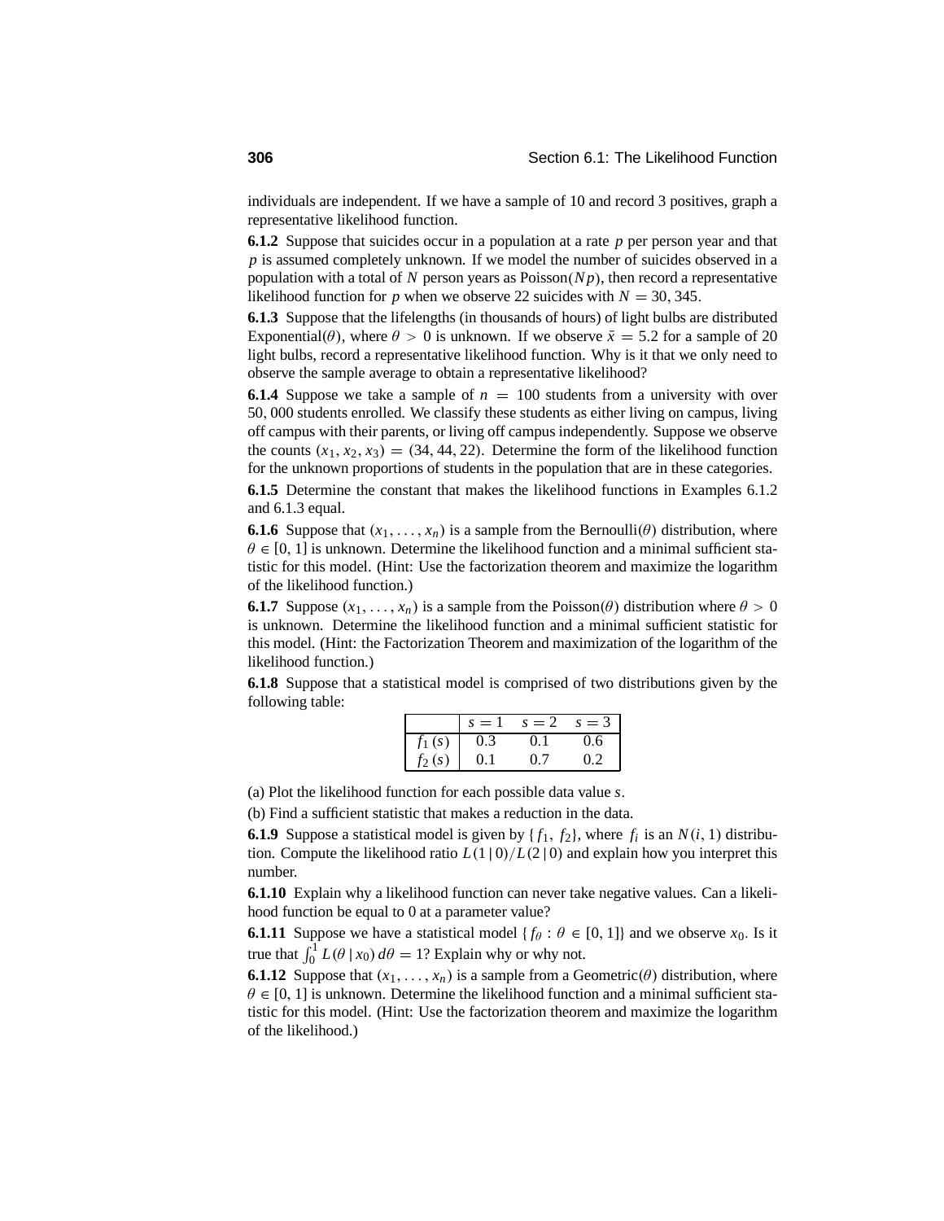individuals are independent. If we have a sample of 10 and record 3 positives, graph a representative likelihood function.

**6.1.2** Suppose that suicides occur in a population at a rate $p$ per person year and that $p$ is assumed completely unknown. If we model the number of suicides observed in a population with a total of $N$ person years as Poisson$(Np)$, then record a representative likelihood function for $p$ when we observe 22 suicides with $N = 30,345$.

**6.1.3** Suppose that the lifelengths (in thousands of hours) of light bulbs are distributed Exponential$(\theta)$, where $\theta > 0$ is unknown. If we observe $\bar{x} = 5.2$ for a sample of 20 light bulbs, record a representative likelihood function. Why is it that we only need to observe the sample average to obtain a representative likelihood?

**6.1.4** Suppose we take a sample of $n = 100$ students from a university with over 50,000 students enrolled. We classify these students as either living on campus, living off campus with their parents, or living off campus independently. Suppose we observe the counts $(x_1, x_2, x_3) = (34, 44, 22)$. Determine the form of the likelihood function for the unknown proportions of students in the population that are in these categories.

**6.1.5** Determine the constant that makes the likelihood functions in Examples 6.1.2 and 6.1.3 equal.

**6.1.6** Suppose that $(x_1, \ldots, x_n)$ is a sample from the Bernoulli$(\theta)$ distribution, where $\theta \in [0, 1]$ is unknown. Determine the likelihood function and a minimal sufficient statistic for this model. (Hint: Use the factorization theorem and maximize the logarithm of the likelihood function.)

**6.1.7** Suppose $(x_1, \ldots, x_n)$ is a sample from the Poisson$(\theta)$ distribution where $\theta > 0$ is unknown. Determine the likelihood function and a minimal sufficient statistic for this model. (Hint: the Factorization Theorem and maximization of the logarithm of the likelihood function.)

**6.1.8** Suppose that a statistical model is comprised of two distributions given by the following table:

| | $s = 1$ | $s = 2$ | $s = 3$ |
|---|---|---|---|
| $f_1(s)$ | 0.3 | 0.1 | 0.6 |
| $f_2(s)$ | 0.1 | 0.7 | 0.2 |

(a) Plot the likelihood function for each possible data value $s$.

(b) Find a sufficient statistic that makes a reduction in the data.

**6.1.9** Suppose a statistical model is given by $\{f_1, f_2\}$, where $f_i$ is an $N(i, 1)$ distribution. Compute the likelihood ratio $L(1 \mid 0)/L(2 \mid 0)$ and explain how you interpret this number.

**6.1.10** Explain why a likelihood function can never take negative values. Can a likelihood function be equal to 0 at a parameter value?

**6.1.11** Suppose we have a statistical model $\{f_\theta : \theta \in [0, 1]\}$ and we observe $x_0$. Is it true that $\int_0^1 L(\theta \mid x_0)\, d\theta = 1$? Explain why or why not.

**6.1.12** Suppose that $(x_1, \ldots, x_n)$ is a sample from a Geometric$(\theta)$ distribution, where $\theta \in [0, 1]$ is unknown. Determine the likelihood function and a minimal sufficient statistic for this model. (Hint: Use the factorization theorem and maximize the logarithm of the likelihood.)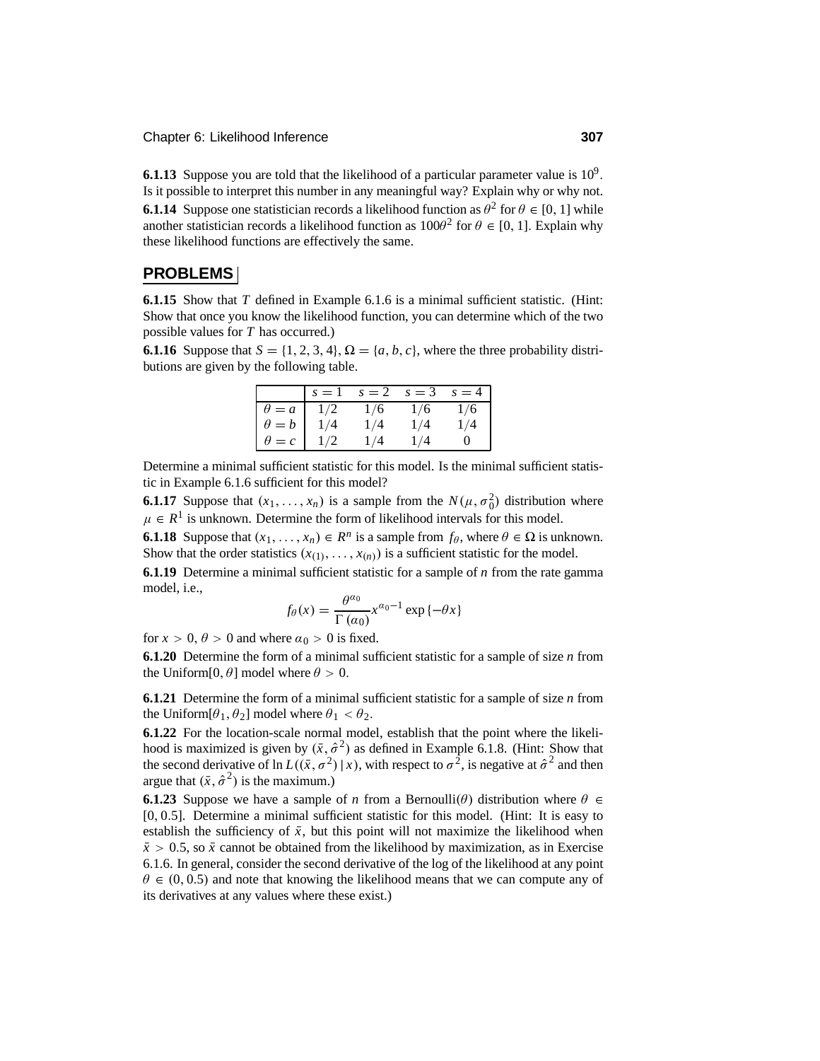**6.1.13** Suppose you are told that the likelihood of a particular parameter value is $10^9$. Is it possible to interpret this number in any meaningful way? Explain why or why not.

**6.1.14** Suppose one statistician records a likelihood function as $\theta^2$ for $\theta \in [0, 1]$ while another statistician records a likelihood function as $100\theta^2$ for $\theta \in [0, 1]$. Explain why these likelihood functions are effectively the same.

## PROBLEMS

**6.1.15** Show that $T$ defined in Example 6.1.6 is a minimal sufficient statistic. (Hint: Show that once you know the likelihood function, you can determine which of the two possible values for $T$ has occurred.)

**6.1.16** Suppose that $S = \{1, 2, 3, 4\}$, $\Omega = \{a, b, c\}$, where the three probability distributions are given by the following table.

| | $s = 1$ | $s = 2$ | $s = 3$ | $s = 4$ |
|---|---|---|---|---|
| $\theta = a$ | $1/2$ | $1/6$ | $1/6$ | $1/6$ |
| $\theta = b$ | $1/4$ | $1/4$ | $1/4$ | $1/4$ |
| $\theta = c$ | $1/2$ | $1/4$ | $1/4$ | $0$ |

Determine a minimal sufficient statistic for this model. Is the minimal sufficient statistic in Example 6.1.6 sufficient for this model?

**6.1.17** Suppose that $(x_1, \ldots, x_n)$ is a sample from the $N(\mu, \sigma_0^2)$ distribution where $\mu \in R^1$ is unknown. Determine the form of likelihood intervals for this model.

**6.1.18** Suppose that $(x_1, \ldots, x_n) \in R^n$ is a sample from $f_\theta$, where $\theta \in \Omega$ is unknown. Show that the order statistics $(x_{(1)}, \ldots, x_{(n)})$ is a sufficient statistic for the model.

**6.1.19** Determine a minimal sufficient statistic for a sample of $n$ from the rate gamma model, i.e.,

$$f_\theta(x) = \frac{\theta^{\alpha_0}}{\Gamma(\alpha_0)} x^{\alpha_0 - 1} \exp\{-\theta x\}$$

for $x > 0$, $\theta > 0$ and where $\alpha_0 > 0$ is fixed.

**6.1.20** Determine the form of a minimal sufficient statistic for a sample of size $n$ from the Uniform$[0, \theta]$ model where $\theta > 0$.

**6.1.21** Determine the form of a minimal sufficient statistic for a sample of size $n$ from the Uniform$[\theta_1, \theta_2]$ model where $\theta_1 < \theta_2$.

**6.1.22** For the location-scale normal model, establish that the point where the likelihood is maximized is given by $(\bar{x}, \hat{\sigma}^2)$ as defined in Example 6.1.8. (Hint: Show that the second derivative of $\ln L((\bar{x}, \sigma^2) \,|\, x)$, with respect to $\sigma^2$, is negative at $\hat{\sigma}^2$ and then argue that $(\bar{x}, \hat{\sigma}^2)$ is the maximum.)

**6.1.23** Suppose we have a sample of $n$ from a Bernoulli$(\theta)$ distribution where $\theta \in [0, 0.5]$. Determine a minimal sufficient statistic for this model. (Hint: It is easy to establish the sufficiency of $\bar{x}$, but this point will not maximize the likelihood when $\bar{x} > 0.5$, so $\bar{x}$ cannot be obtained from the likelihood by maximization, as in Exercise 6.1.6. In general, consider the second derivative of the log of the likelihood at any point $\theta \in (0, 0.5)$ and note that knowing the likelihood means that we can compute any of its derivatives at any values where these exist.)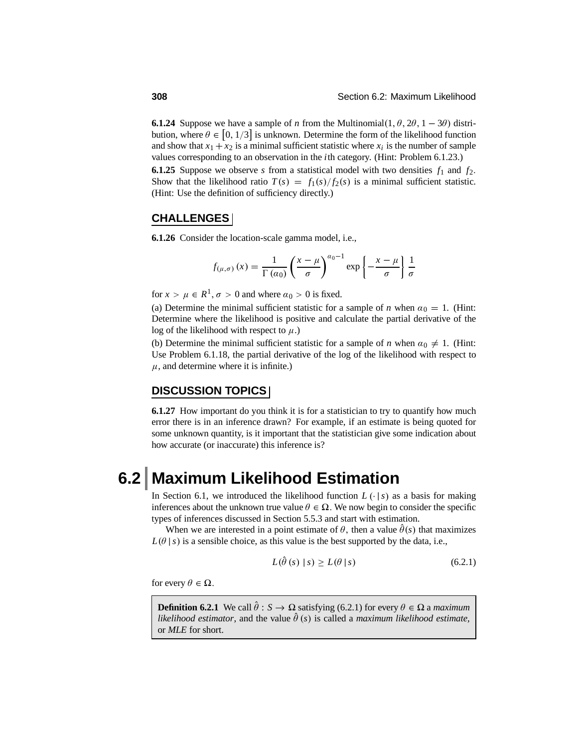**6.1.24** Suppose we have a sample of $n$ from the Multinomial$(1, \theta, 2\theta, 1-3\theta)$ distribution, where $\theta \in [0, 1/3]$ is unknown. Determine the form of the likelihood function and show that $x_1 + x_2$ is a minimal sufficient statistic where $x_i$ is the number of sample values corresponding to an observation in the $i$th category. (Hint: Problem 6.1.23.)

**6.1.25** Suppose we observe $s$ from a statistical model with two densities $f_1$ and $f_2$. Show that the likelihood ratio $T(s) = f_1(s)/f_2(s)$ is a minimal sufficient statistic. (Hint: Use the definition of sufficiency directly.)

## CHALLENGES

**6.1.26** Consider the location-scale gamma model, i.e.,

$$f_{(\mu,\sigma)}(x) = \frac{1}{\Gamma(\alpha_0)} \left( \frac{x-\mu}{\sigma} \right)^{\alpha_0 - 1} \exp\left\{ -\frac{x-\mu}{\sigma} \right\} \frac{1}{\sigma}$$

for $x > \mu \in R^1$, $\sigma > 0$ and where $\alpha_0 > 0$ is fixed.

(a) Determine the minimal sufficient statistic for a sample of $n$ when $\alpha_0 = 1$. (Hint: Determine where the likelihood is positive and calculate the partial derivative of the log of the likelihood with respect to $\mu$.)

(b) Determine the minimal sufficient statistic for a sample of $n$ when $\alpha_0 \neq 1$. (Hint: Use Problem 6.1.18, the partial derivative of the log of the likelihood with respect to $\mu$, and determine where it is infinite.)

## DISCUSSION TOPICS

**6.1.27** How important do you think it is for a statistician to try to quantify how much error there is in an inference drawn? For example, if an estimate is being quoted for some unknown quantity, is it important that the statistician give some indication about how accurate (or inaccurate) this inference is?

# 6.2 Maximum Likelihood Estimation

In Section 6.1, we introduced the likelihood function $L(\cdot \,|\, s)$ as a basis for making inferences about the unknown true value $\theta \in \Omega$. We now begin to consider the specific types of inferences discussed in Section 5.5.3 and start with estimation.

When we are interested in a point estimate of $\theta$, then a value $\hat{\theta}(s)$ that maximizes $L(\theta \,|\, s)$ is a sensible choice, as this value is the best supported by the data, i.e.,

$$L(\hat{\theta}(s) \,|\, s) \geq L(\theta \,|\, s) \tag{6.2.1}$$

for every $\theta \in \Omega$.

> **Definition 6.2.1** We call $\hat{\theta} : S \to \Omega$ satisfying (6.2.1) for every $\theta \in \Omega$ a *maximum likelihood estimator*, and the value $\hat{\theta}(s)$ is called a *maximum likelihood estimate*, or *MLE* for short.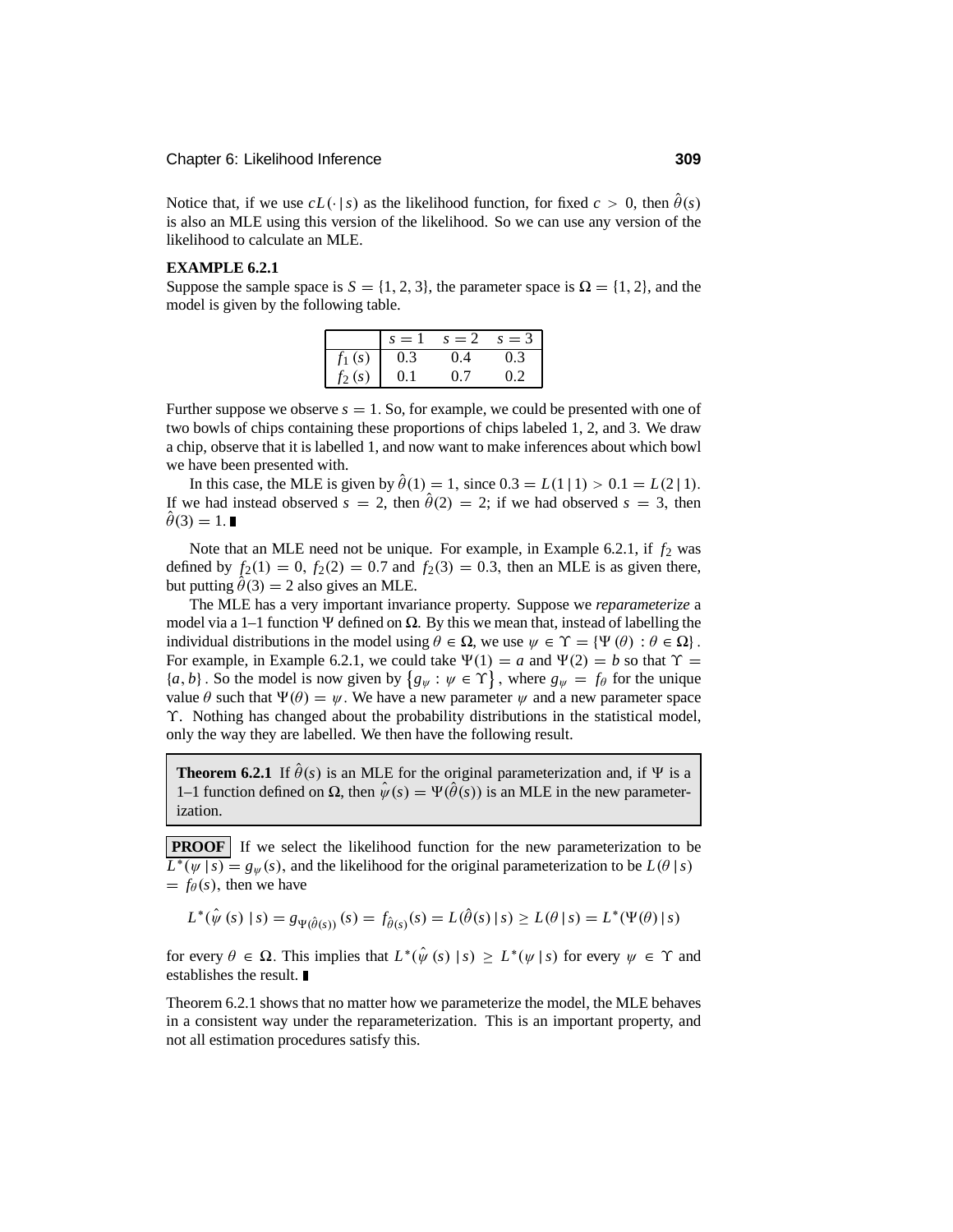Notice that, if we use $cL(\cdot \,|\, s)$ as the likelihood function, for fixed $c > 0$, then $\hat{\theta}(s)$ is also an MLE using this version of the likelihood. So we can use any version of the likelihood to calculate an MLE.

**EXAMPLE 6.2.1**

Suppose the sample space is $S = \{1, 2, 3\}$, the parameter space is $\Omega = \{1, 2\}$, and the model is given by the following table.

| | $s = 1$ | $s = 2$ | $s = 3$ |
|---|---|---|---|
| $f_1(s)$ | 0.3 | 0.4 | 0.3 |
| $f_2(s)$ | 0.1 | 0.7 | 0.2 |

Further suppose we observe $s = 1$. So, for example, we could be presented with one of two bowls of chips containing these proportions of chips labeled 1, 2, and 3. We draw a chip, observe that it is labelled 1, and now want to make inferences about which bowl we have been presented with.

In this case, the MLE is given by $\hat{\theta}(1) = 1$, since $0.3 = L(1 \,|\, 1) > 0.1 = L(2 \,|\, 1)$. If we had instead observed $s = 2$, then $\hat{\theta}(2) = 2$; if we had observed $s = 3$, then $\hat{\theta}(3) = 1$. ∎

Note that an MLE need not be unique. For example, in Example 6.2.1, if $f_2$ was defined by $f_2(1) = 0$, $f_2(2) = 0.7$ and $f_2(3) = 0.3$, then an MLE is as given there, but putting $\hat{\theta}(3) = 2$ also gives an MLE.

The MLE has a very important invariance property. Suppose we *reparameterize* a model via a 1–1 function $\Psi$ defined on $\Omega$. By this we mean that, instead of labelling the individual distributions in the model using $\theta \in \Omega$, we use $\psi \in \Upsilon = \{\Psi(\theta) : \theta \in \Omega\}$. For example, in Example 6.2.1, we could take $\Psi(1) = a$ and $\Psi(2) = b$ so that $\Upsilon = \{a, b\}$. So the model is now given by $\{g_\psi : \psi \in \Upsilon\}$, where $g_\psi = f_\theta$ for the unique value $\theta$ such that $\Psi(\theta) = \psi$. We have a new parameter $\psi$ and a new parameter space $\Upsilon$. Nothing has changed about the probability distributions in the statistical model, only the way they are labelled. We then have the following result.

**Theorem 6.2.1** If $\hat{\theta}(s)$ is an MLE for the original parameterization and, if $\Psi$ is a 1–1 function defined on $\Omega$, then $\hat{\psi}(s) = \Psi(\hat{\theta}(s))$ is an MLE in the new parameterization.

**PROOF** If we select the likelihood function for the new parameterization to be $L^*(\psi \,|\, s) = g_\psi(s)$, and the likelihood for the original parameterization to be $L(\theta \,|\, s) = f_\theta(s)$, then we have

$$L^*(\hat{\psi}(s) \,|\, s) = g_{\Psi(\hat{\theta}(s))}(s) = f_{\hat{\theta}(s)}(s) = L(\hat{\theta}(s) \,|\, s) \geq L(\theta \,|\, s) = L^*(\Psi(\theta) \,|\, s)$$

for every $\theta \in \Omega$. This implies that $L^*(\hat{\psi}(s) \,|\, s) \geq L^*(\psi \,|\, s)$ for every $\psi \in \Upsilon$ and establishes the result. ∎

Theorem 6.2.1 shows that no matter how we parameterize the model, the MLE behaves in a consistent way under the reparameterization. This is an important property, and not all estimation procedures satisfy this.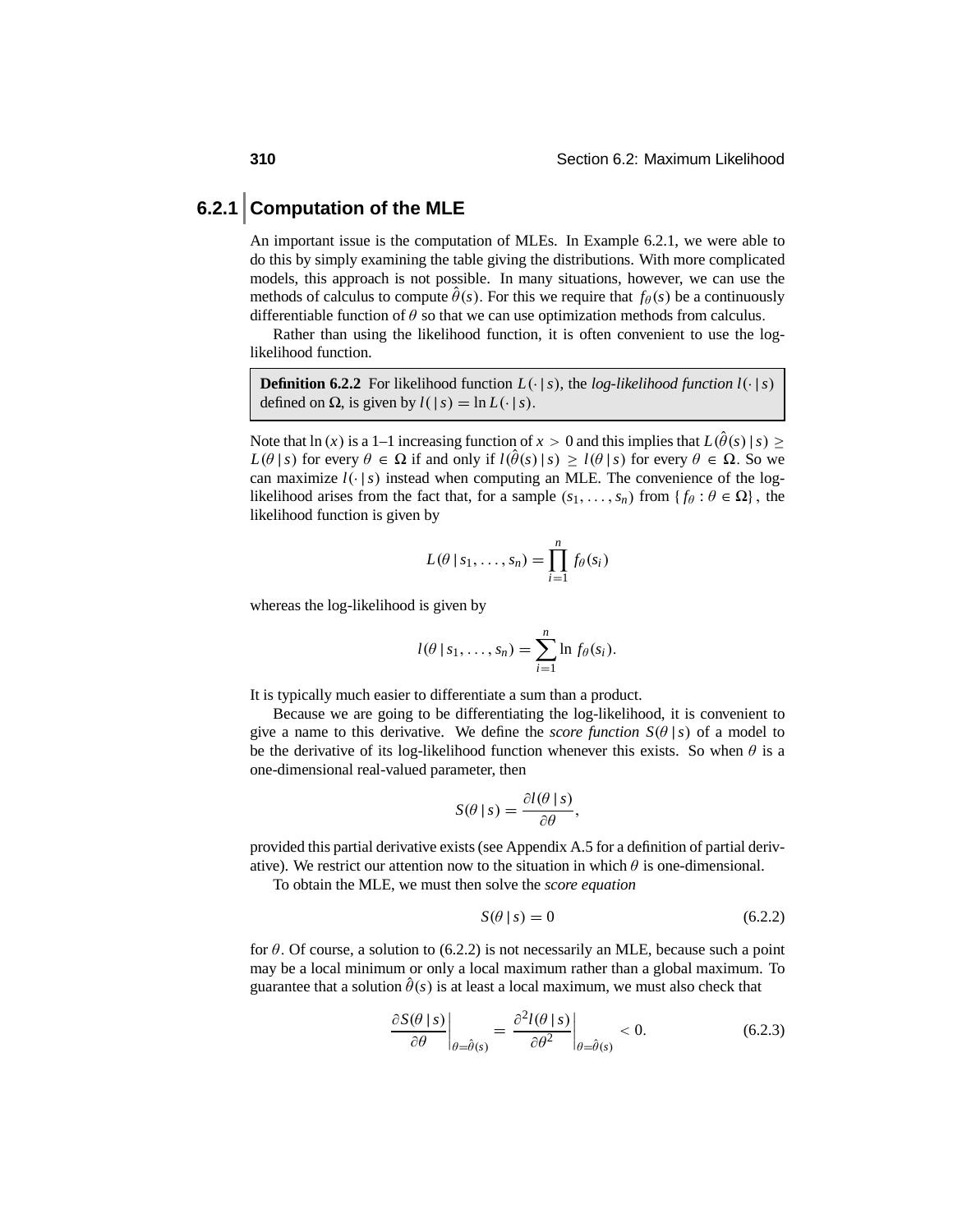### 6.2.1 Computation of the MLE

An important issue is the computation of MLEs. In Example 6.2.1, we were able to do this by simply examining the table giving the distributions. With more complicated models, this approach is not possible. In many situations, however, we can use the methods of calculus to compute $\hat{\theta}(s)$. For this we require that $f_\theta(s)$ be a continuously differentiable function of $\theta$ so that we can use optimization methods from calculus.

Rather than using the likelihood function, it is often convenient to use the log-likelihood function.

> **Definition 6.2.2** For likelihood function $L(\cdot \,|\, s)$, the *log-likelihood function* $l(\cdot \,|\, s)$ defined on $\Omega$, is given by $l(\,|\, s) = \ln L(\cdot \,|\, s)$.

Note that $\ln(x)$ is a 1–1 increasing function of $x > 0$ and this implies that $L(\hat{\theta}(s) \,|\, s) \geq L(\theta \,|\, s)$ for every $\theta \in \Omega$ if and only if $l(\hat{\theta}(s) \,|\, s) \geq l(\theta \,|\, s)$ for every $\theta \in \Omega$. So we can maximize $l(\cdot \,|\, s)$ instead when computing an MLE. The convenience of the log-likelihood arises from the fact that, for a sample $(s_1, \ldots, s_n)$ from $\{f_\theta : \theta \in \Omega\}$, the likelihood function is given by

$$L(\theta \,|\, s_1, \ldots, s_n) = \prod_{i=1}^{n} f_\theta(s_i)$$

whereas the log-likelihood is given by

$$l(\theta \,|\, s_1, \ldots, s_n) = \sum_{i=1}^{n} \ln f_\theta(s_i).$$

It is typically much easier to differentiate a sum than a product.

Because we are going to be differentiating the log-likelihood, it is convenient to give a name to this derivative. We define the *score function* $S(\theta \,|\, s)$ of a model to be the derivative of its log-likelihood function whenever this exists. So when $\theta$ is a one-dimensional real-valued parameter, then

$$S(\theta \,|\, s) = \frac{\partial l(\theta \,|\, s)}{\partial \theta},$$

provided this partial derivative exists (see Appendix A.5 for a definition of partial derivative). We restrict our attention now to the situation in which $\theta$ is one-dimensional.

To obtain the MLE, we must then solve the *score equation*

$$S(\theta \,|\, s) = 0 \tag{6.2.2}$$

for $\theta$. Of course, a solution to (6.2.2) is not necessarily an MLE, because such a point may be a local minimum or only a local maximum rather than a global maximum. To guarantee that a solution $\hat{\theta}(s)$ is at least a local maximum, we must also check that

$$\left.\frac{\partial S(\theta \,|\, s)}{\partial \theta}\right|_{\theta=\hat{\theta}(s)} = \left.\frac{\partial^2 l(\theta \,|\, s)}{\partial \theta^2}\right|_{\theta=\hat{\theta}(s)} < 0. \tag{6.2.3}$$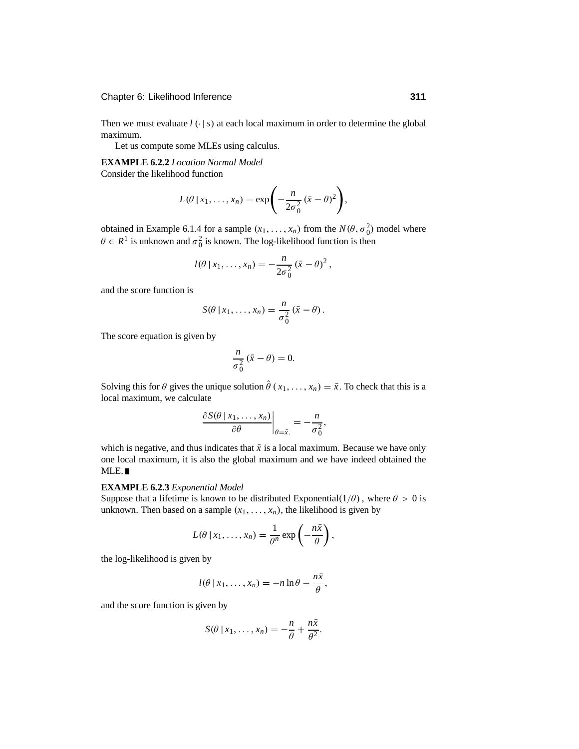Then we must evaluate $l(\cdot \mid s)$ at each local maximum in order to determine the global maximum.

Let us compute some MLEs using calculus.

**EXAMPLE 6.2.2** *Location Normal Model*
Consider the likelihood function

$$L(\theta \mid x_1, \ldots, x_n) = \exp\left(-\frac{n}{2\sigma_0^2}(\bar{x} - \theta)^2\right),$$

obtained in Example 6.1.4 for a sample $(x_1, \ldots, x_n)$ from the $N(\theta, \sigma_0^2)$ model where $\theta \in R^1$ is unknown and $\sigma_0^2$ is known. The log-likelihood function is then

$$l(\theta \mid x_1, \ldots, x_n) = -\frac{n}{2\sigma_0^2}(\bar{x} - \theta)^2,$$

and the score function is

$$S(\theta \mid x_1, \ldots, x_n) = \frac{n}{\sigma_0^2}(\bar{x} - \theta).$$

The score equation is given by

$$\frac{n}{\sigma_0^2}(\bar{x} - \theta) = 0.$$

Solving this for $\theta$ gives the unique solution $\hat{\theta}(x_1, \ldots, x_n) = \bar{x}$. To check that this is a local maximum, we calculate

$$\left.\frac{\partial S(\theta \mid x_1, \ldots, x_n)}{\partial \theta}\right|_{\theta = \bar{x}.} = -\frac{n}{\sigma_0^2},$$

which is negative, and thus indicates that $\bar{x}$ is a local maximum. Because we have only one local maximum, it is also the global maximum and we have indeed obtained the MLE. ∎

**EXAMPLE 6.2.3** *Exponential Model*
Suppose that a lifetime is known to be distributed Exponential$(1/\theta)$, where $\theta > 0$ is unknown. Then based on a sample $(x_1, \ldots, x_n)$, the likelihood is given by

$$L(\theta \mid x_1, \ldots, x_n) = \frac{1}{\theta^n}\exp\left(-\frac{n\bar{x}}{\theta}\right),$$

the log-likelihood is given by

$$l(\theta \mid x_1, \ldots, x_n) = -n\ln\theta - \frac{n\bar{x}}{\theta},$$

and the score function is given by

$$S(\theta \mid x_1, \ldots, x_n) = -\frac{n}{\theta} + \frac{n\bar{x}}{\theta^2}.$$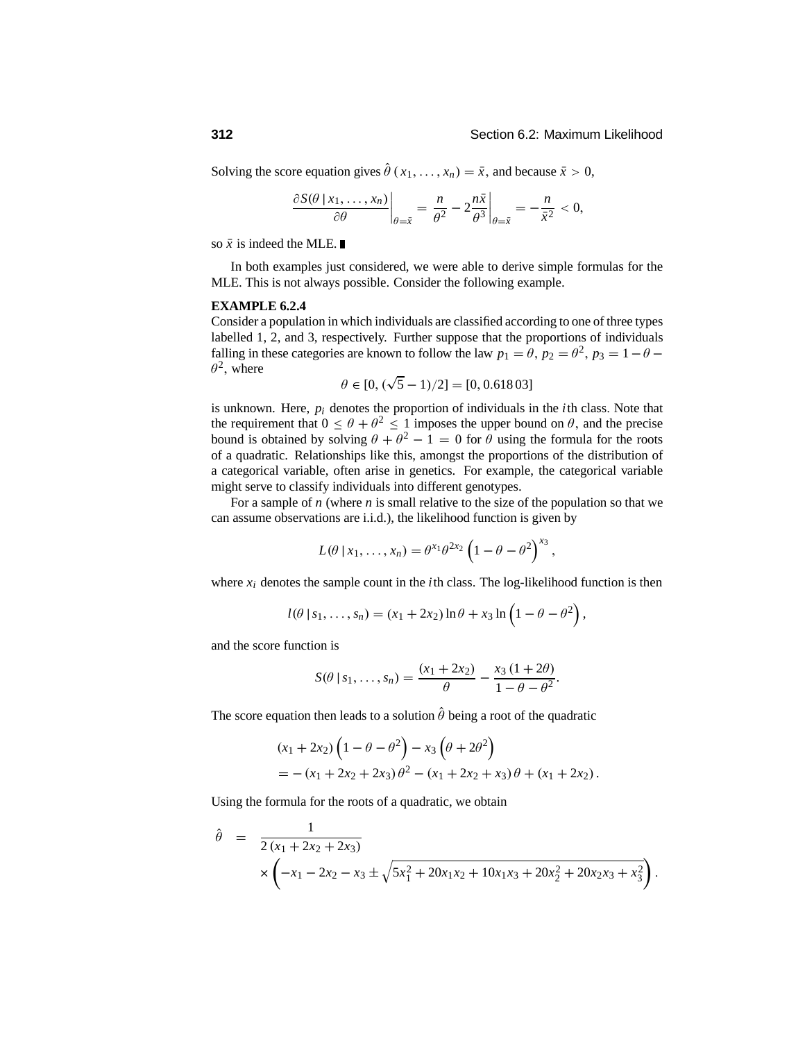Solving the score equation gives $\hat{\theta}(x_1, \ldots, x_n) = \bar{x}$, and because $\bar{x} > 0$,

$$\left.\frac{\partial S(\theta \mid x_1, \ldots, x_n)}{\partial \theta}\right|_{\theta=\bar{x}} = \left.\frac{n}{\theta^2} - 2\frac{n\bar{x}}{\theta^3}\right|_{\theta=\bar{x}} = -\frac{n}{\bar{x}^2} < 0,$$

so $\bar{x}$ is indeed the MLE. ∎

In both examples just considered, we were able to derive simple formulas for the MLE. This is not always possible. Consider the following example.

**EXAMPLE 6.2.4**

Consider a population in which individuals are classified according to one of three types labelled 1, 2, and 3, respectively. Further suppose that the proportions of individuals falling in these categories are known to follow the law $p_1 = \theta$, $p_2 = \theta^2$, $p_3 = 1 - \theta - \theta^2$, where

$$\theta \in [0, (\sqrt{5} - 1)/2] = [0, 0.618\,03]$$

is unknown. Here, $p_i$ denotes the proportion of individuals in the $i$th class. Note that the requirement that $0 \le \theta + \theta^2 \le 1$ imposes the upper bound on $\theta$, and the precise bound is obtained by solving $\theta + \theta^2 - 1 = 0$ for $\theta$ using the formula for the roots of a quadratic. Relationships like this, amongst the proportions of the distribution of a categorical variable, often arise in genetics. For example, the categorical variable might serve to classify individuals into different genotypes.

For a sample of $n$ (where $n$ is small relative to the size of the population so that we can assume observations are i.i.d.), the likelihood function is given by

$$L(\theta \mid x_1, \ldots, x_n) = \theta^{x_1} \theta^{2x_2} \left(1 - \theta - \theta^2\right)^{x_3},$$

where $x_i$ denotes the sample count in the $i$th class. The log-likelihood function is then

$$l(\theta \mid s_1, \ldots, s_n) = (x_1 + 2x_2) \ln \theta + x_3 \ln \left(1 - \theta - \theta^2\right),$$

and the score function is

$$S(\theta \mid s_1, \ldots, s_n) = \frac{(x_1 + 2x_2)}{\theta} - \frac{x_3 (1 + 2\theta)}{1 - \theta - \theta^2}.$$

The score equation then leads to a solution $\hat{\theta}$ being a root of the quadratic

$$\begin{aligned}
&(x_1 + 2x_2)\left(1 - \theta - \theta^2\right) - x_3\left(\theta + 2\theta^2\right) \\
&= -(x_1 + 2x_2 + 2x_3)\,\theta^2 - (x_1 + 2x_2 + x_3)\,\theta + (x_1 + 2x_2).
\end{aligned}$$

Using the formula for the roots of a quadratic, we obtain

$$\begin{aligned}
\hat{\theta} \;=\; & \frac{1}{2(x_1 + 2x_2 + 2x_3)} \\
& \times \left(-x_1 - 2x_2 - x_3 \pm \sqrt{5x_1^2 + 20x_1x_2 + 10x_1x_3 + 20x_2^2 + 20x_2x_3 + x_3^2}\right).
\end{aligned}$$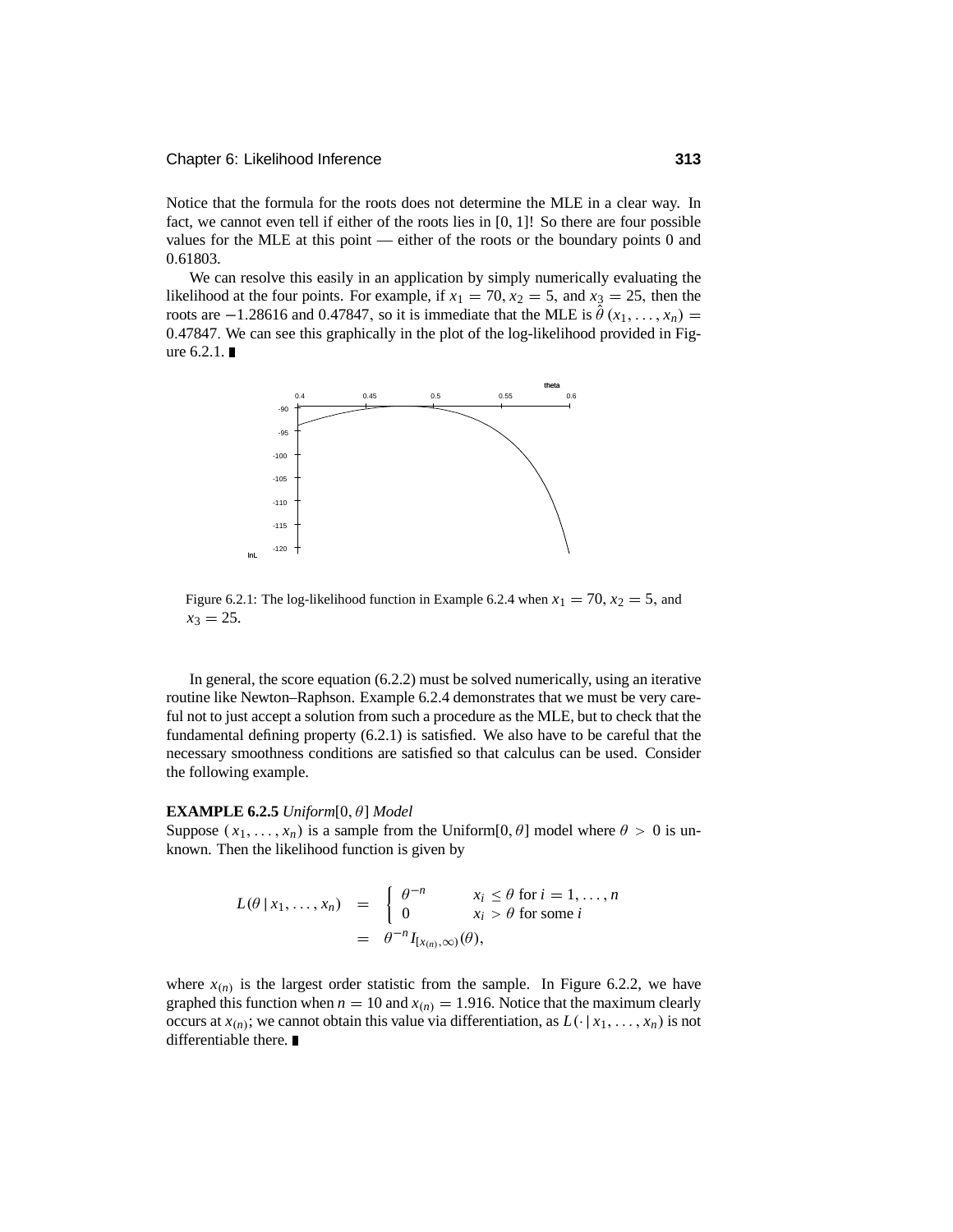Notice that the formula for the roots does not determine the MLE in a clear way. In fact, we cannot even tell if either of the roots lies in $[0, 1]$! So there are four possible values for the MLE at this point — either of the roots or the boundary points 0 and 0.61803.

We can resolve this easily in an application by simply numerically evaluating the likelihood at the four points. For example, if $x_1 = 70$, $x_2 = 5$, and $x_3 = 25$, then the roots are $-1.28616$ and $0.47847$, so it is immediate that the MLE is $\hat{\theta}(x_1, \ldots, x_n) = 0.47847$. We can see this graphically in the plot of the log-likelihood provided in Figure 6.2.1. ∎

Figure 6.2.1: The log-likelihood function in Example 6.2.4 when $x_1 = 70$, $x_2 = 5$, and $x_3 = 25$.

In general, the score equation (6.2.2) must be solved numerically, using an iterative routine like Newton–Raphson. Example 6.2.4 demonstrates that we must be very careful not to just accept a solution from such a procedure as the MLE, but to check that the fundamental defining property (6.2.1) is satisfied. We also have to be careful that the necessary smoothness conditions are satisfied so that calculus can be used. Consider the following example.

**EXAMPLE 6.2.5** *Uniform*$[0, \theta]$ *Model*

Suppose $(x_1, \ldots, x_n)$ is a sample from the Uniform$[0, \theta]$ model where $\theta > 0$ is unknown. Then the likelihood function is given by

$$
\begin{aligned}
L(\theta \mid x_1, \ldots, x_n) &= \begin{cases} \theta^{-n} & x_i \le \theta \text{ for } i = 1, \ldots, n \\ 0 & x_i > \theta \text{ for some } i \end{cases} \\
&= \theta^{-n} I_{[x_{(n)}, \infty)}(\theta),
\end{aligned}
$$

where $x_{(n)}$ is the largest order statistic from the sample. In Figure 6.2.2, we have graphed this function when $n = 10$ and $x_{(n)} = 1.916$. Notice that the maximum clearly occurs at $x_{(n)}$; we cannot obtain this value via differentiation, as $L(\cdot \mid x_1, \ldots, x_n)$ is not differentiable there. ∎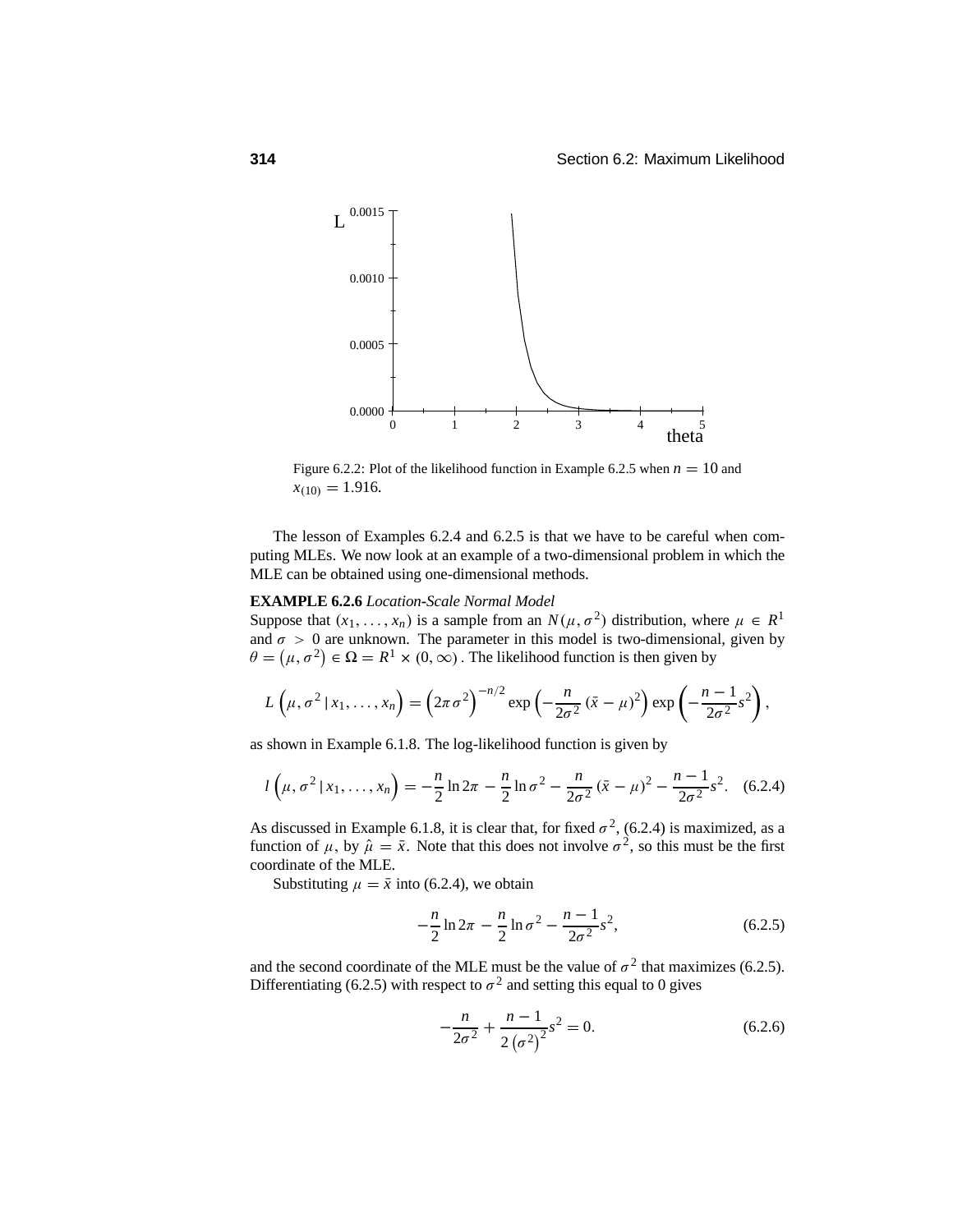Figure 6.2.2: Plot of the likelihood function in Example 6.2.5 when $n = 10$ and $x_{(10)} = 1.916$.

The lesson of Examples 6.2.4 and 6.2.5 is that we have to be careful when computing MLEs. We now look at an example of a two-dimensional problem in which the MLE can be obtained using one-dimensional methods.

**EXAMPLE 6.2.6** *Location-Scale Normal Model*

Suppose that $(x_1, \ldots, x_n)$ is a sample from an $N(\mu, \sigma^2)$ distribution, where $\mu \in R^1$ and $\sigma > 0$ are unknown. The parameter in this model is two-dimensional, given by $\theta = (\mu, \sigma^2) \in \Omega = R^1 \times (0, \infty)$. The likelihood function is then given by

$$L\left(\mu, \sigma^2 \,|\, x_1, \ldots, x_n\right) = \left(2\pi\sigma^2\right)^{-n/2} \exp\left(-\frac{n}{2\sigma^2}\left(\bar{x} - \mu\right)^2\right) \exp\left(-\frac{n-1}{2\sigma^2}s^2\right),$$

as shown in Example 6.1.8. The log-likelihood function is given by

$$l\left(\mu, \sigma^2 \,|\, x_1, \ldots, x_n\right) = -\frac{n}{2}\ln 2\pi - \frac{n}{2}\ln\sigma^2 - \frac{n}{2\sigma^2}\left(\bar{x} - \mu\right)^2 - \frac{n-1}{2\sigma^2}s^2. \quad (6.2.4)$$

As discussed in Example 6.1.8, it is clear that, for fixed $\sigma^2$, (6.2.4) is maximized, as a function of $\mu$, by $\hat{\mu} = \bar{x}$. Note that this does not involve $\sigma^2$, so this must be the first coordinate of the MLE.

Substituting $\mu = \bar{x}$ into (6.2.4), we obtain

$$-\frac{n}{2}\ln 2\pi - \frac{n}{2}\ln\sigma^2 - \frac{n-1}{2\sigma^2}s^2, \quad (6.2.5)$$

and the second coordinate of the MLE must be the value of $\sigma^2$ that maximizes (6.2.5). Differentiating (6.2.5) with respect to $\sigma^2$ and setting this equal to 0 gives

$$-\frac{n}{2\sigma^2} + \frac{n-1}{2\left(\sigma^2\right)^2}s^2 = 0. \quad (6.2.6)$$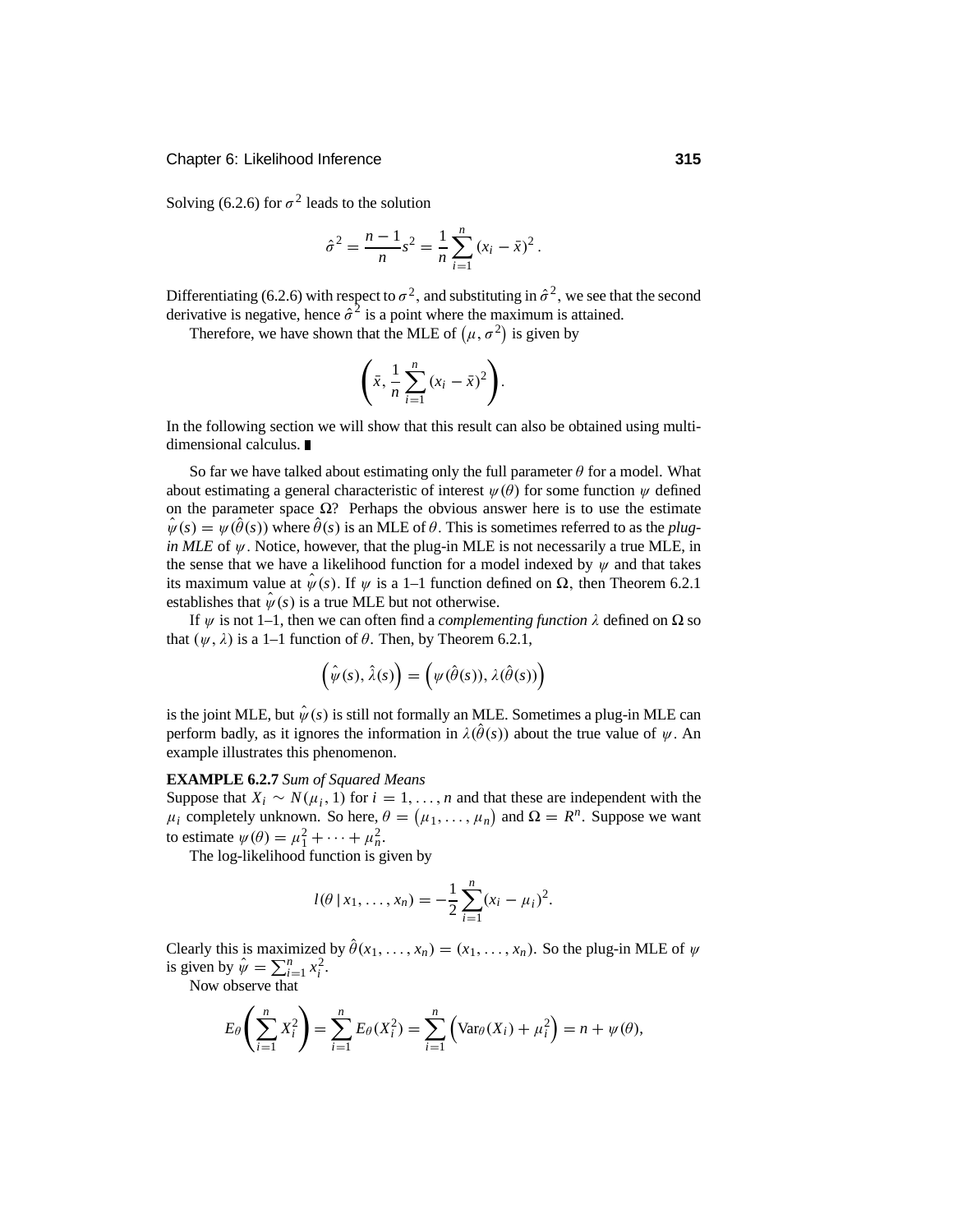Solving (6.2.6) for $\sigma^2$ leads to the solution

$$\hat{\sigma}^2 = \frac{n-1}{n}s^2 = \frac{1}{n}\sum_{i=1}^{n}(x_i - \bar{x})^2.$$

Differentiating (6.2.6) with respect to $\sigma^2$, and substituting in $\hat{\sigma}^2$, we see that the second derivative is negative, hence $\hat{\sigma}^2$ is a point where the maximum is attained.

Therefore, we have shown that the MLE of $(\mu, \sigma^2)$ is given by

$$\left(\bar{x}, \frac{1}{n}\sum_{i=1}^{n}(x_i - \bar{x})^2\right).$$

In the following section we will show that this result can also be obtained using multidimensional calculus. ∎

So far we have talked about estimating only the full parameter $\theta$ for a model. What about estimating a general characteristic of interest $\psi(\theta)$ for some function $\psi$ defined on the parameter space $\Omega$? Perhaps the obvious answer here is to use the estimate $\hat{\psi}(s) = \psi(\hat{\theta}(s))$ where $\hat{\theta}(s)$ is an MLE of $\theta$. This is sometimes referred to as the *plug-in MLE* of $\psi$. Notice, however, that the plug-in MLE is not necessarily a true MLE, in the sense that we have a likelihood function for a model indexed by $\psi$ and that takes its maximum value at $\hat{\psi}(s)$. If $\psi$ is a 1–1 function defined on $\Omega$, then Theorem 6.2.1 establishes that $\hat{\psi}(s)$ is a true MLE but not otherwise.

If $\psi$ is not 1–1, then we can often find a *complementing function* $\lambda$ defined on $\Omega$ so that $(\psi, \lambda)$ is a 1–1 function of $\theta$. Then, by Theorem 6.2.1,

$$\left(\hat{\psi}(s), \hat{\lambda}(s)\right) = \left(\psi(\hat{\theta}(s)), \lambda(\hat{\theta}(s))\right)$$

is the joint MLE, but $\hat{\psi}(s)$ is still not formally an MLE. Sometimes a plug-in MLE can perform badly, as it ignores the information in $\lambda(\hat{\theta}(s))$ about the true value of $\psi$. An example illustrates this phenomenon.

**EXAMPLE 6.2.7** *Sum of Squared Means*

Suppose that $X_i \sim N(\mu_i, 1)$ for $i = 1, \ldots, n$ and that these are independent with the $\mu_i$ completely unknown. So here, $\theta = (\mu_1, \ldots, \mu_n)$ and $\Omega = R^n$. Suppose we want to estimate $\psi(\theta) = \mu_1^2 + \cdots + \mu_n^2$.

The log-likelihood function is given by

$$l(\theta \mid x_1, \ldots, x_n) = -\frac{1}{2}\sum_{i=1}^{n}(x_i - \mu_i)^2.$$

Clearly this is maximized by $\hat{\theta}(x_1, \ldots, x_n) = (x_1, \ldots, x_n)$. So the plug-in MLE of $\psi$ is given by $\hat{\psi} = \sum_{i=1}^{n} x_i^2$.

Now observe that

$$E_\theta\left(\sum_{i=1}^{n} X_i^2\right) = \sum_{i=1}^{n} E_\theta(X_i^2) = \sum_{i=1}^{n}\left(\text{Var}_\theta(X_i) + \mu_i^2\right) = n + \psi(\theta),$$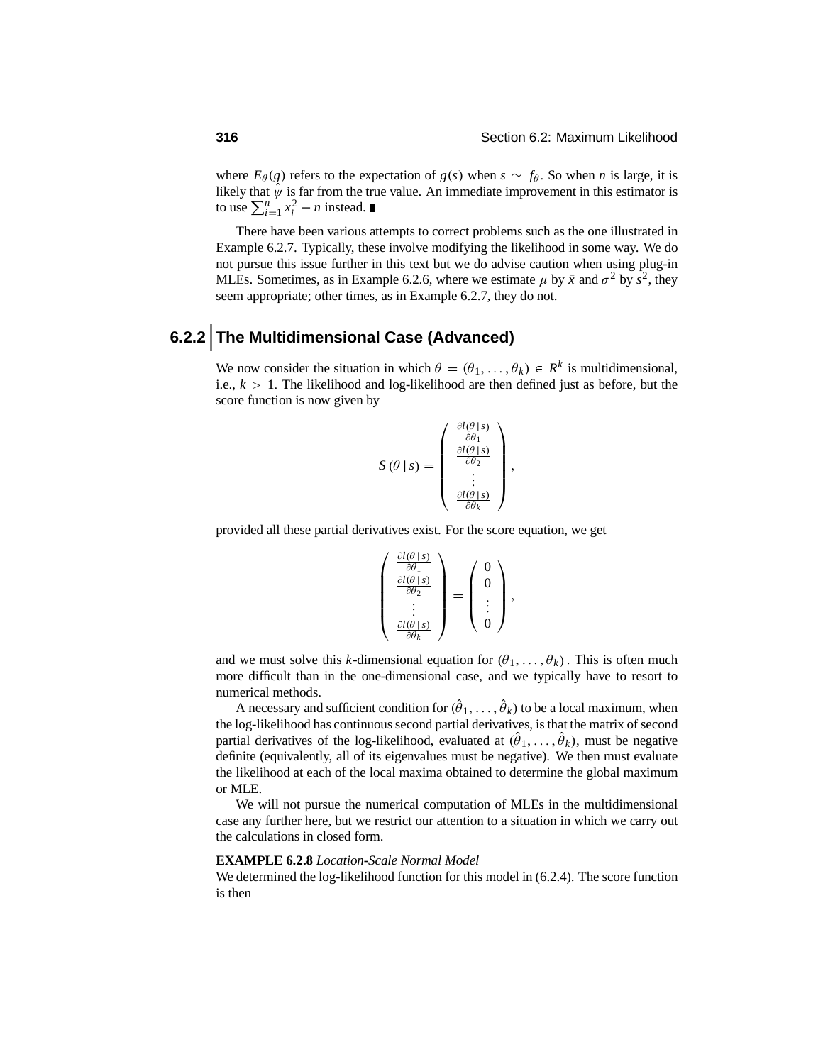where $E_\theta(g)$ refers to the expectation of $g(s)$ when $s \sim f_\theta$. So when $n$ is large, it is likely that $\hat{\psi}$ is far from the true value. An immediate improvement in this estimator is to use $\sum_{i=1}^{n} x_i^2 - n$ instead. ∎

There have been various attempts to correct problems such as the one illustrated in Example 6.2.7. Typically, these involve modifying the likelihood in some way. We do not pursue this issue further in this text but we do advise caution when using plug-in MLEs. Sometimes, as in Example 6.2.6, where we estimate $\mu$ by $\bar{x}$ and $\sigma^2$ by $s^2$, they seem appropriate; other times, as in Example 6.2.7, they do not.

## 6.2.2 The Multidimensional Case (Advanced)

We now consider the situation in which $\theta = (\theta_1, \ldots, \theta_k) \in R^k$ is multidimensional, i.e., $k > 1$. The likelihood and log-likelihood are then defined just as before, but the score function is now given by

$$S(\theta \mid s) = \begin{pmatrix} \frac{\partial l(\theta \mid s)}{\partial \theta_1} \\ \frac{\partial l(\theta \mid s)}{\partial \theta_2} \\ \vdots \\ \frac{\partial l(\theta \mid s)}{\partial \theta_k} \end{pmatrix},$$

provided all these partial derivatives exist. For the score equation, we get

$$\begin{pmatrix} \frac{\partial l(\theta \mid s)}{\partial \theta_1} \\ \frac{\partial l(\theta \mid s)}{\partial \theta_2} \\ \vdots \\ \frac{\partial l(\theta \mid s)}{\partial \theta_k} \end{pmatrix} = \begin{pmatrix} 0 \\ 0 \\ \vdots \\ 0 \end{pmatrix},$$

and we must solve this $k$-dimensional equation for $(\theta_1, \ldots, \theta_k)$. This is often much more difficult than in the one-dimensional case, and we typically have to resort to numerical methods.

A necessary and sufficient condition for $(\hat{\theta}_1, \ldots, \hat{\theta}_k)$ to be a local maximum, when the log-likelihood has continuous second partial derivatives, is that the matrix of second partial derivatives of the log-likelihood, evaluated at $(\hat{\theta}_1, \ldots, \hat{\theta}_k)$, must be negative definite (equivalently, all of its eigenvalues must be negative). We then must evaluate the likelihood at each of the local maxima obtained to determine the global maximum or MLE.

We will not pursue the numerical computation of MLEs in the multidimensional case any further here, but we restrict our attention to a situation in which we carry out the calculations in closed form.

**EXAMPLE 6.2.8** *Location-Scale Normal Model*
We determined the log-likelihood function for this model in (6.2.4). The score function is then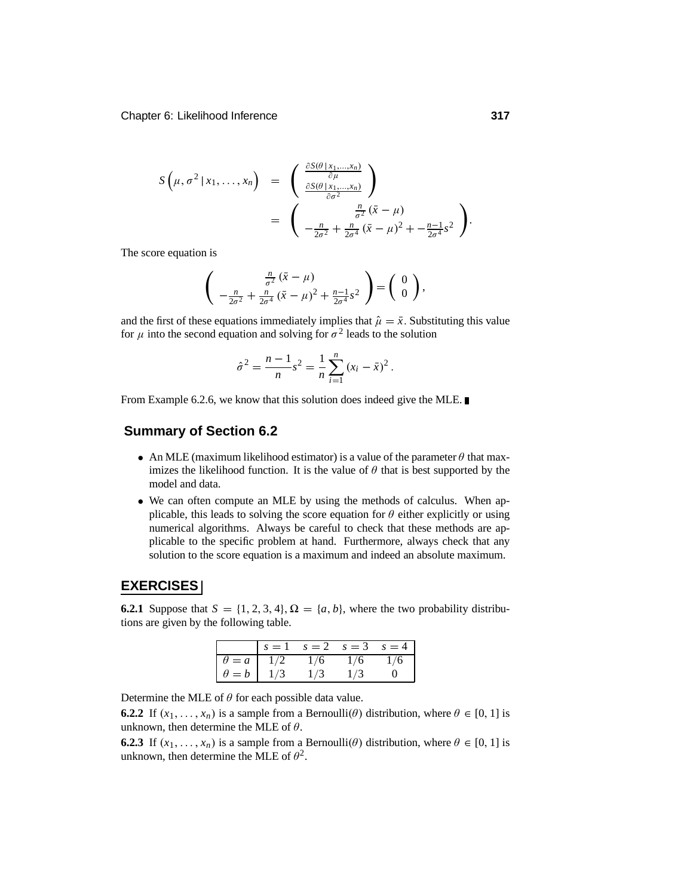$$
\begin{aligned}
S\left(\mu, \sigma^2 \,|\, x_1, \ldots, x_n\right) &= \begin{pmatrix} \frac{\partial S(\theta \,|\, x_1, \ldots, x_n)}{\partial \mu} \\ \frac{\partial S(\theta \,|\, x_1, \ldots, x_n)}{\partial \sigma^2} \end{pmatrix} \\
&= \begin{pmatrix} \frac{n}{\sigma^2} (\bar{x} - \mu) \\ -\frac{n}{2\sigma^2} + \frac{n}{2\sigma^4} (\bar{x} - \mu)^2 + -\frac{n-1}{2\sigma^4} s^2 \end{pmatrix}.
\end{aligned}
$$

The score equation is

$$
\begin{pmatrix} \frac{n}{\sigma^2} (\bar{x} - \mu) \\ -\frac{n}{2\sigma^2} + \frac{n}{2\sigma^4} (\bar{x} - \mu)^2 + \frac{n-1}{2\sigma^4} s^2 \end{pmatrix} = \begin{pmatrix} 0 \\ 0 \end{pmatrix},
$$

and the first of these equations immediately implies that $\hat{\mu} = \bar{x}$. Substituting this value for $\mu$ into the second equation and solving for $\sigma^2$ leads to the solution

$$
\hat{\sigma}^2 = \frac{n-1}{n} s^2 = \frac{1}{n} \sum_{i=1}^{n} (x_i - \bar{x})^2.
$$

From Example 6.2.6, we know that this solution does indeed give the MLE. ∎

## Summary of Section 6.2

- An MLE (maximum likelihood estimator) is a value of the parameter $\theta$ that maximizes the likelihood function. It is the value of $\theta$ that is best supported by the model and data.
- We can often compute an MLE by using the methods of calculus. When applicable, this leads to solving the score equation for $\theta$ either explicitly or using numerical algorithms. Always be careful to check that these methods are applicable to the specific problem at hand. Furthermore, always check that any solution to the score equation is a maximum and indeed an absolute maximum.

## EXERCISES

**6.2.1** Suppose that $S = \{1, 2, 3, 4\}$, $\Omega = \{a, b\}$, where the two probability distributions are given by the following table.

| | $s = 1$ | $s = 2$ | $s = 3$ | $s = 4$ |
|---|---|---|---|---|
| $\theta = a$ | $1/2$ | $1/6$ | $1/6$ | $1/6$ |
| $\theta = b$ | $1/3$ | $1/3$ | $1/3$ | $0$ |

Determine the MLE of $\theta$ for each possible data value.

**6.2.2** If $(x_1, \ldots, x_n)$ is a sample from a Bernoulli$(\theta)$ distribution, where $\theta \in [0, 1]$ is unknown, then determine the MLE of $\theta$.

**6.2.3** If $(x_1, \ldots, x_n)$ is a sample from a Bernoulli$(\theta)$ distribution, where $\theta \in [0, 1]$ is unknown, then determine the MLE of $\theta^2$.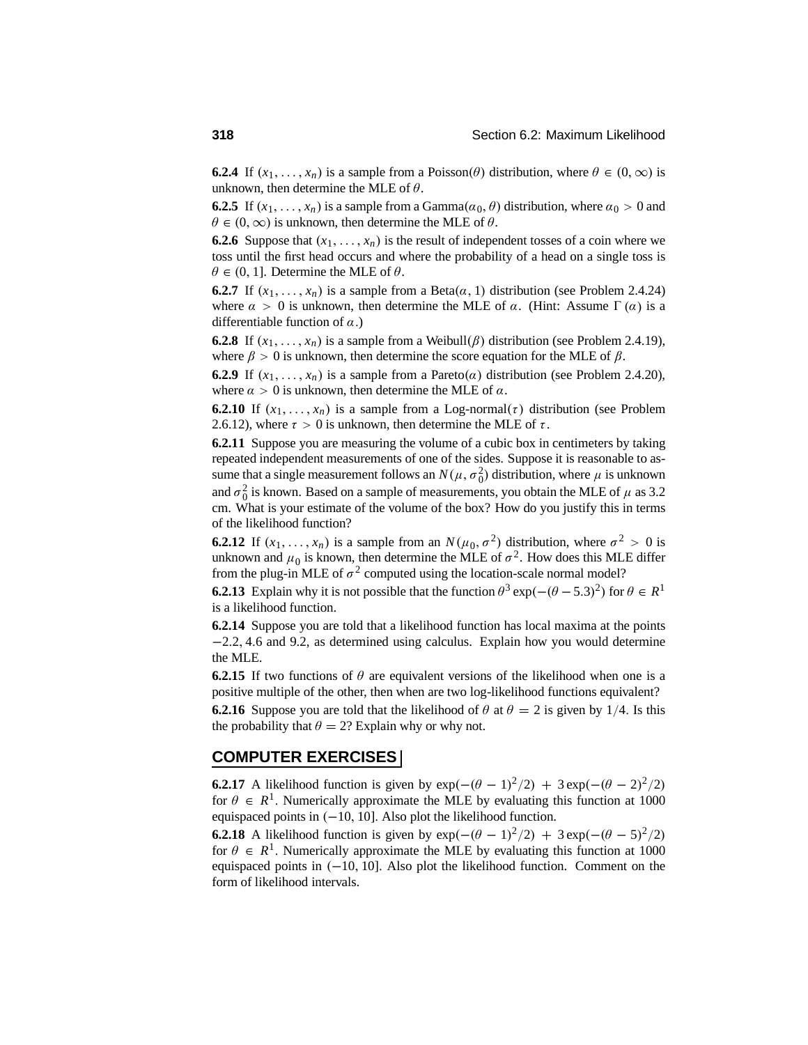**6.2.4** If $(x_1, \ldots, x_n)$ is a sample from a Poisson($\theta$) distribution, where $\theta \in (0, \infty)$ is unknown, then determine the MLE of $\theta$.

**6.2.5** If $(x_1, \ldots, x_n)$ is a sample from a Gamma($\alpha_0, \theta$) distribution, where $\alpha_0 > 0$ and $\theta \in (0, \infty)$ is unknown, then determine the MLE of $\theta$.

**6.2.6** Suppose that $(x_1, \ldots, x_n)$ is the result of independent tosses of a coin where we toss until the first head occurs and where the probability of a head on a single toss is $\theta \in (0, 1]$. Determine the MLE of $\theta$.

**6.2.7** If $(x_1, \ldots, x_n)$ is a sample from a Beta($\alpha$, 1) distribution (see Problem 2.4.24) where $\alpha > 0$ is unknown, then determine the MLE of $\alpha$. (Hint: Assume $\Gamma(\alpha)$ is a differentiable function of $\alpha$.)

**6.2.8** If $(x_1, \ldots, x_n)$ is a sample from a Weibull($\beta$) distribution (see Problem 2.4.19), where $\beta > 0$ is unknown, then determine the score equation for the MLE of $\beta$.

**6.2.9** If $(x_1, \ldots, x_n)$ is a sample from a Pareto($\alpha$) distribution (see Problem 2.4.20), where $\alpha > 0$ is unknown, then determine the MLE of $\alpha$.

**6.2.10** If $(x_1, \ldots, x_n)$ is a sample from a Log-normal($\tau$) distribution (see Problem 2.6.12), where $\tau > 0$ is unknown, then determine the MLE of $\tau$.

**6.2.11** Suppose you are measuring the volume of a cubic box in centimeters by taking repeated independent measurements of one of the sides. Suppose it is reasonable to assume that a single measurement follows an $N(\mu, \sigma_0^2)$ distribution, where $\mu$ is unknown and $\sigma_0^2$ is known. Based on a sample of measurements, you obtain the MLE of $\mu$ as 3.2 cm. What is your estimate of the volume of the box? How do you justify this in terms of the likelihood function?

**6.2.12** If $(x_1, \ldots, x_n)$ is a sample from an $N(\mu_0, \sigma^2)$ distribution, where $\sigma^2 > 0$ is unknown and $\mu_0$ is known, then determine the MLE of $\sigma^2$. How does this MLE differ from the plug-in MLE of $\sigma^2$ computed using the location-scale normal model?

**6.2.13** Explain why it is not possible that the function $\theta^3 \exp(-(\theta - 5.3)^2)$ for $\theta \in R^1$ is a likelihood function.

**6.2.14** Suppose you are told that a likelihood function has local maxima at the points $-2.2$, 4.6 and 9.2, as determined using calculus. Explain how you would determine the MLE.

**6.2.15** If two functions of $\theta$ are equivalent versions of the likelihood when one is a positive multiple of the other, then when are two log-likelihood functions equivalent?

**6.2.16** Suppose you are told that the likelihood of $\theta$ at $\theta = 2$ is given by $1/4$. Is this the probability that $\theta = 2$? Explain why or why not.

## COMPUTER EXERCISES

**6.2.17** A likelihood function is given by $\exp(-(\theta - 1)^2/2) + 3\exp(-(\theta - 2)^2/2)$ for $\theta \in R^1$. Numerically approximate the MLE by evaluating this function at 1000 equispaced points in $(-10, 10]$. Also plot the likelihood function.

**6.2.18** A likelihood function is given by $\exp(-(\theta - 1)^2/2) + 3\exp(-(\theta - 5)^2/2)$ for $\theta \in R^1$. Numerically approximate the MLE by evaluating this function at 1000 equispaced points in $(-10, 10]$. Also plot the likelihood function. Comment on the form of likelihood intervals.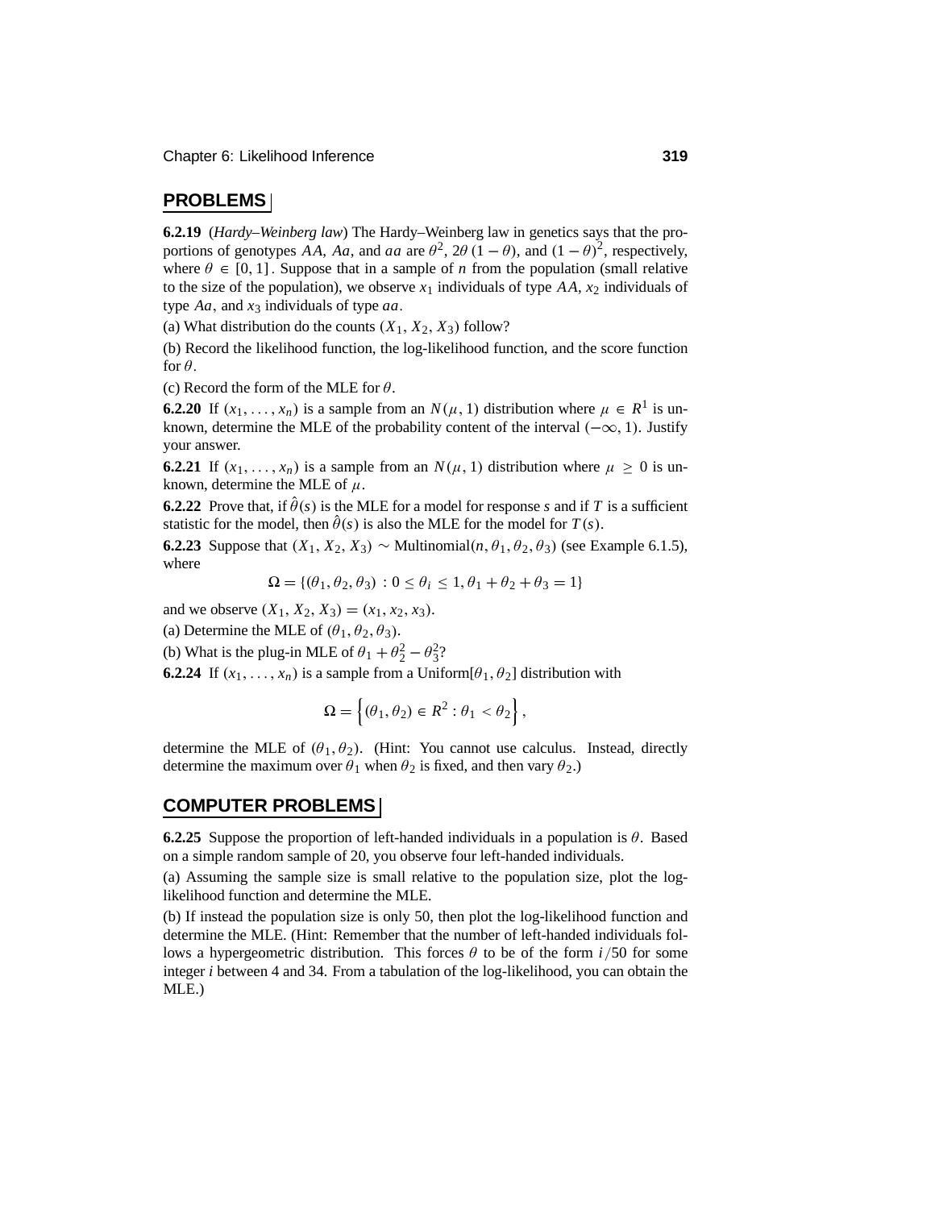## PROBLEMS

**6.2.19** (*Hardy–Weinberg law*) The Hardy–Weinberg law in genetics says that the proportions of genotypes $AA$, $Aa$, and $aa$ are $\theta^2$, $2\theta(1-\theta)$, and $(1-\theta)^2$, respectively, where $\theta \in [0, 1]$. Suppose that in a sample of $n$ from the population (small relative to the size of the population), we observe $x_1$ individuals of type $AA$, $x_2$ individuals of type $Aa$, and $x_3$ individuals of type $aa$.

(a) What distribution do the counts $(X_1, X_2, X_3)$ follow?

(b) Record the likelihood function, the log-likelihood function, and the score function for $\theta$.

(c) Record the form of the MLE for $\theta$.

**6.2.20** If $(x_1, \ldots, x_n)$ is a sample from an $N(\mu, 1)$ distribution where $\mu \in R^1$ is unknown, determine the MLE of the probability content of the interval $(-\infty, 1)$. Justify your answer.

**6.2.21** If $(x_1, \ldots, x_n)$ is a sample from an $N(\mu, 1)$ distribution where $\mu \geq 0$ is unknown, determine the MLE of $\mu$.

**6.2.22** Prove that, if $\hat{\theta}(s)$ is the MLE for a model for response $s$ and if $T$ is a sufficient statistic for the model, then $\hat{\theta}(s)$ is also the MLE for the model for $T(s)$.

**6.2.23** Suppose that $(X_1, X_2, X_3) \sim \text{Multinomial}(n, \theta_1, \theta_2, \theta_3)$ (see Example 6.1.5), where

$$\Omega = \{(\theta_1, \theta_2, \theta_3) : 0 \leq \theta_i \leq 1, \theta_1 + \theta_2 + \theta_3 = 1\}$$

and we observe $(X_1, X_2, X_3) = (x_1, x_2, x_3)$.

(a) Determine the MLE of $(\theta_1, \theta_2, \theta_3)$.

(b) What is the plug-in MLE of $\theta_1 + \theta_2^2 - \theta_3^2$?

**6.2.24** If $(x_1, \ldots, x_n)$ is a sample from a Uniform$[\theta_1, \theta_2]$ distribution with

$$\Omega = \left\{(\theta_1, \theta_2) \in R^2 : \theta_1 < \theta_2\right\},$$

determine the MLE of $(\theta_1, \theta_2)$. (Hint: You cannot use calculus. Instead, directly determine the maximum over $\theta_1$ when $\theta_2$ is fixed, and then vary $\theta_2$.)

## COMPUTER PROBLEMS

**6.2.25** Suppose the proportion of left-handed individuals in a population is $\theta$. Based on a simple random sample of 20, you observe four left-handed individuals.

(a) Assuming the sample size is small relative to the population size, plot the log-likelihood function and determine the MLE.

(b) If instead the population size is only 50, then plot the log-likelihood function and determine the MLE. (Hint: Remember that the number of left-handed individuals follows a hypergeometric distribution. This forces $\theta$ to be of the form $i/50$ for some integer $i$ between 4 and 34. From a tabulation of the log-likelihood, you can obtain the MLE.)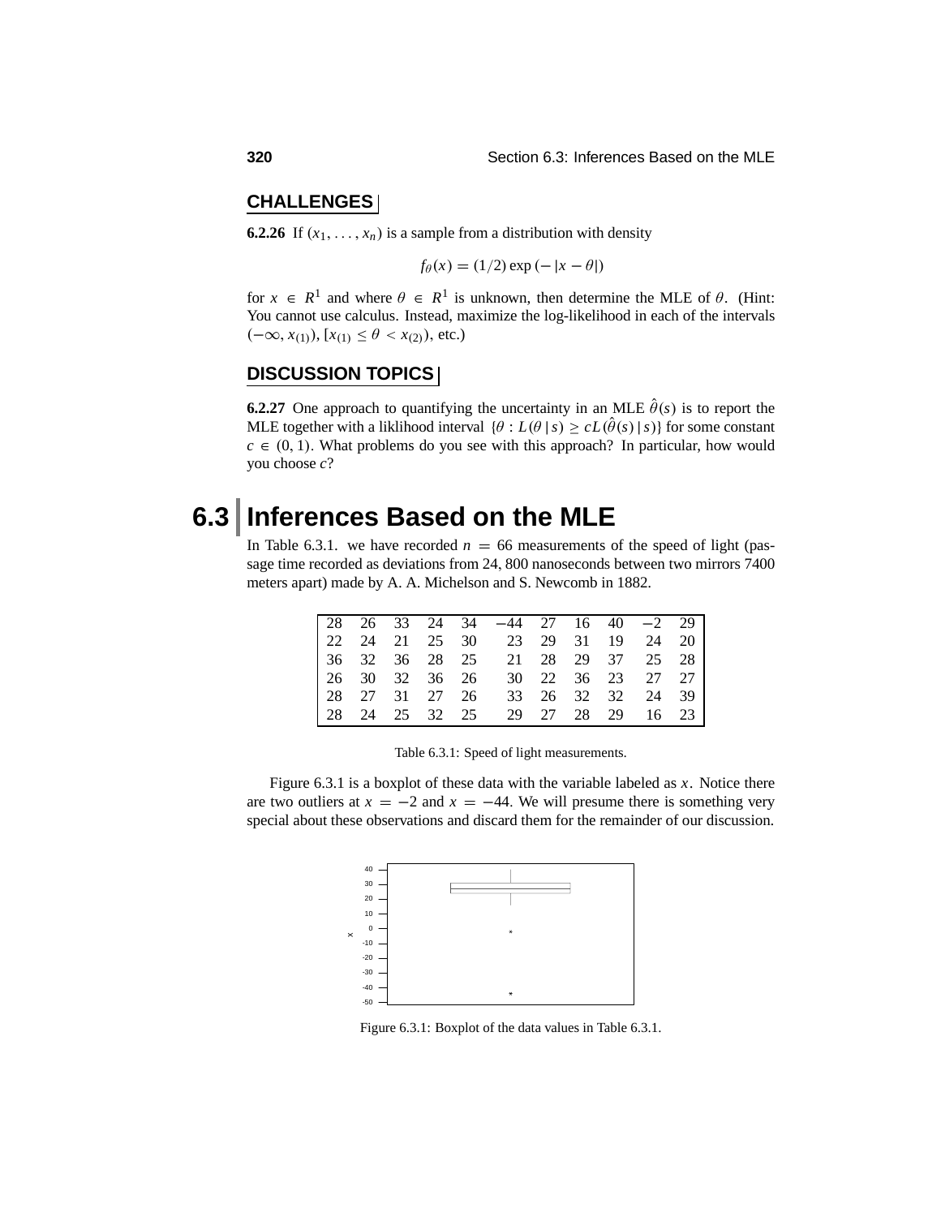## CHALLENGES

**6.2.26** If $(x_1, \ldots, x_n)$ is a sample from a distribution with density

$$f_\theta(x) = (1/2)\exp(-|x - \theta|)$$

for $x \in R^1$ and where $\theta \in R^1$ is unknown, then determine the MLE of $\theta$. (Hint: You cannot use calculus. Instead, maximize the log-likelihood in each of the intervals $(-\infty, x_{(1)})$, $[x_{(1)} \le \theta < x_{(2)})$, etc.)

## DISCUSSION TOPICS

**6.2.27** One approach to quantifying the uncertainty in an MLE $\hat{\theta}(s)$ is to report the MLE together with a liklihood interval $\{\theta : L(\theta \mid s) \ge cL(\hat{\theta}(s) \mid s)\}$ for some constant $c \in (0, 1)$. What problems do you see with this approach? In particular, how would you choose $c$?

# 6.3 Inferences Based on the MLE

In Table 6.3.1. we have recorded $n = 66$ measurements of the speed of light (passage time recorded as deviations from 24, 800 nanoseconds between two mirrors 7400 meters apart) made by A. A. Michelson and S. Newcomb in 1882.

| | | | | | | | | | | |
|---|---|---|---|---|---|---|---|---|---|---|
| 28 | 26 | 33 | 24 | 34 | −44 | 27 | 16 | 40 | −2 | 29 |
| 22 | 24 | 21 | 25 | 30 | 23 | 29 | 31 | 19 | 24 | 20 |
| 36 | 32 | 36 | 28 | 25 | 21 | 28 | 29 | 37 | 25 | 28 |
| 26 | 30 | 32 | 36 | 26 | 30 | 22 | 36 | 23 | 27 | 27 |
| 28 | 27 | 31 | 27 | 26 | 33 | 26 | 32 | 32 | 24 | 39 |
| 28 | 24 | 25 | 32 | 25 | 29 | 27 | 28 | 29 | 16 | 23 |

Table 6.3.1: Speed of light measurements.

Figure 6.3.1 is a boxplot of these data with the variable labeled as $x$. Notice there are two outliers at $x = -2$ and $x = -44$. We will presume there is something very special about these observations and discard them for the remainder of our discussion.

Figure 6.3.1: Boxplot of the data values in Table 6.3.1.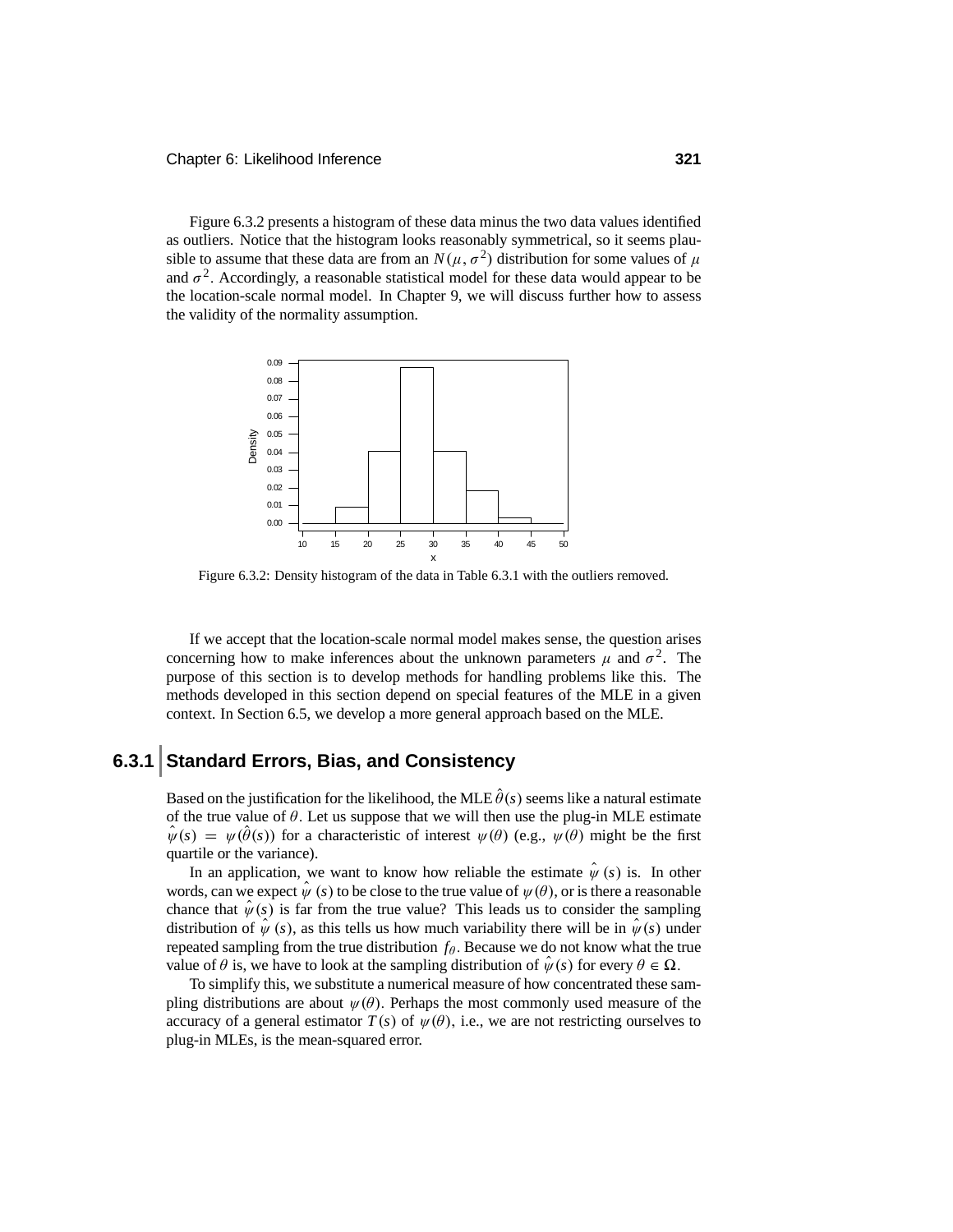Figure 6.3.2 presents a histogram of these data minus the two data values identified as outliers. Notice that the histogram looks reasonably symmetrical, so it seems plausible to assume that these data are from an $N(\mu, \sigma^2)$ distribution for some values of $\mu$ and $\sigma^2$. Accordingly, a reasonable statistical model for these data would appear to be the location-scale normal model. In Chapter 9, we will discuss further how to assess the validity of the normality assumption.

Figure 6.3.2: Density histogram of the data in Table 6.3.1 with the outliers removed.

If we accept that the location-scale normal model makes sense, the question arises concerning how to make inferences about the unknown parameters $\mu$ and $\sigma^2$. The purpose of this section is to develop methods for handling problems like this. The methods developed in this section depend on special features of the MLE in a given context. In Section 6.5, we develop a more general approach based on the MLE.

## 6.3.1 Standard Errors, Bias, and Consistency

Based on the justification for the likelihood, the MLE $\hat{\theta}(s)$ seems like a natural estimate of the true value of $\theta$. Let us suppose that we will then use the plug-in MLE estimate $\hat{\psi}(s) = \psi(\hat{\theta}(s))$ for a characteristic of interest $\psi(\theta)$ (e.g., $\psi(\theta)$ might be the first quartile or the variance).

In an application, we want to know how reliable the estimate $\hat{\psi}(s)$ is. In other words, can we expect $\hat{\psi}(s)$ to be close to the true value of $\psi(\theta)$, or is there a reasonable chance that $\hat{\psi}(s)$ is far from the true value? This leads us to consider the sampling distribution of $\hat{\psi}(s)$, as this tells us how much variability there will be in $\hat{\psi}(s)$ under repeated sampling from the true distribution $f_\theta$. Because we do not know what the true value of $\theta$ is, we have to look at the sampling distribution of $\hat{\psi}(s)$ for every $\theta \in \Omega$.

To simplify this, we substitute a numerical measure of how concentrated these sampling distributions are about $\psi(\theta)$. Perhaps the most commonly used measure of the accuracy of a general estimator $T(s)$ of $\psi(\theta)$, i.e., we are not restricting ourselves to plug-in MLEs, is the mean-squared error.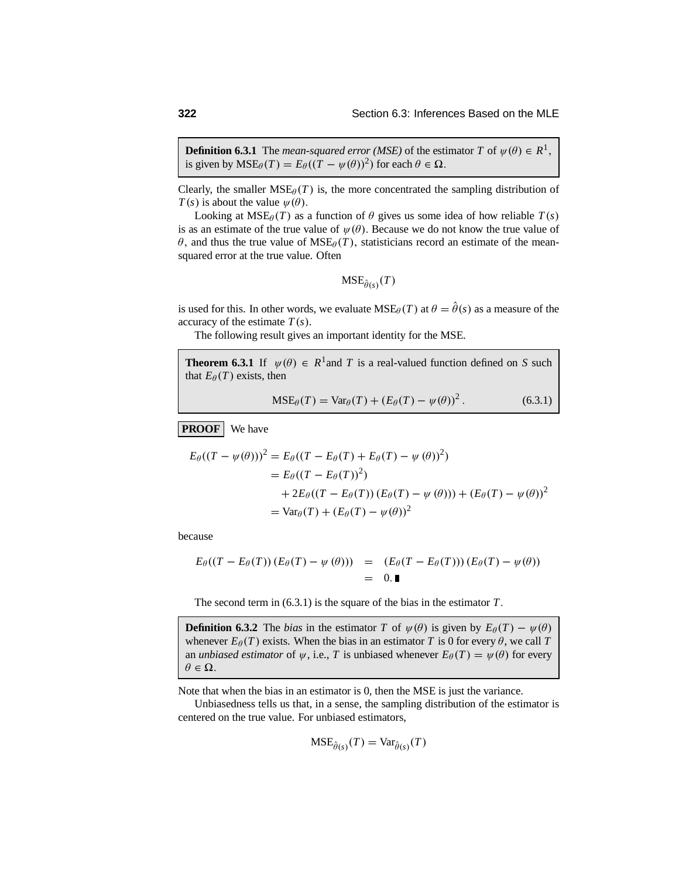**Definition 6.3.1** The *mean-squared error (MSE)* of the estimator $T$ of $\psi(\theta) \in R^1$, is given by $\text{MSE}_\theta(T) = E_\theta((T - \psi(\theta))^2)$ for each $\theta \in \Omega$.

Clearly, the smaller $\text{MSE}_\theta(T)$ is, the more concentrated the sampling distribution of $T(s)$ is about the value $\psi(\theta)$.

Looking at $\text{MSE}_\theta(T)$ as a function of $\theta$ gives us some idea of how reliable $T(s)$ is as an estimate of the true value of $\psi(\theta)$. Because we do not know the true value of $\theta$, and thus the true value of $\text{MSE}_\theta(T)$, statisticians record an estimate of the mean-squared error at the true value. Often

$$\text{MSE}_{\hat{\theta}(s)}(T)$$

is used for this. In other words, we evaluate $\text{MSE}_\theta(T)$ at $\theta = \hat{\theta}(s)$ as a measure of the accuracy of the estimate $T(s)$.

The following result gives an important identity for the MSE.

**Theorem 6.3.1** If $\psi(\theta) \in R^1$ and $T$ is a real-valued function defined on $S$ such that $E_\theta(T)$ exists, then

$$\text{MSE}_\theta(T) = \text{Var}_\theta(T) + (E_\theta(T) - \psi(\theta))^2. \tag{6.3.1}$$

**PROOF** We have

$$\begin{aligned}
E_\theta((T - \psi(\theta)))^2 &= E_\theta((T - E_\theta(T) + E_\theta(T) - \psi(\theta))^2) \\
&= E_\theta((T - E_\theta(T))^2) \\
&\quad + 2E_\theta((T - E_\theta(T))(E_\theta(T) - \psi(\theta))) + (E_\theta(T) - \psi(\theta))^2 \\
&= \text{Var}_\theta(T) + (E_\theta(T) - \psi(\theta))^2
\end{aligned}$$

because

$$\begin{aligned}
E_\theta((T - E_\theta(T))(E_\theta(T) - \psi(\theta))) &= (E_\theta(T - E_\theta(T)))(E_\theta(T) - \psi(\theta)) \\
&= 0. \blacksquare
\end{aligned}$$

The second term in (6.3.1) is the square of the bias in the estimator $T$.

**Definition 6.3.2** The *bias* in the estimator $T$ of $\psi(\theta)$ is given by $E_\theta(T) - \psi(\theta)$ whenever $E_\theta(T)$ exists. When the bias in an estimator $T$ is 0 for every $\theta$, we call $T$ an *unbiased estimator* of $\psi$, i.e., $T$ is unbiased whenever $E_\theta(T) = \psi(\theta)$ for every $\theta \in \Omega$.

Note that when the bias in an estimator is 0, then the MSE is just the variance.

Unbiasedness tells us that, in a sense, the sampling distribution of the estimator is centered on the true value. For unbiased estimators,

$$\text{MSE}_{\hat{\theta}(s)}(T) = \text{Var}_{\hat{\theta}(s)}(T)$$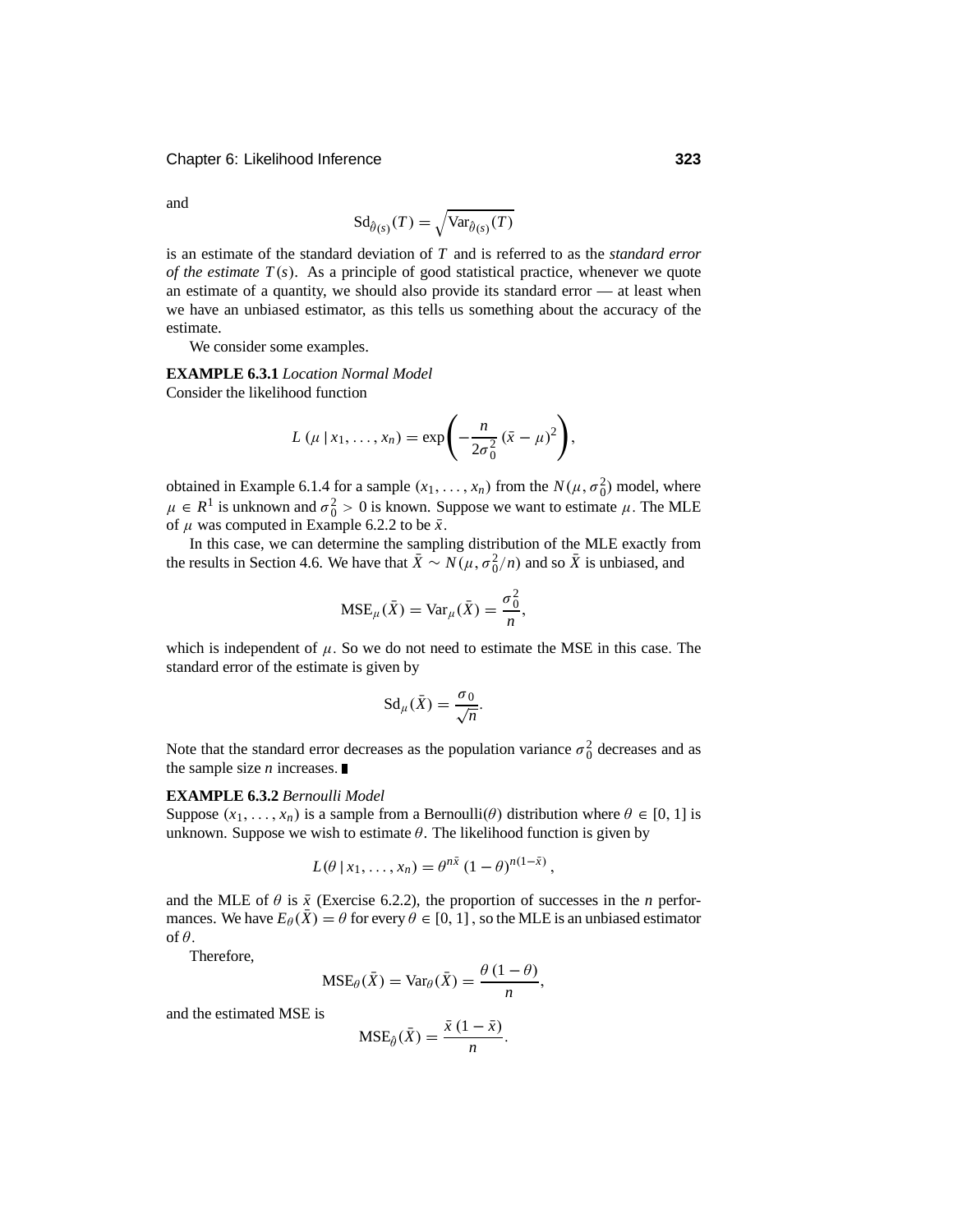and

$$\text{Sd}_{\hat{\theta}(s)}(T) = \sqrt{\text{Var}_{\hat{\theta}(s)}(T)}$$

is an estimate of the standard deviation of $T$ and is referred to as the *standard error of the estimate* $T(s)$. As a principle of good statistical practice, whenever we quote an estimate of a quantity, we should also provide its standard error — at least when we have an unbiased estimator, as this tells us something about the accuracy of the estimate.

We consider some examples.

**EXAMPLE 6.3.1** *Location Normal Model*
Consider the likelihood function

$$L(\mu \mid x_1, \ldots, x_n) = \exp\left(-\frac{n}{2\sigma_0^2}(\bar{x} - \mu)^2\right),$$

obtained in Example 6.1.4 for a sample $(x_1, \ldots, x_n)$ from the $N(\mu, \sigma_0^2)$ model, where $\mu \in R^1$ is unknown and $\sigma_0^2 > 0$ is known. Suppose we want to estimate $\mu$. The MLE of $\mu$ was computed in Example 6.2.2 to be $\bar{x}$.

In this case, we can determine the sampling distribution of the MLE exactly from the results in Section 4.6. We have that $\bar{X} \sim N(\mu, \sigma_0^2/n)$ and so $\bar{X}$ is unbiased, and

$$\text{MSE}_\mu(\bar{X}) = \text{Var}_\mu(\bar{X}) = \frac{\sigma_0^2}{n},$$

which is independent of $\mu$. So we do not need to estimate the MSE in this case. The standard error of the estimate is given by

$$\text{Sd}_\mu(\bar{X}) = \frac{\sigma_0}{\sqrt{n}}.$$

Note that the standard error decreases as the population variance $\sigma_0^2$ decreases and as the sample size $n$ increases. ∎

**EXAMPLE 6.3.2** *Bernoulli Model*
Suppose $(x_1, \ldots, x_n)$ is a sample from a Bernoulli($\theta$) distribution where $\theta \in [0, 1]$ is unknown. Suppose we wish to estimate $\theta$. The likelihood function is given by

$$L(\theta \mid x_1, \ldots, x_n) = \theta^{n\bar{x}}(1 - \theta)^{n(1-\bar{x})},$$

and the MLE of $\theta$ is $\bar{x}$ (Exercise 6.2.2), the proportion of successes in the $n$ performances. We have $E_\theta(\bar{X}) = \theta$ for every $\theta \in [0, 1]$, so the MLE is an unbiased estimator of $\theta$.

Therefore,

$$\text{MSE}_\theta(\bar{X}) = \text{Var}_\theta(\bar{X}) = \frac{\theta(1 - \theta)}{n},$$

and the estimated MSE is

$$\text{MSE}_{\hat{\theta}}(\bar{X}) = \frac{\bar{x}(1 - \bar{x})}{n}.$$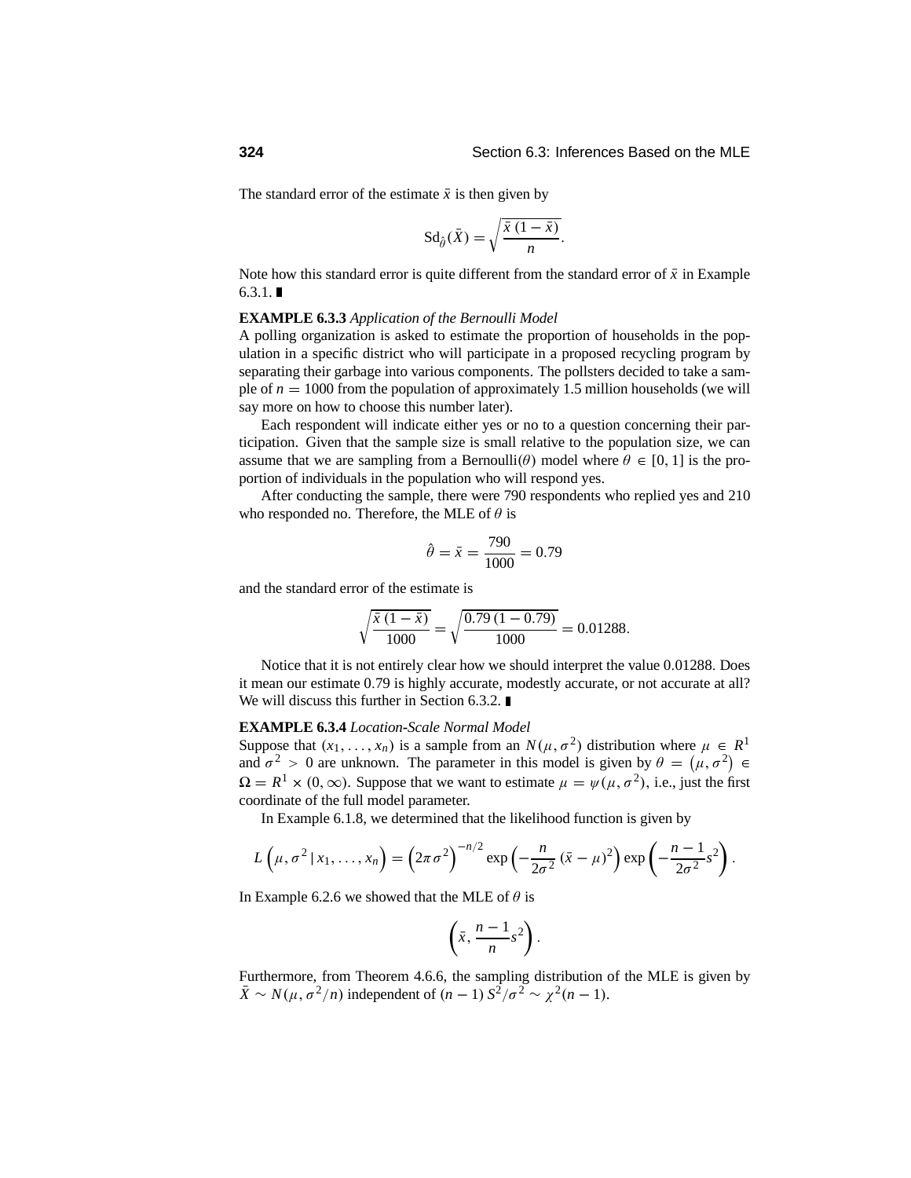The standard error of the estimate $\bar{x}$ is then given by

$$\text{Sd}_{\hat{\theta}}(\bar{X}) = \sqrt{\frac{\bar{x}\,(1-\bar{x})}{n}}.$$

Note how this standard error is quite different from the standard error of $\bar{x}$ in Example 6.3.1. ∎

**EXAMPLE 6.3.3** *Application of the Bernoulli Model*

A polling organization is asked to estimate the proportion of households in the population in a specific district who will participate in a proposed recycling program by separating their garbage into various components. The pollsters decided to take a sample of $n = 1000$ from the population of approximately 1.5 million households (we will say more on how to choose this number later).

Each respondent will indicate either yes or no to a question concerning their participation. Given that the sample size is small relative to the population size, we can assume that we are sampling from a Bernoulli($\theta$) model where $\theta \in [0, 1]$ is the proportion of individuals in the population who will respond yes.

After conducting the sample, there were 790 respondents who replied yes and 210 who responded no. Therefore, the MLE of $\theta$ is

$$\hat{\theta} = \bar{x} = \frac{790}{1000} = 0.79$$

and the standard error of the estimate is

$$\sqrt{\frac{\bar{x}\,(1-\bar{x})}{1000}} = \sqrt{\frac{0.79\,(1-0.79)}{1000}} = 0.01288.$$

Notice that it is not entirely clear how we should interpret the value 0.01288. Does it mean our estimate 0.79 is highly accurate, modestly accurate, or not accurate at all? We will discuss this further in Section 6.3.2. ∎

**EXAMPLE 6.3.4** *Location-Scale Normal Model*

Suppose that $(x_1, \ldots, x_n)$ is a sample from an $N(\mu, \sigma^2)$ distribution where $\mu \in R^1$ and $\sigma^2 > 0$ are unknown. The parameter in this model is given by $\theta = \left(\mu, \sigma^2\right) \in \Omega = R^1 \times (0, \infty)$. Suppose that we want to estimate $\mu = \psi(\mu, \sigma^2)$, i.e., just the first coordinate of the full model parameter.

In Example 6.1.8, we determined that the likelihood function is given by

$$L\left(\mu, \sigma^2 \,|\, x_1, \ldots, x_n\right) = \left(2\pi\sigma^2\right)^{-n/2} \exp\left(-\frac{n}{2\sigma^2}\,(\bar{x}-\mu)^2\right) \exp\left(-\frac{n-1}{2\sigma^2}s^2\right).$$

In Example 6.2.6 we showed that the MLE of $\theta$ is

$$\left(\bar{x}, \frac{n-1}{n}s^2\right).$$

Furthermore, from Theorem 4.6.6, the sampling distribution of the MLE is given by $\bar{X} \sim N(\mu, \sigma^2/n)$ independent of $(n-1)\,S^2/\sigma^2 \sim \chi^2(n-1)$.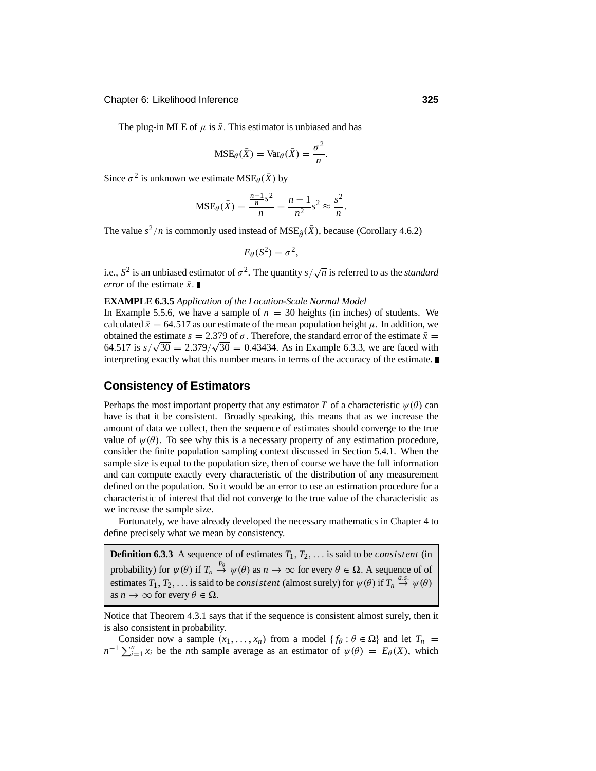The plug-in MLE of $\mu$ is $\bar{x}$. This estimator is unbiased and has

$$\text{MSE}_\theta(\bar{X}) = \text{Var}_\theta(\bar{X}) = \frac{\sigma^2}{n}.$$

Since $\sigma^2$ is unknown we estimate $\text{MSE}_\theta(\bar{X})$ by

$$\text{MSE}_{\hat{\theta}}(\bar{X}) = \frac{\frac{n-1}{n}s^2}{n} = \frac{n-1}{n^2}s^2 \approx \frac{s^2}{n}.$$

The value $s^2/n$ is commonly used instead of $\text{MSE}_{\hat{\theta}}(\bar{X})$, because (Corollary 4.6.2)

$$E_\theta(S^2) = \sigma^2,$$

i.e., $S^2$ is an unbiased estimator of $\sigma^2$. The quantity $s/\sqrt{n}$ is referred to as the *standard error* of the estimate $\bar{x}$. ∎

**EXAMPLE 6.3.5** *Application of the Location-Scale Normal Model*
In Example 5.5.6, we have a sample of $n = 30$ heights (in inches) of students. We calculated $\bar{x} = 64.517$ as our estimate of the mean population height $\mu$. In addition, we obtained the estimate $s = 2.379$ of $\sigma$. Therefore, the standard error of the estimate $\bar{x} = 64.517$ is $s/\sqrt{30} = 2.379/\sqrt{30} = 0.43434$. As in Example 6.3.3, we are faced with interpreting exactly what this number means in terms of the accuracy of the estimate. ∎

## Consistency of Estimators

Perhaps the most important property that any estimator $T$ of a characteristic $\psi(\theta)$ can have is that it be consistent. Broadly speaking, this means that as we increase the amount of data we collect, then the sequence of estimates should converge to the true value of $\psi(\theta)$. To see why this is a necessary property of any estimation procedure, consider the finite population sampling context discussed in Section 5.4.1. When the sample size is equal to the population size, then of course we have the full information and can compute exactly every characteristic of the distribution of any measurement defined on the population. So it would be an error to use an estimation procedure for a characteristic of interest that did not converge to the true value of the characteristic as we increase the sample size.

Fortunately, we have already developed the necessary mathematics in Chapter 4 to define precisely what we mean by consistency.

> **Definition 6.3.3** A sequence of of estimates $T_1, T_2, \ldots$ is said to be *consistent* (in probability) for $\psi(\theta)$ if $T_n \xrightarrow{P_\theta} \psi(\theta)$ as $n \to \infty$ for every $\theta \in \Omega$. A sequence of of estimates $T_1, T_2, \ldots$ is said to be *consistent* (almost surely) for $\psi(\theta)$ if $T_n \xrightarrow{a.s.} \psi(\theta)$ as $n \to \infty$ for every $\theta \in \Omega$.

Notice that Theorem 4.3.1 says that if the sequence is consistent almost surely, then it is also consistent in probability.

Consider now a sample $(x_1, \ldots, x_n)$ from a model $\{f_\theta : \theta \in \Omega\}$ and let $T_n = n^{-1}\sum_{i=1}^{n} x_i$ be the $n$th sample average as an estimator of $\psi(\theta) = E_\theta(X)$, which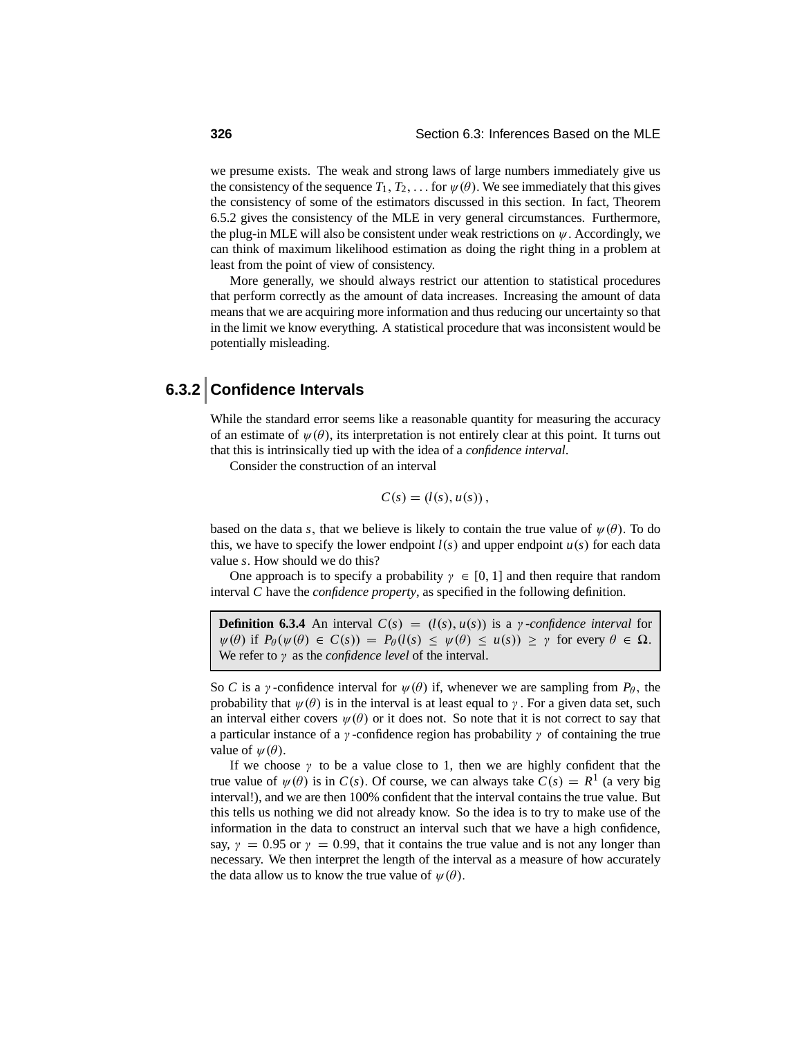we presume exists. The weak and strong laws of large numbers immediately give us the consistency of the sequence $T_1, T_2, \ldots$ for $\psi(\theta)$. We see immediately that this gives the consistency of some of the estimators discussed in this section. In fact, Theorem 6.5.2 gives the consistency of the MLE in very general circumstances. Furthermore, the plug-in MLE will also be consistent under weak restrictions on $\psi$. Accordingly, we can think of maximum likelihood estimation as doing the right thing in a problem at least from the point of view of consistency.

More generally, we should always restrict our attention to statistical procedures that perform correctly as the amount of data increases. Increasing the amount of data means that we are acquiring more information and thus reducing our uncertainty so that in the limit we know everything. A statistical procedure that was inconsistent would be potentially misleading.

## 6.3.2 Confidence Intervals

While the standard error seems like a reasonable quantity for measuring the accuracy of an estimate of $\psi(\theta)$, its interpretation is not entirely clear at this point. It turns out that this is intrinsically tied up with the idea of a *confidence interval*.

Consider the construction of an interval

$$C(s) = (l(s), u(s)),$$

based on the data $s$, that we believe is likely to contain the true value of $\psi(\theta)$. To do this, we have to specify the lower endpoint $l(s)$ and upper endpoint $u(s)$ for each data value $s$. How should we do this?

One approach is to specify a probability $\gamma \in [0, 1]$ and then require that random interval $C$ have the *confidence property*, as specified in the following definition.

> **Definition 6.3.4** An interval $C(s) = (l(s), u(s))$ is a $\gamma$*-confidence interval* for $\psi(\theta)$ if $P_\theta(\psi(\theta) \in C(s)) = P_\theta(l(s) \le \psi(\theta) \le u(s)) \ge \gamma$ for every $\theta \in \Omega$. We refer to $\gamma$ as the *confidence level* of the interval.

So $C$ is a $\gamma$-confidence interval for $\psi(\theta)$ if, whenever we are sampling from $P_\theta$, the probability that $\psi(\theta)$ is in the interval is at least equal to $\gamma$. For a given data set, such an interval either covers $\psi(\theta)$ or it does not. So note that it is not correct to say that a particular instance of a $\gamma$-confidence region has probability $\gamma$ of containing the true value of $\psi(\theta)$.

If we choose $\gamma$ to be a value close to 1, then we are highly confident that the true value of $\psi(\theta)$ is in $C(s)$. Of course, we can always take $C(s) = R^1$ (a very big interval!), and we are then 100% confident that the interval contains the true value. But this tells us nothing we did not already know. So the idea is to try to make use of the information in the data to construct an interval such that we have a high confidence, say, $\gamma = 0.95$ or $\gamma = 0.99$, that it contains the true value and is not any longer than necessary. We then interpret the length of the interval as a measure of how accurately the data allow us to know the true value of $\psi(\theta)$.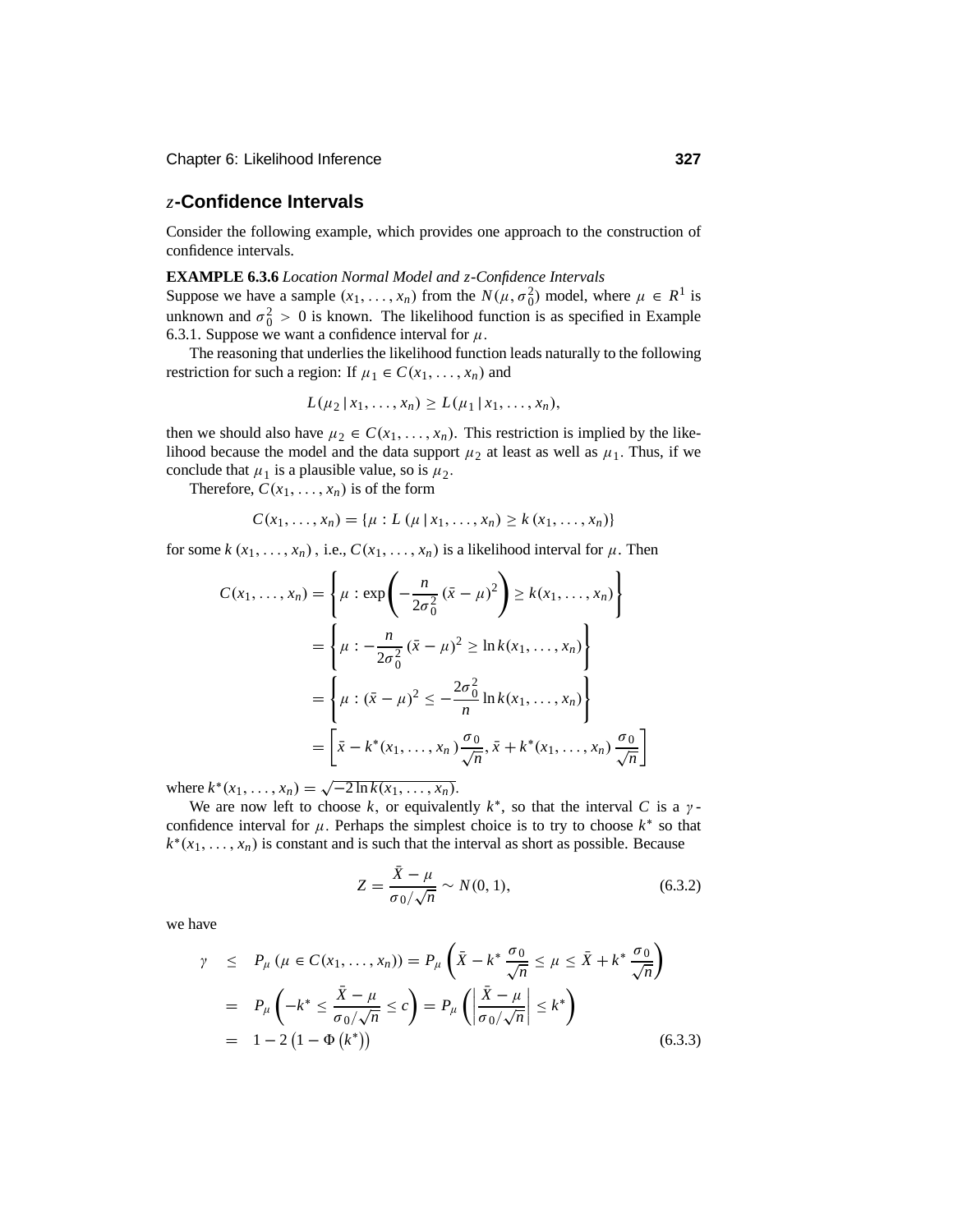## $z$-Confidence Intervals

Consider the following example, which provides one approach to the construction of confidence intervals.

**EXAMPLE 6.3.6** *Location Normal Model and z-Confidence Intervals*
Suppose we have a sample $(x_1, \ldots, x_n)$ from the $N(\mu, \sigma_0^2)$ model, where $\mu \in R^1$ is unknown and $\sigma_0^2 > 0$ is known. The likelihood function is as specified in Example 6.3.1. Suppose we want a confidence interval for $\mu$.

The reasoning that underlies the likelihood function leads naturally to the following restriction for such a region: If $\mu_1 \in C(x_1, \ldots, x_n)$ and

$$L(\mu_2 \,|\, x_1, \ldots, x_n) \geq L(\mu_1 \,|\, x_1, \ldots, x_n),$$

then we should also have $\mu_2 \in C(x_1, \ldots, x_n)$. This restriction is implied by the likelihood because the model and the data support $\mu_2$ at least as well as $\mu_1$. Thus, if we conclude that $\mu_1$ is a plausible value, so is $\mu_2$.

Therefore, $C(x_1, \ldots, x_n)$ is of the form

$$C(x_1, \ldots, x_n) = \{\mu : L\,(\mu \,|\, x_1, \ldots, x_n) \geq k\,(x_1, \ldots, x_n)\}$$

for some $k\,(x_1, \ldots, x_n)$, i.e., $C(x_1, \ldots, x_n)$ is a likelihood interval for $\mu$. Then

$$\begin{aligned}
C(x_1, \ldots, x_n) &= \left\{\mu : \exp\left(-\frac{n}{2\sigma_0^2}\,(\bar{x} - \mu)^2\right) \geq k(x_1, \ldots, x_n)\right\} \\
&= \left\{\mu : -\frac{n}{2\sigma_0^2}\,(\bar{x} - \mu)^2 \geq \ln k(x_1, \ldots, x_n)\right\} \\
&= \left\{\mu : (\bar{x} - \mu)^2 \leq -\frac{2\sigma_0^2}{n} \ln k(x_1, \ldots, x_n)\right\} \\
&= \left[\bar{x} - k^*(x_1, \ldots, x_n)\,\frac{\sigma_0}{\sqrt{n}}, \bar{x} + k^*(x_1, \ldots, x_n)\,\frac{\sigma_0}{\sqrt{n}}\right]
\end{aligned}$$

where $k^*(x_1, \ldots, x_n) = \sqrt{-2 \ln k(x_1, \ldots, x_n)}$.

We are now left to choose $k$, or equivalently $k^*$, so that the interval $C$ is a $\gamma$-confidence interval for $\mu$. Perhaps the simplest choice is to try to choose $k^*$ so that $k^*(x_1, \ldots, x_n)$ is constant and is such that the interval as short as possible. Because

$$Z = \frac{\bar{X} - \mu}{\sigma_0/\sqrt{n}} \sim N(0, 1), \tag{6.3.2}$$

we have

$$\begin{aligned}
\gamma &\leq P_\mu\,(\mu \in C(x_1, \ldots, x_n)) = P_\mu\left(\bar{X} - k^*\,\frac{\sigma_0}{\sqrt{n}} \leq \mu \leq \bar{X} + k^*\,\frac{\sigma_0}{\sqrt{n}}\right) \\
&= P_\mu\left(-k^* \leq \frac{\bar{X} - \mu}{\sigma_0/\sqrt{n}} \leq c\right) = P_\mu\left(\left|\frac{\bar{X} - \mu}{\sigma_0/\sqrt{n}}\right| \leq k^*\right) \\
&= 1 - 2\left(1 - \Phi\left(k^*\right)\right)
\end{aligned} \tag{6.3.3}$$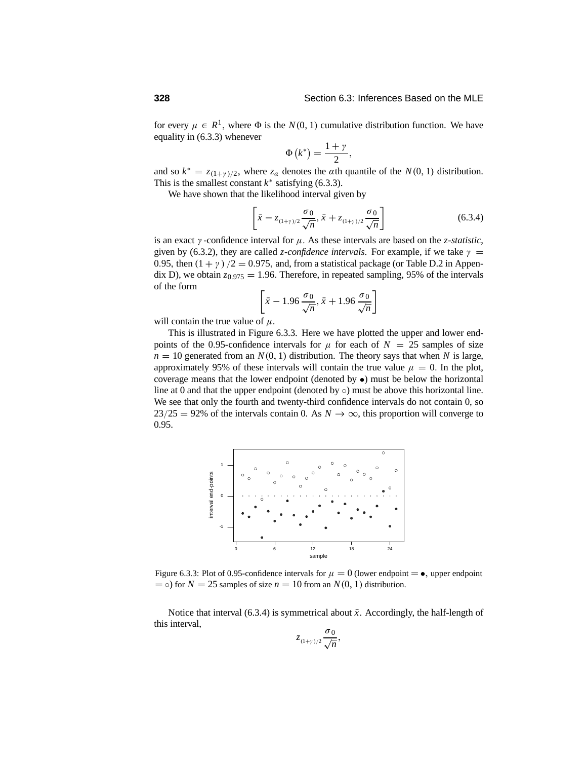for every $\mu \in R^1$, where $\Phi$ is the $N(0, 1)$ cumulative distribution function. We have equality in (6.3.3) whenever

$$\Phi\left(k^*\right) = \frac{1+\gamma}{2},$$

and so $k^* = z_{(1+\gamma)/2}$, where $z_\alpha$ denotes the $\alpha$th quantile of the $N(0, 1)$ distribution. This is the smallest constant $k^*$ satisfying (6.3.3).

We have shown that the likelihood interval given by

$$\left[\bar{x} - z_{(1+\gamma)/2}\frac{\sigma_0}{\sqrt{n}}, \bar{x} + z_{(1+\gamma)/2}\frac{\sigma_0}{\sqrt{n}}\right] \tag{6.3.4}$$

is an exact $\gamma$-confidence interval for $\mu$. As these intervals are based on the *z-statistic*, given by (6.3.2), they are called *z-confidence intervals*. For example, if we take $\gamma = 0.95$, then $(1+\gamma)/2 = 0.975$, and, from a statistical package (or Table D.2 in Appendix D), we obtain $z_{0.975} = 1.96$. Therefore, in repeated sampling, 95% of the intervals of the form

$$\left[\bar{x} - 1.96\frac{\sigma_0}{\sqrt{n}}, \bar{x} + 1.96\frac{\sigma_0}{\sqrt{n}}\right]$$

will contain the true value of $\mu$.

This is illustrated in Figure 6.3.3. Here we have plotted the upper and lower endpoints of the 0.95-confidence intervals for $\mu$ for each of $N = 25$ samples of size $n = 10$ generated from an $N(0, 1)$ distribution. The theory says that when $N$ is large, approximately 95% of these intervals will contain the true value $\mu = 0$. In the plot, coverage means that the lower endpoint (denoted by $\bullet$) must be below the horizontal line at 0 and that the upper endpoint (denoted by $\circ$) must be above this horizontal line. We see that only the fourth and twenty-third confidence intervals do not contain 0, so $23/25 = 92\%$ of the intervals contain 0. As $N \to \infty$, this proportion will converge to 0.95.

Figure 6.3.3: Plot of 0.95-confidence intervals for $\mu = 0$ (lower endpoint $= \bullet$, upper endpoint $= \circ$) for $N = 25$ samples of size $n = 10$ from an $N(0, 1)$ distribution.

Notice that interval (6.3.4) is symmetrical about $\bar{x}$. Accordingly, the half-length of this interval,

$$z_{(1+\gamma)/2}\frac{\sigma_0}{\sqrt{n}},$$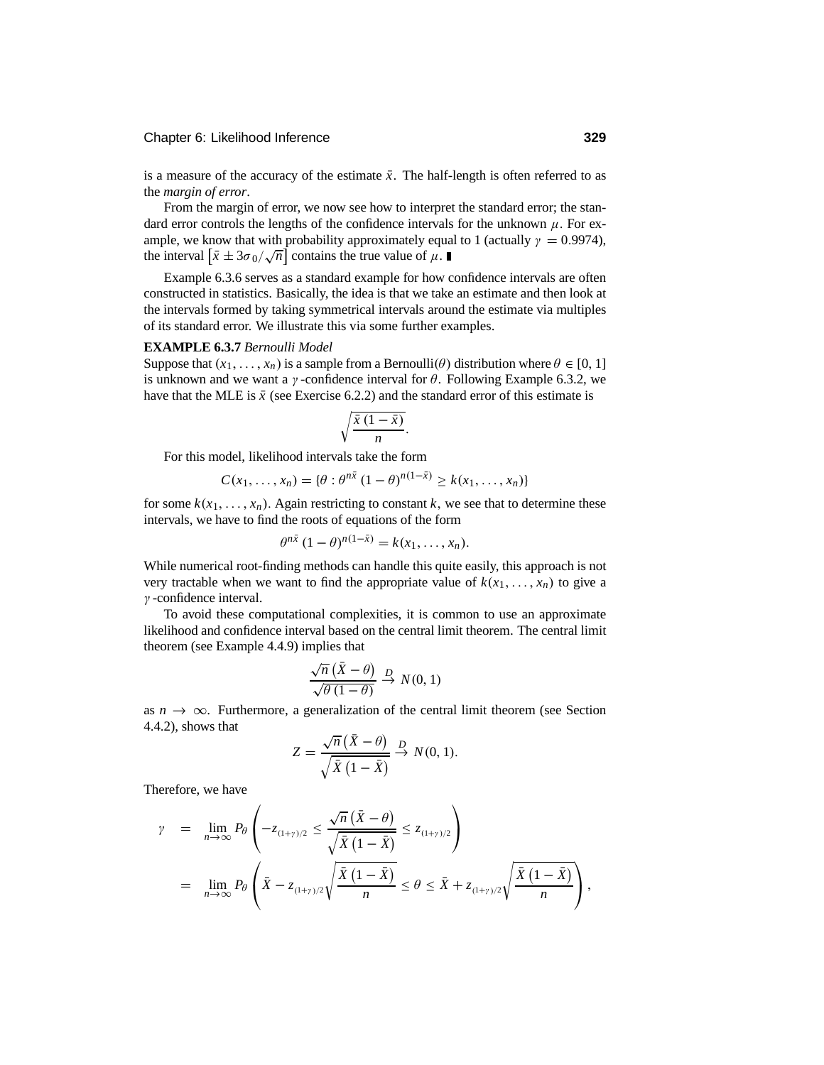is a measure of the accuracy of the estimate $\bar{x}$. The half-length is often referred to as the *margin of error*.

From the margin of error, we now see how to interpret the standard error; the standard error controls the lengths of the confidence intervals for the unknown $\mu$. For example, we know that with probability approximately equal to 1 (actually $\gamma = 0.9974$), the interval $\left[\bar{x} \pm 3\sigma_0/\sqrt{n}\right]$ contains the true value of $\mu$. ∎

Example 6.3.6 serves as a standard example for how confidence intervals are often constructed in statistics. Basically, the idea is that we take an estimate and then look at the intervals formed by taking symmetrical intervals around the estimate via multiples of its standard error. We illustrate this via some further examples.

**EXAMPLE 6.3.7** *Bernoulli Model*

Suppose that $(x_1, \ldots, x_n)$ is a sample from a Bernoulli$(\theta)$ distribution where $\theta \in [0, 1]$ is unknown and we want a $\gamma$-confidence interval for $\theta$. Following Example 6.3.2, we have that the MLE is $\bar{x}$ (see Exercise 6.2.2) and the standard error of this estimate is

$$\sqrt{\frac{\bar{x}\,(1-\bar{x})}{n}}.$$

For this model, likelihood intervals take the form

$$C(x_1, \ldots, x_n) = \{\theta : \theta^{n\bar{x}}\,(1-\theta)^{n(1-\bar{x})} \geq k(x_1, \ldots, x_n)\}$$

for some $k(x_1, \ldots, x_n)$. Again restricting to constant $k$, we see that to determine these intervals, we have to find the roots of equations of the form

$$\theta^{n\bar{x}}\,(1-\theta)^{n(1-\bar{x})} = k(x_1, \ldots, x_n).$$

While numerical root-finding methods can handle this quite easily, this approach is not very tractable when we want to find the appropriate value of $k(x_1, \ldots, x_n)$ to give a $\gamma$-confidence interval.

To avoid these computational complexities, it is common to use an approximate likelihood and confidence interval based on the central limit theorem. The central limit theorem (see Example 4.4.9) implies that

$$\frac{\sqrt{n}\left(\bar{X}-\theta\right)}{\sqrt{\theta\,(1-\theta)}} \xrightarrow{D} N(0,1)$$

as $n \to \infty$. Furthermore, a generalization of the central limit theorem (see Section 4.4.2), shows that

$$Z = \frac{\sqrt{n}\left(\bar{X}-\theta\right)}{\sqrt{\bar{X}\left(1-\bar{X}\right)}} \xrightarrow{D} N(0,1).$$

Therefore, we have

$$\begin{aligned}
\gamma &= \lim_{n\to\infty} P_\theta\left(-z_{(1+\gamma)/2} \leq \frac{\sqrt{n}\left(\bar{X}-\theta\right)}{\sqrt{\bar{X}\left(1-\bar{X}\right)}} \leq z_{(1+\gamma)/2}\right) \\
&= \lim_{n\to\infty} P_\theta\left(\bar{X} - z_{(1+\gamma)/2}\sqrt{\frac{\bar{X}\left(1-\bar{X}\right)}{n}} \leq \theta \leq \bar{X} + z_{(1+\gamma)/2}\sqrt{\frac{\bar{X}\left(1-\bar{X}\right)}{n}}\right),
\end{aligned}$$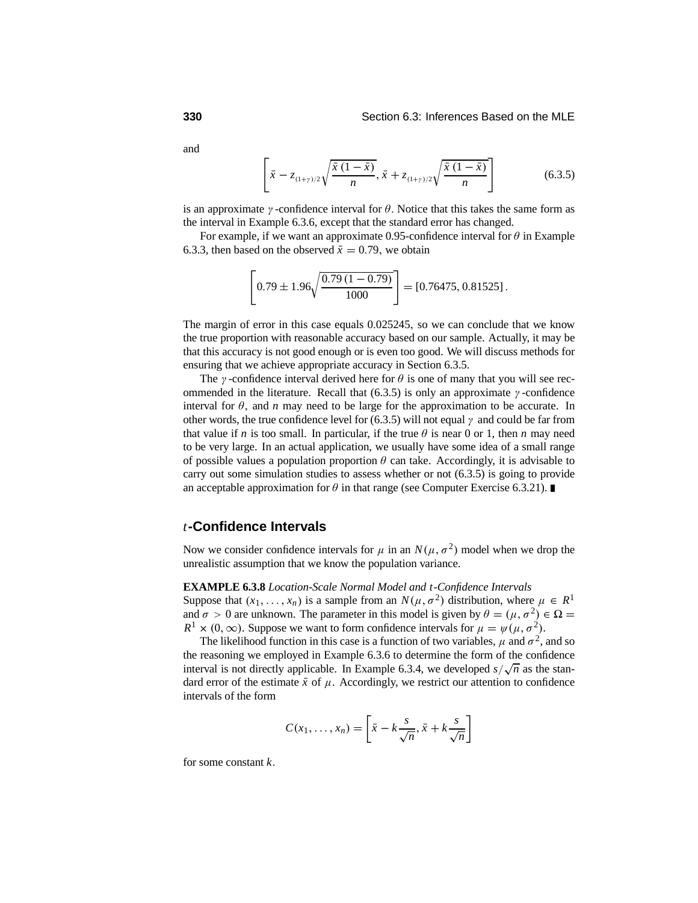and

$$\left[ \bar{x} - z_{(1+\gamma)/2} \sqrt{\frac{\bar{x}(1-\bar{x})}{n}}, \bar{x} + z_{(1+\gamma)/2} \sqrt{\frac{\bar{x}(1-\bar{x})}{n}} \right] \tag{6.3.5}$$

is an approximate $\gamma$-confidence interval for $\theta$. Notice that this takes the same form as the interval in Example 6.3.6, except that the standard error has changed.

For example, if we want an approximate 0.95-confidence interval for $\theta$ in Example 6.3.3, then based on the observed $\bar{x} = 0.79$, we obtain

$$\left[ 0.79 \pm 1.96 \sqrt{\frac{0.79(1-0.79)}{1000}} \right] = [0.76475, 0.81525].$$

The margin of error in this case equals 0.025245, so we can conclude that we know the true proportion with reasonable accuracy based on our sample. Actually, it may be that this accuracy is not good enough or is even too good. We will discuss methods for ensuring that we achieve appropriate accuracy in Section 6.3.5.

The $\gamma$-confidence interval derived here for $\theta$ is one of many that you will see recommended in the literature. Recall that (6.3.5) is only an approximate $\gamma$-confidence interval for $\theta$, and $n$ may need to be large for the approximation to be accurate. In other words, the true confidence level for (6.3.5) will not equal $\gamma$ and could be far from that value if $n$ is too small. In particular, if the true $\theta$ is near 0 or 1, then $n$ may need to be very large. In an actual application, we usually have some idea of a small range of possible values a population proportion $\theta$ can take. Accordingly, it is advisable to carry out some simulation studies to assess whether or not (6.3.5) is going to provide an acceptable approximation for $\theta$ in that range (see Computer Exercise 6.3.21). ∎

## $t$-Confidence Intervals

Now we consider confidence intervals for $\mu$ in an $N(\mu, \sigma^2)$ model when we drop the unrealistic assumption that we know the population variance.

**EXAMPLE 6.3.8** *Location-Scale Normal Model and $t$-Confidence Intervals*
Suppose that $(x_1, \ldots, x_n)$ is a sample from an $N(\mu, \sigma^2)$ distribution, where $\mu \in R^1$ and $\sigma > 0$ are unknown. The parameter in this model is given by $\theta = (\mu, \sigma^2) \in \Omega = R^1 \times (0, \infty)$. Suppose we want to form confidence intervals for $\mu = \psi(\mu, \sigma^2)$.

The likelihood function in this case is a function of two variables, $\mu$ and $\sigma^2$, and so the reasoning we employed in Example 6.3.6 to determine the form of the confidence interval is not directly applicable. In Example 6.3.4, we developed $s/\sqrt{n}$ as the standard error of the estimate $\bar{x}$ of $\mu$. Accordingly, we restrict our attention to confidence intervals of the form

$$C(x_1, \ldots, x_n) = \left[ \bar{x} - k \frac{s}{\sqrt{n}}, \bar{x} + k \frac{s}{\sqrt{n}} \right]$$

for some constant $k$.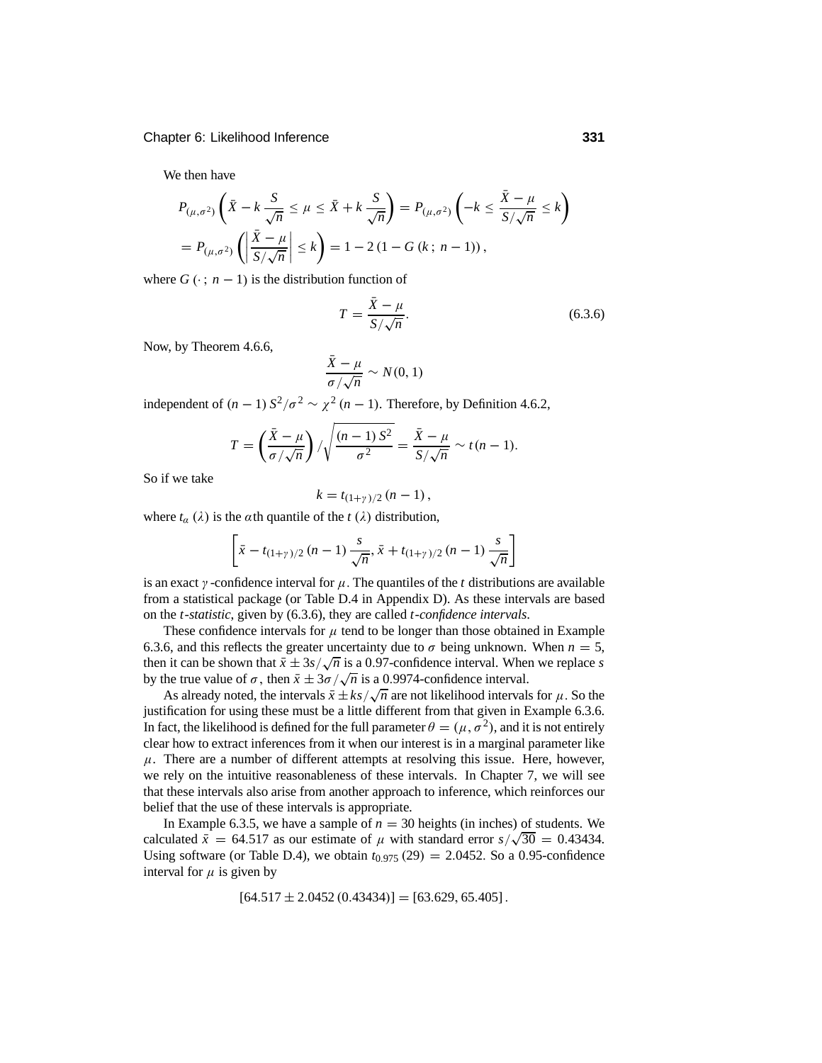We then have

$$P_{(\mu,\sigma^2)}\left(\bar{X} - k\,\frac{S}{\sqrt{n}} \le \mu \le \bar{X} + k\,\frac{S}{\sqrt{n}}\right) = P_{(\mu,\sigma^2)}\left(-k \le \frac{\bar{X}-\mu}{S/\sqrt{n}} \le k\right)$$

$$= P_{(\mu,\sigma^2)}\left(\left|\frac{\bar{X}-\mu}{S/\sqrt{n}}\right| \le k\right) = 1 - 2\left(1 - G\left(k\,;\, n-1\right)\right),$$

where $G(\cdot\,;\, n-1)$ is the distribution function of

$$T = \frac{\bar{X}-\mu}{S/\sqrt{n}}. \tag{6.3.6}$$

Now, by Theorem 4.6.6,

$$\frac{\bar{X}-\mu}{\sigma/\sqrt{n}} \sim N(0,1)$$

independent of $(n-1)\,S^2/\sigma^2 \sim \chi^2(n-1)$. Therefore, by Definition 4.6.2,

$$T = \left(\frac{\bar{X}-\mu}{\sigma/\sqrt{n}}\right) \Big/ \sqrt{\frac{(n-1)\,S^2}{\sigma^2}} = \frac{\bar{X}-\mu}{S/\sqrt{n}} \sim t(n-1).$$

So if we take

$$k = t_{(1+\gamma)/2}\,(n-1)\,,$$

where $t_\alpha(\lambda)$ is the $\alpha$th quantile of the $t(\lambda)$ distribution,

$$\left[\bar{x} - t_{(1+\gamma)/2}\,(n-1)\,\frac{s}{\sqrt{n}},\, \bar{x} + t_{(1+\gamma)/2}\,(n-1)\,\frac{s}{\sqrt{n}}\right]$$

is an exact $\gamma$-confidence interval for $\mu$. The quantiles of the $t$ distributions are available from a statistical package (or Table D.4 in Appendix D). As these intervals are based on the *t-statistic*, given by (6.3.6), they are called *t-confidence intervals*.

These confidence intervals for $\mu$ tend to be longer than those obtained in Example 6.3.6, and this reflects the greater uncertainty due to $\sigma$ being unknown. When $n = 5$, then it can be shown that $\bar{x} \pm 3s/\sqrt{n}$ is a 0.97-confidence interval. When we replace $s$ by the true value of $\sigma$, then $\bar{x} \pm 3\sigma/\sqrt{n}$ is a 0.9974-confidence interval.

As already noted, the intervals $\bar{x} \pm ks/\sqrt{n}$ are not likelihood intervals for $\mu$. So the justification for using these must be a little different from that given in Example 6.3.6. In fact, the likelihood is defined for the full parameter $\theta = (\mu, \sigma^2)$, and it is not entirely clear how to extract inferences from it when our interest is in a marginal parameter like $\mu$. There are a number of different attempts at resolving this issue. Here, however, we rely on the intuitive reasonableness of these intervals. In Chapter 7, we will see that these intervals also arise from another approach to inference, which reinforces our belief that the use of these intervals is appropriate.

In Example 6.3.5, we have a sample of $n = 30$ heights (in inches) of students. We calculated $\bar{x} = 64.517$ as our estimate of $\mu$ with standard error $s/\sqrt{30} = 0.43434$. Using software (or Table D.4), we obtain $t_{0.975}(29) = 2.0452$. So a 0.95-confidence interval for $\mu$ is given by

$$[64.517 \pm 2.0452\,(0.43434)] = [63.629, 65.405]\,.$$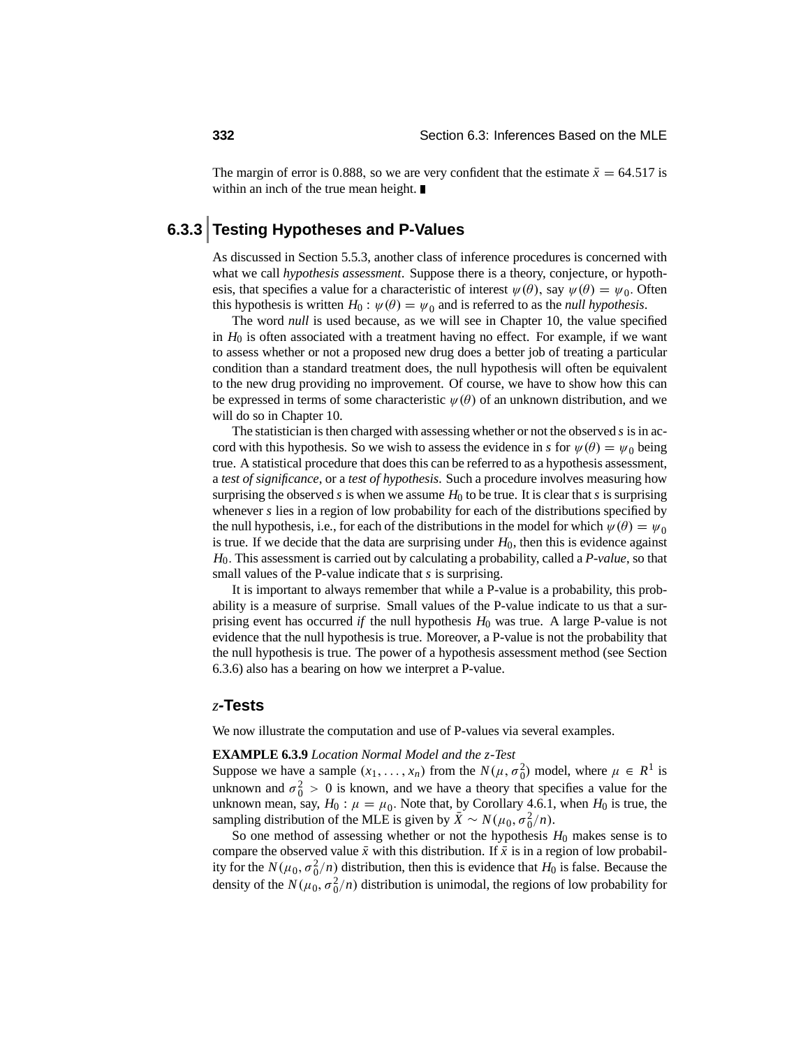The margin of error is 0.888, so we are very confident that the estimate $\bar{x} = 64.517$ is within an inch of the true mean height. ∎

## 6.3.3 Testing Hypotheses and P-Values

As discussed in Section 5.5.3, another class of inference procedures is concerned with what we call *hypothesis assessment*. Suppose there is a theory, conjecture, or hypothesis, that specifies a value for a characteristic of interest $\psi(\theta)$, say $\psi(\theta) = \psi_0$. Often this hypothesis is written $H_0 : \psi(\theta) = \psi_0$ and is referred to as the *null hypothesis*.

The word *null* is used because, as we will see in Chapter 10, the value specified in $H_0$ is often associated with a treatment having no effect. For example, if we want to assess whether or not a proposed new drug does a better job of treating a particular condition than a standard treatment does, the null hypothesis will often be equivalent to the new drug providing no improvement. Of course, we have to show how this can be expressed in terms of some characteristic $\psi(\theta)$ of an unknown distribution, and we will do so in Chapter 10.

The statistician is then charged with assessing whether or not the observed $s$ is in accord with this hypothesis. So we wish to assess the evidence in $s$ for $\psi(\theta) = \psi_0$ being true. A statistical procedure that does this can be referred to as a hypothesis assessment, a *test of significance*, or a *test of hypothesis*. Such a procedure involves measuring how surprising the observed $s$ is when we assume $H_0$ to be true. It is clear that $s$ is surprising whenever $s$ lies in a region of low probability for each of the distributions specified by the null hypothesis, i.e., for each of the distributions in the model for which $\psi(\theta) = \psi_0$ is true. If we decide that the data are surprising under $H_0$, then this is evidence against $H_0$. This assessment is carried out by calculating a probability, called a *P-value*, so that small values of the P-value indicate that $s$ is surprising.

It is important to always remember that while a P-value is a probability, this probability is a measure of surprise. Small values of the P-value indicate to us that a surprising event has occurred *if* the null hypothesis $H_0$ was true. A large P-value is not evidence that the null hypothesis is true. Moreover, a P-value is not the probability that the null hypothesis is true. The power of a hypothesis assessment method (see Section 6.3.6) also has a bearing on how we interpret a P-value.

### *z*-Tests

We now illustrate the computation and use of P-values via several examples.

**EXAMPLE 6.3.9** *Location Normal Model and the z-Test*
Suppose we have a sample $(x_1, \ldots, x_n)$ from the $N(\mu, \sigma_0^2)$ model, where $\mu \in R^1$ is unknown and $\sigma_0^2 > 0$ is known, and we have a theory that specifies a value for the unknown mean, say, $H_0 : \mu = \mu_0$. Note that, by Corollary 4.6.1, when $H_0$ is true, the sampling distribution of the MLE is given by $\bar{X} \sim N(\mu_0, \sigma_0^2/n)$.

So one method of assessing whether or not the hypothesis $H_0$ makes sense is to compare the observed value $\bar{x}$ with this distribution. If $\bar{x}$ is in a region of low probability for the $N(\mu_0, \sigma_0^2/n)$ distribution, then this is evidence that $H_0$ is false. Because the density of the $N(\mu_0, \sigma_0^2/n)$ distribution is unimodal, the regions of low probability for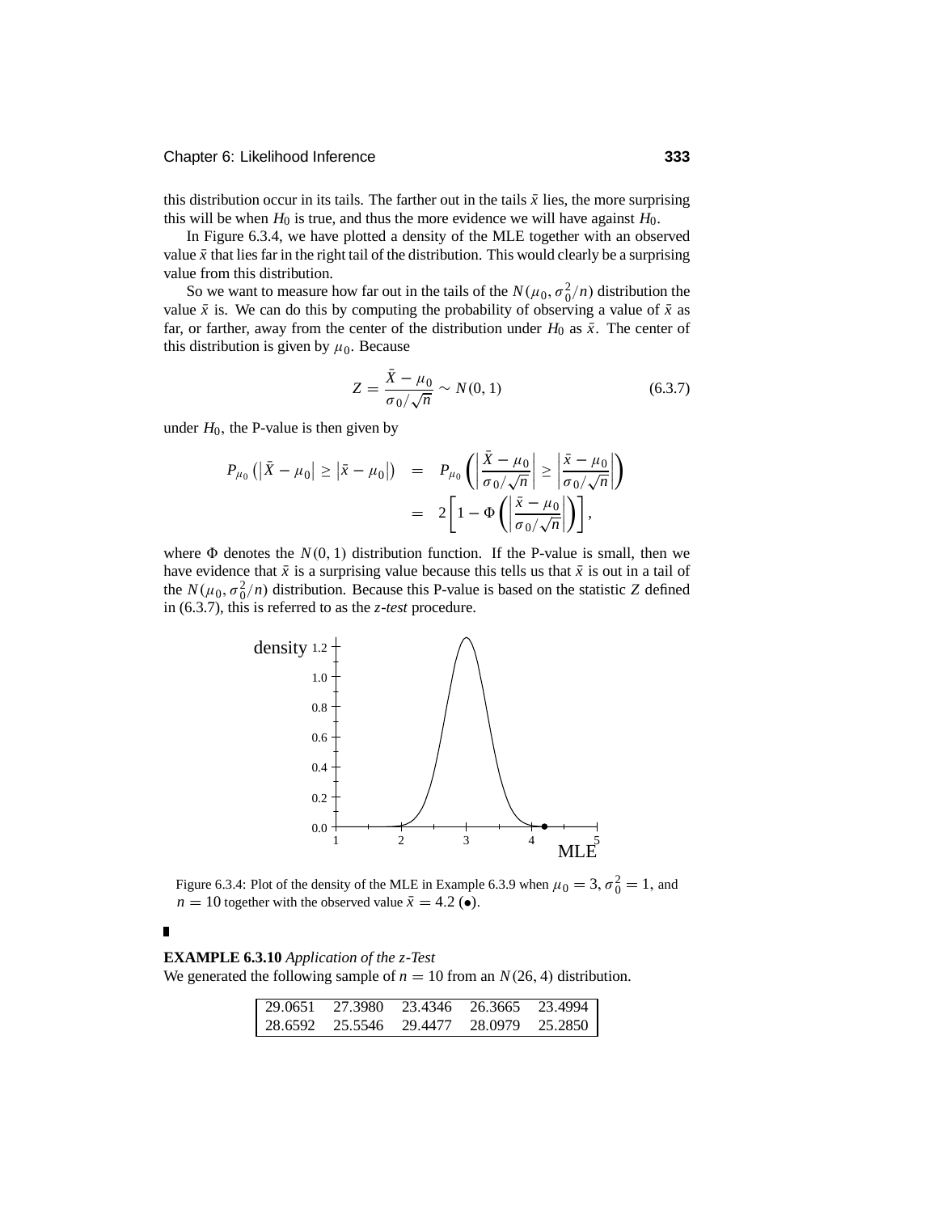this distribution occur in its tails. The farther out in the tails $\bar{x}$ lies, the more surprising this will be when $H_0$ is true, and thus the more evidence we will have against $H_0$.

In Figure 6.3.4, we have plotted a density of the MLE together with an observed value $\bar{x}$ that lies far in the right tail of the distribution. This would clearly be a surprising value from this distribution.

So we want to measure how far out in the tails of the $N(\mu_0, \sigma_0^2/n)$ distribution the value $\bar{x}$ is. We can do this by computing the probability of observing a value of $\bar{x}$ as far, or farther, away from the center of the distribution under $H_0$ as $\bar{x}$. The center of this distribution is given by $\mu_0$. Because

$$Z = \frac{\bar{X} - \mu_0}{\sigma_0/\sqrt{n}} \sim N(0, 1) \tag{6.3.7}$$

under $H_0$, the P-value is then given by

$$\begin{aligned} P_{\mu_0}\left(\left|\bar{X} - \mu_0\right| \geq \left|\bar{x} - \mu_0\right|\right) &= P_{\mu_0}\left(\left|\frac{\bar{X} - \mu_0}{\sigma_0/\sqrt{n}}\right| \geq \left|\frac{\bar{x} - \mu_0}{\sigma_0/\sqrt{n}}\right|\right) \\ &= 2\left[1 - \Phi\left(\left|\frac{\bar{x} - \mu_0}{\sigma_0/\sqrt{n}}\right|\right)\right], \end{aligned}$$

where $\Phi$ denotes the $N(0, 1)$ distribution function. If the P-value is small, then we have evidence that $\bar{x}$ is a surprising value because this tells us that $\bar{x}$ is out in a tail of the $N(\mu_0, \sigma_0^2/n)$ distribution. Because this P-value is based on the statistic $Z$ defined in (6.3.7), this is referred to as the *z-test* procedure.

Figure 6.3.4: Plot of the density of the MLE in Example 6.3.9 when $\mu_0 = 3$, $\sigma_0^2 = 1$, and $n = 10$ together with the observed value $\bar{x} = 4.2$ (•).

■

**EXAMPLE 6.3.10** *Application of the z-Test*
We generated the following sample of $n = 10$ from an $N(26, 4)$ distribution.

| | | | | |
|---|---|---|---|---|
| 29.0651 | 27.3980 | 23.4346 | 26.3665 | 23.4994 |
| 28.6592 | 25.5546 | 29.4477 | 28.0979 | 25.2850 |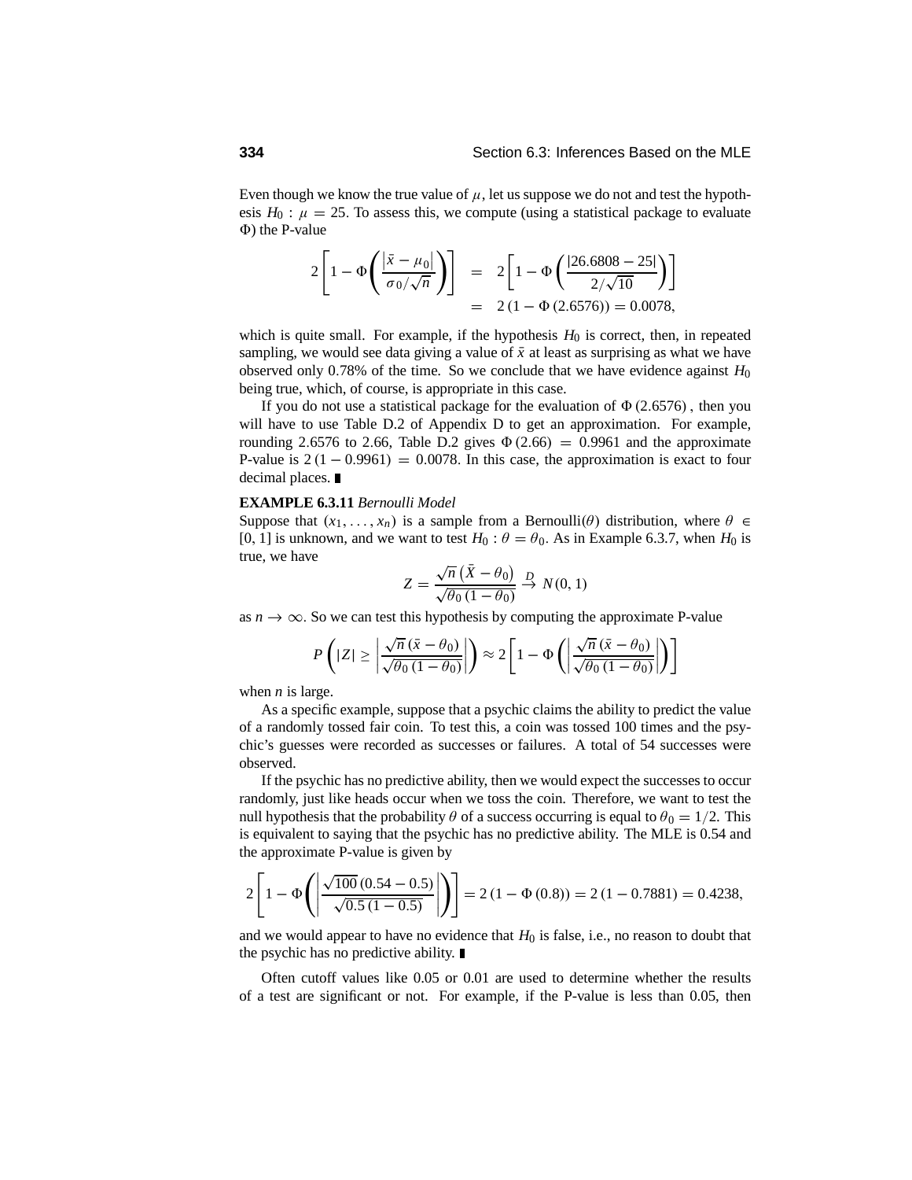Even though we know the true value of $\mu$, let us suppose we do not and test the hypothesis $H_0 : \mu = 25$. To assess this, we compute (using a statistical package to evaluate $\Phi$) the P-value

$$
\begin{aligned}
2\left[1 - \Phi\left(\frac{|\bar{x} - \mu_0|}{\sigma_0/\sqrt{n}}\right)\right] &= 2\left[1 - \Phi\left(\frac{|26.6808 - 25|}{2/\sqrt{10}}\right)\right] \\
&= 2\,(1 - \Phi\,(2.6576)) = 0.0078,
\end{aligned}
$$

which is quite small. For example, if the hypothesis $H_0$ is correct, then, in repeated sampling, we would see data giving a value of $\bar{x}$ at least as surprising as what we have observed only 0.78% of the time. So we conclude that we have evidence against $H_0$ being true, which, of course, is appropriate in this case.

If you do not use a statistical package for the evaluation of $\Phi\,(2.6576)$, then you will have to use Table D.2 of Appendix D to get an approximation. For example, rounding 2.6576 to 2.66, Table D.2 gives $\Phi\,(2.66) = 0.9961$ and the approximate P-value is $2\,(1 - 0.9961) = 0.0078$. In this case, the approximation is exact to four decimal places. ∎

**EXAMPLE 6.3.11** *Bernoulli Model*

Suppose that $(x_1, \ldots, x_n)$ is a sample from a Bernoulli($\theta$) distribution, where $\theta \in [0, 1]$ is unknown, and we want to test $H_0 : \theta = \theta_0$. As in Example 6.3.7, when $H_0$ is true, we have

$$
Z = \frac{\sqrt{n}\left(\bar{X} - \theta_0\right)}{\sqrt{\theta_0\,(1 - \theta_0)}} \xrightarrow{D} N(0, 1)
$$

as $n \to \infty$. So we can test this hypothesis by computing the approximate P-value

$$
P\left(|Z| \geq \left|\frac{\sqrt{n}\,(\bar{x} - \theta_0)}{\sqrt{\theta_0\,(1 - \theta_0)}}\right|\right) \approx 2\left[1 - \Phi\left(\left|\frac{\sqrt{n}\,(\bar{x} - \theta_0)}{\sqrt{\theta_0\,(1 - \theta_0)}}\right|\right)\right]
$$

when $n$ is large.

As a specific example, suppose that a psychic claims the ability to predict the value of a randomly tossed fair coin. To test this, a coin was tossed 100 times and the psychic's guesses were recorded as successes or failures. A total of 54 successes were observed.

If the psychic has no predictive ability, then we would expect the successes to occur randomly, just like heads occur when we toss the coin. Therefore, we want to test the null hypothesis that the probability $\theta$ of a success occurring is equal to $\theta_0 = 1/2$. This is equivalent to saying that the psychic has no predictive ability. The MLE is 0.54 and the approximate P-value is given by

$$
2\left[1 - \Phi\left(\left|\frac{\sqrt{100}\,(0.54 - 0.5)}{\sqrt{0.5\,(1 - 0.5)}}\right|\right)\right] = 2\,(1 - \Phi\,(0.8)) = 2\,(1 - 0.7881) = 0.4238,
$$

and we would appear to have no evidence that $H_0$ is false, i.e., no reason to doubt that the psychic has no predictive ability. ∎

Often cutoff values like 0.05 or 0.01 are used to determine whether the results of a test are significant or not. For example, if the P-value is less than 0.05, then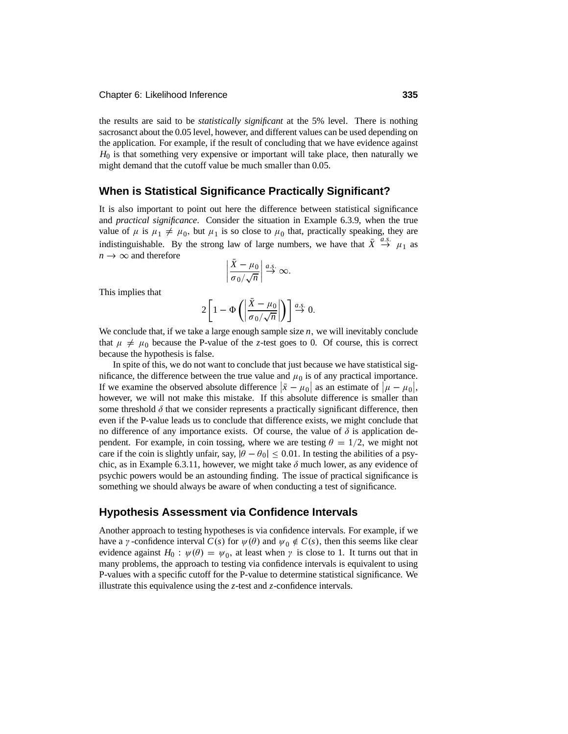the results are said to be *statistically significant* at the 5% level. There is nothing sacrosanct about the 0.05 level, however, and different values can be used depending on the application. For example, if the result of concluding that we have evidence against $H_0$ is that something very expensive or important will take place, then naturally we might demand that the cutoff value be much smaller than 0.05.

## When is Statistical Significance Practically Significant?

It is also important to point out here the difference between statistical significance and *practical significance*. Consider the situation in Example 6.3.9, when the true value of $\mu$ is $\mu_1 \neq \mu_0$, but $\mu_1$ is so close to $\mu_0$ that, practically speaking, they are indistinguishable. By the strong law of large numbers, we have that $\bar{X} \xrightarrow{a.s.} \mu_1$ as $n \to \infty$ and therefore

$$\left| \frac{\bar{X} - \mu_0}{\sigma_0 / \sqrt{n}} \right| \xrightarrow{a.s.} \infty.$$

This implies that

$$2 \left[ 1 - \Phi \left( \left| \frac{\bar{X} - \mu_0}{\sigma_0 / \sqrt{n}} \right| \right) \right] \xrightarrow{a.s.} 0.$$

We conclude that, if we take a large enough sample size $n$, we will inevitably conclude that $\mu \neq \mu_0$ because the P-value of the $z$-test goes to 0. Of course, this is correct because the hypothesis is false.

In spite of this, we do not want to conclude that just because we have statistical significance, the difference between the true value and $\mu_0$ is of any practical importance. If we examine the observed absolute difference $|\bar{x} - \mu_0|$ as an estimate of $|\mu - \mu_0|$, however, we will not make this mistake. If this absolute difference is smaller than some threshold $\delta$ that we consider represents a practically significant difference, then even if the P-value leads us to conclude that difference exists, we might conclude that no difference of any importance exists. Of course, the value of $\delta$ is application dependent. For example, in coin tossing, where we are testing $\theta = 1/2$, we might not care if the coin is slightly unfair, say, $|\theta - \theta_0| \leq 0.01$. In testing the abilities of a psychic, as in Example 6.3.11, however, we might take $\delta$ much lower, as any evidence of psychic powers would be an astounding finding. The issue of practical significance is something we should always be aware of when conducting a test of significance.

## Hypothesis Assessment via Confidence Intervals

Another approach to testing hypotheses is via confidence intervals. For example, if we have a $\gamma$-confidence interval $C(s)$ for $\psi(\theta)$ and $\psi_0 \notin C(s)$, then this seems like clear evidence against $H_0 : \psi(\theta) = \psi_0$, at least when $\gamma$ is close to 1. It turns out that in many problems, the approach to testing via confidence intervals is equivalent to using P-values with a specific cutoff for the P-value to determine statistical significance. We illustrate this equivalence using the $z$-test and $z$-confidence intervals.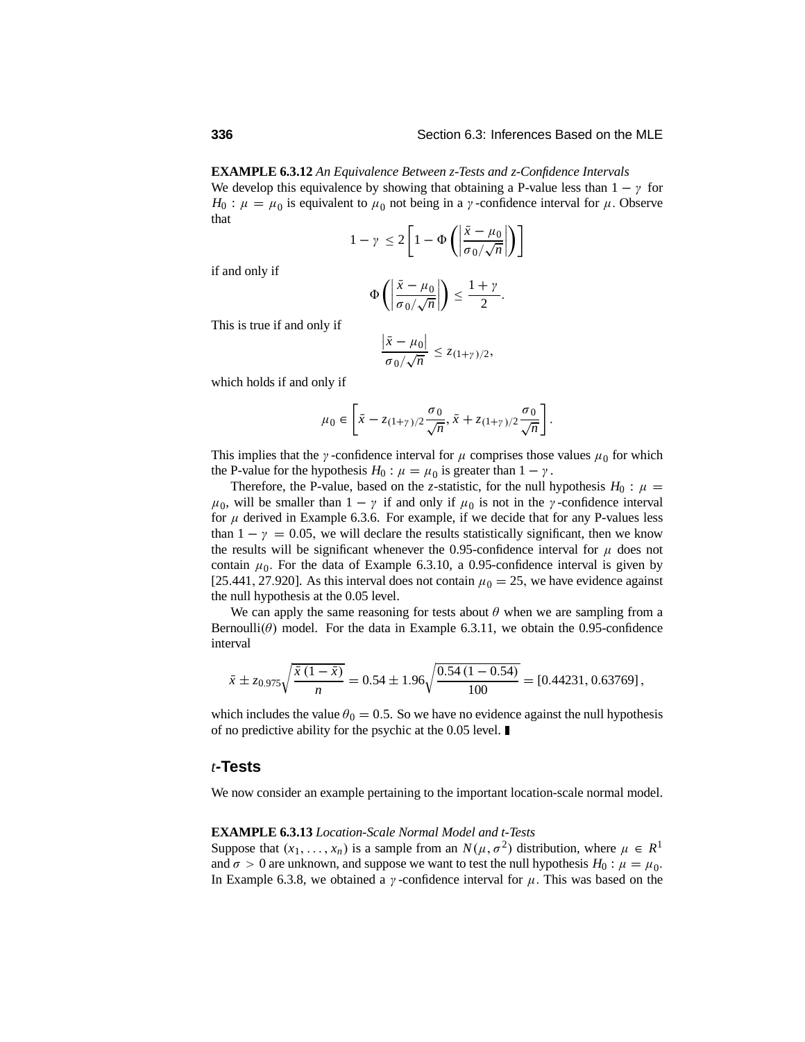**EXAMPLE 6.3.12** *An Equivalence Between z-Tests and z-Confidence Intervals*
We develop this equivalence by showing that obtaining a P-value less than $1 - \gamma$ for $H_0 : \mu = \mu_0$ is equivalent to $\mu_0$ not being in a $\gamma$-confidence interval for $\mu$. Observe that

$$1 - \gamma \leq 2\left[1 - \Phi\left(\left|\frac{\bar{x} - \mu_0}{\sigma_0/\sqrt{n}}\right|\right)\right]$$

if and only if

$$\Phi\left(\left|\frac{\bar{x} - \mu_0}{\sigma_0/\sqrt{n}}\right|\right) \leq \frac{1+\gamma}{2}.$$

This is true if and only if

$$\frac{\left|\bar{x} - \mu_0\right|}{\sigma_0/\sqrt{n}} \leq z_{(1+\gamma)/2},$$

which holds if and only if

$$\mu_0 \in \left[\bar{x} - z_{(1+\gamma)/2}\frac{\sigma_0}{\sqrt{n}}, \bar{x} + z_{(1+\gamma)/2}\frac{\sigma_0}{\sqrt{n}}\right].$$

This implies that the $\gamma$-confidence interval for $\mu$ comprises those values $\mu_0$ for which the P-value for the hypothesis $H_0 : \mu = \mu_0$ is greater than $1 - \gamma$.

Therefore, the P-value, based on the $z$-statistic, for the null hypothesis $H_0 : \mu = \mu_0$, will be smaller than $1 - \gamma$ if and only if $\mu_0$ is not in the $\gamma$-confidence interval for $\mu$ derived in Example 6.3.6. For example, if we decide that for any P-values less than $1 - \gamma = 0.05$, we will declare the results statistically significant, then we know the results will be significant whenever the 0.95-confidence interval for $\mu$ does not contain $\mu_0$. For the data of Example 6.3.10, a 0.95-confidence interval is given by [25.441, 27.920]. As this interval does not contain $\mu_0 = 25$, we have evidence against the null hypothesis at the 0.05 level.

We can apply the same reasoning for tests about $\theta$ when we are sampling from a Bernoulli($\theta$) model. For the data in Example 6.3.11, we obtain the 0.95-confidence interval

$$\bar{x} \pm z_{0.975}\sqrt{\frac{\bar{x}\,(1-\bar{x})}{n}} = 0.54 \pm 1.96\sqrt{\frac{0.54\,(1-0.54)}{100}} = [0.44231, 0.63769],$$

which includes the value $\theta_0 = 0.5$. So we have no evidence against the null hypothesis of no predictive ability for the psychic at the 0.05 level. ∎

## *t*-Tests

We now consider an example pertaining to the important location-scale normal model.

**EXAMPLE 6.3.13** *Location-Scale Normal Model and t-Tests*
Suppose that $(x_1, \ldots, x_n)$ is a sample from an $N(\mu, \sigma^2)$ distribution, where $\mu \in R^1$ and $\sigma > 0$ are unknown, and suppose we want to test the null hypothesis $H_0 : \mu = \mu_0$. In Example 6.3.8, we obtained a $\gamma$-confidence interval for $\mu$. This was based on the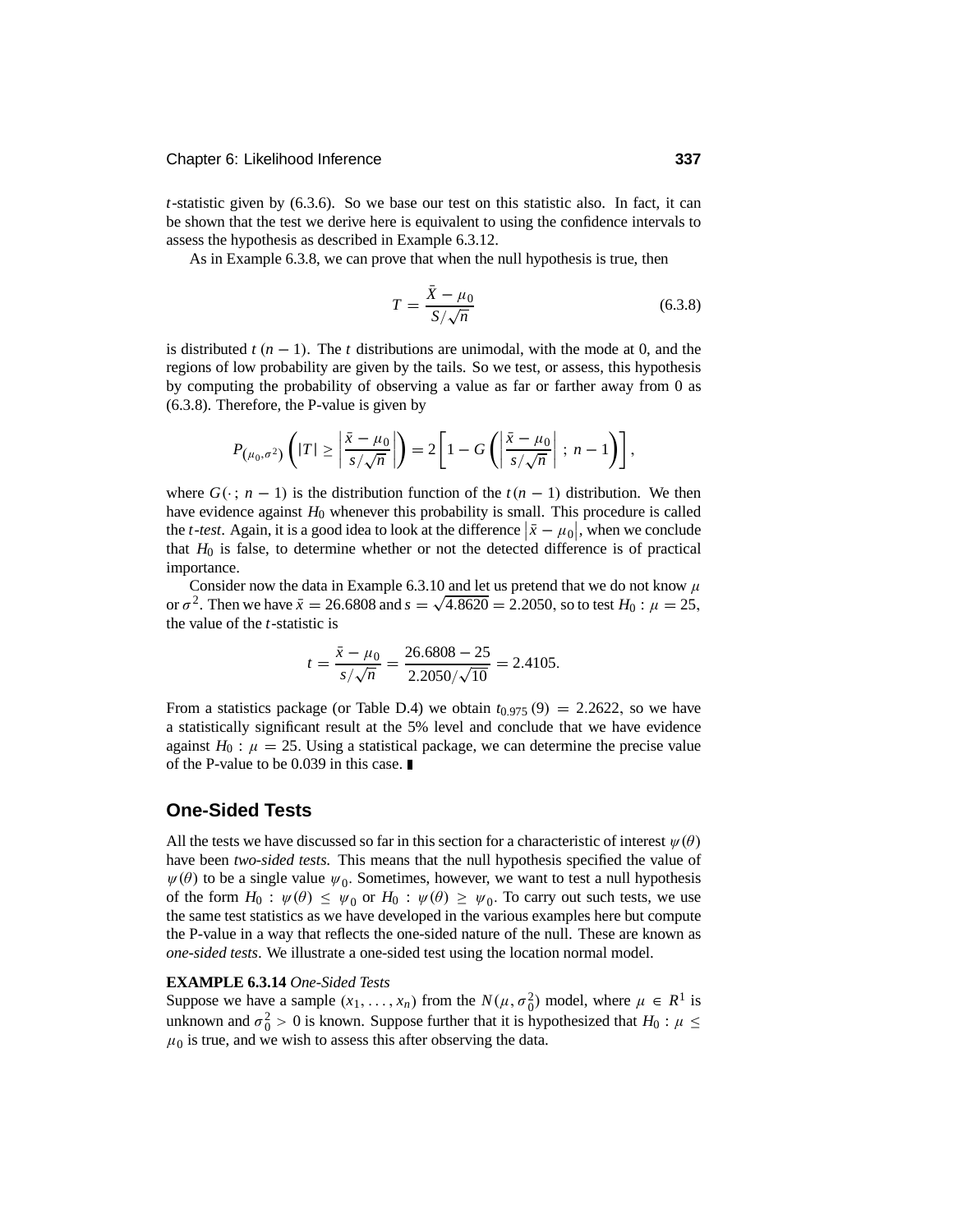$t$-statistic given by (6.3.6). So we base our test on this statistic also. In fact, it can be shown that the test we derive here is equivalent to using the confidence intervals to assess the hypothesis as described in Example 6.3.12.

As in Example 6.3.8, we can prove that when the null hypothesis is true, then

$$T = \frac{\bar{X} - \mu_0}{S/\sqrt{n}} \tag{6.3.8}$$

is distributed $t(n-1)$. The $t$ distributions are unimodal, with the mode at 0, and the regions of low probability are given by the tails. So we test, or assess, this hypothesis by computing the probability of observing a value as far or farther away from 0 as (6.3.8). Therefore, the P-value is given by

$$P_{(\mu_0, \sigma^2)}\left(|T| \geq \left|\frac{\bar{x} - \mu_0}{s/\sqrt{n}}\right|\right) = 2\left[1 - G\left(\left|\frac{\bar{x} - \mu_0}{s/\sqrt{n}}\right| ;\, n-1\right)\right],$$

where $G(\cdot\,;\, n-1)$ is the distribution function of the $t(n-1)$ distribution. We then have evidence against $H_0$ whenever this probability is small. This procedure is called the *t-test*. Again, it is a good idea to look at the difference $|\bar{x} - \mu_0|$, when we conclude that $H_0$ is false, to determine whether or not the detected difference is of practical importance.

Consider now the data in Example 6.3.10 and let us pretend that we do not know $\mu$ or $\sigma^2$. Then we have $\bar{x} = 26.6808$ and $s = \sqrt{4.8620} = 2.2050$, so to test $H_0 : \mu = 25$, the value of the $t$-statistic is

$$t = \frac{\bar{x} - \mu_0}{s/\sqrt{n}} = \frac{26.6808 - 25}{2.2050/\sqrt{10}} = 2.4105.$$

From a statistics package (or Table D.4) we obtain $t_{0.975}(9) = 2.2622$, so we have a statistically significant result at the 5% level and conclude that we have evidence against $H_0 : \mu = 25$. Using a statistical package, we can determine the precise value of the P-value to be 0.039 in this case. ∎

## One-Sided Tests

All the tests we have discussed so far in this section for a characteristic of interest $\psi(\theta)$ have been *two-sided tests*. This means that the null hypothesis specified the value of $\psi(\theta)$ to be a single value $\psi_0$. Sometimes, however, we want to test a null hypothesis of the form $H_0 : \psi(\theta) \leq \psi_0$ or $H_0 : \psi(\theta) \geq \psi_0$. To carry out such tests, we use the same test statistics as we have developed in the various examples here but compute the P-value in a way that reflects the one-sided nature of the null. These are known as *one-sided tests*. We illustrate a one-sided test using the location normal model.

**EXAMPLE 6.3.14** *One-Sided Tests*
Suppose we have a sample $(x_1, \ldots, x_n)$ from the $N(\mu, \sigma_0^2)$ model, where $\mu \in R^1$ is unknown and $\sigma_0^2 > 0$ is known. Suppose further that it is hypothesized that $H_0 : \mu \leq \mu_0$ is true, and we wish to assess this after observing the data.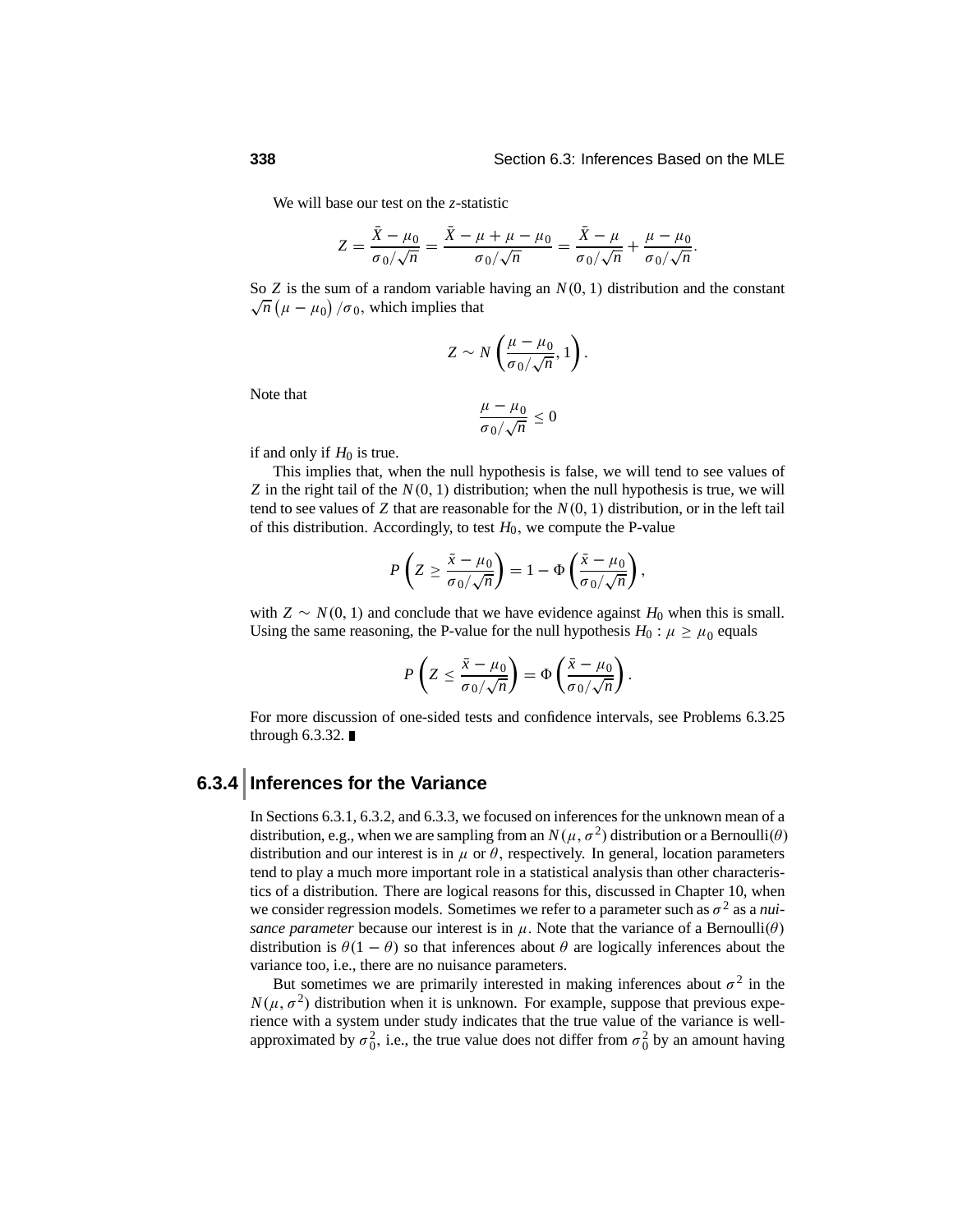We will base our test on the $z$-statistic

$$Z = \frac{\bar{X} - \mu_0}{\sigma_0/\sqrt{n}} = \frac{\bar{X} - \mu + \mu - \mu_0}{\sigma_0/\sqrt{n}} = \frac{\bar{X} - \mu}{\sigma_0/\sqrt{n}} + \frac{\mu - \mu_0}{\sigma_0/\sqrt{n}}.$$

So $Z$ is the sum of a random variable having an $N(0, 1)$ distribution and the constant $\sqrt{n}\left(\mu - \mu_0\right)/\sigma_0$, which implies that

$$Z \sim N\left(\frac{\mu - \mu_0}{\sigma_0/\sqrt{n}}, 1\right).$$

Note that

$$\frac{\mu - \mu_0}{\sigma_0/\sqrt{n}} \leq 0$$

if and only if $H_0$ is true.

This implies that, when the null hypothesis is false, we will tend to see values of $Z$ in the right tail of the $N(0, 1)$ distribution; when the null hypothesis is true, we will tend to see values of $Z$ that are reasonable for the $N(0, 1)$ distribution, or in the left tail of this distribution. Accordingly, to test $H_0$, we compute the P-value

$$P\left(Z \geq \frac{\bar{x} - \mu_0}{\sigma_0/\sqrt{n}}\right) = 1 - \Phi\left(\frac{\bar{x} - \mu_0}{\sigma_0/\sqrt{n}}\right),$$

with $Z \sim N(0, 1)$ and conclude that we have evidence against $H_0$ when this is small. Using the same reasoning, the P-value for the null hypothesis $H_0 : \mu \geq \mu_0$ equals

$$P\left(Z \leq \frac{\bar{x} - \mu_0}{\sigma_0/\sqrt{n}}\right) = \Phi\left(\frac{\bar{x} - \mu_0}{\sigma_0/\sqrt{n}}\right).$$

For more discussion of one-sided tests and confidence intervals, see Problems 6.3.25 through 6.3.32. ∎

## 6.3.4 Inferences for the Variance

In Sections 6.3.1, 6.3.2, and 6.3.3, we focused on inferences for the unknown mean of a distribution, e.g., when we are sampling from an $N(\mu, \sigma^2)$ distribution or a Bernoulli($\theta$) distribution and our interest is in $\mu$ or $\theta$, respectively. In general, location parameters tend to play a much more important role in a statistical analysis than other characteristics of a distribution. There are logical reasons for this, discussed in Chapter 10, when we consider regression models. Sometimes we refer to a parameter such as $\sigma^2$ as a *nuisance parameter* because our interest is in $\mu$. Note that the variance of a Bernoulli($\theta$) distribution is $\theta(1 - \theta)$ so that inferences about $\theta$ are logically inferences about the variance too, i.e., there are no nuisance parameters.

But sometimes we are primarily interested in making inferences about $\sigma^2$ in the $N(\mu, \sigma^2)$ distribution when it is unknown. For example, suppose that previous experience with a system under study indicates that the true value of the variance is well-approximated by $\sigma_0^2$, i.e., the true value does not differ from $\sigma_0^2$ by an amount having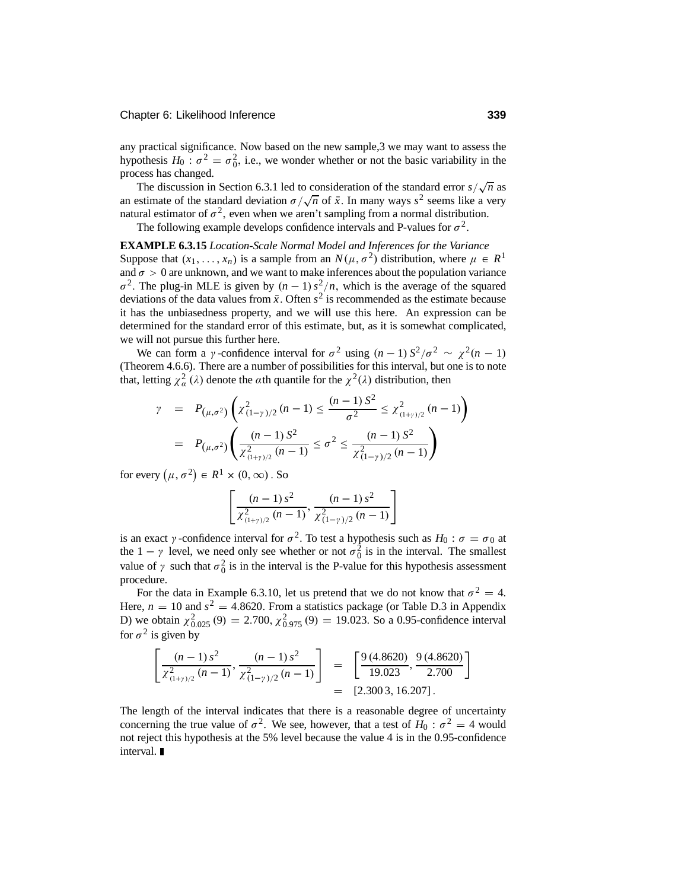any practical significance. Now based on the new sample,3 we may want to assess the hypothesis $H_0 : \sigma^2 = \sigma_0^2$, i.e., we wonder whether or not the basic variability in the process has changed.

The discussion in Section 6.3.1 led to consideration of the standard error $s/\sqrt{n}$ as an estimate of the standard deviation $\sigma/\sqrt{n}$ of $\bar{x}$. In many ways $s^2$ seems like a very natural estimator of $\sigma^2$, even when we aren't sampling from a normal distribution.

The following example develops confidence intervals and P-values for $\sigma^2$.

**EXAMPLE 6.3.15** *Location-Scale Normal Model and Inferences for the Variance*
Suppose that $(x_1, \ldots, x_n)$ is a sample from an $N(\mu, \sigma^2)$ distribution, where $\mu \in R^1$ and $\sigma > 0$ are unknown, and we want to make inferences about the population variance $\sigma^2$. The plug-in MLE is given by $(n-1)s^2/n$, which is the average of the squared deviations of the data values from $\bar{x}$. Often $s^2$ is recommended as the estimate because it has the unbiasedness property, and we will use this here. An expression can be determined for the standard error of this estimate, but, as it is somewhat complicated, we will not pursue this further here.

We can form a $\gamma$-confidence interval for $\sigma^2$ using $(n-1)S^2/\sigma^2 \sim \chi^2(n-1)$ (Theorem 4.6.6). There are a number of possibilities for this interval, but one is to note that, letting $\chi^2_\alpha(\lambda)$ denote the $\alpha$th quantile for the $\chi^2(\lambda)$ distribution, then

$$
\begin{aligned}
\gamma &= P_{(\mu,\sigma^2)}\left(\chi^2_{(1-\gamma)/2}(n-1) \le \frac{(n-1)S^2}{\sigma^2} \le \chi^2_{(1+\gamma)/2}(n-1)\right) \\
&= P_{(\mu,\sigma^2)}\left(\frac{(n-1)S^2}{\chi^2_{(1+\gamma)/2}(n-1)} \le \sigma^2 \le \frac{(n-1)S^2}{\chi^2_{(1-\gamma)/2}(n-1)}\right)
\end{aligned}
$$

for every $(\mu, \sigma^2) \in R^1 \times (0, \infty)$. So

$$
\left[\frac{(n-1)s^2}{\chi^2_{(1+\gamma)/2}(n-1)}, \frac{(n-1)s^2}{\chi^2_{(1-\gamma)/2}(n-1)}\right]
$$

is an exact $\gamma$-confidence interval for $\sigma^2$. To test a hypothesis such as $H_0 : \sigma = \sigma_0$ at the $1-\gamma$ level, we need only see whether or not $\sigma_0^2$ is in the interval. The smallest value of $\gamma$ such that $\sigma_0^2$ is in the interval is the P-value for this hypothesis assessment procedure.

For the data in Example 6.3.10, let us pretend that we do not know that $\sigma^2 = 4$. Here, $n = 10$ and $s^2 = 4.8620$. From a statistics package (or Table D.3 in Appendix D) we obtain $\chi^2_{0.025}(9) = 2.700$, $\chi^2_{0.975}(9) = 19.023$. So a 0.95-confidence interval for $\sigma^2$ is given by

$$
\begin{aligned}
\left[\frac{(n-1)s^2}{\chi^2_{(1+\gamma)/2}(n-1)}, \frac{(n-1)s^2}{\chi^2_{(1-\gamma)/2}(n-1)}\right] &= \left[\frac{9(4.8620)}{19.023}, \frac{9(4.8620)}{2.700}\right] \\
&= [2.3003, 16.207].
\end{aligned}
$$

The length of the interval indicates that there is a reasonable degree of uncertainty concerning the true value of $\sigma^2$. We see, however, that a test of $H_0 : \sigma^2 = 4$ would not reject this hypothesis at the 5% level because the value 4 is in the 0.95-confidence interval. ∎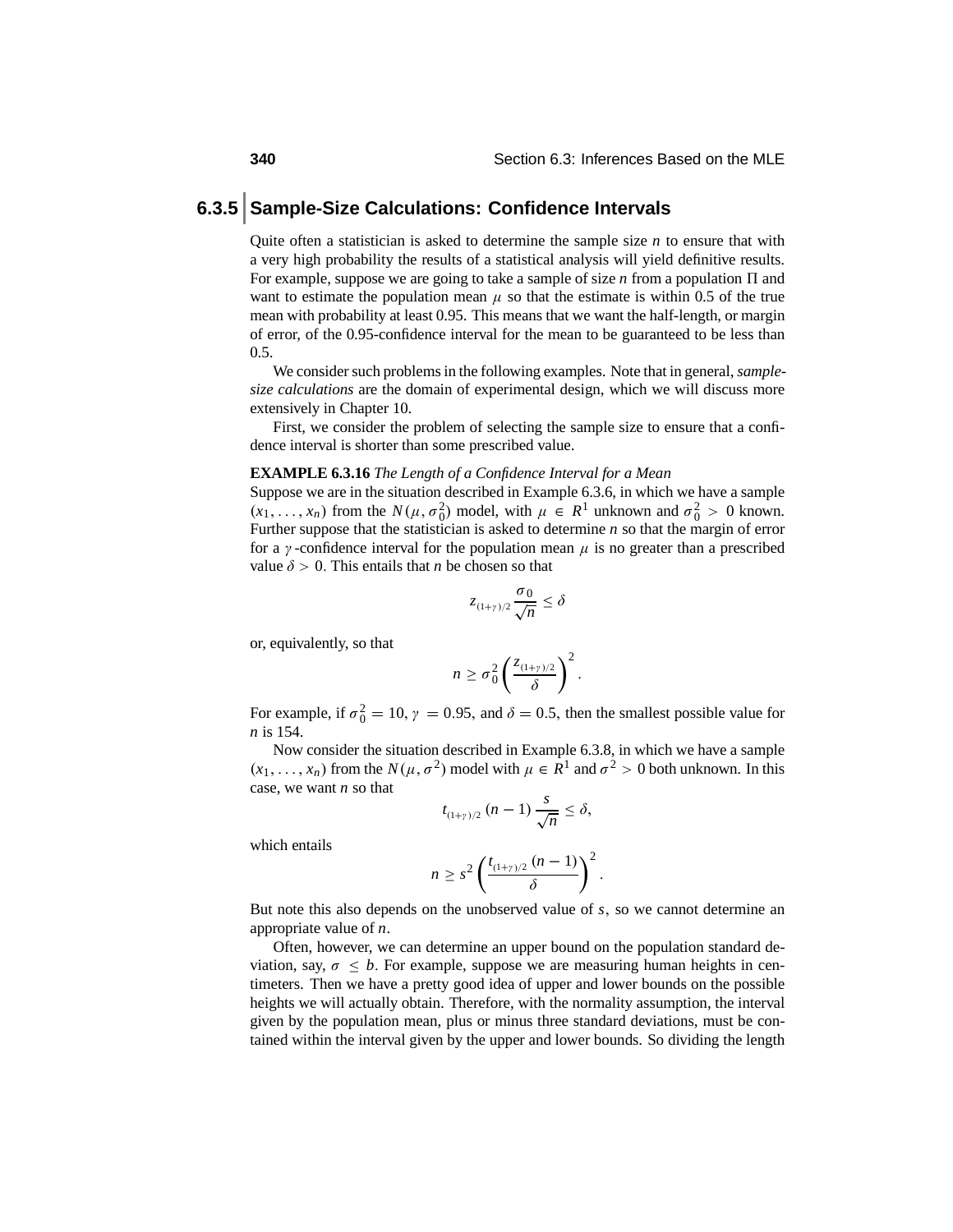### 6.3.5 Sample-Size Calculations: Confidence Intervals

Quite often a statistician is asked to determine the sample size $n$ to ensure that with a very high probability the results of a statistical analysis will yield definitive results. For example, suppose we are going to take a sample of size $n$ from a population $\Pi$ and want to estimate the population mean $\mu$ so that the estimate is within 0.5 of the true mean with probability at least 0.95. This means that we want the half-length, or margin of error, of the 0.95-confidence interval for the mean to be guaranteed to be less than 0.5.

We consider such problems in the following examples. Note that in general, *sample-size calculations* are the domain of experimental design, which we will discuss more extensively in Chapter 10.

First, we consider the problem of selecting the sample size to ensure that a confidence interval is shorter than some prescribed value.

**EXAMPLE 6.3.16** *The Length of a Confidence Interval for a Mean*

Suppose we are in the situation described in Example 6.3.6, in which we have a sample $(x_1, \ldots, x_n)$ from the $N(\mu, \sigma_0^2)$ model, with $\mu \in R^1$ unknown and $\sigma_0^2 > 0$ known. Further suppose that the statistician is asked to determine $n$ so that the margin of error for a $\gamma$-confidence interval for the population mean $\mu$ is no greater than a prescribed value $\delta > 0$. This entails that $n$ be chosen so that

$$z_{(1+\gamma)/2} \frac{\sigma_0}{\sqrt{n}} \leq \delta$$

or, equivalently, so that

$$n \geq \sigma_0^2 \left( \frac{z_{(1+\gamma)/2}}{\delta} \right)^2.$$

For example, if $\sigma_0^2 = 10$, $\gamma = 0.95$, and $\delta = 0.5$, then the smallest possible value for $n$ is 154.

Now consider the situation described in Example 6.3.8, in which we have a sample $(x_1, \ldots, x_n)$ from the $N(\mu, \sigma^2)$ model with $\mu \in R^1$ and $\sigma^2 > 0$ both unknown. In this case, we want $n$ so that

$$t_{(1+\gamma)/2}\,(n-1) \frac{s}{\sqrt{n}} \leq \delta,$$

which entails

$$n \geq s^2 \left( \frac{t_{(1+\gamma)/2}\,(n-1)}{\delta} \right)^2.$$

But note this also depends on the unobserved value of $s$, so we cannot determine an appropriate value of $n$.

Often, however, we can determine an upper bound on the population standard deviation, say, $\sigma \leq b$. For example, suppose we are measuring human heights in centimeters. Then we have a pretty good idea of upper and lower bounds on the possible heights we will actually obtain. Therefore, with the normality assumption, the interval given by the population mean, plus or minus three standard deviations, must be contained within the interval given by the upper and lower bounds. So dividing the length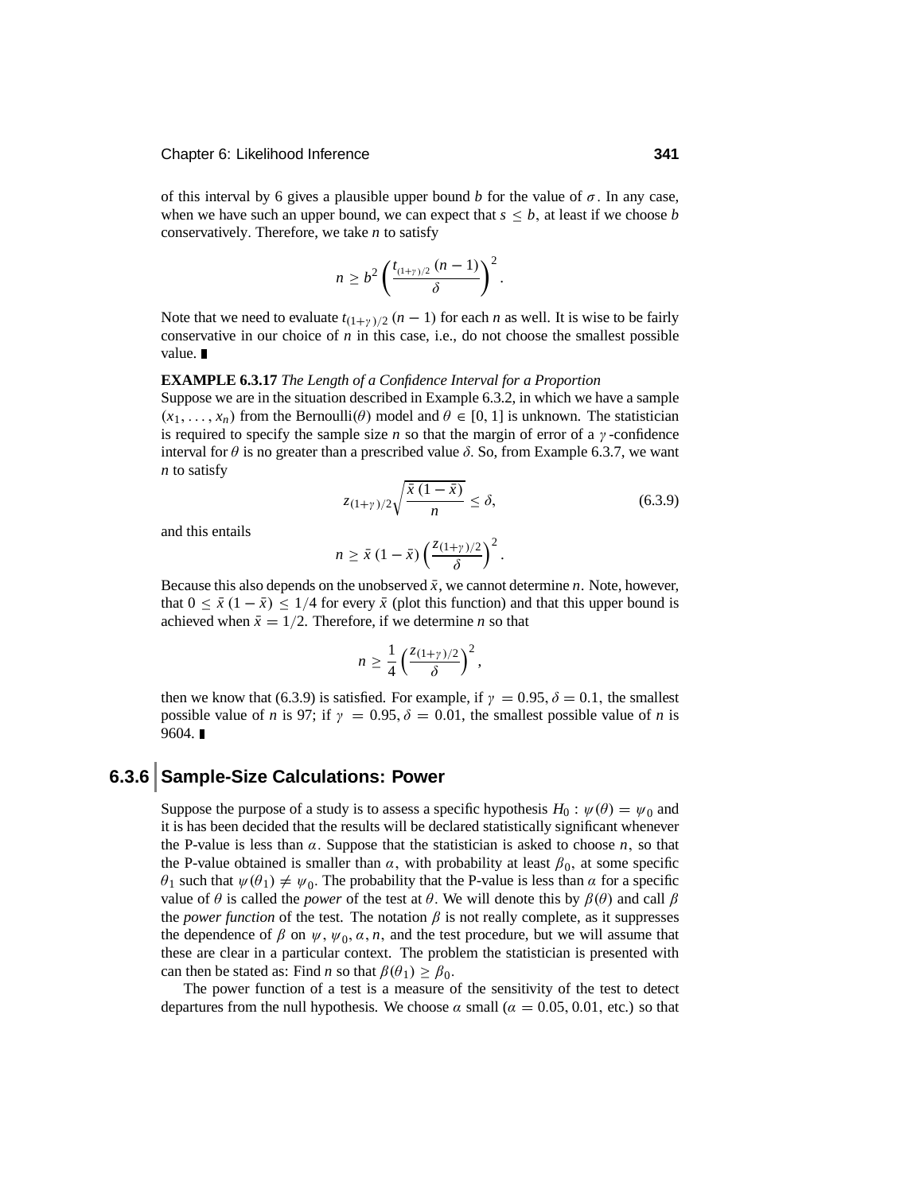of this interval by 6 gives a plausible upper bound $b$ for the value of $\sigma$. In any case, when we have such an upper bound, we can expect that $s \leq b$, at least if we choose $b$ conservatively. Therefore, we take $n$ to satisfy

$$n \geq b^2 \left( \frac{t_{(1+\gamma)/2}\,(n-1)}{\delta} \right)^2 .$$

Note that we need to evaluate $t_{(1+\gamma)/2}\,(n-1)$ for each $n$ as well. It is wise to be fairly conservative in our choice of $n$ in this case, i.e., do not choose the smallest possible value. ∎

**EXAMPLE 6.3.17** *The Length of a Confidence Interval for a Proportion*
Suppose we are in the situation described in Example 6.3.2, in which we have a sample $(x_1, \ldots, x_n)$ from the Bernoulli$(\theta)$ model and $\theta \in [0, 1]$ is unknown. The statistician is required to specify the sample size $n$ so that the margin of error of a $\gamma$-confidence interval for $\theta$ is no greater than a prescribed value $\delta$. So, from Example 6.3.7, we want $n$ to satisfy

$$z_{(1+\gamma)/2} \sqrt{\frac{\bar{x}\,(1-\bar{x})}{n}} \leq \delta, \tag{6.3.9}$$

and this entails

$$n \geq \bar{x}\,(1-\bar{x}) \left( \frac{z_{(1+\gamma)/2}}{\delta} \right)^2 .$$

Because this also depends on the unobserved $\bar{x}$, we cannot determine $n$. Note, however, that $0 \leq \bar{x}\,(1-\bar{x}) \leq 1/4$ for every $\bar{x}$ (plot this function) and that this upper bound is achieved when $\bar{x} = 1/2$. Therefore, if we determine $n$ so that

$$n \geq \frac{1}{4} \left( \frac{z_{(1+\gamma)/2}}{\delta} \right)^2 ,$$

then we know that (6.3.9) is satisfied. For example, if $\gamma = 0.95, \delta = 0.1$, the smallest possible value of $n$ is 97; if $\gamma = 0.95, \delta = 0.01$, the smallest possible value of $n$ is 9604. ∎

## 6.3.6 Sample-Size Calculations: Power

Suppose the purpose of a study is to assess a specific hypothesis $H_0 : \psi(\theta) = \psi_0$ and it is has been decided that the results will be declared statistically significant whenever the P-value is less than $\alpha$. Suppose that the statistician is asked to choose $n$, so that the P-value obtained is smaller than $\alpha$, with probability at least $\beta_0$, at some specific $\theta_1$ such that $\psi(\theta_1) \neq \psi_0$. The probability that the P-value is less than $\alpha$ for a specific value of $\theta$ is called the *power* of the test at $\theta$. We will denote this by $\beta(\theta)$ and call $\beta$ the *power function* of the test. The notation $\beta$ is not really complete, as it suppresses the dependence of $\beta$ on $\psi, \psi_0, \alpha, n$, and the test procedure, but we will assume that these are clear in a particular context. The problem the statistician is presented with can then be stated as: Find $n$ so that $\beta(\theta_1) \geq \beta_0$.

The power function of a test is a measure of the sensitivity of the test to detect departures from the null hypothesis. We choose $\alpha$ small ($\alpha = 0.05, 0.01$, etc.) so that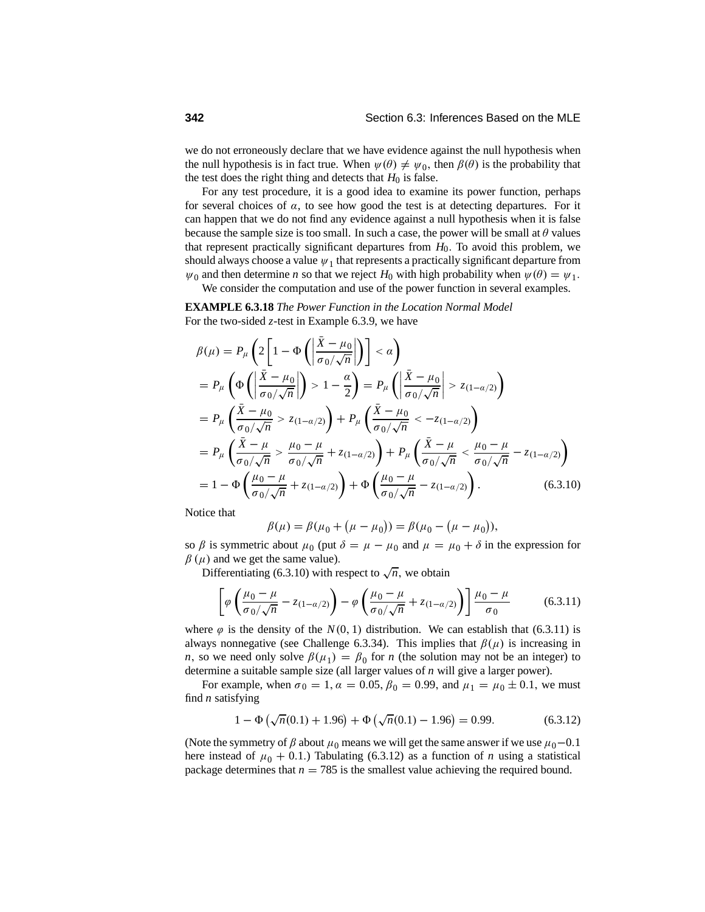we do not erroneously declare that we have evidence against the null hypothesis when the null hypothesis is in fact true. When $\psi(\theta) \neq \psi_0$, then $\beta(\theta)$ is the probability that the test does the right thing and detects that $H_0$ is false.

For any test procedure, it is a good idea to examine its power function, perhaps for several choices of $\alpha$, to see how good the test is at detecting departures. For it can happen that we do not find any evidence against a null hypothesis when it is false because the sample size is too small. In such a case, the power will be small at $\theta$ values that represent practically significant departures from $H_0$. To avoid this problem, we should always choose a value $\psi_1$ that represents a practically significant departure from $\psi_0$ and then determine $n$ so that we reject $H_0$ with high probability when $\psi(\theta) = \psi_1$.

We consider the computation and use of the power function in several examples.

**EXAMPLE 6.3.18** *The Power Function in the Location Normal Model*
For the two-sided $z$-test in Example 6.3.9, we have

$$
\begin{aligned}
\beta(\mu) &= P_\mu\left(2\left[1 - \Phi\left(\left|\frac{\bar{X} - \mu_0}{\sigma_0/\sqrt{n}}\right|\right)\right] < \alpha\right) \\
&= P_\mu\left(\Phi\left(\left|\frac{\bar{X} - \mu_0}{\sigma_0/\sqrt{n}}\right|\right) > 1 - \frac{\alpha}{2}\right) = P_\mu\left(\left|\frac{\bar{X} - \mu_0}{\sigma_0/\sqrt{n}}\right| > z_{(1-\alpha/2)}\right) \\
&= P_\mu\left(\frac{\bar{X} - \mu_0}{\sigma_0/\sqrt{n}} > z_{(1-\alpha/2)}\right) + P_\mu\left(\frac{\bar{X} - \mu_0}{\sigma_0/\sqrt{n}} < -z_{(1-\alpha/2)}\right) \\
&= P_\mu\left(\frac{\bar{X} - \mu}{\sigma_0/\sqrt{n}} > \frac{\mu_0 - \mu}{\sigma_0/\sqrt{n}} + z_{(1-\alpha/2)}\right) + P_\mu\left(\frac{\bar{X} - \mu}{\sigma_0/\sqrt{n}} < \frac{\mu_0 - \mu}{\sigma_0/\sqrt{n}} - z_{(1-\alpha/2)}\right) \\
&= 1 - \Phi\left(\frac{\mu_0 - \mu}{\sigma_0/\sqrt{n}} + z_{(1-\alpha/2)}\right) + \Phi\left(\frac{\mu_0 - \mu}{\sigma_0/\sqrt{n}} - z_{(1-\alpha/2)}\right). \qquad (6.3.10)
\end{aligned}
$$

Notice that

$$
\beta(\mu) = \beta(\mu_0 + (\mu - \mu_0)) = \beta(\mu_0 - (\mu - \mu_0)),
$$

so $\beta$ is symmetric about $\mu_0$ (put $\delta = \mu - \mu_0$ and $\mu = \mu_0 + \delta$ in the expression for $\beta(\mu)$ and we get the same value).

Differentiating (6.3.10) with respect to $\sqrt{n}$, we obtain

$$
\left[\varphi\left(\frac{\mu_0 - \mu}{\sigma_0/\sqrt{n}} - z_{(1-\alpha/2)}\right) - \varphi\left(\frac{\mu_0 - \mu}{\sigma_0/\sqrt{n}} + z_{(1-\alpha/2)}\right)\right]\frac{\mu_0 - \mu}{\sigma_0} \qquad (6.3.11)
$$

where $\varphi$ is the density of the $N(0, 1)$ distribution. We can establish that (6.3.11) is always nonnegative (see Challenge 6.3.34). This implies that $\beta(\mu)$ is increasing in $n$, so we need only solve $\beta(\mu_1) = \beta_0$ for $n$ (the solution may not be an integer) to determine a suitable sample size (all larger values of $n$ will give a larger power).

For example, when $\sigma_0 = 1$, $\alpha = 0.05$, $\beta_0 = 0.99$, and $\mu_1 = \mu_0 \pm 0.1$, we must find $n$ satisfying

$$
1 - \Phi\left(\sqrt{n}(0.1) + 1.96\right) + \Phi\left(\sqrt{n}(0.1) - 1.96\right) = 0.99. \qquad (6.3.12)
$$

(Note the symmetry of $\beta$ about $\mu_0$ means we will get the same answer if we use $\mu_0 - 0.1$ here instead of $\mu_0 + 0.1$.) Tabulating (6.3.12) as a function of $n$ using a statistical package determines that $n = 785$ is the smallest value achieving the required bound.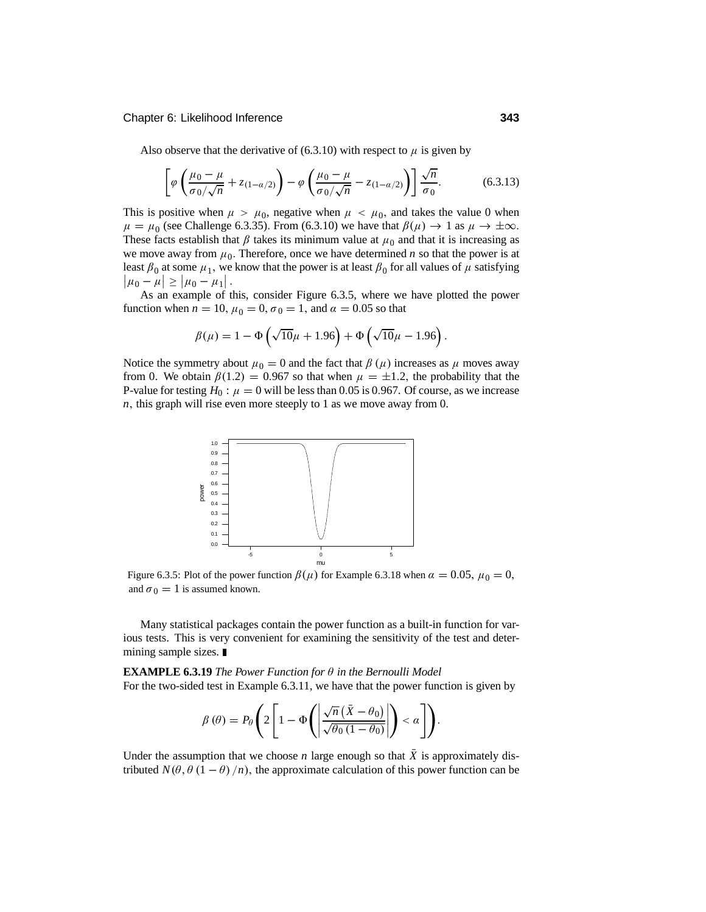Also observe that the derivative of (6.3.10) with respect to $\mu$ is given by

$$\left[\varphi\left(\frac{\mu_0 - \mu}{\sigma_0/\sqrt{n}} + z_{(1-\alpha/2)}\right) - \varphi\left(\frac{\mu_0 - \mu}{\sigma_0/\sqrt{n}} - z_{(1-\alpha/2)}\right)\right]\frac{\sqrt{n}}{\sigma_0}. \tag{6.3.13}$$

This is positive when $\mu > \mu_0$, negative when $\mu < \mu_0$, and takes the value 0 when $\mu = \mu_0$ (see Challenge 6.3.35). From (6.3.10) we have that $\beta(\mu) \to 1$ as $\mu \to \pm\infty$. These facts establish that $\beta$ takes its minimum value at $\mu_0$ and that it is increasing as we move away from $\mu_0$. Therefore, once we have determined $n$ so that the power is at least $\beta_0$ at some $\mu_1$, we know that the power is at least $\beta_0$ for all values of $\mu$ satisfying $|\mu_0 - \mu| \geq |\mu_0 - \mu_1|$.

As an example of this, consider Figure 6.3.5, where we have plotted the power function when $n = 10$, $\mu_0 = 0$, $\sigma_0 = 1$, and $\alpha = 0.05$ so that

$$\beta(\mu) = 1 - \Phi\left(\sqrt{10}\mu + 1.96\right) + \Phi\left(\sqrt{10}\mu - 1.96\right).$$

Notice the symmetry about $\mu_0 = 0$ and the fact that $\beta(\mu)$ increases as $\mu$ moves away from 0. We obtain $\beta(1.2) = 0.967$ so that when $\mu = \pm 1.2$, the probability that the P-value for testing $H_0 : \mu = 0$ will be less than 0.05 is 0.967. Of course, as we increase $n$, this graph will rise even more steeply to 1 as we move away from 0.

Figure 6.3.5: Plot of the power function $\beta(\mu)$ for Example 6.3.18 when $\alpha = 0.05$, $\mu_0 = 0$, and $\sigma_0 = 1$ is assumed known.

Many statistical packages contain the power function as a built-in function for various tests. This is very convenient for examining the sensitivity of the test and determining sample sizes. ∎

**EXAMPLE 6.3.19** *The Power Function for $\theta$ in the Bernoulli Model*
For the two-sided test in Example 6.3.11, we have that the power function is given by

$$\beta(\theta) = P_\theta\left(2\left[1 - \Phi\left(\left|\frac{\sqrt{n}\left(\bar{X} - \theta_0\right)}{\sqrt{\theta_0(1-\theta_0)}}\right|\right) < \alpha\right]\right).$$

Under the assumption that we choose $n$ large enough so that $\bar{X}$ is approximately distributed $N(\theta, \theta(1-\theta)/n)$, the approximate calculation of this power function can be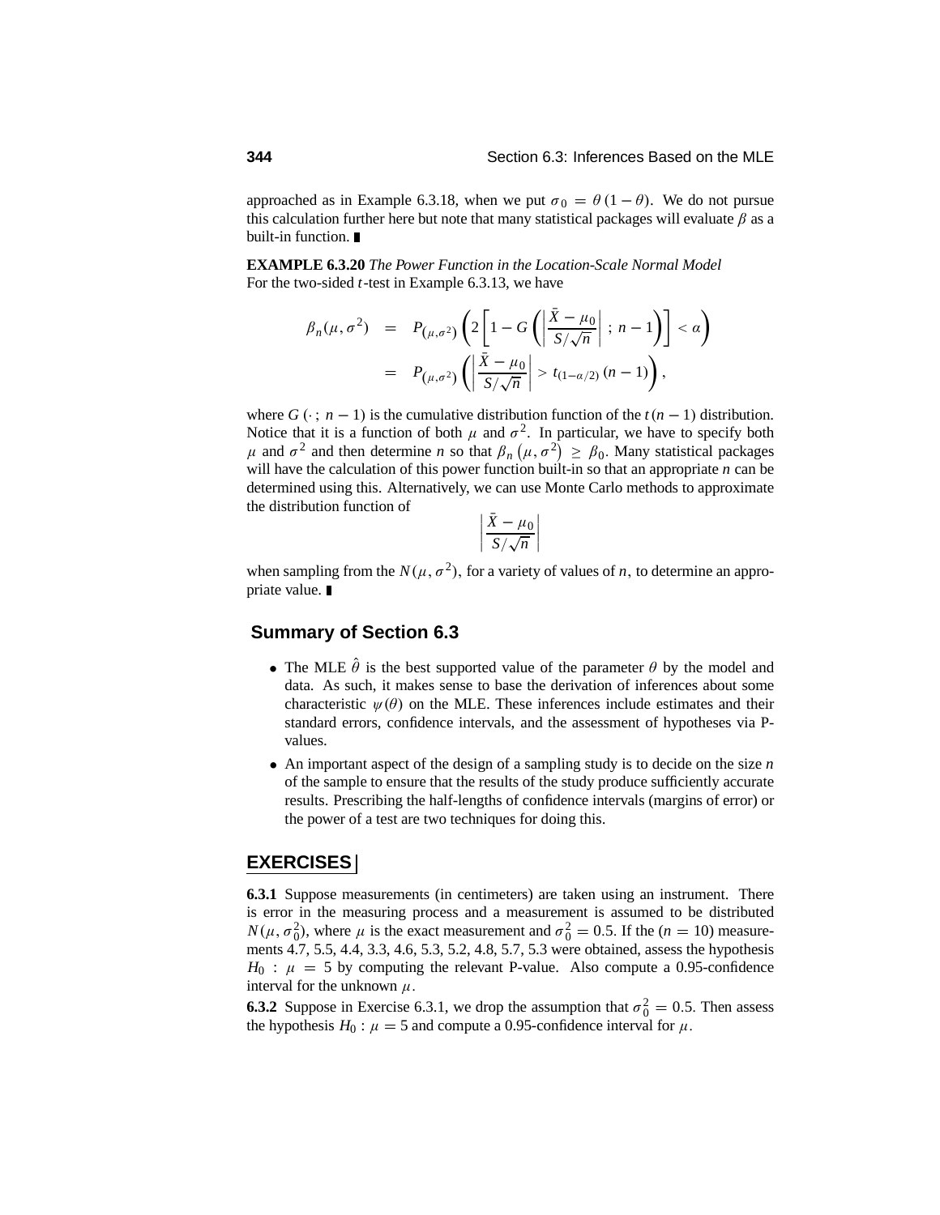approached as in Example 6.3.18, when we put $\sigma_0 = \theta(1-\theta)$. We do not pursue this calculation further here but note that many statistical packages will evaluate $\beta$ as a built-in function. ■

**EXAMPLE 6.3.20** *The Power Function in the Location-Scale Normal Model*
For the two-sided $t$-test in Example 6.3.13, we have

$$
\begin{aligned}
\beta_n(\mu, \sigma^2) &= P_{(\mu,\sigma^2)}\left(2\left[1 - G\left(\left|\frac{\bar{X}-\mu_0}{S/\sqrt{n}}\right| ; n-1\right)\right] < \alpha\right) \\
&= P_{(\mu,\sigma^2)}\left(\left|\frac{\bar{X}-\mu_0}{S/\sqrt{n}}\right| > t_{(1-\alpha/2)}(n-1)\right),
\end{aligned}
$$

where $G(\cdot\,;\, n-1)$ is the cumulative distribution function of the $t(n-1)$ distribution. Notice that it is a function of both $\mu$ and $\sigma^2$. In particular, we have to specify both $\mu$ and $\sigma^2$ and then determine $n$ so that $\beta_n(\mu, \sigma^2) \geq \beta_0$. Many statistical packages will have the calculation of this power function built-in so that an appropriate $n$ can be determined using this. Alternatively, we can use Monte Carlo methods to approximate the distribution function of

$$
\left|\frac{\bar{X}-\mu_0}{S/\sqrt{n}}\right|
$$

when sampling from the $N(\mu, \sigma^2)$, for a variety of values of $n$, to determine an appropriate value. ■

## Summary of Section 6.3

- The MLE $\hat{\theta}$ is the best supported value of the parameter $\theta$ by the model and data. As such, it makes sense to base the derivation of inferences about some characteristic $\psi(\theta)$ on the MLE. These inferences include estimates and their standard errors, confidence intervals, and the assessment of hypotheses via P-values.
- An important aspect of the design of a sampling study is to decide on the size $n$ of the sample to ensure that the results of the study produce sufficiently accurate results. Prescribing the half-lengths of confidence intervals (margins of error) or the power of a test are two techniques for doing this.

## EXERCISES

**6.3.1** Suppose measurements (in centimeters) are taken using an instrument. There is error in the measuring process and a measurement is assumed to be distributed $N(\mu, \sigma_0^2)$, where $\mu$ is the exact measurement and $\sigma_0^2 = 0.5$. If the $(n = 10)$ measurements 4.7, 5.5, 4.4, 3.3, 4.6, 5.3, 5.2, 4.8, 5.7, 5.3 were obtained, assess the hypothesis $H_0 : \mu = 5$ by computing the relevant P-value. Also compute a 0.95-confidence interval for the unknown $\mu$.

**6.3.2** Suppose in Exercise 6.3.1, we drop the assumption that $\sigma_0^2 = 0.5$. Then assess the hypothesis $H_0 : \mu = 5$ and compute a 0.95-confidence interval for $\mu$.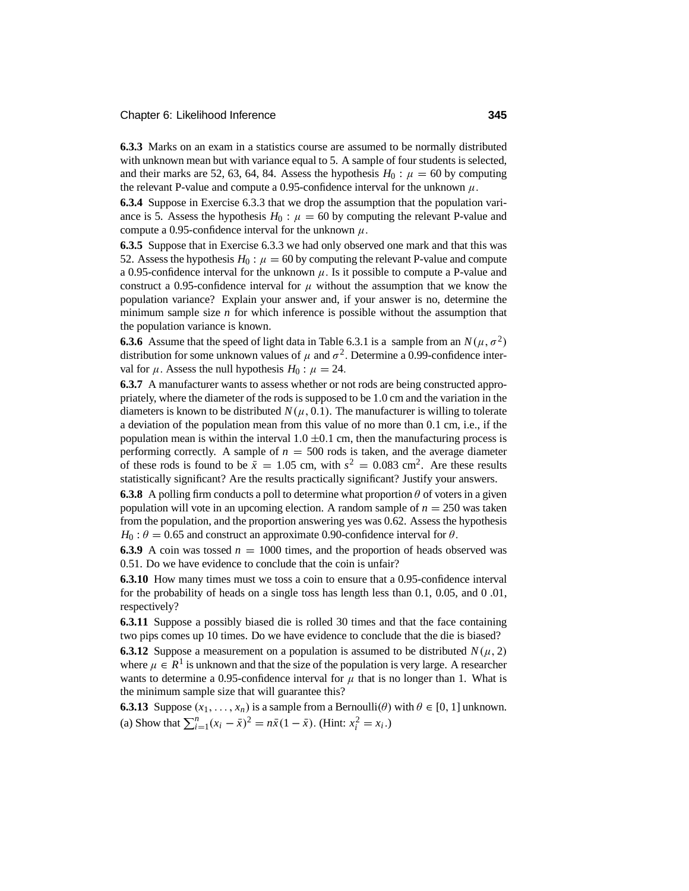**6.3.3** Marks on an exam in a statistics course are assumed to be normally distributed with unknown mean but with variance equal to 5. A sample of four students is selected, and their marks are 52, 63, 64, 84. Assess the hypothesis $H_0 : \mu = 60$ by computing the relevant P-value and compute a 0.95-confidence interval for the unknown $\mu$.

**6.3.4** Suppose in Exercise 6.3.3 that we drop the assumption that the population variance is 5. Assess the hypothesis $H_0 : \mu = 60$ by computing the relevant P-value and compute a 0.95-confidence interval for the unknown $\mu$.

**6.3.5** Suppose that in Exercise 6.3.3 we had only observed one mark and that this was 52. Assess the hypothesis $H_0 : \mu = 60$ by computing the relevant P-value and compute a 0.95-confidence interval for the unknown $\mu$. Is it possible to compute a P-value and construct a 0.95-confidence interval for $\mu$ without the assumption that we know the population variance? Explain your answer and, if your answer is no, determine the minimum sample size $n$ for which inference is possible without the assumption that the population variance is known.

**6.3.6** Assume that the speed of light data in Table 6.3.1 is a sample from an $N(\mu, \sigma^2)$ distribution for some unknown values of $\mu$ and $\sigma^2$. Determine a 0.99-confidence interval for $\mu$. Assess the null hypothesis $H_0 : \mu = 24$.

**6.3.7** A manufacturer wants to assess whether or not rods are being constructed appropriately, where the diameter of the rods is supposed to be 1.0 cm and the variation in the diameters is known to be distributed $N(\mu, 0.1)$. The manufacturer is willing to tolerate a deviation of the population mean from this value of no more than 0.1 cm, i.e., if the population mean is within the interval $1.0 \pm 0.1$ cm, then the manufacturing process is performing correctly. A sample of $n = 500$ rods is taken, and the average diameter of these rods is found to be $\bar{x} = 1.05$ cm, with $s^2 = 0.083$ cm$^2$. Are these results statistically significant? Are the results practically significant? Justify your answers.

**6.3.8** A polling firm conducts a poll to determine what proportion $\theta$ of voters in a given population will vote in an upcoming election. A random sample of $n = 250$ was taken from the population, and the proportion answering yes was 0.62. Assess the hypothesis $H_0 : \theta = 0.65$ and construct an approximate 0.90-confidence interval for $\theta$.

**6.3.9** A coin was tossed $n = 1000$ times, and the proportion of heads observed was 0.51. Do we have evidence to conclude that the coin is unfair?

**6.3.10** How many times must we toss a coin to ensure that a 0.95-confidence interval for the probability of heads on a single toss has length less than 0.1, 0.05, and 0 .01, respectively?

**6.3.11** Suppose a possibly biased die is rolled 30 times and that the face containing two pips comes up 10 times. Do we have evidence to conclude that the die is biased?

**6.3.12** Suppose a measurement on a population is assumed to be distributed $N(\mu, 2)$ where $\mu \in R^1$ is unknown and that the size of the population is very large. A researcher wants to determine a 0.95-confidence interval for $\mu$ that is no longer than 1. What is the minimum sample size that will guarantee this?

**6.3.13** Suppose $(x_1, \ldots, x_n)$ is a sample from a Bernoulli$(\theta)$ with $\theta \in [0, 1]$ unknown.
(a) Show that $\sum_{i=1}^{n}(x_i - \bar{x})^2 = n\bar{x}(1 - \bar{x})$. (Hint: $x_i^2 = x_i$.)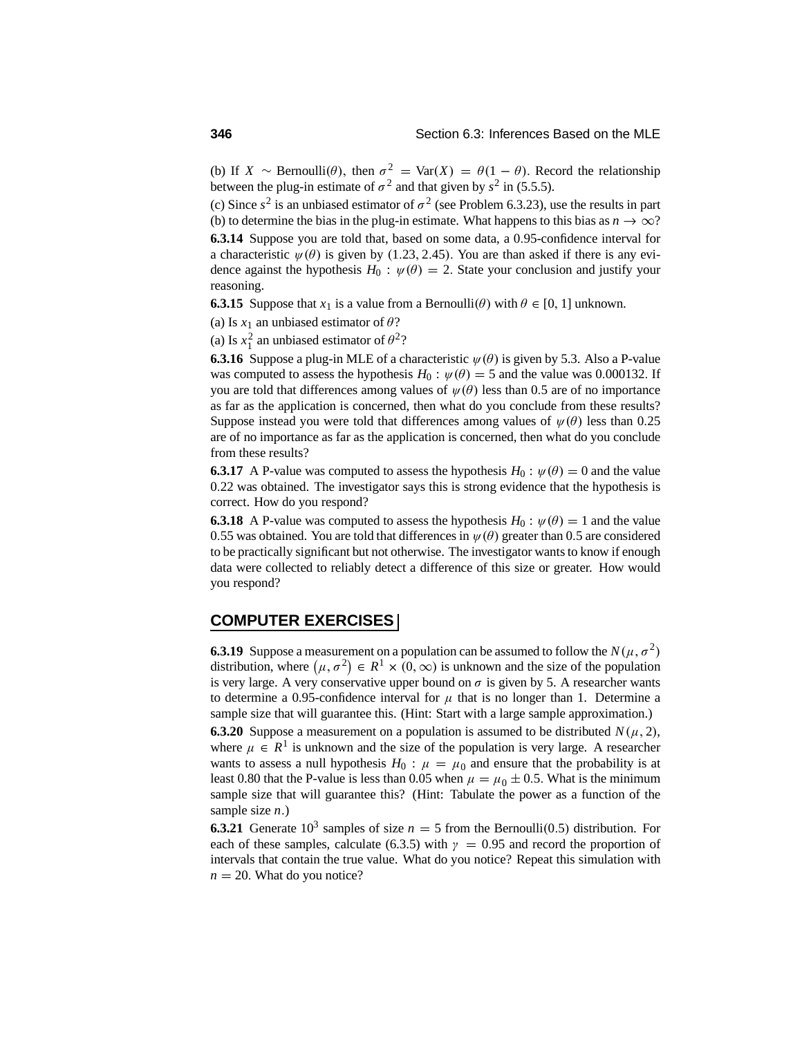(b) If $X \sim$ Bernoulli$(\theta)$, then $\sigma^2 = \text{Var}(X) = \theta(1-\theta)$. Record the relationship between the plug-in estimate of $\sigma^2$ and that given by $s^2$ in (5.5.5).

(c) Since $s^2$ is an unbiased estimator of $\sigma^2$ (see Problem 6.3.23), use the results in part (b) to determine the bias in the plug-in estimate. What happens to this bias as $n \to \infty$?

**6.3.14** Suppose you are told that, based on some data, a 0.95-confidence interval for a characteristic $\psi(\theta)$ is given by $(1.23, 2.45)$. You are than asked if there is any evidence against the hypothesis $H_0 : \psi(\theta) = 2$. State your conclusion and justify your reasoning.

**6.3.15** Suppose that $x_1$ is a value from a Bernoulli$(\theta)$ with $\theta \in [0, 1]$ unknown.

(a) Is $x_1$ an unbiased estimator of $\theta$?

(a) Is $x_1^2$ an unbiased estimator of $\theta^2$?

**6.3.16** Suppose a plug-in MLE of a characteristic $\psi(\theta)$ is given by 5.3. Also a P-value was computed to assess the hypothesis $H_0 : \psi(\theta) = 5$ and the value was 0.000132. If you are told that differences among values of $\psi(\theta)$ less than 0.5 are of no importance as far as the application is concerned, then what do you conclude from these results? Suppose instead you were told that differences among values of $\psi(\theta)$ less than 0.25 are of no importance as far as the application is concerned, then what do you conclude from these results?

**6.3.17** A P-value was computed to assess the hypothesis $H_0 : \psi(\theta) = 0$ and the value 0.22 was obtained. The investigator says this is strong evidence that the hypothesis is correct. How do you respond?

**6.3.18** A P-value was computed to assess the hypothesis $H_0 : \psi(\theta) = 1$ and the value 0.55 was obtained. You are told that differences in $\psi(\theta)$ greater than 0.5 are considered to be practically significant but not otherwise. The investigator wants to know if enough data were collected to reliably detect a difference of this size or greater. How would you respond?

## COMPUTER EXERCISES

**6.3.19** Suppose a measurement on a population can be assumed to follow the $N(\mu, \sigma^2)$ distribution, where $(\mu, \sigma^2) \in R^1 \times (0, \infty)$ is unknown and the size of the population is very large. A very conservative upper bound on $\sigma$ is given by 5. A researcher wants to determine a 0.95-confidence interval for $\mu$ that is no longer than 1. Determine a sample size that will guarantee this. (Hint: Start with a large sample approximation.)

**6.3.20** Suppose a measurement on a population is assumed to be distributed $N(\mu, 2)$, where $\mu \in R^1$ is unknown and the size of the population is very large. A researcher wants to assess a null hypothesis $H_0 : \mu = \mu_0$ and ensure that the probability is at least 0.80 that the P-value is less than 0.05 when $\mu = \mu_0 \pm 0.5$. What is the minimum sample size that will guarantee this? (Hint: Tabulate the power as a function of the sample size $n$.)

**6.3.21** Generate $10^3$ samples of size $n = 5$ from the Bernoulli(0.5) distribution. For each of these samples, calculate (6.3.5) with $\gamma = 0.95$ and record the proportion of intervals that contain the true value. What do you notice? Repeat this simulation with $n = 20$. What do you notice?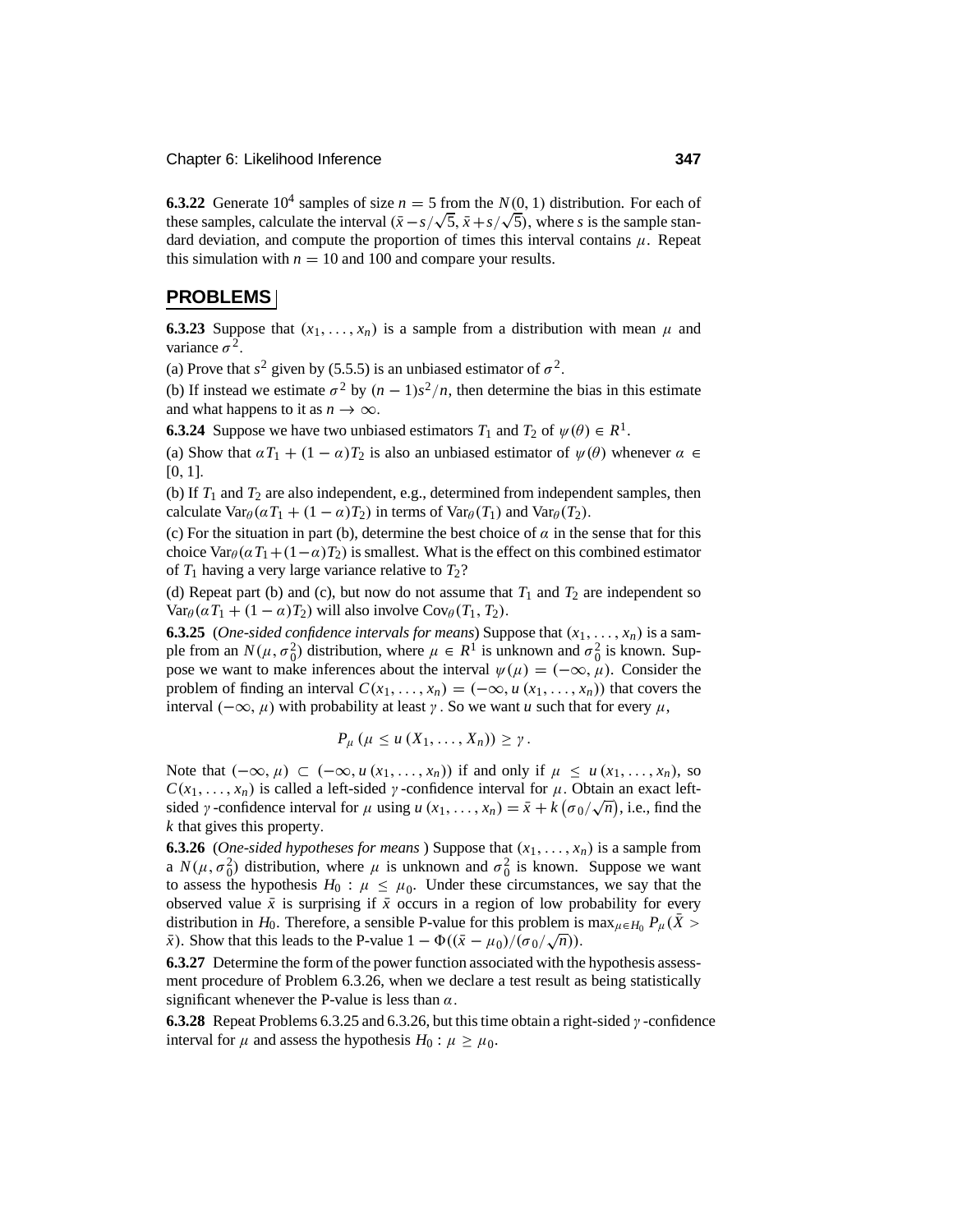**6.3.22** Generate $10^4$ samples of size $n = 5$ from the $N(0, 1)$ distribution. For each of these samples, calculate the interval $(\bar{x} - s/\sqrt{5}, \bar{x} + s/\sqrt{5})$, where $s$ is the sample standard deviation, and compute the proportion of times this interval contains $\mu$. Repeat this simulation with $n = 10$ and 100 and compare your results.

## PROBLEMS

**6.3.23** Suppose that $(x_1, \ldots, x_n)$ is a sample from a distribution with mean $\mu$ and variance $\sigma^2$.

(a) Prove that $s^2$ given by (5.5.5) is an unbiased estimator of $\sigma^2$.

(b) If instead we estimate $\sigma^2$ by $(n-1)s^2/n$, then determine the bias in this estimate and what happens to it as $n \to \infty$.

**6.3.24** Suppose we have two unbiased estimators $T_1$ and $T_2$ of $\psi(\theta) \in R^1$.

(a) Show that $\alpha T_1 + (1-\alpha)T_2$ is also an unbiased estimator of $\psi(\theta)$ whenever $\alpha \in [0, 1]$.

(b) If $T_1$ and $T_2$ are also independent, e.g., determined from independent samples, then calculate $\text{Var}_\theta(\alpha T_1 + (1-\alpha)T_2)$ in terms of $\text{Var}_\theta(T_1)$ and $\text{Var}_\theta(T_2)$.

(c) For the situation in part (b), determine the best choice of $\alpha$ in the sense that for this choice $\text{Var}_\theta(\alpha T_1 + (1-\alpha)T_2)$ is smallest. What is the effect on this combined estimator of $T_1$ having a very large variance relative to $T_2$?

(d) Repeat part (b) and (c), but now do not assume that $T_1$ and $T_2$ are independent so $\text{Var}_\theta(\alpha T_1 + (1-\alpha)T_2)$ will also involve $\text{Cov}_\theta(T_1, T_2)$.

**6.3.25** (*One-sided confidence intervals for means*) Suppose that $(x_1, \ldots, x_n)$ is a sample from an $N(\mu, \sigma_0^2)$ distribution, where $\mu \in R^1$ is unknown and $\sigma_0^2$ is known. Suppose we want to make inferences about the interval $\psi(\mu) = (-\infty, \mu)$. Consider the problem of finding an interval $C(x_1, \ldots, x_n) = (-\infty, u(x_1, \ldots, x_n))$ that covers the interval $(-\infty, \mu)$ with probability at least $\gamma$. So we want $u$ such that for every $\mu$,

$$P_\mu(\mu \le u(X_1, \ldots, X_n)) \ge \gamma.$$

Note that $(-\infty, \mu) \subset (-\infty, u(x_1, \ldots, x_n))$ if and only if $\mu \le u(x_1, \ldots, x_n)$, so $C(x_1, \ldots, x_n)$ is called a left-sided $\gamma$-confidence interval for $\mu$. Obtain an exact left-sided $\gamma$-confidence interval for $\mu$ using $u(x_1, \ldots, x_n) = \bar{x} + k\left(\sigma_0/\sqrt{n}\right)$, i.e., find the $k$ that gives this property.

**6.3.26** (*One-sided hypotheses for means* ) Suppose that $(x_1, \ldots, x_n)$ is a sample from a $N(\mu, \sigma_0^2)$ distribution, where $\mu$ is unknown and $\sigma_0^2$ is known. Suppose we want to assess the hypothesis $H_0 : \mu \le \mu_0$. Under these circumstances, we say that the observed value $\bar{x}$ is surprising if $\bar{x}$ occurs in a region of low probability for every distribution in $H_0$. Therefore, a sensible P-value for this problem is $\max_{\mu \in H_0} P_\mu(\bar{X} > \bar{x})$. Show that this leads to the P-value $1 - \Phi((\bar{x} - \mu_0)/(\sigma_0/\sqrt{n}))$.

**6.3.27** Determine the form of the power function associated with the hypothesis assessment procedure of Problem 6.3.26, when we declare a test result as being statistically significant whenever the P-value is less than $\alpha$.

**6.3.28** Repeat Problems 6.3.25 and 6.3.26, but this time obtain a right-sided $\gamma$-confidence interval for $\mu$ and assess the hypothesis $H_0 : \mu \ge \mu_0$.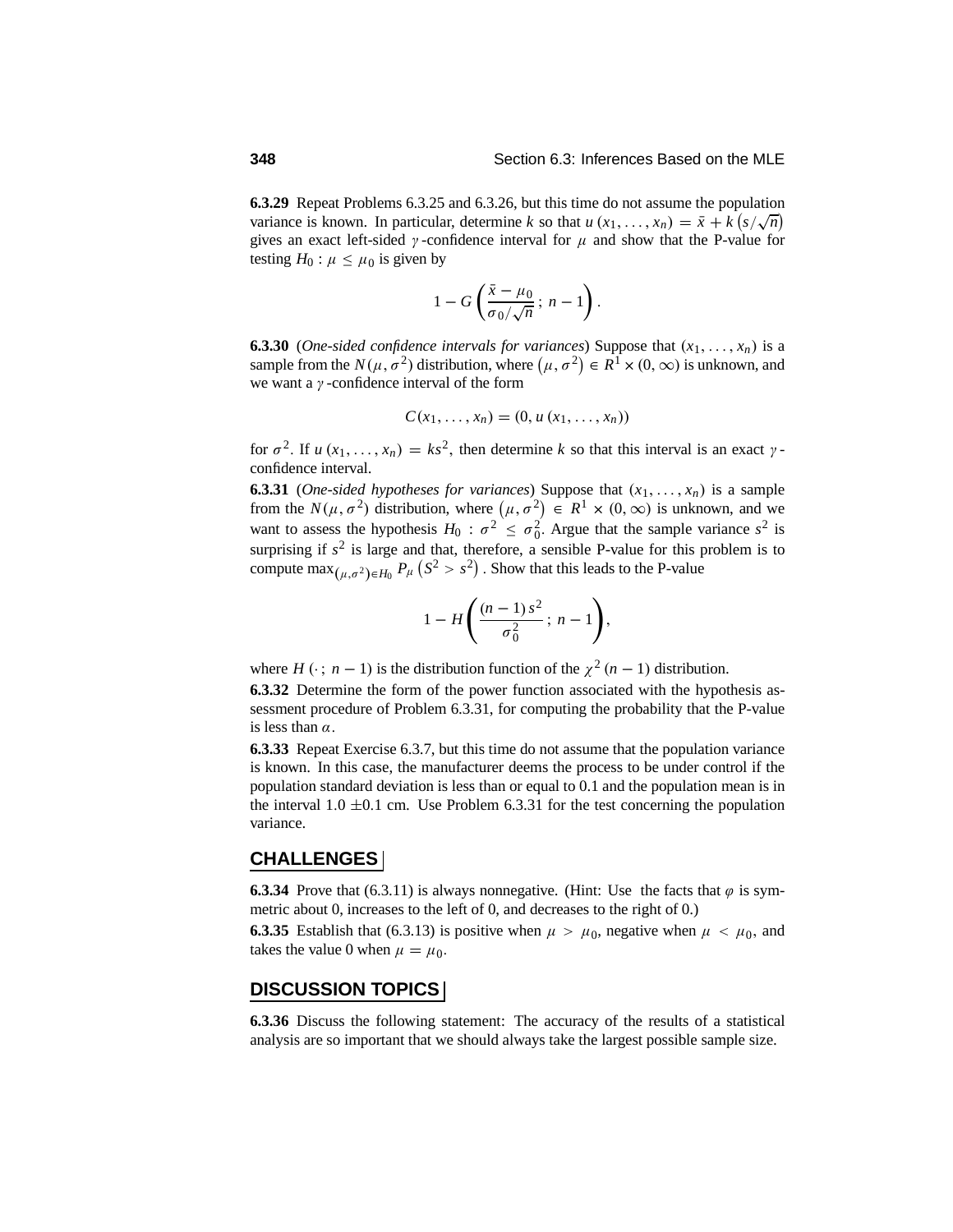**6.3.29** Repeat Problems 6.3.25 and 6.3.26, but this time do not assume the population variance is known. In particular, determine $k$ so that $u(x_1, \ldots, x_n) = \bar{x} + k\left(s/\sqrt{n}\right)$ gives an exact left-sided $\gamma$-confidence interval for $\mu$ and show that the P-value for testing $H_0 : \mu \leq \mu_0$ is given by

$$1 - G\left(\frac{\bar{x} - \mu_0}{\sigma_0/\sqrt{n}} \,;\, n - 1\right).$$

**6.3.30** (*One-sided confidence intervals for variances*) Suppose that $(x_1, \ldots, x_n)$ is a sample from the $N(\mu, \sigma^2)$ distribution, where $\left(\mu, \sigma^2\right) \in R^1 \times (0, \infty)$ is unknown, and we want a $\gamma$-confidence interval of the form

$$C(x_1, \ldots, x_n) = (0, u(x_1, \ldots, x_n))$$

for $\sigma^2$. If $u(x_1, \ldots, x_n) = ks^2$, then determine $k$ so that this interval is an exact $\gamma$-confidence interval.

**6.3.31** (*One-sided hypotheses for variances*) Suppose that $(x_1, \ldots, x_n)$ is a sample from the $N(\mu, \sigma^2)$ distribution, where $\left(\mu, \sigma^2\right) \in R^1 \times (0, \infty)$ is unknown, and we want to assess the hypothesis $H_0 : \sigma^2 \leq \sigma_0^2$. Argue that the sample variance $s^2$ is surprising if $s^2$ is large and that, therefore, a sensible P-value for this problem is to compute $\max_{(\mu,\sigma^2)\in H_0} P_\mu\left(S^2 > s^2\right)$. Show that this leads to the P-value

$$1 - H\left(\frac{(n-1)\,s^2}{\sigma_0^2} \,;\, n - 1\right),$$

where $H(\cdot\,;\, n-1)$ is the distribution function of the $\chi^2(n-1)$ distribution.

**6.3.32** Determine the form of the power function associated with the hypothesis assessment procedure of Problem 6.3.31, for computing the probability that the P-value is less than $\alpha$.

**6.3.33** Repeat Exercise 6.3.7, but this time do not assume that the population variance is known. In this case, the manufacturer deems the process to be under control if the population standard deviation is less than or equal to 0.1 and the population mean is in the interval $1.0 \pm 0.1$ cm. Use Problem 6.3.31 for the test concerning the population variance.

## CHALLENGES

**6.3.34** Prove that (6.3.11) is always nonnegative. (Hint: Use the facts that $\varphi$ is symmetric about 0, increases to the left of 0, and decreases to the right of 0.)

**6.3.35** Establish that (6.3.13) is positive when $\mu > \mu_0$, negative when $\mu < \mu_0$, and takes the value 0 when $\mu = \mu_0$.

## DISCUSSION TOPICS

**6.3.36** Discuss the following statement: The accuracy of the results of a statistical analysis are so important that we should always take the largest possible sample size.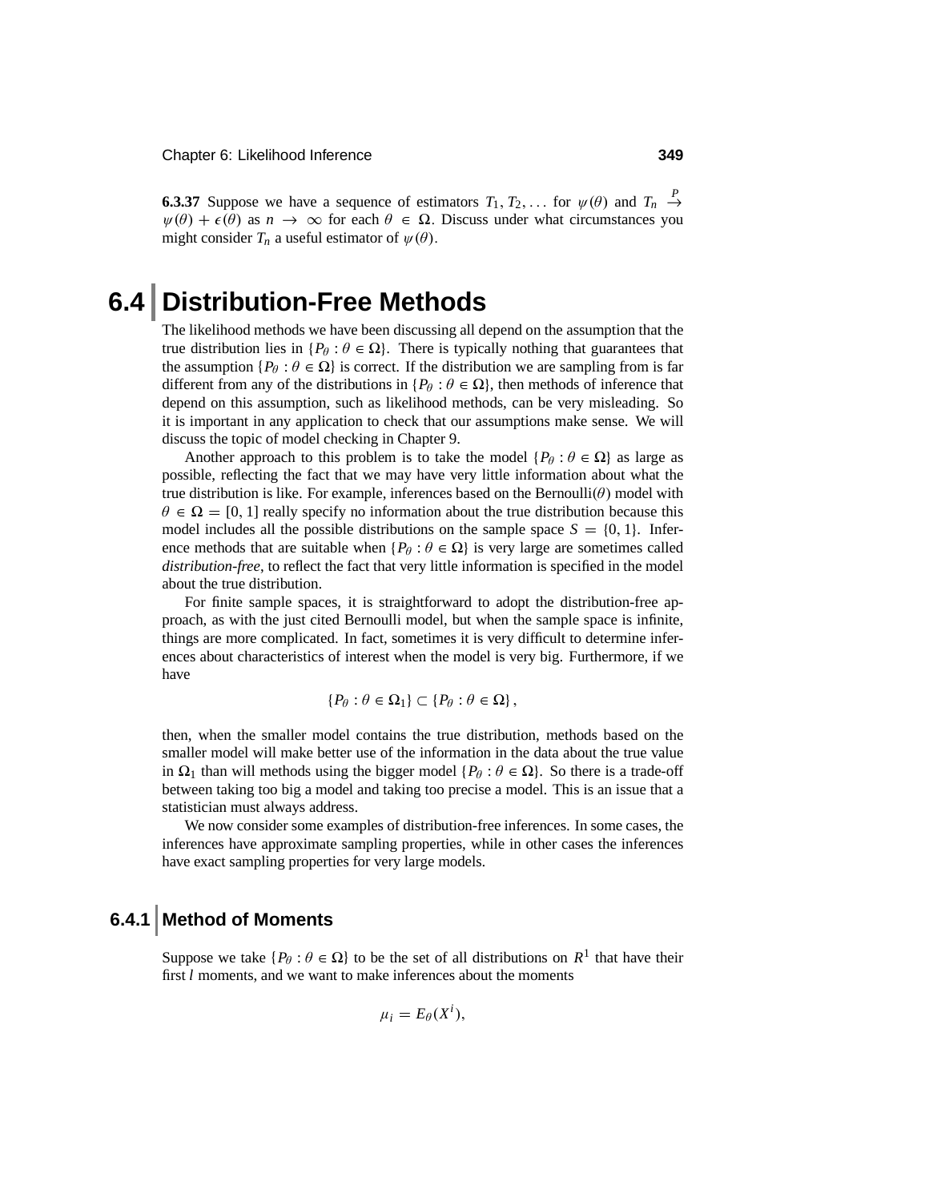**6.3.37** Suppose we have a sequence of estimators $T_1, T_2, \ldots$ for $\psi(\theta)$ and $T_n \xrightarrow{P} \psi(\theta) + \epsilon(\theta)$ as $n \to \infty$ for each $\theta \in \Omega$. Discuss under what circumstances you might consider $T_n$ a useful estimator of $\psi(\theta)$.

# 6.4 Distribution-Free Methods

The likelihood methods we have been discussing all depend on the assumption that the true distribution lies in $\{P_\theta : \theta \in \Omega\}$. There is typically nothing that guarantees that the assumption $\{P_\theta : \theta \in \Omega\}$ is correct. If the distribution we are sampling from is far different from any of the distributions in $\{P_\theta : \theta \in \Omega\}$, then methods of inference that depend on this assumption, such as likelihood methods, can be very misleading. So it is important in any application to check that our assumptions make sense. We will discuss the topic of model checking in Chapter 9.

Another approach to this problem is to take the model $\{P_\theta : \theta \in \Omega\}$ as large as possible, reflecting the fact that we may have very little information about what the true distribution is like. For example, inferences based on the Bernoulli($\theta$) model with $\theta \in \Omega = [0, 1]$ really specify no information about the true distribution because this model includes all the possible distributions on the sample space $S = \{0, 1\}$. Inference methods that are suitable when $\{P_\theta : \theta \in \Omega\}$ is very large are sometimes called *distribution-free*, to reflect the fact that very little information is specified in the model about the true distribution.

For finite sample spaces, it is straightforward to adopt the distribution-free approach, as with the just cited Bernoulli model, but when the sample space is infinite, things are more complicated. In fact, sometimes it is very difficult to determine inferences about characteristics of interest when the model is very big. Furthermore, if we have

$$\{P_\theta : \theta \in \Omega_1\} \subset \{P_\theta : \theta \in \Omega\},$$

then, when the smaller model contains the true distribution, methods based on the smaller model will make better use of the information in the data about the true value in $\Omega_1$ than will methods using the bigger model $\{P_\theta : \theta \in \Omega\}$. So there is a trade-off between taking too big a model and taking too precise a model. This is an issue that a statistician must always address.

We now consider some examples of distribution-free inferences. In some cases, the inferences have approximate sampling properties, while in other cases the inferences have exact sampling properties for very large models.

## 6.4.1 Method of Moments

Suppose we take $\{P_\theta : \theta \in \Omega\}$ to be the set of all distributions on $R^1$ that have their first $l$ moments, and we want to make inferences about the moments

$$\mu_i = E_\theta(X^i),$$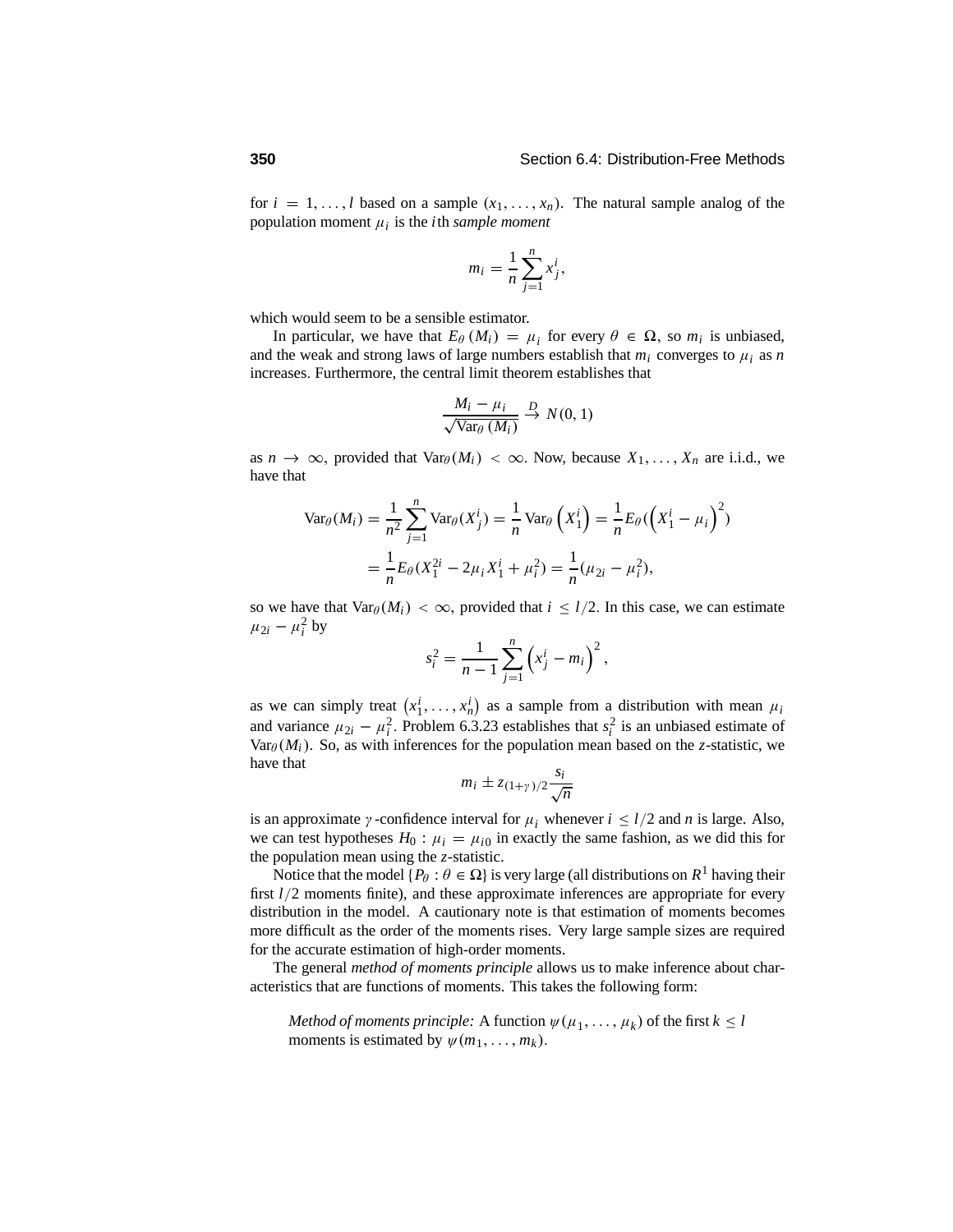for $i = 1, \ldots, l$ based on a sample $(x_1, \ldots, x_n)$. The natural sample analog of the population moment $\mu_i$ is the $i$th *sample moment*

$$m_i = \frac{1}{n} \sum_{j=1}^{n} x_j^i,$$

which would seem to be a sensible estimator.

In particular, we have that $E_\theta(M_i) = \mu_i$ for every $\theta \in \Omega$, so $m_i$ is unbiased, and the weak and strong laws of large numbers establish that $m_i$ converges to $\mu_i$ as $n$ increases. Furthermore, the central limit theorem establishes that

$$\frac{M_i - \mu_i}{\sqrt{\text{Var}_\theta(M_i)}} \xrightarrow{D} N(0, 1)$$

as $n \to \infty$, provided that $\text{Var}_\theta(M_i) < \infty$. Now, because $X_1, \ldots, X_n$ are i.i.d., we have that

$$\begin{aligned}
\text{Var}_\theta(M_i) &= \frac{1}{n^2} \sum_{j=1}^{n} \text{Var}_\theta(X_j^i) = \frac{1}{n} \text{Var}_\theta\left(X_1^i\right) = \frac{1}{n} E_\theta(\left(X_1^i - \mu_i\right)^2) \\
&= \frac{1}{n} E_\theta(X_1^{2i} - 2\mu_i X_1^i + \mu_i^2) = \frac{1}{n}(\mu_{2i} - \mu_i^2),
\end{aligned}$$

so we have that $\text{Var}_\theta(M_i) < \infty$, provided that $i \le l/2$. In this case, we can estimate $\mu_{2i} - \mu_i^2$ by

$$s_i^2 = \frac{1}{n-1} \sum_{j=1}^{n} \left(x_j^i - m_i\right)^2,$$

as we can simply treat $\left(x_1^i, \ldots, x_n^i\right)$ as a sample from a distribution with mean $\mu_i$ and variance $\mu_{2i} - \mu_i^2$. Problem 6.3.23 establishes that $s_i^2$ is an unbiased estimate of $\text{Var}_\theta(M_i)$. So, as with inferences for the population mean based on the $z$-statistic, we have that

$$m_i \pm z_{(1+\gamma)/2} \frac{s_i}{\sqrt{n}}$$

is an approximate $\gamma$-confidence interval for $\mu_i$ whenever $i \le l/2$ and $n$ is large. Also, we can test hypotheses $H_0 : \mu_i = \mu_{i0}$ in exactly the same fashion, as we did this for the population mean using the $z$-statistic.

Notice that the model $\{P_\theta : \theta \in \Omega\}$ is very large (all distributions on $R^1$ having their first $l/2$ moments finite), and these approximate inferences are appropriate for every distribution in the model. A cautionary note is that estimation of moments becomes more difficult as the order of the moments rises. Very large sample sizes are required for the accurate estimation of high-order moments.

The general *method of moments principle* allows us to make inference about characteristics that are functions of moments. This takes the following form:

> *Method of moments principle:* A function $\psi(\mu_1, \ldots, \mu_k)$ of the first $k \le l$ moments is estimated by $\psi(m_1, \ldots, m_k)$.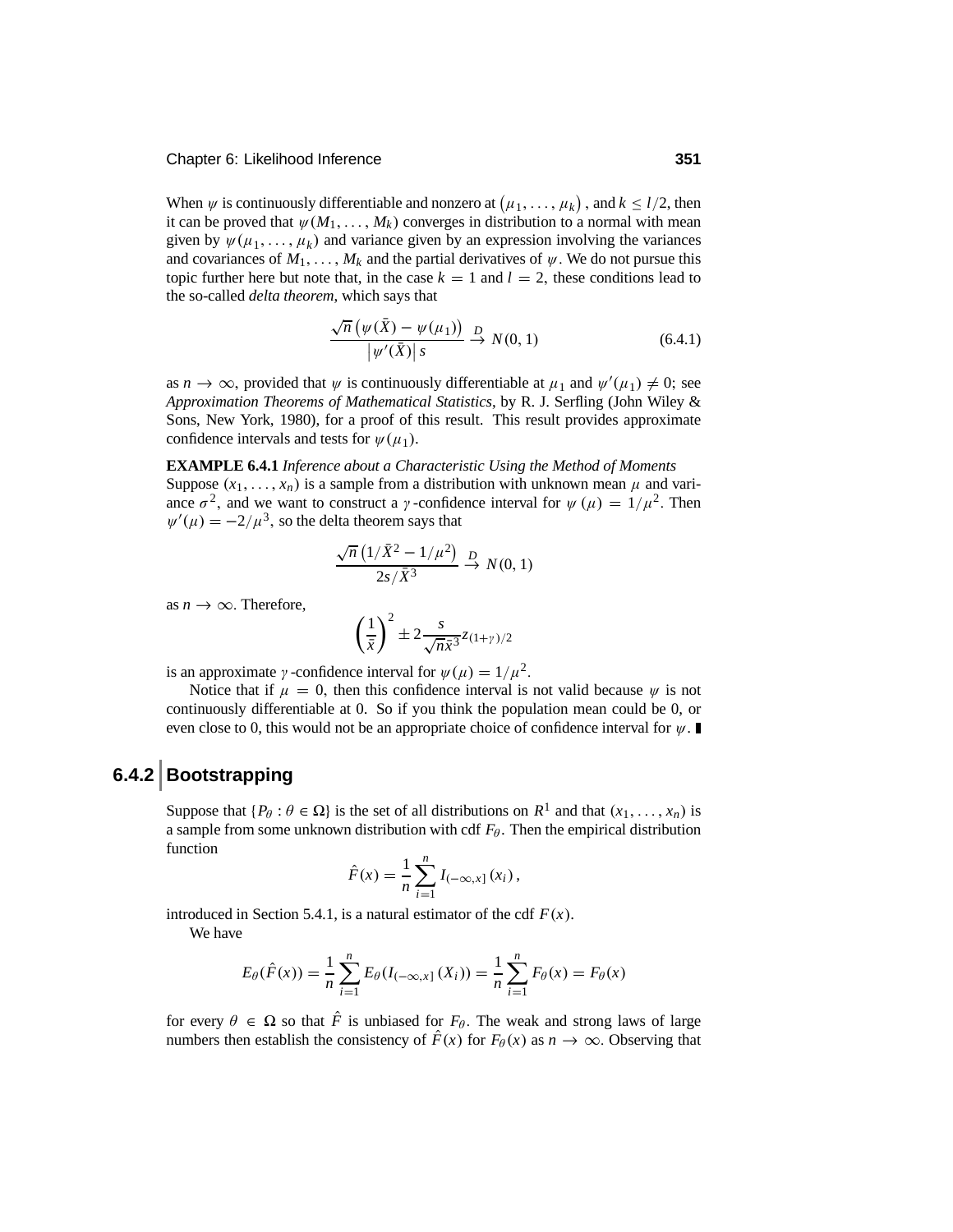When $\psi$ is continuously differentiable and nonzero at $(\mu_1, \ldots, \mu_k)$, and $k \leq l/2$, then it can be proved that $\psi(M_1, \ldots, M_k)$ converges in distribution to a normal with mean given by $\psi(\mu_1, \ldots, \mu_k)$ and variance given by an expression involving the variances and covariances of $M_1, \ldots, M_k$ and the partial derivatives of $\psi$. We do not pursue this topic further here but note that, in the case $k = 1$ and $l = 2$, these conditions lead to the so-called *delta theorem*, which says that

$$\frac{\sqrt{n}\left(\psi(\bar{X}) - \psi(\mu_1)\right)}{\left|\psi'(\bar{X})\right| s} \xrightarrow{D} N(0, 1) \tag{6.4.1}$$

as $n \to \infty$, provided that $\psi$ is continuously differentiable at $\mu_1$ and $\psi'(\mu_1) \neq 0$; see *Approximation Theorems of Mathematical Statistics*, by R. J. Serfling (John Wiley & Sons, New York, 1980), for a proof of this result. This result provides approximate confidence intervals and tests for $\psi(\mu_1)$.

**EXAMPLE 6.4.1** *Inference about a Characteristic Using the Method of Moments*
Suppose $(x_1, \ldots, x_n)$ is a sample from a distribution with unknown mean $\mu$ and variance $\sigma^2$, and we want to construct a $\gamma$-confidence interval for $\psi(\mu) = 1/\mu^2$. Then $\psi'(\mu) = -2/\mu^3$, so the delta theorem says that

$$\frac{\sqrt{n}\left(1/\bar{X}^2 - 1/\mu^2\right)}{2s/\bar{X}^3} \xrightarrow{D} N(0, 1)$$

as $n \to \infty$. Therefore,

$$\left(\frac{1}{\bar{x}}\right)^2 \pm 2\frac{s}{\sqrt{n}\bar{x}^3} z_{(1+\gamma)/2}$$

is an approximate $\gamma$-confidence interval for $\psi(\mu) = 1/\mu^2$.

Notice that if $\mu = 0$, then this confidence interval is not valid because $\psi$ is not continuously differentiable at 0. So if you think the population mean could be 0, or even close to 0, this would not be an appropriate choice of confidence interval for $\psi$. ∎

## 6.4.2 Bootstrapping

Suppose that $\{P_\theta : \theta \in \Omega\}$ is the set of all distributions on $R^1$ and that $(x_1, \ldots, x_n)$ is a sample from some unknown distribution with cdf $F_\theta$. Then the empirical distribution function

$$\hat{F}(x) = \frac{1}{n}\sum_{i=1}^{n} I_{(-\infty, x]}(x_i),$$

introduced in Section 5.4.1, is a natural estimator of the cdf $F(x)$.

We have

$$E_\theta(\hat{F}(x)) = \frac{1}{n}\sum_{i=1}^{n} E_\theta(I_{(-\infty, x]}(X_i)) = \frac{1}{n}\sum_{i=1}^{n} F_\theta(x) = F_\theta(x)$$

for every $\theta \in \Omega$ so that $\hat{F}$ is unbiased for $F_\theta$. The weak and strong laws of large numbers then establish the consistency of $\hat{F}(x)$ for $F_\theta(x)$ as $n \to \infty$. Observing that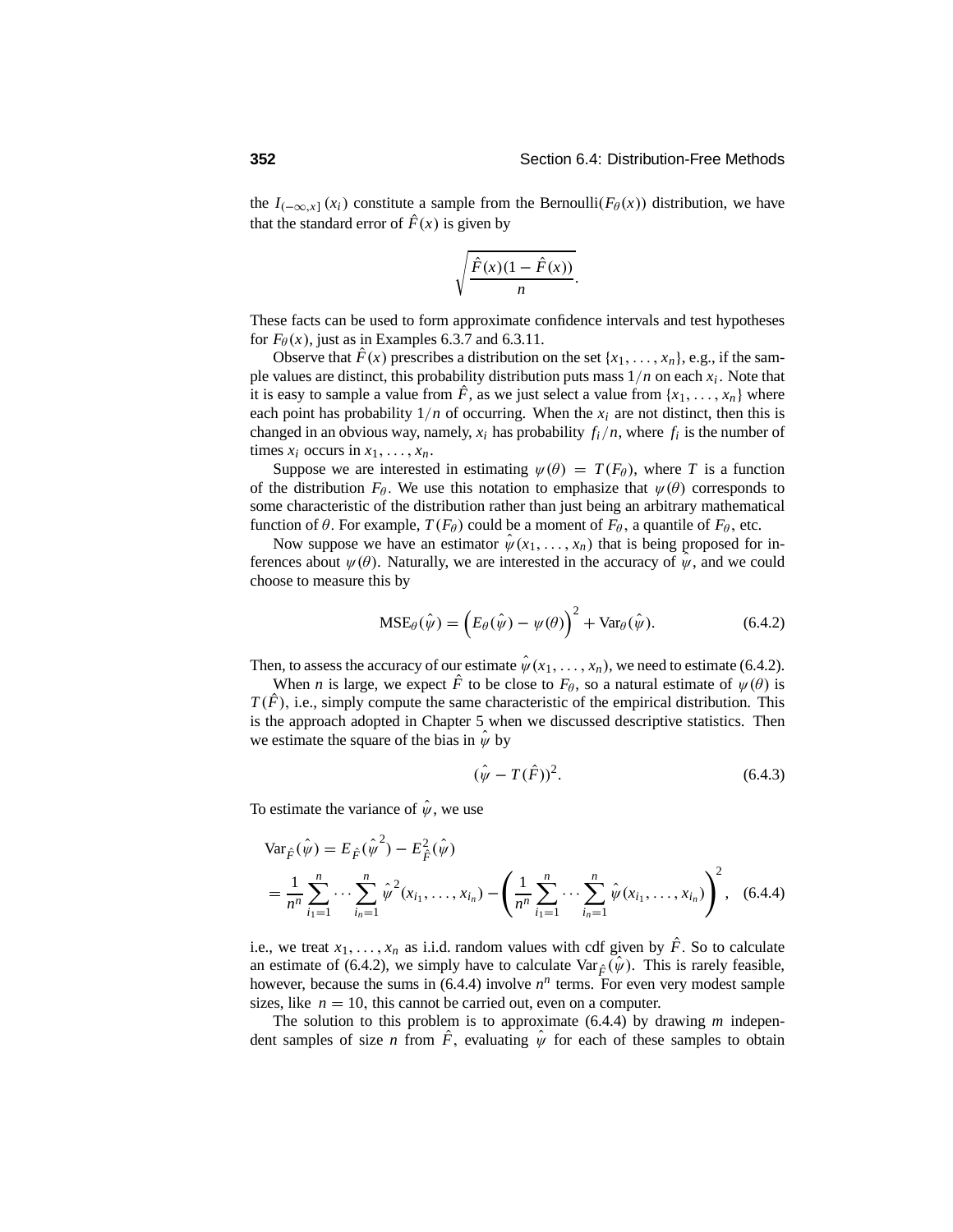the $I_{(-\infty,x]}(x_i)$ constitute a sample from the Bernoulli($F_\theta(x)$) distribution, we have that the standard error of $\hat{F}(x)$ is given by

$$\sqrt{\frac{\hat{F}(x)(1-\hat{F}(x))}{n}}.$$

These facts can be used to form approximate confidence intervals and test hypotheses for $F_\theta(x)$, just as in Examples 6.3.7 and 6.3.11.

Observe that $\hat{F}(x)$ prescribes a distribution on the set $\{x_1, \ldots, x_n\}$, e.g., if the sample values are distinct, this probability distribution puts mass $1/n$ on each $x_i$. Note that it is easy to sample a value from $\hat{F}$, as we just select a value from $\{x_1, \ldots, x_n\}$ where each point has probability $1/n$ of occurring. When the $x_i$ are not distinct, then this is changed in an obvious way, namely, $x_i$ has probability $f_i/n$, where $f_i$ is the number of times $x_i$ occurs in $x_1, \ldots, x_n$.

Suppose we are interested in estimating $\psi(\theta) = T(F_\theta)$, where $T$ is a function of the distribution $F_\theta$. We use this notation to emphasize that $\psi(\theta)$ corresponds to some characteristic of the distribution rather than just being an arbitrary mathematical function of $\theta$. For example, $T(F_\theta)$ could be a moment of $F_\theta$, a quantile of $F_\theta$, etc.

Now suppose we have an estimator $\hat{\psi}(x_1, \ldots, x_n)$ that is being proposed for inferences about $\psi(\theta)$. Naturally, we are interested in the accuracy of $\hat{\psi}$, and we could choose to measure this by

$$\text{MSE}_\theta(\hat{\psi}) = \left(E_\theta(\hat{\psi}) - \psi(\theta)\right)^2 + \text{Var}_\theta(\hat{\psi}). \tag{6.4.2}$$

Then, to assess the accuracy of our estimate $\hat{\psi}(x_1, \ldots, x_n)$, we need to estimate (6.4.2).

When $n$ is large, we expect $\hat{F}$ to be close to $F_\theta$, so a natural estimate of $\psi(\theta)$ is $T(\hat{F})$, i.e., simply compute the same characteristic of the empirical distribution. This is the approach adopted in Chapter 5 when we discussed descriptive statistics. Then we estimate the square of the bias in $\hat{\psi}$ by

$$(\hat{\psi} - T(\hat{F}))^2. \tag{6.4.3}$$

To estimate the variance of $\hat{\psi}$, we use

$$\begin{aligned}
\text{Var}_{\hat{F}}(\hat{\psi}) &= E_{\hat{F}}(\hat{\psi}^2) - E^2_{\hat{F}}(\hat{\psi}) \\
&= \frac{1}{n^n}\sum_{i_1=1}^{n}\cdots\sum_{i_n=1}^{n}\hat{\psi}^2(x_{i_1}, \ldots, x_{i_n}) - \left(\frac{1}{n^n}\sum_{i_1=1}^{n}\cdots\sum_{i_n=1}^{n}\hat{\psi}(x_{i_1}, \ldots, x_{i_n})\right)^2,
\end{aligned} \tag{6.4.4}$$

i.e., we treat $x_1, \ldots, x_n$ as i.i.d. random values with cdf given by $\hat{F}$. So to calculate an estimate of (6.4.2), we simply have to calculate $\text{Var}_{\hat{F}}(\hat{\psi})$. This is rarely feasible, however, because the sums in (6.4.4) involve $n^n$ terms. For even very modest sample sizes, like $n = 10$, this cannot be carried out, even on a computer.

The solution to this problem is to approximate (6.4.4) by drawing $m$ independent samples of size $n$ from $\hat{F}$, evaluating $\hat{\psi}$ for each of these samples to obtain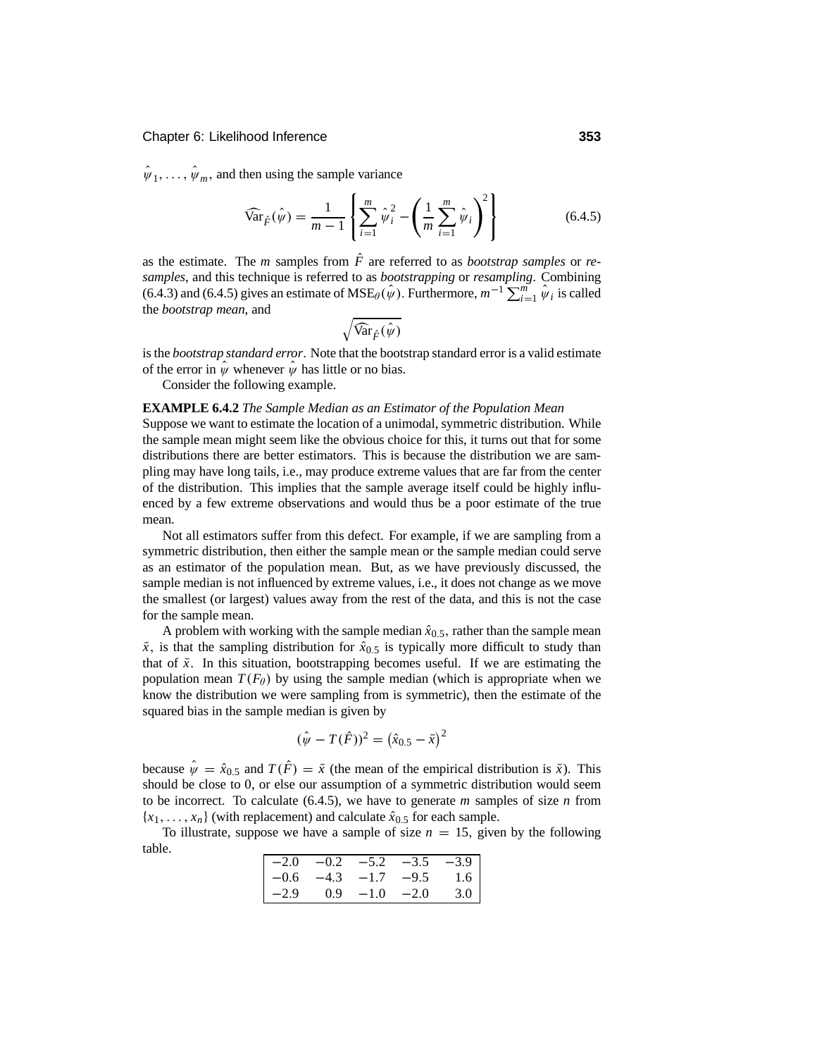$\hat{\psi}_1, \ldots, \hat{\psi}_m$, and then using the sample variance

$$\widehat{\text{Var}}_{\hat{F}}(\hat{\psi}) = \frac{1}{m-1}\left\{\sum_{i=1}^{m} \hat{\psi}_i^2 - \left(\frac{1}{m}\sum_{i=1}^{m} \hat{\psi}_i\right)^2\right\} \tag{6.4.5}$$

as the estimate. The $m$ samples from $\hat{F}$ are referred to as *bootstrap samples* or *resamples*, and this technique is referred to as *bootstrapping* or *resampling*. Combining (6.4.3) and (6.4.5) gives an estimate of $\text{MSE}_\theta(\hat{\psi})$. Furthermore, $m^{-1}\sum_{i=1}^{m} \hat{\psi}_i$ is called the *bootstrap mean*, and

$$\sqrt{\widehat{\text{Var}}_{\hat{F}}(\hat{\psi})}$$

is the *bootstrap standard error*. Note that the bootstrap standard error is a valid estimate of the error in $\hat{\psi}$ whenever $\hat{\psi}$ has little or no bias.

Consider the following example.

**EXAMPLE 6.4.2** *The Sample Median as an Estimator of the Population Mean*
Suppose we want to estimate the location of a unimodal, symmetric distribution. While the sample mean might seem like the obvious choice for this, it turns out that for some distributions there are better estimators. This is because the distribution we are sampling may have long tails, i.e., may produce extreme values that are far from the center of the distribution. This implies that the sample average itself could be highly influenced by a few extreme observations and would thus be a poor estimate of the true mean.

Not all estimators suffer from this defect. For example, if we are sampling from a symmetric distribution, then either the sample mean or the sample median could serve as an estimator of the population mean. But, as we have previously discussed, the sample median is not influenced by extreme values, i.e., it does not change as we move the smallest (or largest) values away from the rest of the data, and this is not the case for the sample mean.

A problem with working with the sample median $\hat{x}_{0.5}$, rather than the sample mean $\bar{x}$, is that the sampling distribution for $\hat{x}_{0.5}$ is typically more difficult to study than that of $\bar{x}$. In this situation, bootstrapping becomes useful. If we are estimating the population mean $T(F_\theta)$ by using the sample median (which is appropriate when we know the distribution we were sampling from is symmetric), then the estimate of the squared bias in the sample median is given by

$$(\hat{\psi} - T(\hat{F}))^2 = (\hat{x}_{0.5} - \bar{x})^2$$

because $\hat{\psi} = \hat{x}_{0.5}$ and $T(\hat{F}) = \bar{x}$ (the mean of the empirical distribution is $\bar{x}$). This should be close to 0, or else our assumption of a symmetric distribution would seem to be incorrect. To calculate (6.4.5), we have to generate $m$ samples of size $n$ from $\{x_1, \ldots, x_n\}$ (with replacement) and calculate $\hat{x}_{0.5}$ for each sample.

To illustrate, suppose we have a sample of size $n = 15$, given by the following table.

| | | | | |
|---|---|---|---|---|
| −2.0 | −0.2 | −5.2 | −3.5 | −3.9 |
| −0.6 | −4.3 | −1.7 | −9.5 | 1.6 |
| −2.9 | 0.9 | −1.0 | −2.0 | 3.0 |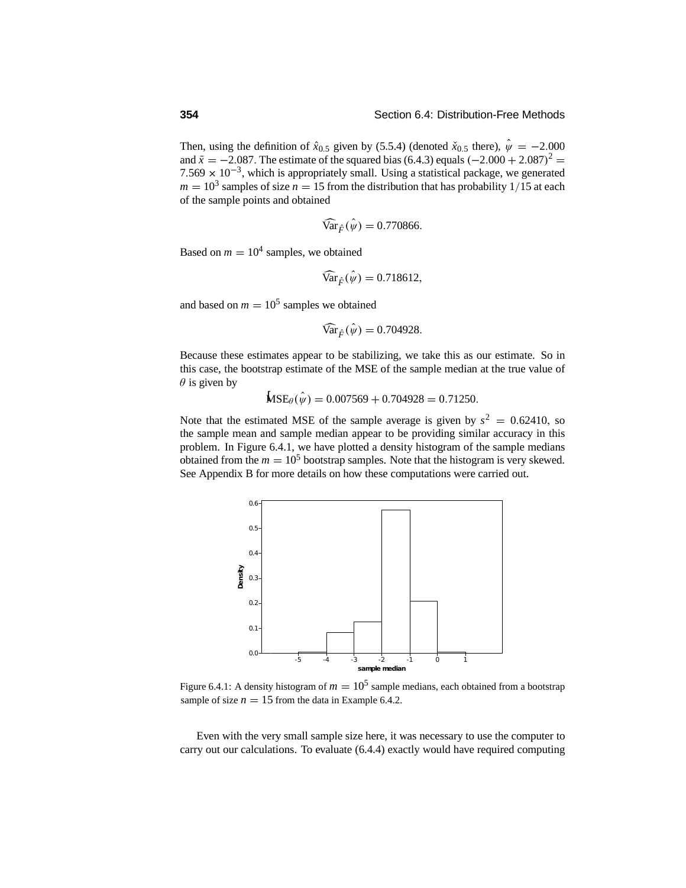Then, using the definition of $\hat{x}_{0.5}$ given by (5.5.4) (denoted $\check{x}_{0.5}$ there), $\hat{\psi} = -2.000$ and $\bar{x} = -2.087$. The estimate of the squared bias (6.4.3) equals $(-2.000 + 2.087)^2 = 7.569 \times 10^{-3}$, which is appropriately small. Using a statistical package, we generated $m = 10^3$ samples of size $n = 15$ from the distribution that has probability $1/15$ at each of the sample points and obtained

$$\widehat{\text{Var}}_{\hat{F}}(\hat{\psi}) = 0.770866.$$

Based on $m = 10^4$ samples, we obtained

$$\widehat{\text{Var}}_{\hat{F}}(\hat{\psi}) = 0.718612,$$

and based on $m = 10^5$ samples we obtained

$$\widehat{\text{Var}}_{\hat{F}}(\hat{\psi}) = 0.704928.$$

Because these estimates appear to be stabilizing, we take this as our estimate. So in this case, the bootstrap estimate of the MSE of the sample median at the true value of $\theta$ is given by

$$\widehat{\text{MSE}}_{\theta}(\hat{\psi}) = 0.007569 + 0.704928 = 0.71250.$$

Note that the estimated MSE of the sample average is given by $s^2 = 0.62410$, so the sample mean and sample median appear to be providing similar accuracy in this problem. In Figure 6.4.1, we have plotted a density histogram of the sample medians obtained from the $m = 10^5$ bootstrap samples. Note that the histogram is very skewed. See Appendix B for more details on how these computations were carried out.

Figure 6.4.1: A density histogram of $m = 10^5$ sample medians, each obtained from a bootstrap sample of size $n = 15$ from the data in Example 6.4.2.

Even with the very small sample size here, it was necessary to use the computer to carry out our calculations. To evaluate (6.4.4) exactly would have required computing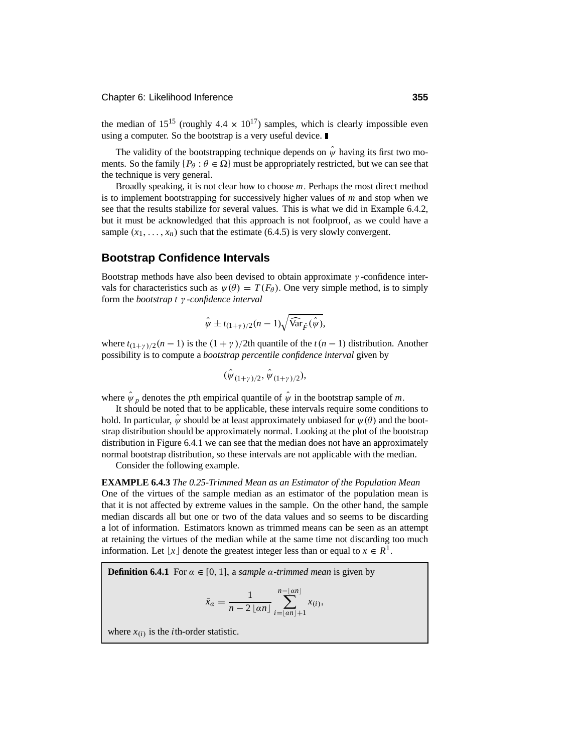the median of $15^{15}$ (roughly $4.4 \times 10^{17}$) samples, which is clearly impossible even using a computer. So the bootstrap is a very useful device. ∎

The validity of the bootstrapping technique depends on $\hat{\psi}$ having its first two moments. So the family $\{P_\theta : \theta \in \Omega\}$ must be appropriately restricted, but we can see that the technique is very general.

Broadly speaking, it is not clear how to choose $m$. Perhaps the most direct method is to implement bootstrapping for successively higher values of $m$ and stop when we see that the results stabilize for several values. This is what we did in Example 6.4.2, but it must be acknowledged that this approach is not foolproof, as we could have a sample $(x_1, \ldots, x_n)$ such that the estimate (6.4.5) is very slowly convergent.

## Bootstrap Confidence Intervals

Bootstrap methods have also been devised to obtain approximate $\gamma$-confidence intervals for characteristics such as $\psi(\theta) = T(F_\theta)$. One very simple method, is to simply form the *bootstrap t $\gamma$-confidence interval*

$$\hat{\psi} \pm t_{(1+\gamma)/2}(n-1)\sqrt{\widehat{\text{Var}}_{\hat{F}}(\hat{\psi})},$$

where $t_{(1+\gamma)/2}(n-1)$ is the $(1+\gamma)/2$th quantile of the $t(n-1)$ distribution. Another possibility is to compute a *bootstrap percentile confidence interval* given by

$$(\hat{\psi}_{(1+\gamma)/2}, \hat{\psi}_{(1+\gamma)/2}),$$

where $\hat{\psi}_p$ denotes the $p$th empirical quantile of $\hat{\psi}$ in the bootstrap sample of $m$.

It should be noted that to be applicable, these intervals require some conditions to hold. In particular, $\hat{\psi}$ should be at least approximately unbiased for $\psi(\theta)$ and the bootstrap distribution should be approximately normal. Looking at the plot of the bootstrap distribution in Figure 6.4.1 we can see that the median does not have an approximately normal bootstrap distribution, so these intervals are not applicable with the median.

Consider the following example.

**EXAMPLE 6.4.3** *The 0.25-Trimmed Mean as an Estimator of the Population Mean*
One of the virtues of the sample median as an estimator of the population mean is that it is not affected by extreme values in the sample. On the other hand, the sample median discards all but one or two of the data values and so seems to be discarding a lot of information. Estimators known as trimmed means can be seen as an attempt at retaining the virtues of the median while at the same time not discarding too much information. Let $\lfloor x \rfloor$ denote the greatest integer less than or equal to $x \in R^1$.

**Definition 6.4.1** For $\alpha \in [0, 1]$, a *sample $\alpha$-trimmed mean* is given by

$$\bar{x}_\alpha = \frac{1}{n - 2\lfloor \alpha n \rfloor} \sum_{i=\lfloor \alpha n \rfloor + 1}^{n - \lfloor \alpha n \rfloor} x_{(i)},$$

where $x_{(i)}$ is the $i$th-order statistic.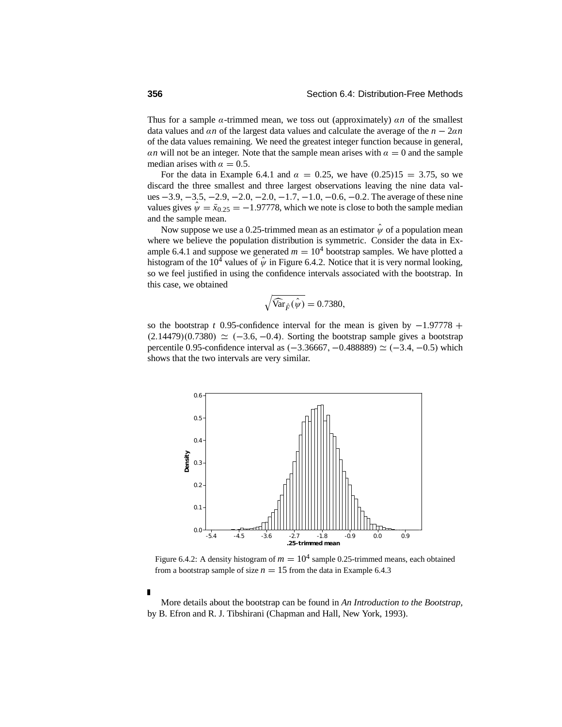Thus for a sample $\alpha$-trimmed mean, we toss out (approximately) $\alpha n$ of the smallest data values and $\alpha n$ of the largest data values and calculate the average of the $n - 2\alpha n$ of the data values remaining. We need the greatest integer function because in general, $\alpha n$ will not be an integer. Note that the sample mean arises with $\alpha = 0$ and the sample median arises with $\alpha = 0.5$.

For the data in Example 6.4.1 and $\alpha = 0.25$, we have $(0.25)15 = 3.75$, so we discard the three smallest and three largest observations leaving the nine data values $-3.9, -3.5, -2.9, -2.0, -2.0, -1.7, -1.0, -0.6, -0.2$. The average of these nine values gives $\hat{\psi} = \bar{x}_{0.25} = -1.97778$, which we note is close to both the sample median and the sample mean.

Now suppose we use a 0.25-trimmed mean as an estimator $\hat{\psi}$ of a population mean where we believe the population distribution is symmetric. Consider the data in Example 6.4.1 and suppose we generated $m = 10^4$ bootstrap samples. We have plotted a histogram of the $10^4$ values of $\hat{\psi}$ in Figure 6.4.2. Notice that it is very normal looking, so we feel justified in using the confidence intervals associated with the bootstrap. In this case, we obtained

$$\sqrt{\widehat{\text{Var}}_{\hat{F}}(\hat{\psi})} = 0.7380,$$

so the bootstrap $t$ 0.95-confidence interval for the mean is given by $-1.97778 + (2.14479)(0.7380) \simeq (-3.6, -0.4)$. Sorting the bootstrap sample gives a bootstrap percentile 0.95-confidence interval as $(-3.36667, -0.488889) \simeq (-3.4, -0.5)$ which shows that the two intervals are very similar.

Figure 6.4.2: A density histogram of $m = 10^4$ sample 0.25-trimmed means, each obtained from a bootstrap sample of size $n = 15$ from the data in Example 6.4.3

■

More details about the bootstrap can be found in *An Introduction to the Bootstrap*, by B. Efron and R. J. Tibshirani (Chapman and Hall, New York, 1993).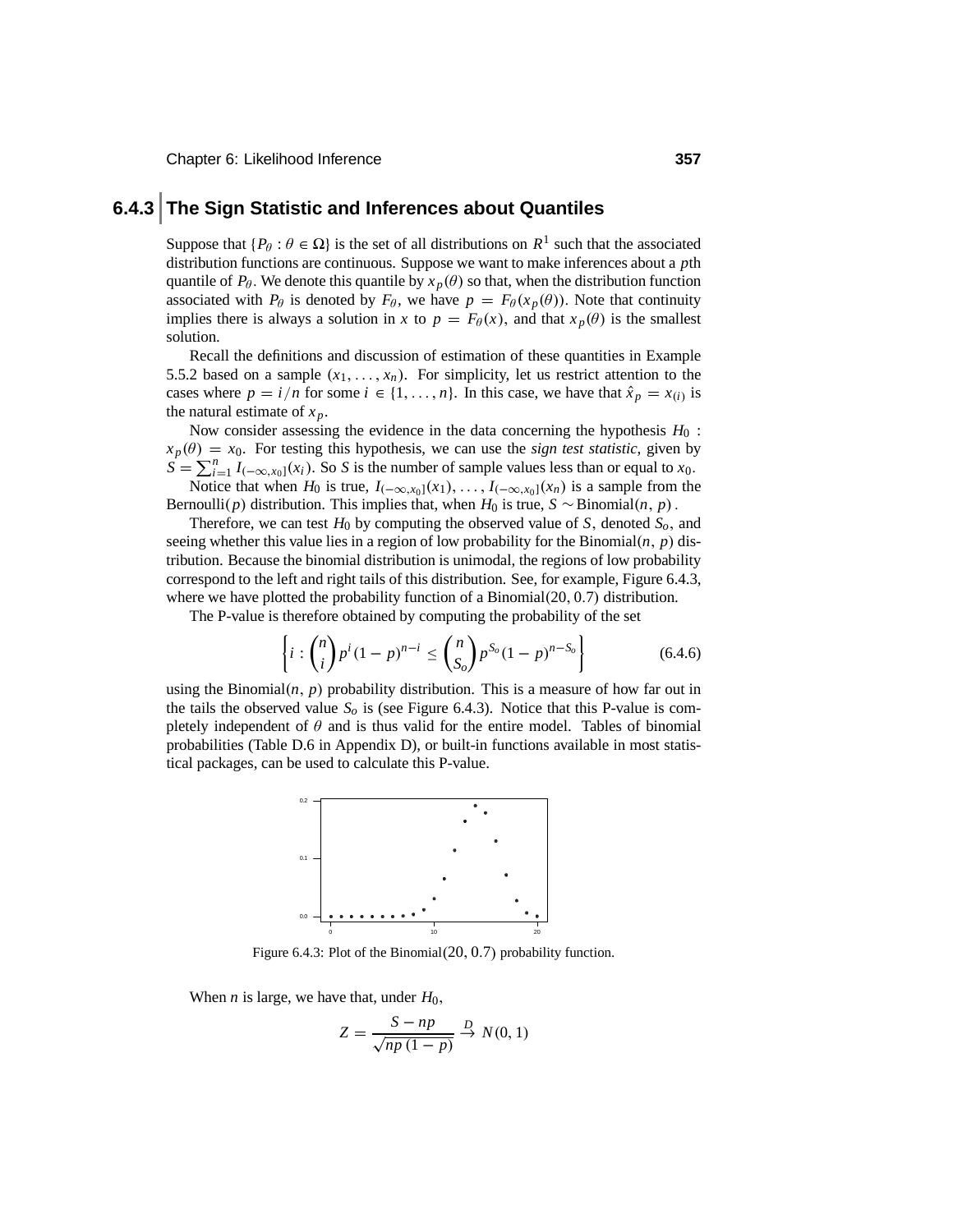## 6.4.3 The Sign Statistic and Inferences about Quantiles

Suppose that $\{P_\theta : \theta \in \Omega\}$ is the set of all distributions on $R^1$ such that the associated distribution functions are continuous. Suppose we want to make inferences about a $p$th quantile of $P_\theta$. We denote this quantile by $x_p(\theta)$ so that, when the distribution function associated with $P_\theta$ is denoted by $F_\theta$, we have $p = F_\theta(x_p(\theta))$. Note that continuity implies there is always a solution in $x$ to $p = F_\theta(x)$, and that $x_p(\theta)$ is the smallest solution.

Recall the definitions and discussion of estimation of these quantities in Example 5.5.2 based on a sample $(x_1, \ldots, x_n)$. For simplicity, let us restrict attention to the cases where $p = i/n$ for some $i \in \{1, \ldots, n\}$. In this case, we have that $\hat{x}_p = x_{(i)}$ is the natural estimate of $x_p$.

Now consider assessing the evidence in the data concerning the hypothesis $H_0 : x_p(\theta) = x_0$. For testing this hypothesis, we can use the *sign test statistic*, given by $S = \sum_{i=1}^{n} I_{(-\infty, x_0]}(x_i)$. So $S$ is the number of sample values less than or equal to $x_0$.

Notice that when $H_0$ is true, $I_{(-\infty,x_0]}(x_1), \ldots, I_{(-\infty,x_0]}(x_n)$ is a sample from the Bernoulli$(p)$ distribution. This implies that, when $H_0$ is true, $S \sim \text{Binomial}(n, p)$.

Therefore, we can test $H_0$ by computing the observed value of $S$, denoted $S_o$, and seeing whether this value lies in a region of low probability for the Binomial$(n, p)$ distribution. Because the binomial distribution is unimodal, the regions of low probability correspond to the left and right tails of this distribution. See, for example, Figure 6.4.3, where we have plotted the probability function of a Binomial$(20, 0.7)$ distribution.

The P-value is therefore obtained by computing the probability of the set

$$\left\{ i : \binom{n}{i} p^i (1-p)^{n-i} \le \binom{n}{S_o} p^{S_o} (1-p)^{n-S_o} \right\} \tag{6.4.6}$$

using the Binomial$(n, p)$ probability distribution. This is a measure of how far out in the tails the observed value $S_o$ is (see Figure 6.4.3). Notice that this P-value is completely independent of $\theta$ and is thus valid for the entire model. Tables of binomial probabilities (Table D.6 in Appendix D), or built-in functions available in most statistical packages, can be used to calculate this P-value.

Figure 6.4.3: Plot of the Binomial$(20, 0.7)$ probability function.

When $n$ is large, we have that, under $H_0$,

$$Z = \frac{S - np}{\sqrt{np(1-p)}} \xrightarrow{D} N(0, 1)$$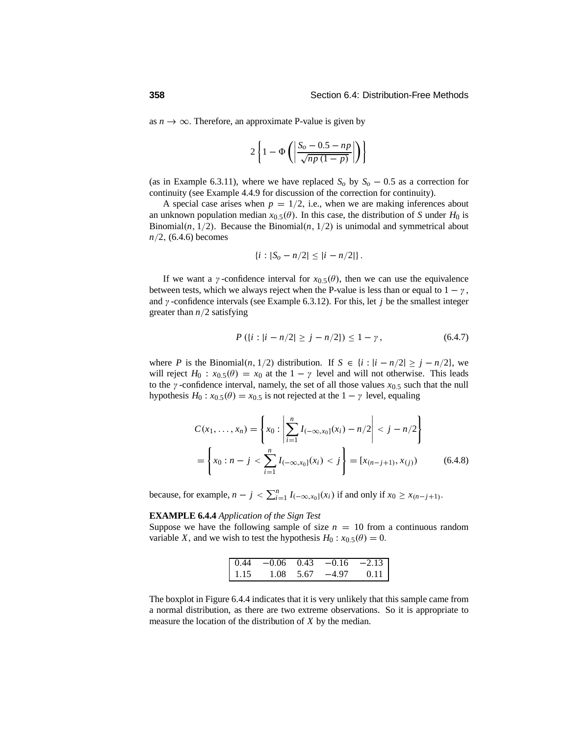as $n \to \infty$. Therefore, an approximate P-value is given by

$$2\left\{1 - \Phi\left(\left|\frac{S_o - 0.5 - np}{\sqrt{np(1-p)}}\right|\right)\right\}$$

(as in Example 6.3.11), where we have replaced $S_o$ by $S_o - 0.5$ as a correction for continuity (see Example 4.4.9 for discussion of the correction for continuity).

A special case arises when $p = 1/2$, i.e., when we are making inferences about an unknown population median $x_{0.5}(\theta)$. In this case, the distribution of $S$ under $H_0$ is Binomial$(n, 1/2)$. Because the Binomial$(n, 1/2)$ is unimodal and symmetrical about $n/2$, (6.4.6) becomes

$$\{i : |S_o - n/2| \le |i - n/2|\}.$$

If we want a $\gamma$-confidence interval for $x_{0.5}(\theta)$, then we can use the equivalence between tests, which we always reject when the P-value is less than or equal to $1 - \gamma$, and $\gamma$-confidence intervals (see Example 6.3.12). For this, let $j$ be the smallest integer greater than $n/2$ satisfying

$$P(\{i : |i - n/2| \ge j - n/2\}) \le 1 - \gamma, \tag{6.4.7}$$

where $P$ is the Binomial$(n, 1/2)$ distribution. If $S \in \{i : |i - n/2| \ge j - n/2\}$, we will reject $H_0 : x_{0.5}(\theta) = x_0$ at the $1 - \gamma$ level and will not otherwise. This leads to the $\gamma$-confidence interval, namely, the set of all those values $x_{0.5}$ such that the null hypothesis $H_0 : x_{0.5}(\theta) = x_{0.5}$ is not rejected at the $1 - \gamma$ level, equaling

$$\begin{aligned} C(x_1, \ldots, x_n) &= \left\{x_0 : \left|\sum_{i=1}^n I_{(-\infty, x_0]}(x_i) - n/2\right| < j - n/2\right\} \\ &= \left\{x_0 : n - j < \sum_{i=1}^n I_{(-\infty, x_0]}(x_i) < j\right\} = [x_{(n-j+1)}, x_{(j)}) \end{aligned} \tag{6.4.8}$$

because, for example, $n - j < \sum_{i=1}^n I_{(-\infty, x_0]}(x_i)$ if and only if $x_0 \ge x_{(n-j+1)}$.

**EXAMPLE 6.4.4** *Application of the Sign Test*
Suppose we have the following sample of size $n = 10$ from a continuous random variable $X$, and we wish to test the hypothesis $H_0 : x_{0.5}(\theta) = 0$.

| | | | | |
|---|---|---|---|---|
| 0.44 | −0.06 | 0.43 | −0.16 | −2.13 |
| 1.15 | 1.08 | 5.67 | −4.97 | 0.11 |

The boxplot in Figure 6.4.4 indicates that it is very unlikely that this sample came from a normal distribution, as there are two extreme observations. So it is appropriate to measure the location of the distribution of $X$ by the median.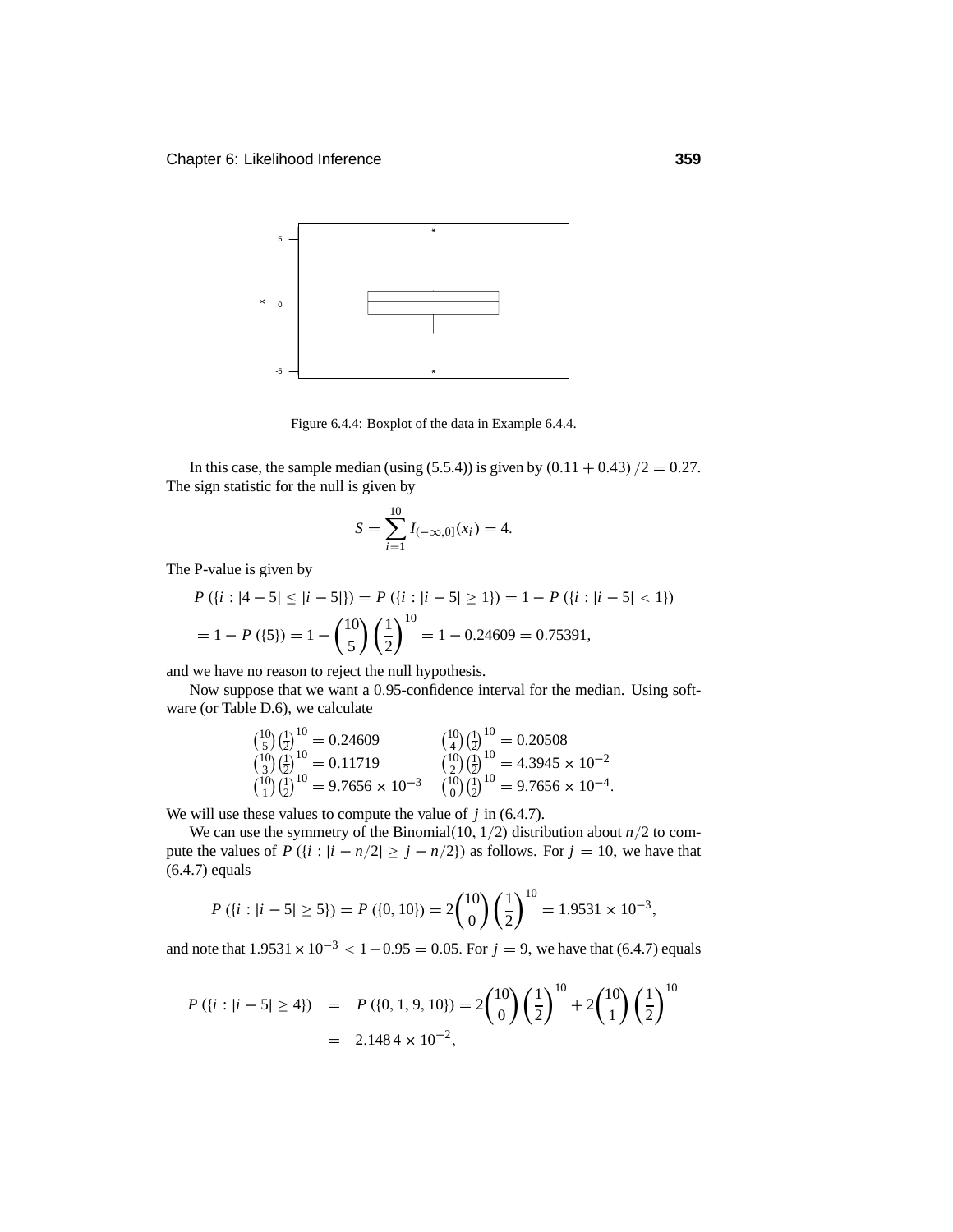Figure 6.4.4: Boxplot of the data in Example 6.4.4.

In this case, the sample median (using (5.5.4)) is given by $(0.11 + 0.43)/2 = 0.27$. The sign statistic for the null is given by

$$S = \sum_{i=1}^{10} I_{(-\infty,0]}(x_i) = 4.$$

The P-value is given by

$$P(\{i : |4-5| \le |i-5|\}) = P(\{i : |i-5| \ge 1\}) = 1 - P(\{i : |i-5| < 1\})$$
$$= 1 - P(\{5\}) = 1 - \binom{10}{5}\left(\frac{1}{2}\right)^{10} = 1 - 0.24609 = 0.75391,$$

and we have no reason to reject the null hypothesis.

Now suppose that we want a 0.95-confidence interval for the median. Using software (or Table D.6), we calculate

$$\begin{array}{ll}
\binom{10}{5}\left(\frac{1}{2}\right)^{10} = 0.24609 & \binom{10}{4}\left(\frac{1}{2}\right)^{10} = 0.20508 \\
\binom{10}{3}\left(\frac{1}{2}\right)^{10} = 0.11719 & \binom{10}{2}\left(\frac{1}{2}\right)^{10} = 4.3945 \times 10^{-2} \\
\binom{10}{1}\left(\frac{1}{2}\right)^{10} = 9.7656 \times 10^{-3} & \binom{10}{0}\left(\frac{1}{2}\right)^{10} = 9.7656 \times 10^{-4}.
\end{array}$$

We will use these values to compute the value of $j$ in (6.4.7).

We can use the symmetry of the Binomial$(10, 1/2)$ distribution about $n/2$ to compute the values of $P(\{i : |i - n/2| \ge j - n/2\})$ as follows. For $j = 10$, we have that (6.4.7) equals

$$P(\{i : |i-5| \ge 5\}) = P(\{0, 10\}) = 2\binom{10}{0}\left(\frac{1}{2}\right)^{10} = 1.9531 \times 10^{-3},$$

and note that $1.9531 \times 10^{-3} < 1 - 0.95 = 0.05$. For $j = 9$, we have that (6.4.7) equals

$$\begin{aligned}
P(\{i : |i-5| \ge 4\}) &= P(\{0, 1, 9, 10\}) = 2\binom{10}{0}\left(\frac{1}{2}\right)^{10} + 2\binom{10}{1}\left(\frac{1}{2}\right)^{10} \\
&= 2.1484 \times 10^{-2},
\end{aligned}$$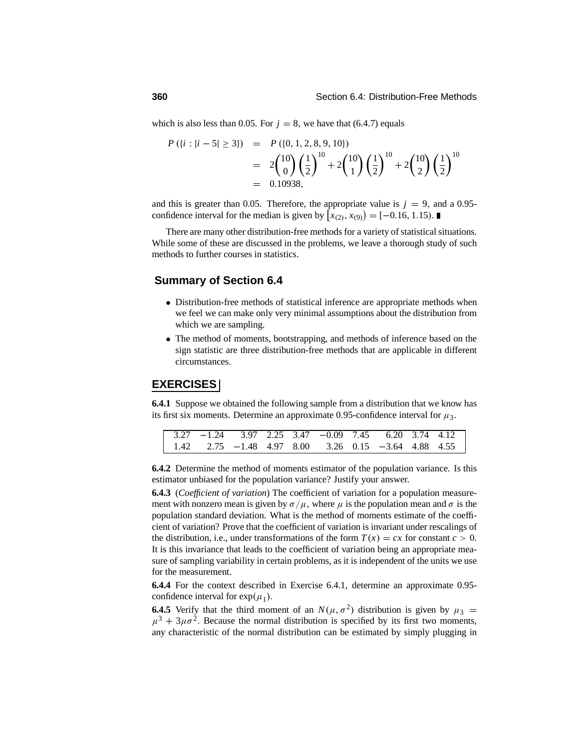which is also less than 0.05. For $j = 8$, we have that (6.4.7) equals

$$
\begin{aligned}
P(\{i : |i-5| \geq 3\}) &= P(\{0, 1, 2, 8, 9, 10\}) \\
&= 2\binom{10}{0}\left(\frac{1}{2}\right)^{10} + 2\binom{10}{1}\left(\frac{1}{2}\right)^{10} + 2\binom{10}{2}\left(\frac{1}{2}\right)^{10} \\
&= 0.10938,
\end{aligned}
$$

and this is greater than 0.05. Therefore, the appropriate value is $j = 9$, and a 0.95-confidence interval for the median is given by $\left[x_{(2)}, x_{(9)}\right) = [-0.16, 1.15)$. ∎

There are many other distribution-free methods for a variety of statistical situations. While some of these are discussed in the problems, we leave a thorough study of such methods to further courses in statistics.

## Summary of Section 6.4

- Distribution-free methods of statistical inference are appropriate methods when we feel we can make only very minimal assumptions about the distribution from which we are sampling.
- The method of moments, bootstrapping, and methods of inference based on the sign statistic are three distribution-free methods that are applicable in different circumstances.

## EXERCISES

**6.4.1** Suppose we obtained the following sample from a distribution that we know has its first six moments. Determine an approximate 0.95-confidence interval for $\mu_3$.

| | | | | | | | | | |
|---|---|---|---|---|---|---|---|---|---|
| 3.27 | −1.24 | 3.97 | 2.25 | 3.47 | −0.09 | 7.45 | 6.20 | 3.74 | 4.12 |
| 1.42 | 2.75 | −1.48 | 4.97 | 8.00 | 3.26 | 0.15 | −3.64 | 4.88 | 4.55 |

**6.4.2** Determine the method of moments estimator of the population variance. Is this estimator unbiased for the population variance? Justify your answer.

**6.4.3** (*Coefficient of variation*) The coefficient of variation for a population measurement with nonzero mean is given by $\sigma/\mu$, where $\mu$ is the population mean and $\sigma$ is the population standard deviation. What is the method of moments estimate of the coefficient of variation? Prove that the coefficient of variation is invariant under rescalings of the distribution, i.e., under transformations of the form $T(x) = cx$ for constant $c > 0$. It is this invariance that leads to the coefficient of variation being an appropriate measure of sampling variability in certain problems, as it is independent of the units we use for the measurement.

**6.4.4** For the context described in Exercise 6.4.1, determine an approximate 0.95-confidence interval for $\exp(\mu_1)$.

**6.4.5** Verify that the third moment of an $N(\mu, \sigma^2)$ distribution is given by $\mu_3 = \mu^3 + 3\mu\sigma^2$. Because the normal distribution is specified by its first two moments, any characteristic of the normal distribution can be estimated by simply plugging in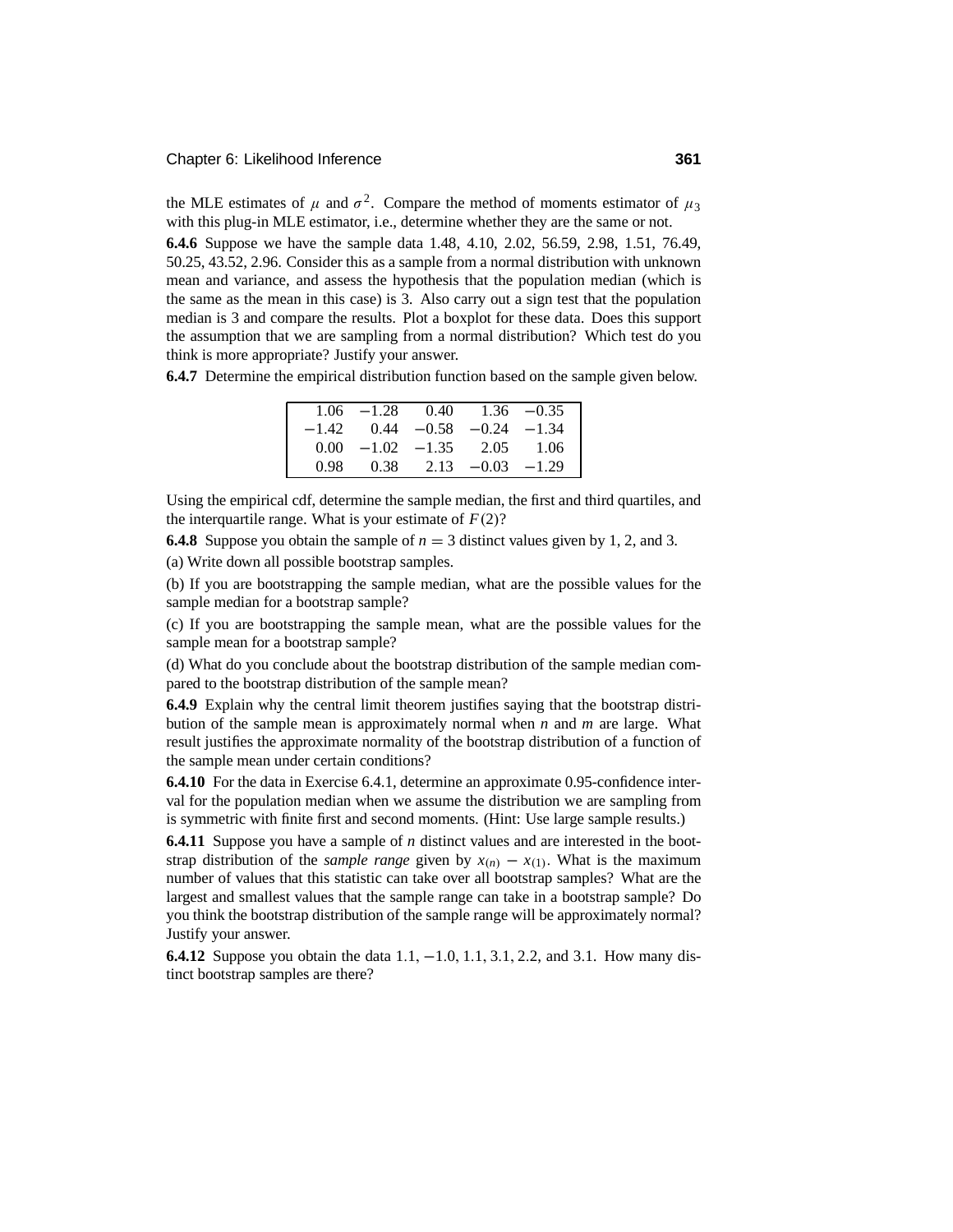the MLE estimates of $\mu$ and $\sigma^2$. Compare the method of moments estimator of $\mu_3$ with this plug-in MLE estimator, i.e., determine whether they are the same or not.

**6.4.6** Suppose we have the sample data 1.48, 4.10, 2.02, 56.59, 2.98, 1.51, 76.49, 50.25, 43.52, 2.96. Consider this as a sample from a normal distribution with unknown mean and variance, and assess the hypothesis that the population median (which is the same as the mean in this case) is 3. Also carry out a sign test that the population median is 3 and compare the results. Plot a boxplot for these data. Does this support the assumption that we are sampling from a normal distribution? Which test do you think is more appropriate? Justify your answer.

**6.4.7** Determine the empirical distribution function based on the sample given below.

| | | | | |
|---|---|---|---|---|
| 1.06 | −1.28 | 0.40 | 1.36 | −0.35 |
| −1.42 | 0.44 | −0.58 | −0.24 | −1.34 |
| 0.00 | −1.02 | −1.35 | 2.05 | 1.06 |
| 0.98 | 0.38 | 2.13 | −0.03 | −1.29 |

Using the empirical cdf, determine the sample median, the first and third quartiles, and the interquartile range. What is your estimate of $F(2)$?

**6.4.8** Suppose you obtain the sample of $n = 3$ distinct values given by 1, 2, and 3.

(a) Write down all possible bootstrap samples.

(b) If you are bootstrapping the sample median, what are the possible values for the sample median for a bootstrap sample?

(c) If you are bootstrapping the sample mean, what are the possible values for the sample mean for a bootstrap sample?

(d) What do you conclude about the bootstrap distribution of the sample median compared to the bootstrap distribution of the sample mean?

**6.4.9** Explain why the central limit theorem justifies saying that the bootstrap distribution of the sample mean is approximately normal when $n$ and $m$ are large. What result justifies the approximate normality of the bootstrap distribution of a function of the sample mean under certain conditions?

**6.4.10** For the data in Exercise 6.4.1, determine an approximate 0.95-confidence interval for the population median when we assume the distribution we are sampling from is symmetric with finite first and second moments. (Hint: Use large sample results.)

**6.4.11** Suppose you have a sample of $n$ distinct values and are interested in the bootstrap distribution of the *sample range* given by $x_{(n)} - x_{(1)}$. What is the maximum number of values that this statistic can take over all bootstrap samples? What are the largest and smallest values that the sample range can take in a bootstrap sample? Do you think the bootstrap distribution of the sample range will be approximately normal? Justify your answer.

**6.4.12** Suppose you obtain the data 1.1, −1.0, 1.1, 3.1, 2.2, and 3.1. How many distinct bootstrap samples are there?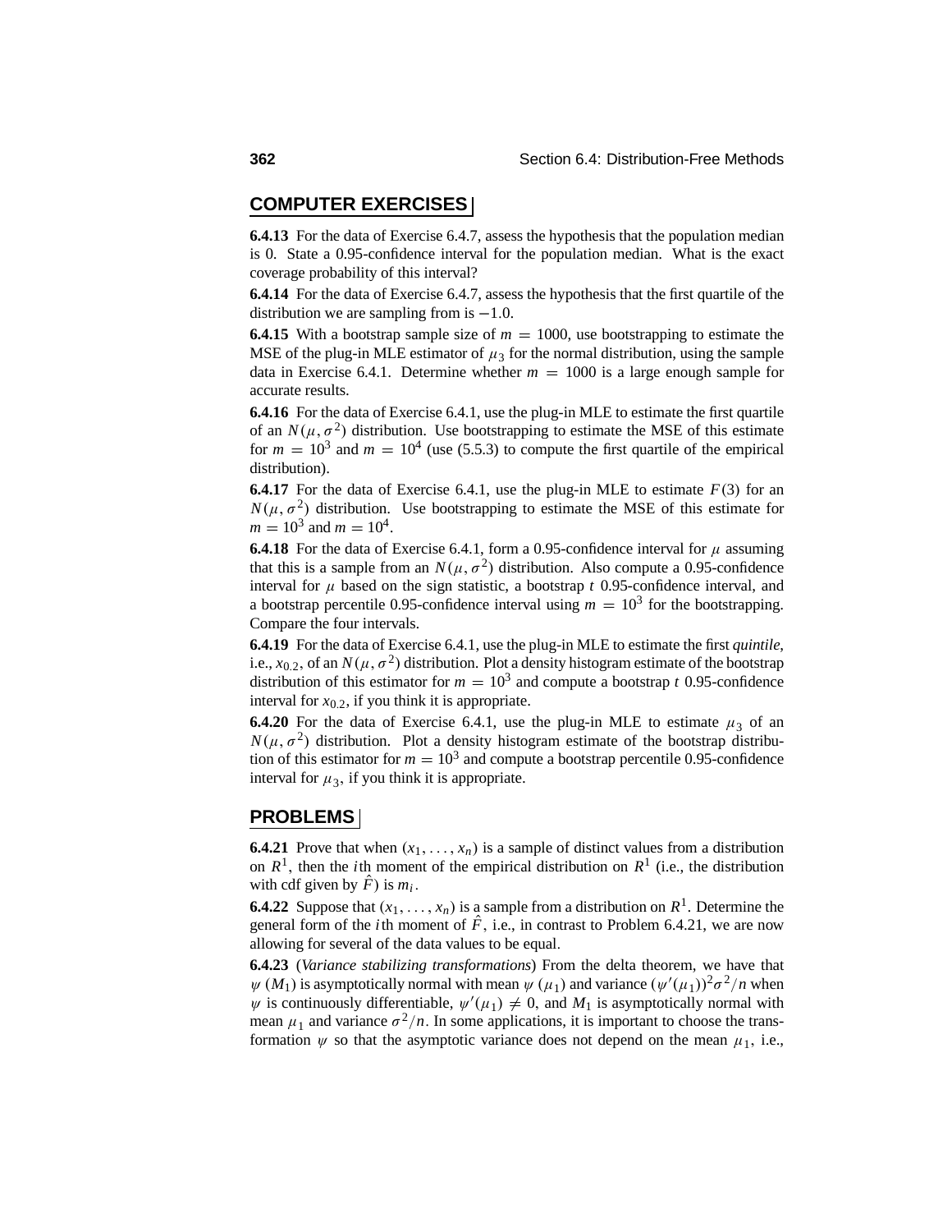## COMPUTER EXERCISES

**6.4.13** For the data of Exercise 6.4.7, assess the hypothesis that the population median is 0. State a 0.95-confidence interval for the population median. What is the exact coverage probability of this interval?

**6.4.14** For the data of Exercise 6.4.7, assess the hypothesis that the first quartile of the distribution we are sampling from is $-1.0$.

**6.4.15** With a bootstrap sample size of $m = 1000$, use bootstrapping to estimate the MSE of the plug-in MLE estimator of $\mu_3$ for the normal distribution, using the sample data in Exercise 6.4.1. Determine whether $m = 1000$ is a large enough sample for accurate results.

**6.4.16** For the data of Exercise 6.4.1, use the plug-in MLE to estimate the first quartile of an $N(\mu, \sigma^2)$ distribution. Use bootstrapping to estimate the MSE of this estimate for $m = 10^3$ and $m = 10^4$ (use (5.5.3) to compute the first quartile of the empirical distribution).

**6.4.17** For the data of Exercise 6.4.1, use the plug-in MLE to estimate $F(3)$ for an $N(\mu, \sigma^2)$ distribution. Use bootstrapping to estimate the MSE of this estimate for $m = 10^3$ and $m = 10^4$.

**6.4.18** For the data of Exercise 6.4.1, form a 0.95-confidence interval for $\mu$ assuming that this is a sample from an $N(\mu, \sigma^2)$ distribution. Also compute a 0.95-confidence interval for $\mu$ based on the sign statistic, a bootstrap $t$ 0.95-confidence interval, and a bootstrap percentile 0.95-confidence interval using $m = 10^3$ for the bootstrapping. Compare the four intervals.

**6.4.19** For the data of Exercise 6.4.1, use the plug-in MLE to estimate the first *quintile*, i.e., $x_{0.2}$, of an $N(\mu, \sigma^2)$ distribution. Plot a density histogram estimate of the bootstrap distribution of this estimator for $m = 10^3$ and compute a bootstrap $t$ 0.95-confidence interval for $x_{0.2}$, if you think it is appropriate.

**6.4.20** For the data of Exercise 6.4.1, use the plug-in MLE to estimate $\mu_3$ of an $N(\mu, \sigma^2)$ distribution. Plot a density histogram estimate of the bootstrap distribution of this estimator for $m = 10^3$ and compute a bootstrap percentile 0.95-confidence interval for $\mu_3$, if you think it is appropriate.

## PROBLEMS

**6.4.21** Prove that when $(x_1, \ldots, x_n)$ is a sample of distinct values from a distribution on $R^1$, then the $i$th moment of the empirical distribution on $R^1$ (i.e., the distribution with cdf given by $\hat{F}$) is $m_i$.

**6.4.22** Suppose that $(x_1, \ldots, x_n)$ is a sample from a distribution on $R^1$. Determine the general form of the $i$th moment of $\hat{F}$, i.e., in contrast to Problem 6.4.21, we are now allowing for several of the data values to be equal.

**6.4.23** (*Variance stabilizing transformations*) From the delta theorem, we have that $\psi(M_1)$ is asymptotically normal with mean $\psi(\mu_1)$ and variance $(\psi'(\mu_1))^2\sigma^2/n$ when $\psi$ is continuously differentiable, $\psi'(\mu_1) \neq 0$, and $M_1$ is asymptotically normal with mean $\mu_1$ and variance $\sigma^2/n$. In some applications, it is important to choose the transformation $\psi$ so that the asymptotic variance does not depend on the mean $\mu_1$, i.e.,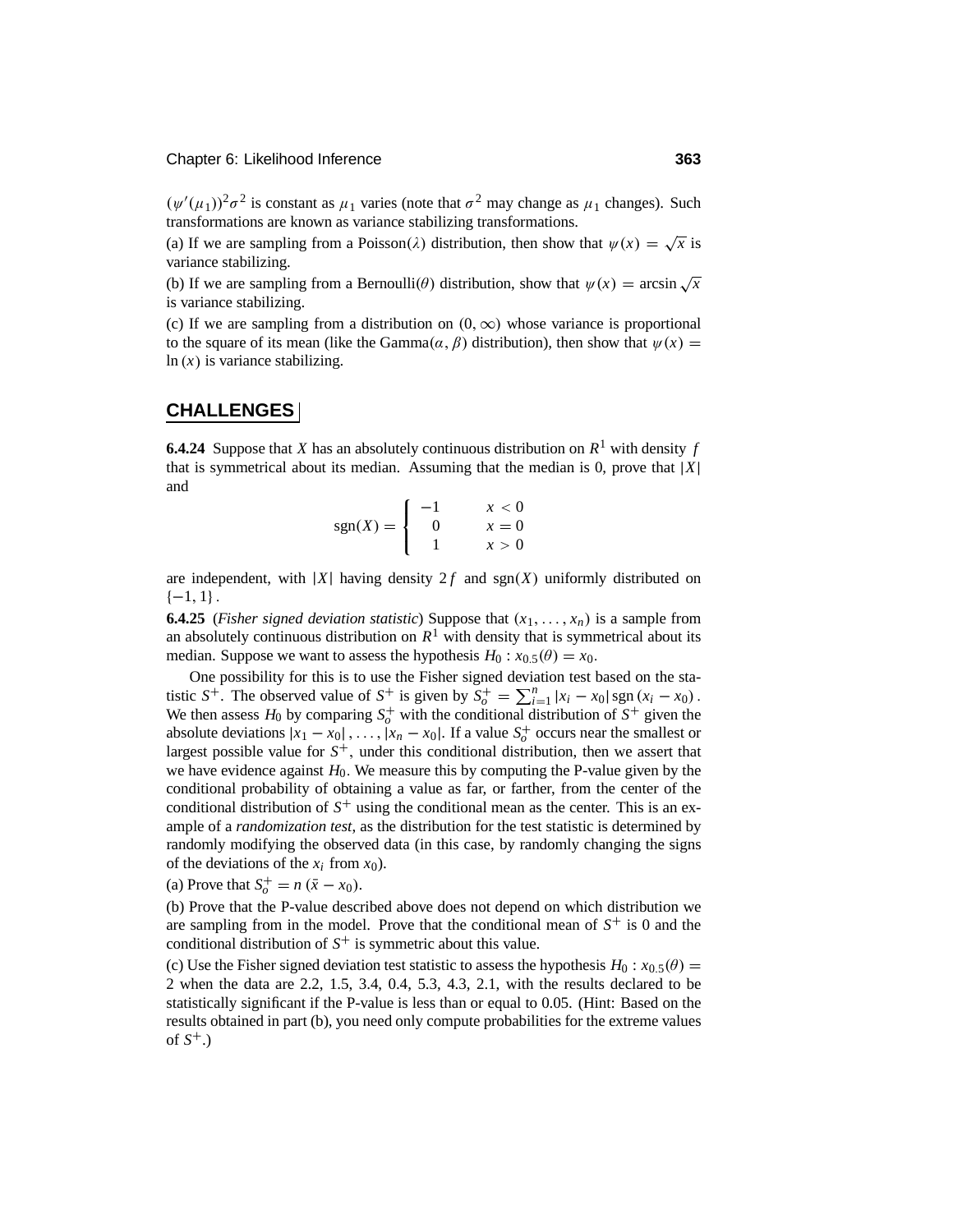$(\psi'(\mu_1))^2\sigma^2$ is constant as $\mu_1$ varies (note that $\sigma^2$ may change as $\mu_1$ changes). Such transformations are known as variance stabilizing transformations.

(a) If we are sampling from a Poisson($\lambda$) distribution, then show that $\psi(x) = \sqrt{x}$ is variance stabilizing.

(b) If we are sampling from a Bernoulli($\theta$) distribution, show that $\psi(x) = \arcsin\sqrt{x}$ is variance stabilizing.

(c) If we are sampling from a distribution on $(0, \infty)$ whose variance is proportional to the square of its mean (like the Gamma($\alpha, \beta$) distribution), then show that $\psi(x) = \ln(x)$ is variance stabilizing.

## CHALLENGES

**6.4.24** Suppose that $X$ has an absolutely continuous distribution on $R^1$ with density $f$ that is symmetrical about its median. Assuming that the median is 0, prove that $|X|$ and

$$\text{sgn}(X) = \begin{cases} -1 & x < 0 \\ 0 & x = 0 \\ 1 & x > 0 \end{cases}$$

are independent, with $|X|$ having density $2f$ and $\text{sgn}(X)$ uniformly distributed on $\{-1, 1\}$.

**6.4.25** (*Fisher signed deviation statistic*) Suppose that $(x_1, \ldots, x_n)$ is a sample from an absolutely continuous distribution on $R^1$ with density that is symmetrical about its median. Suppose we want to assess the hypothesis $H_0 : x_{0.5}(\theta) = x_0$.

One possibility for this is to use the Fisher signed deviation test based on the statistic $S^+$. The observed value of $S^+$ is given by $S_o^+ = \sum_{i=1}^n |x_i - x_0| \,\text{sgn}(x_i - x_0)$. We then assess $H_0$ by comparing $S_o^+$ with the conditional distribution of $S^+$ given the absolute deviations $|x_1 - x_0|, \ldots, |x_n - x_0|$. If a value $S_o^+$ occurs near the smallest or largest possible value for $S^+$, under this conditional distribution, then we assert that we have evidence against $H_0$. We measure this by computing the P-value given by the conditional probability of obtaining a value as far, or farther, from the center of the conditional distribution of $S^+$ using the conditional mean as the center. This is an example of a *randomization test*, as the distribution for the test statistic is determined by randomly modifying the observed data (in this case, by randomly changing the signs of the deviations of the $x_i$ from $x_0$).

(a) Prove that $S_o^+ = n(\bar{x} - x_0)$.

(b) Prove that the P-value described above does not depend on which distribution we are sampling from in the model. Prove that the conditional mean of $S^+$ is 0 and the conditional distribution of $S^+$ is symmetric about this value.

(c) Use the Fisher signed deviation test statistic to assess the hypothesis $H_0 : x_{0.5}(\theta) = 2$ when the data are 2.2, 1.5, 3.4, 0.4, 5.3, 4.3, 2.1, with the results declared to be statistically significant if the P-value is less than or equal to 0.05. (Hint: Based on the results obtained in part (b), you need only compute probabilities for the extreme values of $S^+$.)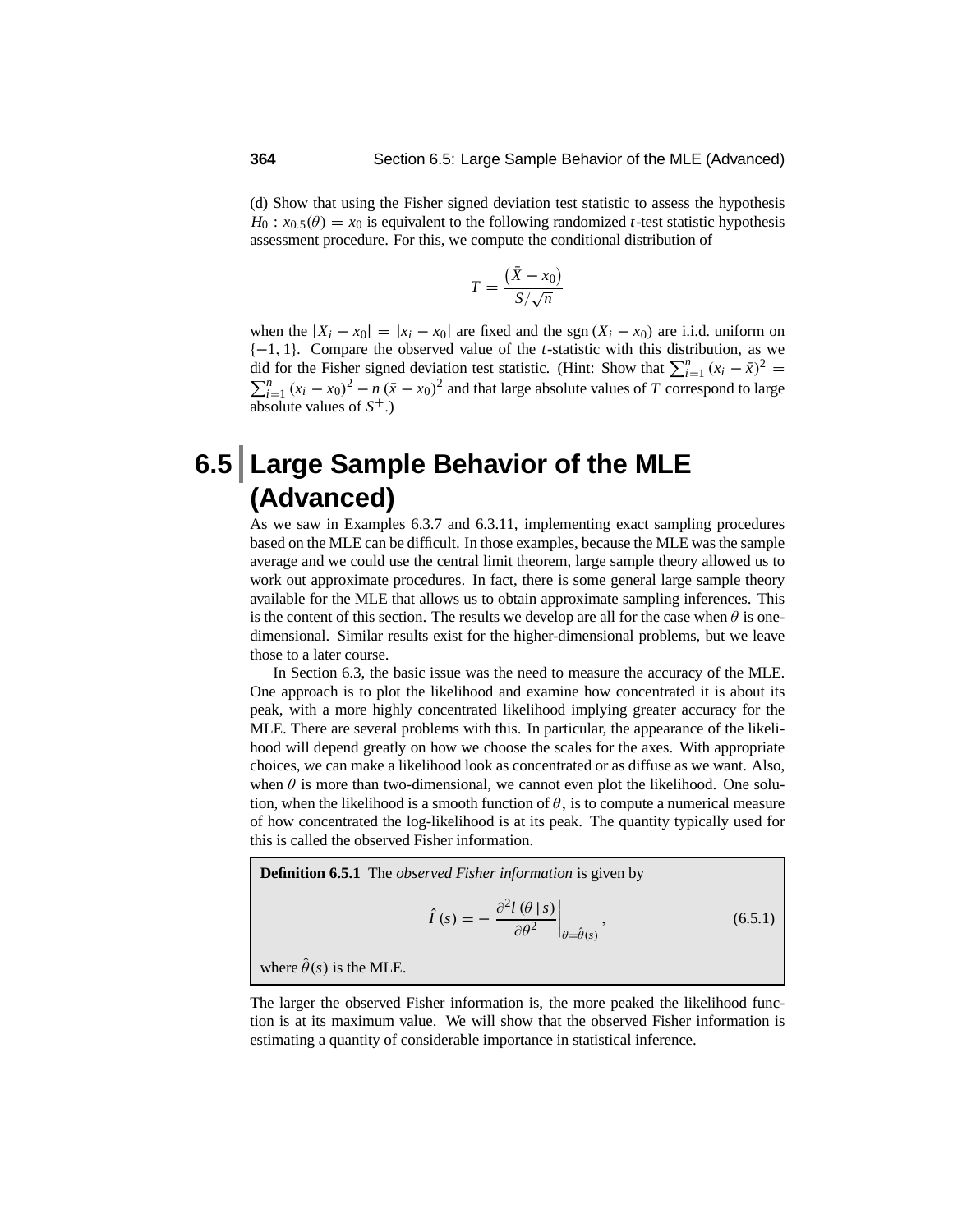(d) Show that using the Fisher signed deviation test statistic to assess the hypothesis $H_0 : x_{0.5}(\theta) = x_0$ is equivalent to the following randomized $t$-test statistic hypothesis assessment procedure. For this, we compute the conditional distribution of

$$T = \frac{\left(\bar{X} - x_0\right)}{S/\sqrt{n}}$$

when the $|X_i - x_0| = |x_i - x_0|$ are fixed and the $\text{sgn}\,(X_i - x_0)$ are i.i.d. uniform on $\{-1, 1\}$. Compare the observed value of the $t$-statistic with this distribution, as we did for the Fisher signed deviation test statistic. (Hint: Show that $\sum_{i=1}^{n} (x_i - \bar{x})^2 = \sum_{i=1}^{n} (x_i - x_0)^2 - n\,(\bar{x} - x_0)^2$ and that large absolute values of $T$ correspond to large absolute values of $S^+$.)

# 6.5 Large Sample Behavior of the MLE (Advanced)

As we saw in Examples 6.3.7 and 6.3.11, implementing exact sampling procedures based on the MLE can be difficult. In those examples, because the MLE was the sample average and we could use the central limit theorem, large sample theory allowed us to work out approximate procedures. In fact, there is some general large sample theory available for the MLE that allows us to obtain approximate sampling inferences. This is the content of this section. The results we develop are all for the case when $\theta$ is one-dimensional. Similar results exist for the higher-dimensional problems, but we leave those to a later course.

In Section 6.3, the basic issue was the need to measure the accuracy of the MLE. One approach is to plot the likelihood and examine how concentrated it is about its peak, with a more highly concentrated likelihood implying greater accuracy for the MLE. There are several problems with this. In particular, the appearance of the likelihood will depend greatly on how we choose the scales for the axes. With appropriate choices, we can make a likelihood look as concentrated or as diffuse as we want. Also, when $\theta$ is more than two-dimensional, we cannot even plot the likelihood. One solution, when the likelihood is a smooth function of $\theta$, is to compute a numerical measure of how concentrated the log-likelihood is at its peak. The quantity typically used for this is called the observed Fisher information.

**Definition 6.5.1** The *observed Fisher information* is given by

$$\hat{I}\,(s) = -\left.\frac{\partial^2 l\,(\theta\,|\,s)}{\partial\theta^2}\right|_{\theta=\hat{\theta}(s)}, \tag{6.5.1}$$

where $\hat{\theta}(s)$ is the MLE.

The larger the observed Fisher information is, the more peaked the likelihood function is at its maximum value. We will show that the observed Fisher information is estimating a quantity of considerable importance in statistical inference.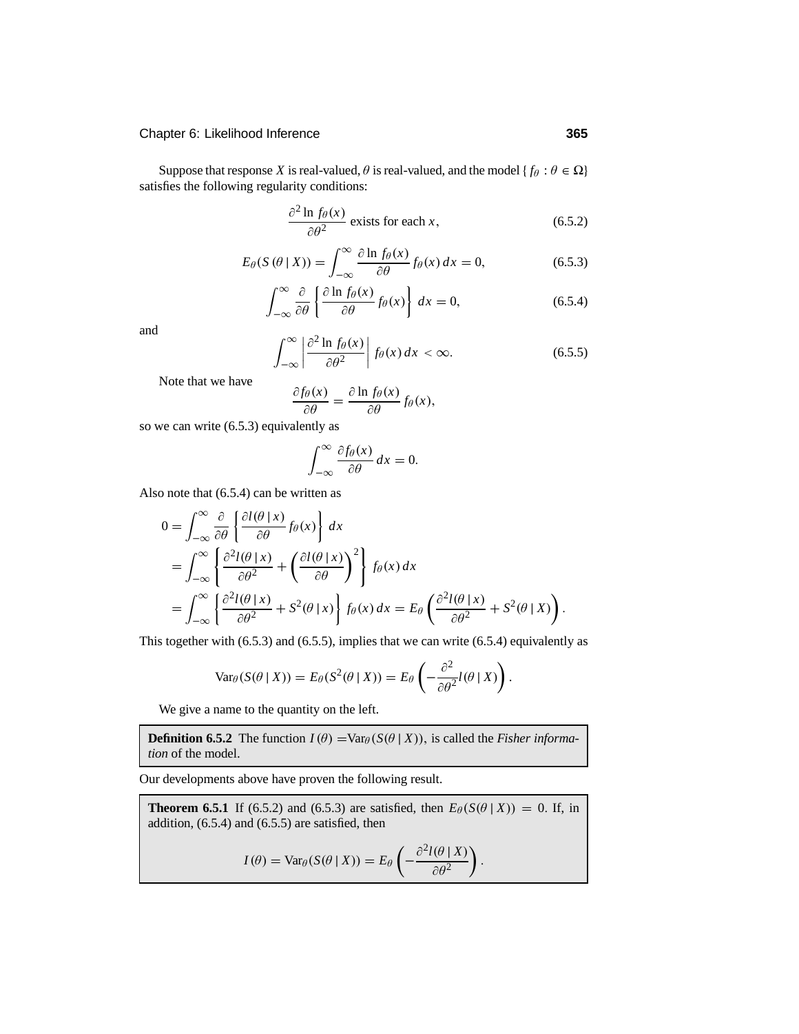Suppose that response $X$ is real-valued, $\theta$ is real-valued, and the model $\{f_\theta : \theta \in \Omega\}$ satisfies the following regularity conditions:

$$\frac{\partial^2 \ln f_\theta(x)}{\partial \theta^2} \text{ exists for each } x, \tag{6.5.2}$$

$$E_\theta(S(\theta \,|\, X)) = \int_{-\infty}^{\infty} \frac{\partial \ln f_\theta(x)}{\partial \theta} f_\theta(x)\, dx = 0, \tag{6.5.3}$$

$$\int_{-\infty}^{\infty} \frac{\partial}{\partial \theta} \left\{ \frac{\partial \ln f_\theta(x)}{\partial \theta} f_\theta(x) \right\} dx = 0, \tag{6.5.4}$$

and

$$\int_{-\infty}^{\infty} \left| \frac{\partial^2 \ln f_\theta(x)}{\partial \theta^2} \right| f_\theta(x)\, dx < \infty. \tag{6.5.5}$$

Note that we have

$$\frac{\partial f_\theta(x)}{\partial \theta} = \frac{\partial \ln f_\theta(x)}{\partial \theta} f_\theta(x),$$

so we can write (6.5.3) equivalently as

$$\int_{-\infty}^{\infty} \frac{\partial f_\theta(x)}{\partial \theta}\, dx = 0.$$

Also note that (6.5.4) can be written as

$$\begin{aligned}
0 &= \int_{-\infty}^{\infty} \frac{\partial}{\partial \theta} \left\{ \frac{\partial l(\theta \,|\, x)}{\partial \theta} f_\theta(x) \right\} dx \\
&= \int_{-\infty}^{\infty} \left\{ \frac{\partial^2 l(\theta \,|\, x)}{\partial \theta^2} + \left( \frac{\partial l(\theta \,|\, x)}{\partial \theta} \right)^2 \right\} f_\theta(x)\, dx \\
&= \int_{-\infty}^{\infty} \left\{ \frac{\partial^2 l(\theta \,|\, x)}{\partial \theta^2} + S^2(\theta \,|\, x) \right\} f_\theta(x)\, dx = E_\theta \left( \frac{\partial^2 l(\theta \,|\, x)}{\partial \theta^2} + S^2(\theta \,|\, X) \right).
\end{aligned}$$

This together with (6.5.3) and (6.5.5), implies that we can write (6.5.4) equivalently as

$$\text{Var}_\theta(S(\theta \,|\, X)) = E_\theta(S^2(\theta \,|\, X)) = E_\theta \left( -\frac{\partial^2}{\partial \theta^2} l(\theta \,|\, X) \right).$$

We give a name to the quantity on the left.

**Definition 6.5.2** The function $I(\theta) = \text{Var}_\theta(S(\theta \,|\, X))$, is called the *Fisher information* of the model.

Our developments above have proven the following result.

**Theorem 6.5.1** If (6.5.2) and (6.5.3) are satisfied, then $E_\theta(S(\theta \,|\, X)) = 0$. If, in addition, (6.5.4) and (6.5.5) are satisfied, then

$$I(\theta) = \text{Var}_\theta(S(\theta \,|\, X)) = E_\theta \left( -\frac{\partial^2 l(\theta \,|\, X)}{\partial \theta^2} \right).$$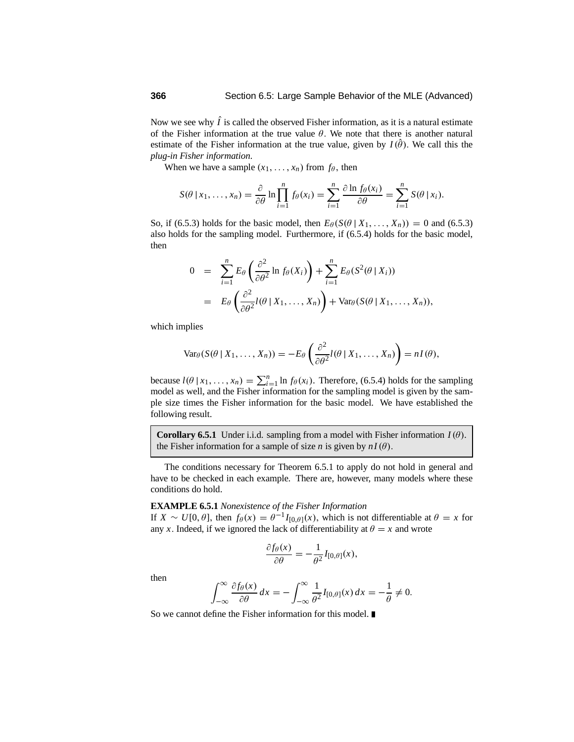Now we see why $\hat{I}$ is called the observed Fisher information, as it is a natural estimate of the Fisher information at the true value $\theta$. We note that there is another natural estimate of the Fisher information at the true value, given by $I(\hat{\theta})$. We call this the *plug-in Fisher information.*

When we have a sample $(x_1, \ldots, x_n)$ from $f_\theta$, then

$$S(\theta \mid x_1, \ldots, x_n) = \frac{\partial}{\partial \theta} \ln \prod_{i=1}^{n} f_\theta(x_i) = \sum_{i=1}^{n} \frac{\partial \ln f_\theta(x_i)}{\partial \theta} = \sum_{i=1}^{n} S(\theta \mid x_i).$$

So, if (6.5.3) holds for the basic model, then $E_\theta(S(\theta \mid X_1, \ldots, X_n)) = 0$ and (6.5.3) also holds for the sampling model. Furthermore, if (6.5.4) holds for the basic model, then

$$\begin{aligned} 0 &= \sum_{i=1}^{n} E_\theta\left(\frac{\partial^2}{\partial \theta^2} \ln f_\theta(X_i)\right) + \sum_{i=1}^{n} E_\theta(S^2(\theta \mid X_i)) \\ &= E_\theta\left(\frac{\partial^2}{\partial \theta^2} l(\theta \mid X_1, \ldots, X_n)\right) + \text{Var}_\theta(S(\theta \mid X_1, \ldots, X_n)), \end{aligned}$$

which implies

$$\text{Var}_\theta(S(\theta \mid X_1, \ldots, X_n)) = -E_\theta\left(\frac{\partial^2}{\partial \theta^2} l(\theta \mid X_1, \ldots, X_n)\right) = nI(\theta),$$

because $l(\theta \mid x_1, \ldots, x_n) = \sum_{i=1}^{n} \ln f_\theta(x_i)$. Therefore, (6.5.4) holds for the sampling model as well, and the Fisher information for the sampling model is given by the sample size times the Fisher information for the basic model. We have established the following result.

> **Corollary 6.5.1** Under i.i.d. sampling from a model with Fisher information $I(\theta)$. the Fisher information for a sample of size $n$ is given by $nI(\theta)$.

The conditions necessary for Theorem 6.5.1 to apply do not hold in general and have to be checked in each example. There are, however, many models where these conditions do hold.

**EXAMPLE 6.5.1** *Nonexistence of the Fisher Information*
If $X \sim U[0, \theta]$, then $f_\theta(x) = \theta^{-1} I_{[0,\theta]}(x)$, which is not differentiable at $\theta = x$ for any $x$. Indeed, if we ignored the lack of differentiability at $\theta = x$ and wrote

$$\frac{\partial f_\theta(x)}{\partial \theta} = -\frac{1}{\theta^2} I_{[0,\theta]}(x),$$

then

$$\int_{-\infty}^{\infty} \frac{\partial f_\theta(x)}{\partial \theta}\, dx = -\int_{-\infty}^{\infty} \frac{1}{\theta^2} I_{[0,\theta]}(x)\, dx = -\frac{1}{\theta} \neq 0.$$

So we cannot define the Fisher information for this model. ■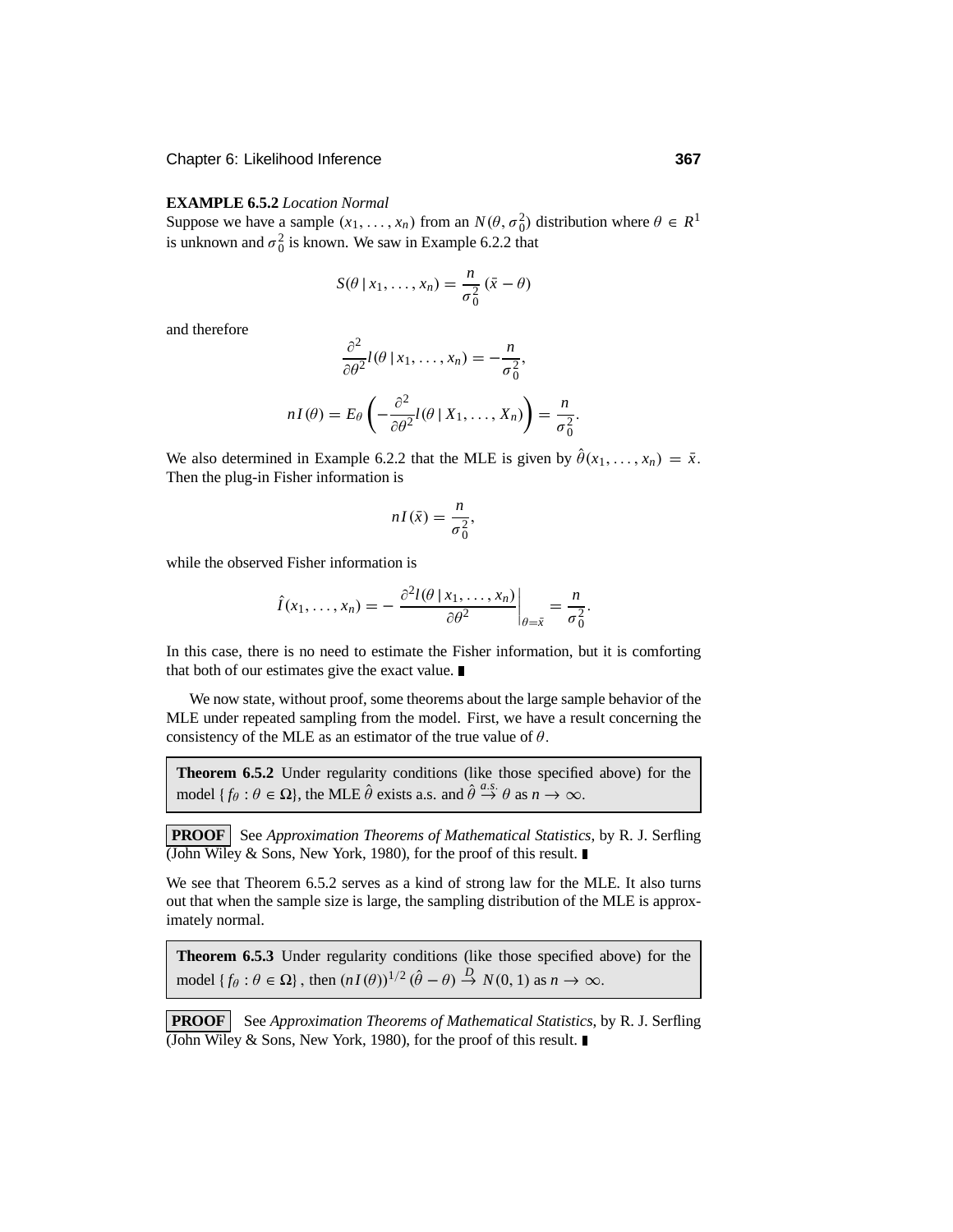**EXAMPLE 6.5.2** *Location Normal*
Suppose we have a sample $(x_1, \ldots, x_n)$ from an $N(\theta, \sigma_0^2)$ distribution where $\theta \in R^1$ is unknown and $\sigma_0^2$ is known. We saw in Example 6.2.2 that

$$S(\theta \mid x_1, \ldots, x_n) = \frac{n}{\sigma_0^2}(\bar{x} - \theta)$$

and therefore

$$\frac{\partial^2}{\partial \theta^2} l(\theta \mid x_1, \ldots, x_n) = -\frac{n}{\sigma_0^2},$$

$$nI(\theta) = E_\theta\left(-\frac{\partial^2}{\partial \theta^2} l(\theta \mid X_1, \ldots, X_n)\right) = \frac{n}{\sigma_0^2}.$$

We also determined in Example 6.2.2 that the MLE is given by $\hat{\theta}(x_1, \ldots, x_n) = \bar{x}$. Then the plug-in Fisher information is

$$nI(\bar{x}) = \frac{n}{\sigma_0^2},$$

while the observed Fisher information is

$$\hat{I}(x_1, \ldots, x_n) = -\left.\frac{\partial^2 l(\theta \mid x_1, \ldots, x_n)}{\partial \theta^2}\right|_{\theta = \bar{x}} = \frac{n}{\sigma_0^2}.$$

In this case, there is no need to estimate the Fisher information, but it is comforting that both of our estimates give the exact value. ∎

We now state, without proof, some theorems about the large sample behavior of the MLE under repeated sampling from the model. First, we have a result concerning the consistency of the MLE as an estimator of the true value of $\theta$.

**Theorem 6.5.2** Under regularity conditions (like those specified above) for the model $\{f_\theta : \theta \in \Omega\}$, the MLE $\hat{\theta}$ exists a.s. and $\hat{\theta} \xrightarrow{a.s.} \theta$ as $n \to \infty$.

**PROOF** See *Approximation Theorems of Mathematical Statistics*, by R. J. Serfling (John Wiley & Sons, New York, 1980), for the proof of this result. ∎

We see that Theorem 6.5.2 serves as a kind of strong law for the MLE. It also turns out that when the sample size is large, the sampling distribution of the MLE is approximately normal.

**Theorem 6.5.3** Under regularity conditions (like those specified above) for the model $\{f_\theta : \theta \in \Omega\}$, then $(nI(\theta))^{1/2}(\hat{\theta} - \theta) \xrightarrow{D} N(0, 1)$ as $n \to \infty$.

**PROOF** See *Approximation Theorems of Mathematical Statistics*, by R. J. Serfling (John Wiley & Sons, New York, 1980), for the proof of this result. ∎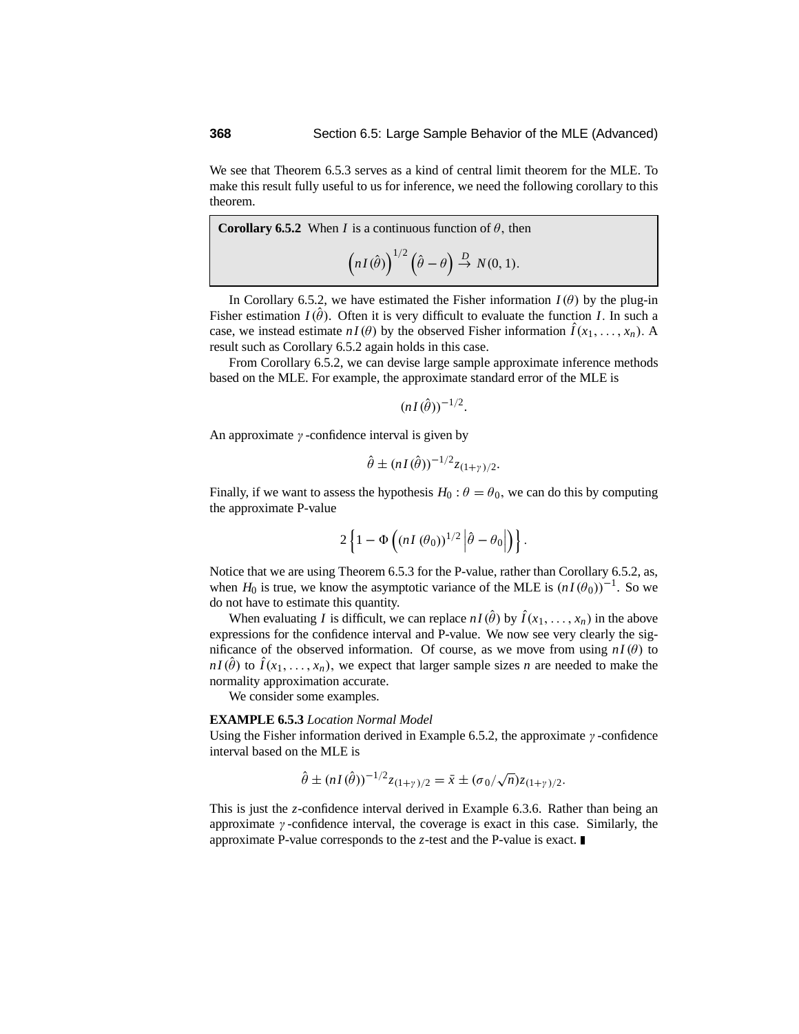We see that Theorem 6.5.3 serves as a kind of central limit theorem for the MLE. To make this result fully useful to us for inference, we need the following corollary to this theorem.

**Corollary 6.5.2** When $I$ is a continuous function of $\theta$, then

$$\left(nI(\hat{\theta})\right)^{1/2}\left(\hat{\theta}-\theta\right) \xrightarrow{D} N(0,1).$$

In Corollary 6.5.2, we have estimated the Fisher information $I(\theta)$ by the plug-in Fisher estimation $I(\hat{\theta})$. Often it is very difficult to evaluate the function $I$. In such a case, we instead estimate $nI(\theta)$ by the observed Fisher information $\hat{I}(x_1, \ldots, x_n)$. A result such as Corollary 6.5.2 again holds in this case.

From Corollary 6.5.2, we can devise large sample approximate inference methods based on the MLE. For example, the approximate standard error of the MLE is

$$(nI(\hat{\theta}))^{-1/2}.$$

An approximate $\gamma$-confidence interval is given by

$$\hat{\theta} \pm (nI(\hat{\theta}))^{-1/2} z_{(1+\gamma)/2}.$$

Finally, if we want to assess the hypothesis $H_0 : \theta = \theta_0$, we can do this by computing the approximate P-value

$$2\left\{1 - \Phi\left((nI(\theta_0))^{1/2}\left|\hat{\theta}-\theta_0\right|\right)\right\}.$$

Notice that we are using Theorem 6.5.3 for the P-value, rather than Corollary 6.5.2, as, when $H_0$ is true, we know the asymptotic variance of the MLE is $(nI(\theta_0))^{-1}$. So we do not have to estimate this quantity.

When evaluating $I$ is difficult, we can replace $nI(\hat{\theta})$ by $\hat{I}(x_1, \ldots, x_n)$ in the above expressions for the confidence interval and P-value. We now see very clearly the significance of the observed information. Of course, as we move from using $nI(\theta)$ to $nI(\hat{\theta})$ to $\hat{I}(x_1, \ldots, x_n)$, we expect that larger sample sizes $n$ are needed to make the normality approximation accurate.

We consider some examples.

**EXAMPLE 6.5.3** *Location Normal Model*
Using the Fisher information derived in Example 6.5.2, the approximate $\gamma$-confidence interval based on the MLE is

$$\hat{\theta} \pm (nI(\hat{\theta}))^{-1/2} z_{(1+\gamma)/2} = \bar{x} \pm (\sigma_0/\sqrt{n}) z_{(1+\gamma)/2}.$$

This is just the $z$-confidence interval derived in Example 6.3.6. Rather than being an approximate $\gamma$-confidence interval, the coverage is exact in this case. Similarly, the approximate P-value corresponds to the $z$-test and the P-value is exact. ∎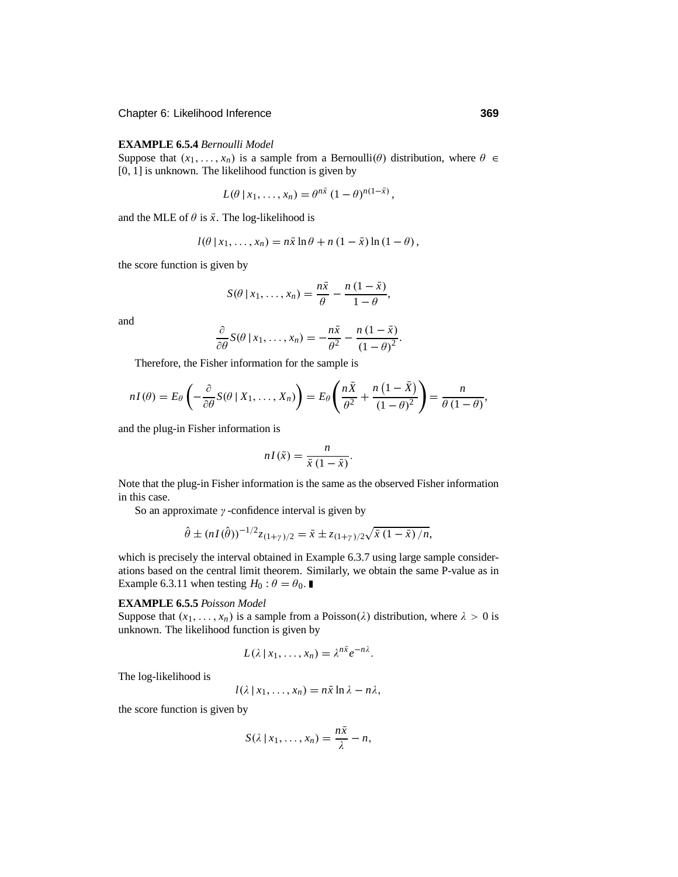**EXAMPLE 6.5.4** *Bernoulli Model*

Suppose that $(x_1, \ldots, x_n)$ is a sample from a Bernoulli$(\theta)$ distribution, where $\theta \in [0, 1]$ is unknown. The likelihood function is given by

$$L(\theta \,|\, x_1, \ldots, x_n) = \theta^{n\bar{x}} \, (1-\theta)^{n(1-\bar{x})},$$

and the MLE of $\theta$ is $\bar{x}$. The log-likelihood is

$$l(\theta \,|\, x_1, \ldots, x_n) = n\bar{x} \ln \theta + n\,(1-\bar{x}) \ln (1-\theta),$$

the score function is given by

$$S(\theta \,|\, x_1, \ldots, x_n) = \frac{n\bar{x}}{\theta} - \frac{n\,(1-\bar{x})}{1-\theta},$$

and

$$\frac{\partial}{\partial \theta} S(\theta \,|\, x_1, \ldots, x_n) = -\frac{n\bar{x}}{\theta^2} - \frac{n\,(1-\bar{x})}{(1-\theta)^2}.$$

Therefore, the Fisher information for the sample is

$$nI(\theta) = E_\theta\left(-\frac{\partial}{\partial \theta} S(\theta \,|\, X_1, \ldots, X_n)\right) = E_\theta\left(\frac{n\bar{X}}{\theta^2} + \frac{n\left(1-\bar{X}\right)}{(1-\theta)^2}\right) = \frac{n}{\theta\,(1-\theta)},$$

and the plug-in Fisher information is

$$nI(\bar{x}) = \frac{n}{\bar{x}\,(1-\bar{x})}.$$

Note that the plug-in Fisher information is the same as the observed Fisher information in this case.

So an approximate $\gamma$-confidence interval is given by

$$\hat{\theta} \pm (nI(\hat{\theta}))^{-1/2} z_{(1+\gamma)/2} = \bar{x} \pm z_{(1+\gamma)/2} \sqrt{\bar{x}\,(1-\bar{x})\,/n},$$

which is precisely the interval obtained in Example 6.3.7 using large sample considerations based on the central limit theorem. Similarly, we obtain the same P-value as in Example 6.3.11 when testing $H_0 : \theta = \theta_0$. ∎

**EXAMPLE 6.5.5** *Poisson Model*

Suppose that $(x_1, \ldots, x_n)$ is a sample from a Poisson$(\lambda)$ distribution, where $\lambda > 0$ is unknown. The likelihood function is given by

$$L(\lambda \,|\, x_1, \ldots, x_n) = \lambda^{n\bar{x}} e^{-n\lambda}.$$

The log-likelihood is

$$l(\lambda \,|\, x_1, \ldots, x_n) = n\bar{x} \ln \lambda - n\lambda,$$

the score function is given by

$$S(\lambda \,|\, x_1, \ldots, x_n) = \frac{n\bar{x}}{\lambda} - n,$$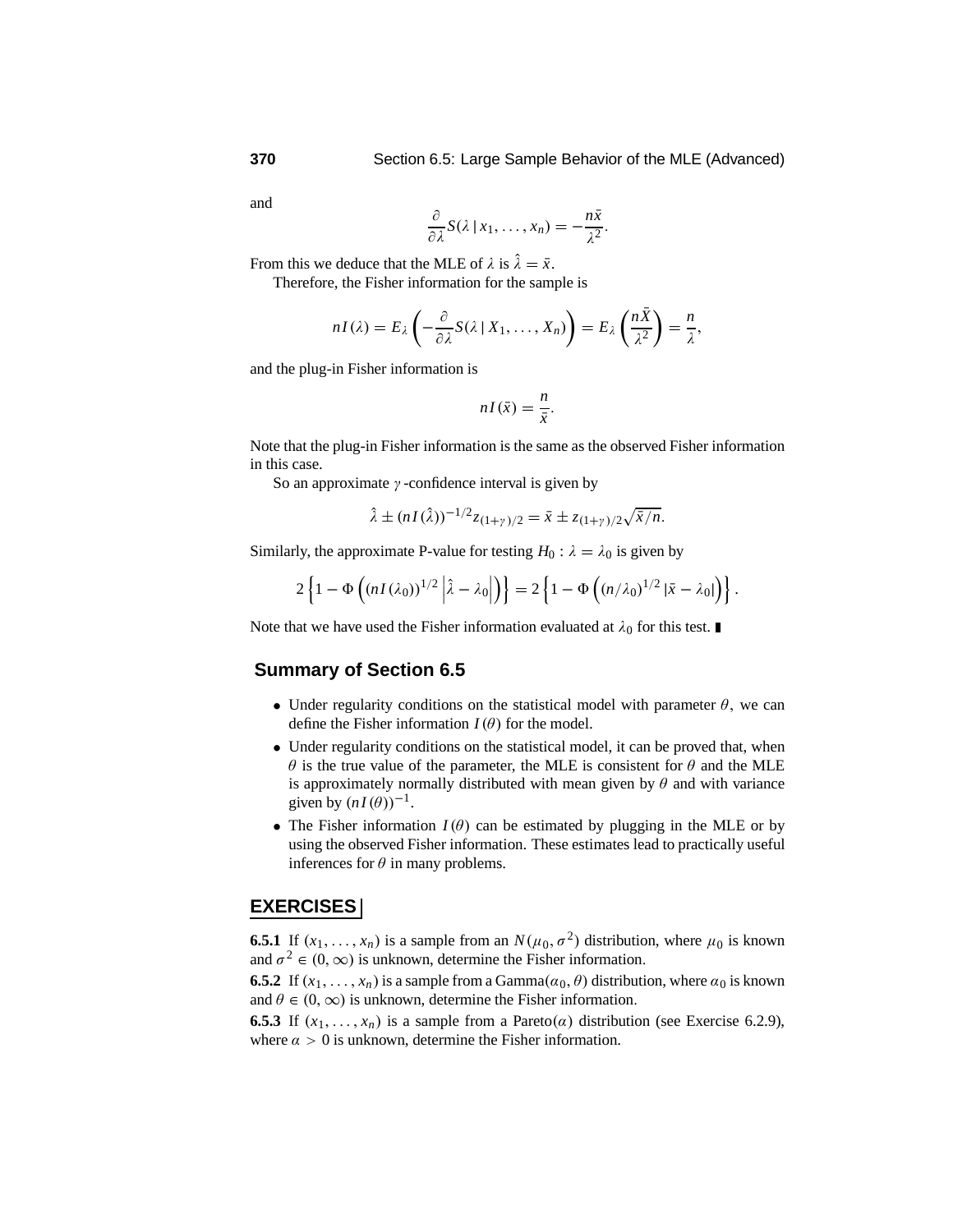and

$$\frac{\partial}{\partial \lambda} S(\lambda \,|\, x_1, \ldots, x_n) = -\frac{n\bar{x}}{\lambda^2}.$$

From this we deduce that the MLE of $\lambda$ is $\hat{\lambda} = \bar{x}$.

Therefore, the Fisher information for the sample is

$$nI(\lambda) = E_\lambda \left( -\frac{\partial}{\partial \lambda} S(\lambda \,|\, X_1, \ldots, X_n) \right) = E_\lambda \left( \frac{n\bar{X}}{\lambda^2} \right) = \frac{n}{\lambda},$$

and the plug-in Fisher information is

$$nI(\bar{x}) = \frac{n}{\bar{x}}.$$

Note that the plug-in Fisher information is the same as the observed Fisher information in this case.

So an approximate $\gamma$-confidence interval is given by

$$\hat{\lambda} \pm (nI(\hat{\lambda}))^{-1/2} z_{(1+\gamma)/2} = \bar{x} \pm z_{(1+\gamma)/2} \sqrt{\bar{x}/n}.$$

Similarly, the approximate P-value for testing $H_0 : \lambda = \lambda_0$ is given by

$$2\left\{1 - \Phi\left((nI(\lambda_0))^{1/2} \left|\hat{\lambda} - \lambda_0\right|\right)\right\} = 2\left\{1 - \Phi\left((n/\lambda_0)^{1/2} \left|\bar{x} - \lambda_0\right|\right)\right\}.$$

Note that we have used the Fisher information evaluated at $\lambda_0$ for this test. ∎

## Summary of Section 6.5

- Under regularity conditions on the statistical model with parameter $\theta$, we can define the Fisher information $I(\theta)$ for the model.
- Under regularity conditions on the statistical model, it can be proved that, when $\theta$ is the true value of the parameter, the MLE is consistent for $\theta$ and the MLE is approximately normally distributed with mean given by $\theta$ and with variance given by $(nI(\theta))^{-1}$.
- The Fisher information $I(\theta)$ can be estimated by plugging in the MLE or by using the observed Fisher information. These estimates lead to practically useful inferences for $\theta$ in many problems.

## EXERCISES

**6.5.1** If $(x_1, \ldots, x_n)$ is a sample from an $N(\mu_0, \sigma^2)$ distribution, where $\mu_0$ is known and $\sigma^2 \in (0, \infty)$ is unknown, determine the Fisher information.

**6.5.2** If $(x_1, \ldots, x_n)$ is a sample from a Gamma$(\alpha_0, \theta)$ distribution, where $\alpha_0$ is known and $\theta \in (0, \infty)$ is unknown, determine the Fisher information.

**6.5.3** If $(x_1, \ldots, x_n)$ is a sample from a Pareto$(\alpha)$ distribution (see Exercise 6.2.9), where $\alpha > 0$ is unknown, determine the Fisher information.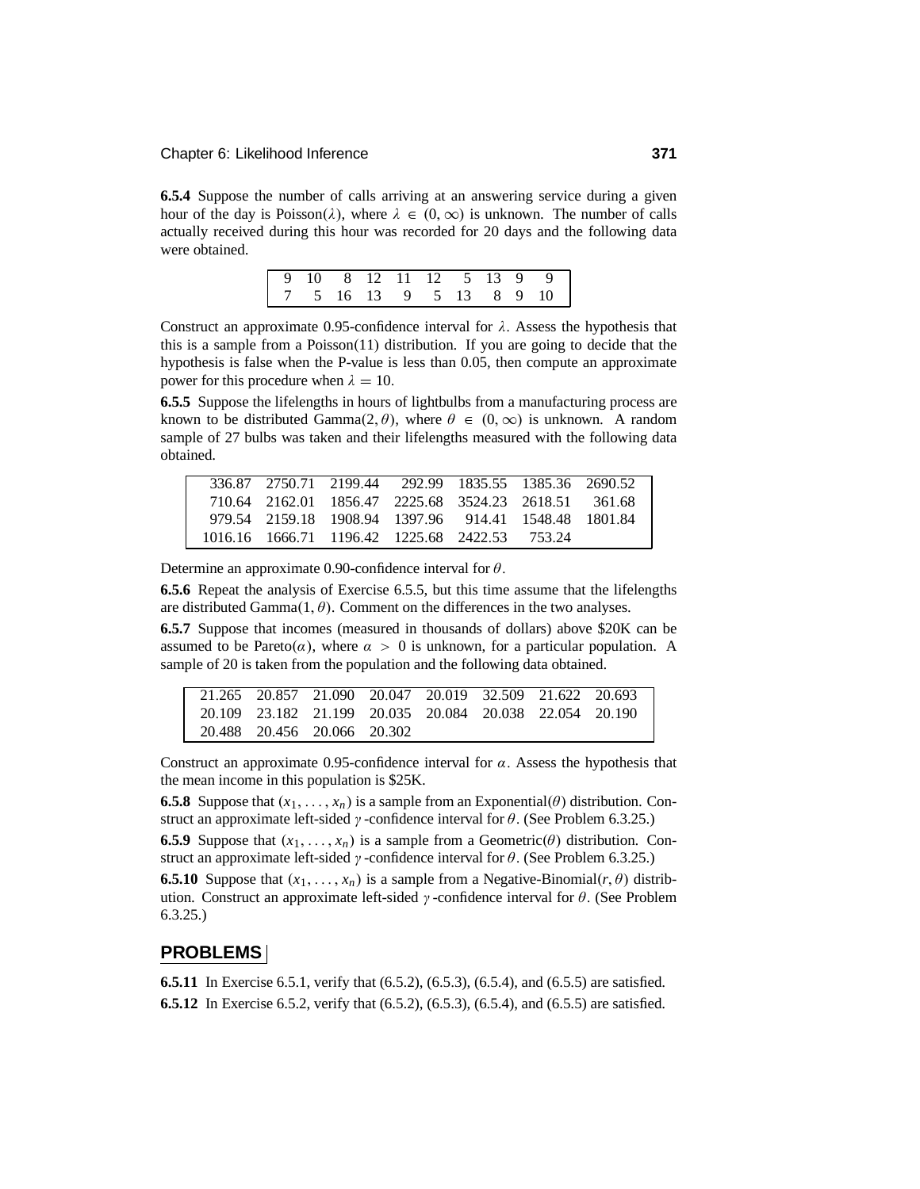**6.5.4** Suppose the number of calls arriving at an answering service during a given hour of the day is Poisson($\lambda$), where $\lambda \in (0, \infty)$ is unknown. The number of calls actually received during this hour was recorded for 20 days and the following data were obtained.

| | | | | | | | | | |
|---|---|---|---|---|---|---|---|---|---|
| 9 | 10 | 8 | 12 | 11 | 12 | 5 | 13 | 9 | 9 |
| 7 | 5 | 16 | 13 | 9 | 5 | 13 | 8 | 9 | 10 |

Construct an approximate 0.95-confidence interval for $\lambda$. Assess the hypothesis that this is a sample from a Poisson(11) distribution. If you are going to decide that the hypothesis is false when the P-value is less than 0.05, then compute an approximate power for this procedure when $\lambda = 10$.

**6.5.5** Suppose the lifelengths in hours of lightbulbs from a manufacturing process are known to be distributed Gamma($2, \theta$), where $\theta \in (0, \infty)$ is unknown. A random sample of 27 bulbs was taken and their lifelengths measured with the following data obtained.

| | | | | | | |
|---|---|---|---|---|---|---|
| 336.87 | 2750.71 | 2199.44 | 292.99 | 1835.55 | 1385.36 | 2690.52 |
| 710.64 | 2162.01 | 1856.47 | 2225.68 | 3524.23 | 2618.51 | 361.68 |
| 979.54 | 2159.18 | 1908.94 | 1397.96 | 914.41 | 1548.48 | 1801.84 |
| 1016.16 | 1666.71 | 1196.42 | 1225.68 | 2422.53 | 753.24 | |

Determine an approximate 0.90-confidence interval for $\theta$.

**6.5.6** Repeat the analysis of Exercise 6.5.5, but this time assume that the lifelengths are distributed Gamma($1, \theta$). Comment on the differences in the two analyses.

**6.5.7** Suppose that incomes (measured in thousands of dollars) above \$20K can be assumed to be Pareto($\alpha$), where $\alpha > 0$ is unknown, for a particular population. A sample of 20 is taken from the population and the following data obtained.

| | | | | | | | |
|---|---|---|---|---|---|---|---|
| 21.265 | 20.857 | 21.090 | 20.047 | 20.019 | 32.509 | 21.622 | 20.693 |
| 20.109 | 23.182 | 21.199 | 20.035 | 20.084 | 20.038 | 22.054 | 20.190 |
| 20.488 | 20.456 | 20.066 | 20.302 | | | | |

Construct an approximate 0.95-confidence interval for $\alpha$. Assess the hypothesis that the mean income in this population is \$25K.

**6.5.8** Suppose that $(x_1, \ldots, x_n)$ is a sample from an Exponential($\theta$) distribution. Construct an approximate left-sided $\gamma$-confidence interval for $\theta$. (See Problem 6.3.25.)

**6.5.9** Suppose that $(x_1, \ldots, x_n)$ is a sample from a Geometric($\theta$) distribution. Construct an approximate left-sided $\gamma$-confidence interval for $\theta$. (See Problem 6.3.25.)

**6.5.10** Suppose that $(x_1, \ldots, x_n)$ is a sample from a Negative-Binomial($r, \theta$) distribution. Construct an approximate left-sided $\gamma$-confidence interval for $\theta$. (See Problem 6.3.25.)

## PROBLEMS

**6.5.11** In Exercise 6.5.1, verify that (6.5.2), (6.5.3), (6.5.4), and (6.5.5) are satisfied.

**6.5.12** In Exercise 6.5.2, verify that (6.5.2), (6.5.3), (6.5.4), and (6.5.5) are satisfied.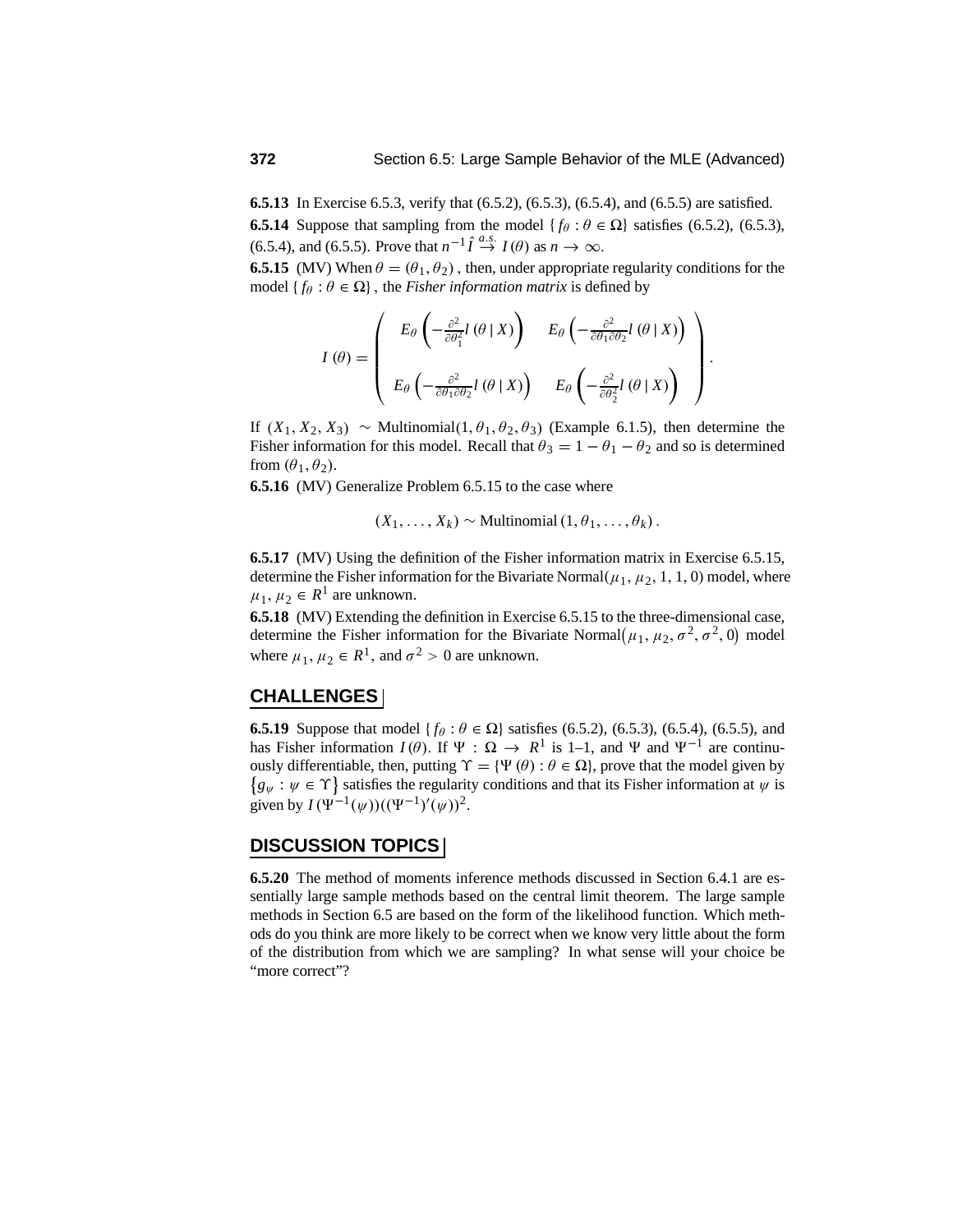**6.5.13** In Exercise 6.5.3, verify that (6.5.2), (6.5.3), (6.5.4), and (6.5.5) are satisfied.

**6.5.14** Suppose that sampling from the model $\{f_\theta : \theta \in \Omega\}$ satisfies (6.5.2), (6.5.3), (6.5.4), and (6.5.5). Prove that $n^{-1}\hat{I} \stackrel{a.s.}{\to} I(\theta)$ as $n \to \infty$.

**6.5.15** (MV) When $\theta = (\theta_1, \theta_2)$, then, under appropriate regularity conditions for the model $\{f_\theta : \theta \in \Omega\}$, the *Fisher information matrix* is defined by

$$I(\theta) = \begin{pmatrix} E_\theta\left(-\frac{\partial^2}{\partial\theta_1^2} l(\theta \mid X)\right) & E_\theta\left(-\frac{\partial^2}{\partial\theta_1 \partial\theta_2} l(\theta \mid X)\right) \\ E_\theta\left(-\frac{\partial^2}{\partial\theta_1 \partial\theta_2} l(\theta \mid X)\right) & E_\theta\left(-\frac{\partial^2}{\partial\theta_2^2} l(\theta \mid X)\right) \end{pmatrix}.$$

If $(X_1, X_2, X_3) \sim \text{Multinomial}(1, \theta_1, \theta_2, \theta_3)$ (Example 6.1.5), then determine the Fisher information for this model. Recall that $\theta_3 = 1 - \theta_1 - \theta_2$ and so is determined from $(\theta_1, \theta_2)$.

**6.5.16** (MV) Generalize Problem 6.5.15 to the case where

$$(X_1, \ldots, X_k) \sim \text{Multinomial}(1, \theta_1, \ldots, \theta_k).$$

**6.5.17** (MV) Using the definition of the Fisher information matrix in Exercise 6.5.15, determine the Fisher information for the Bivariate Normal$(\mu_1, \mu_2, 1, 1, 0)$ model, where $\mu_1, \mu_2 \in R^1$ are unknown.

**6.5.18** (MV) Extending the definition in Exercise 6.5.15 to the three-dimensional case, determine the Fisher information for the Bivariate Normal$\left(\mu_1, \mu_2, \sigma^2, \sigma^2, 0\right)$ model where $\mu_1, \mu_2 \in R^1$, and $\sigma^2 > 0$ are unknown.

## CHALLENGES

**6.5.19** Suppose that model $\{f_\theta : \theta \in \Omega\}$ satisfies (6.5.2), (6.5.3), (6.5.4), (6.5.5), and has Fisher information $I(\theta)$. If $\Psi : \Omega \to R^1$ is 1–1, and $\Psi$ and $\Psi^{-1}$ are continuously differentiable, then, putting $\Upsilon = \{\Psi(\theta) : \theta \in \Omega\}$, prove that the model given by $\{g_\psi : \psi \in \Upsilon\}$ satisfies the regularity conditions and that its Fisher information at $\psi$ is given by $I(\Psi^{-1}(\psi))((\Psi^{-1})'(\psi))^2$.

## DISCUSSION TOPICS

**6.5.20** The method of moments inference methods discussed in Section 6.4.1 are essentially large sample methods based on the central limit theorem. The large sample methods in Section 6.5 are based on the form of the likelihood function. Which methods do you think are more likely to be correct when we know very little about the form of the distribution from which we are sampling? In what sense will your choice be "more correct"?